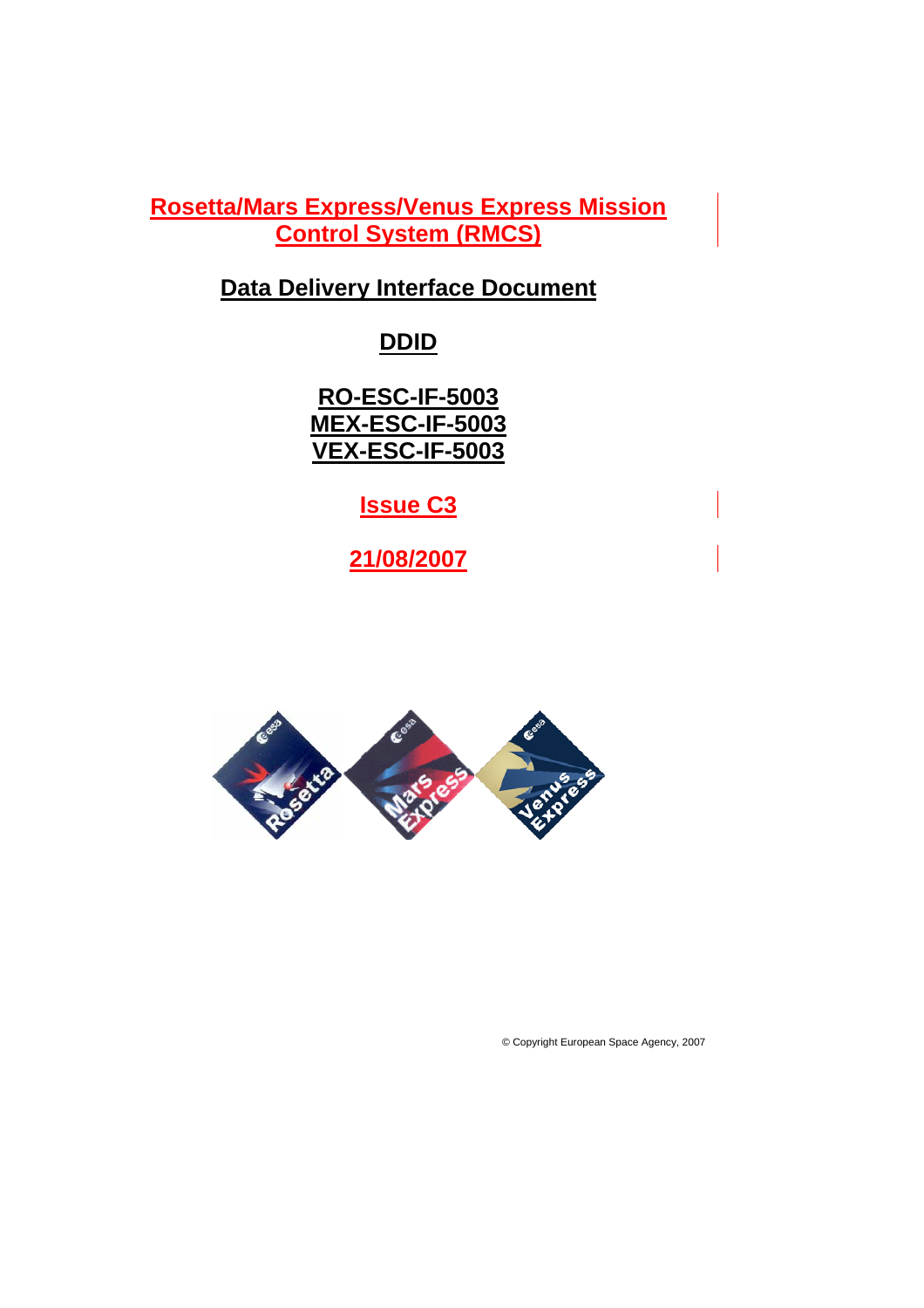# Rosetta/Mars Express/Venus Express Mission Control System (RMCS)

## Data Delivery Interface Document

## DDID

**RO-ESC-IF-5003**
**MEX-ESC-IF-5003**
**VEX-ESC-IF-5003**

**Issue C3**

**21/08/2007**

© Copyright European Space Agency, 2007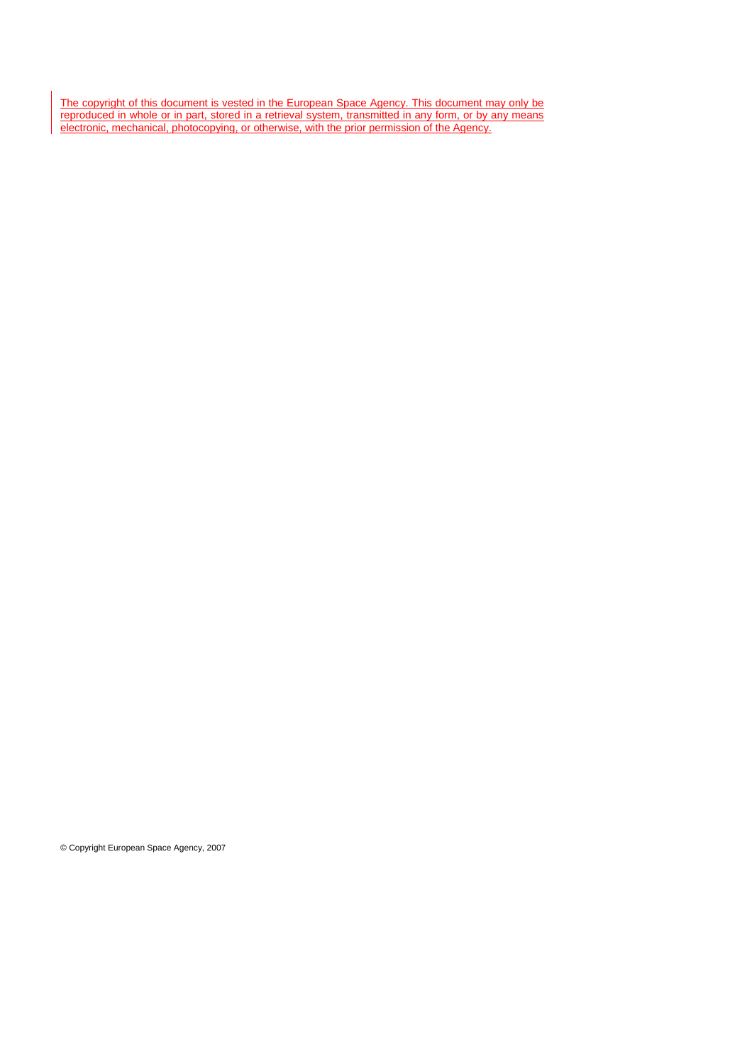The copyright of this document is vested in the European Space Agency. This document may only be reproduced in whole or in part, stored in a retrieval system, transmitted in any form, or by any means electronic, mechanical, photocopying, or otherwise, with the prior permission of the Agency.

© Copyright European Space Agency, 2007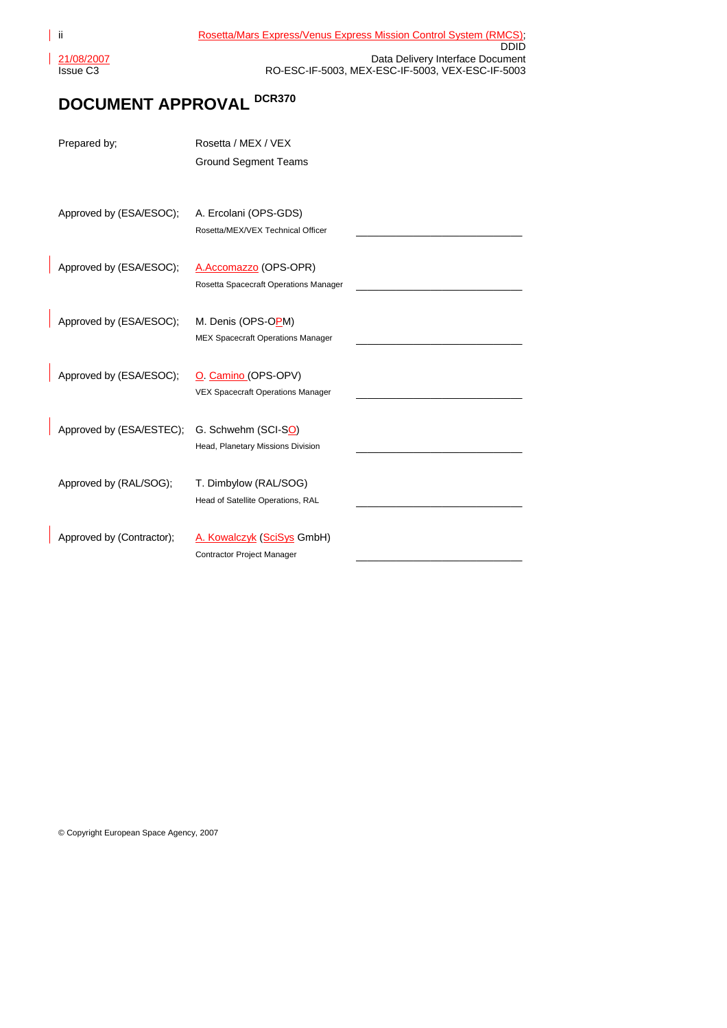# DOCUMENT APPROVAL DCR370

| | | |
|---|---|---|
| Prepared by; | Rosetta / MEX / VEX<br>Ground Segment Teams | |
| Approved by (ESA/ESOC); | A. Ercolani (OPS-GDS)<br>Rosetta/MEX/VEX Technical Officer | ______________________ |
| Approved by (ESA/ESOC); | A.Accomazzo (OPS-OPR)<br>Rosetta Spacecraft Operations Manager | ______________________ |
| Approved by (ESA/ESOC); | M. Denis (OPS-OPM)<br>MEX Spacecraft Operations Manager | ______________________ |
| Approved by (ESA/ESOC); | O. Camino (OPS-OPV)<br>VEX Spacecraft Operations Manager | ______________________ |
| Approved by (ESA/ESTEC); | G. Schwehm (SCI-SO)<br>Head, Planetary Missions Division | ______________________ |
| Approved by (RAL/SOG); | T. Dimbylow (RAL/SOG)<br>Head of Satellite Operations, RAL | ______________________ |
| Approved by (Contractor); | A. Kowalczyk (SciSys GmbH)<br>Contractor Project Manager | ______________________ |

© Copyright European Space Agency, 2007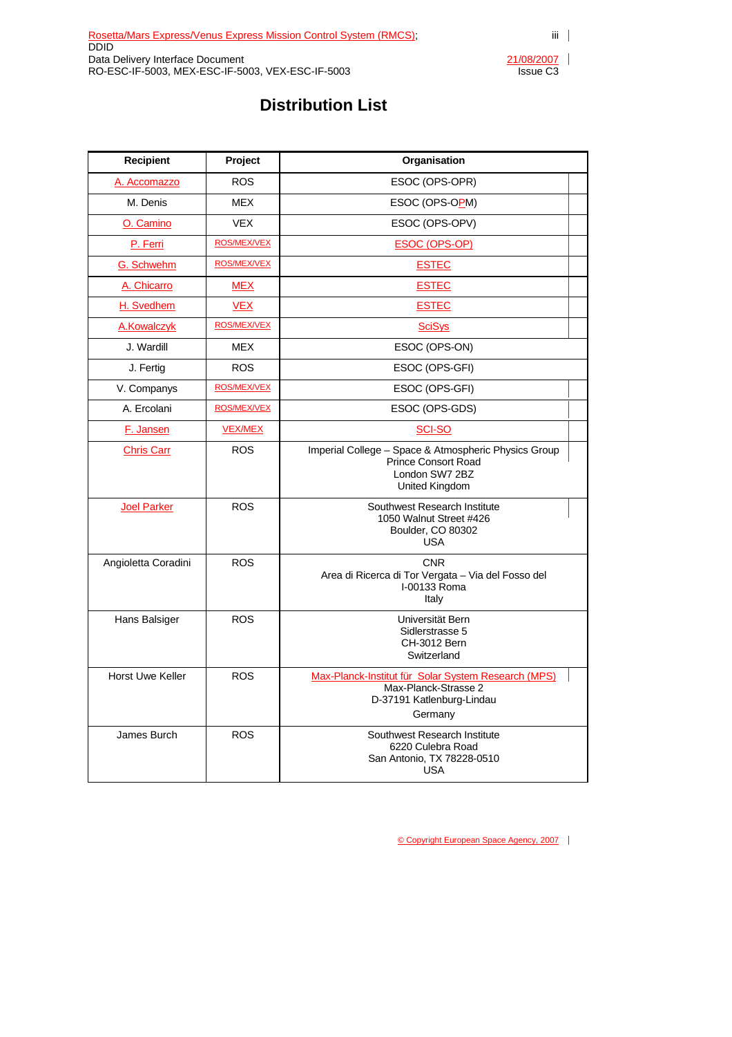# Distribution List

| Recipient | Project | Organisation |
|---|---|---|
| A. Accomazzo | ROS | ESOC (OPS-OPR) |
| M. Denis | MEX | ESOC (OPS-OPM) |
| O. Camino | VEX | ESOC (OPS-OPV) |
| P. Ferri | ROS/MEX/VEX | ESOC (OPS-OP) |
| G. Schwehm | ROS/MEX/VEX | ESTEC |
| A. Chicarro | MEX | ESTEC |
| H. Svedhem | VEX | ESTEC |
| A.Kowalczyk | ROS/MEX/VEX | SciSys |
| J. Wardill | MEX | ESOC (OPS-ON) |
| J. Fertig | ROS | ESOC (OPS-GFI) |
| V. Companys | ROS/MEX/VEX | ESOC (OPS-GFI) |
| A. Ercolani | ROS/MEX/VEX | ESOC (OPS-GDS) |
| F. Jansen | VEX/MEX | SCI-SO |
| Chris Carr | ROS | Imperial College – Space & Atmospheric Physics Group<br>Prince Consort Road<br>London SW7 2BZ<br>United Kingdom |
| Joel Parker | ROS | Southwest Research Institute<br>1050 Walnut Street #426<br>Boulder, CO 80302<br>USA |
| Angioletta Coradini | ROS | CNR<br>Area di Ricerca di Tor Vergata – Via del Fosso del<br>I-00133 Roma<br>Italy |
| Hans Balsiger | ROS | Universität Bern<br>Sidlerstrasse 5<br>CH-3012 Bern<br>Switzerland |
| Horst Uwe Keller | ROS | Max-Planck-Institut für Solar System Research (MPS)<br>Max-Planck-Strasse 2<br>D-37191 Katlenburg-Lindau<br>Germany |
| James Burch | ROS | Southwest Research Institute<br>6220 Culebra Road<br>San Antonio, TX 78228-0510<br>USA |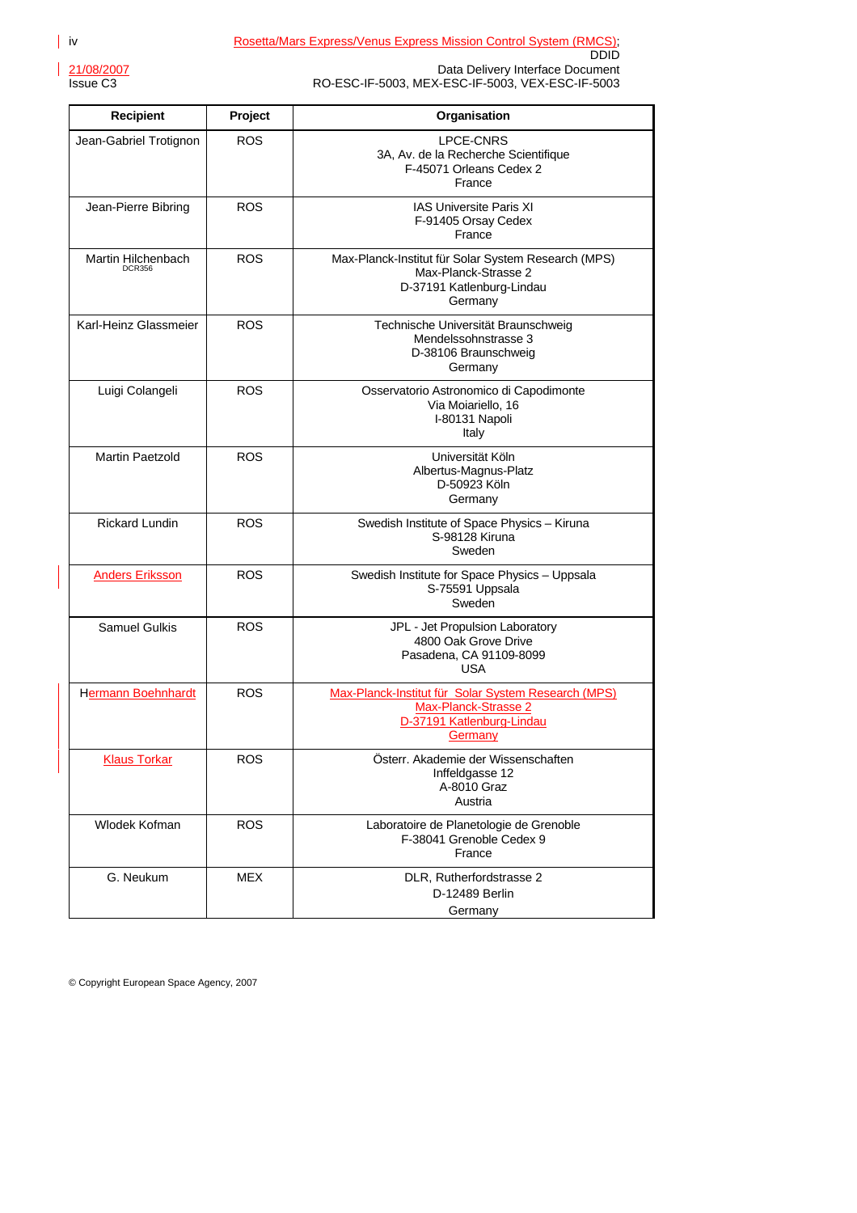| Recipient | Project | Organisation |
| --- | --- | --- |
| Jean-Gabriel Trotignon | ROS | LPCE-CNRS<br>3A, Av. de la Recherche Scientifique<br>F-45071 Orleans Cedex 2<br>France |
| Jean-Pierre Bibring | ROS | IAS Universite Paris XI<br>F-91405 Orsay Cedex<br>France |
| Martin Hilchenbach<br>DCR356 | ROS | Max-Planck-Institut für Solar System Research (MPS)<br>Max-Planck-Strasse 2<br>D-37191 Katlenburg-Lindau<br>Germany |
| Karl-Heinz Glassmeier | ROS | Technische Universität Braunschweig<br>Mendelssohnstrasse 3<br>D-38106 Braunschweig<br>Germany |
| Luigi Colangeli | ROS | Osservatorio Astronomico di Capodimonte<br>Via Moiariello, 16<br>I-80131 Napoli<br>Italy |
| Martin Paetzold | ROS | Universität Köln<br>Albertus-Magnus-Platz<br>D-50923 Köln<br>Germany |
| Rickard Lundin | ROS | Swedish Institute of Space Physics – Kiruna<br>S-98128 Kiruna<br>Sweden |
| Anders Eriksson | ROS | Swedish Institute for Space Physics – Uppsala<br>S-75591 Uppsala<br>Sweden |
| Samuel Gulkis | ROS | JPL - Jet Propulsion Laboratory<br>4800 Oak Grove Drive<br>Pasadena, CA 91109-8099<br>USA |
| Hermann Boehnhardt | ROS | Max-Planck-Institut für Solar System Research (MPS)<br>Max-Planck-Strasse 2<br>D-37191 Katlenburg-Lindau<br>Germany |
| Klaus Torkar | ROS | Österr. Akademie der Wissenschaften<br>Inffeldgasse 12<br>A-8010 Graz<br>Austria |
| Wlodek Kofman | ROS | Laboratoire de Planetologie de Grenoble<br>F-38041 Grenoble Cedex 9<br>France |
| G. Neukum | MEX | DLR, Rutherfordstrasse 2<br>D-12489 Berlin<br>Germany |

© Copyright European Space Agency, 2007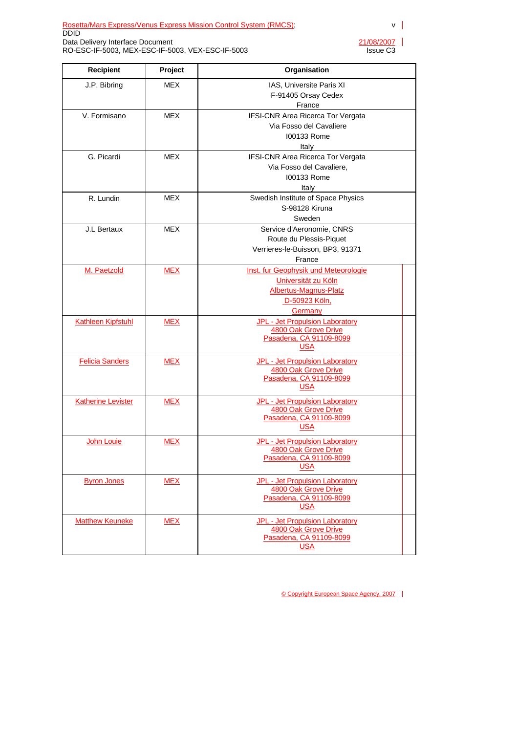| Recipient | Project | Organisation |
| --- | --- | --- |
| J.P. Bibring | MEX | IAS, Universite Paris XI<br>F-91405 Orsay Cedex<br>France |
| V. Formisano | MEX | IFSI-CNR Area Ricerca Tor Vergata<br>Via Fosso del Cavaliere<br>I00133 Rome<br>Italy |
| G. Picardi | MEX | IFSI-CNR Area Ricerca Tor Vergata<br>Via Fosso del Cavaliere,<br>I00133 Rome<br>Italy |
| R. Lundin | MEX | Swedish Institute of Space Physics<br>S-98128 Kiruna<br>Sweden |
| J.L Bertaux | MEX | Service d'Aeronomie, CNRS<br>Route du Plessis-Piquet<br>Verrieres-le-Buisson, BP3, 91371<br>France |
| M. Paetzold | MEX | Inst. fur Geophysik und Meteorologie<br>Universität zu Köln<br>Albertus-Magnus-Platz<br>D-50923 Köln,<br>Germany |
| Kathleen Kipfstuhl | MEX | JPL - Jet Propulsion Laboratory<br>4800 Oak Grove Drive<br>Pasadena, CA 91109-8099<br>USA |
| Felicia Sanders | MEX | JPL - Jet Propulsion Laboratory<br>4800 Oak Grove Drive<br>Pasadena, CA 91109-8099<br>USA |
| Katherine Levister | MEX | JPL - Jet Propulsion Laboratory<br>4800 Oak Grove Drive<br>Pasadena, CA 91109-8099<br>USA |
| John Louie | MEX | JPL - Jet Propulsion Laboratory<br>4800 Oak Grove Drive<br>Pasadena, CA 91109-8099<br>USA |
| Byron Jones | MEX | JPL - Jet Propulsion Laboratory<br>4800 Oak Grove Drive<br>Pasadena, CA 91109-8099<br>USA |
| Matthew Keuneke | MEX | JPL - Jet Propulsion Laboratory<br>4800 Oak Grove Drive<br>Pasadena, CA 91109-8099<br>USA |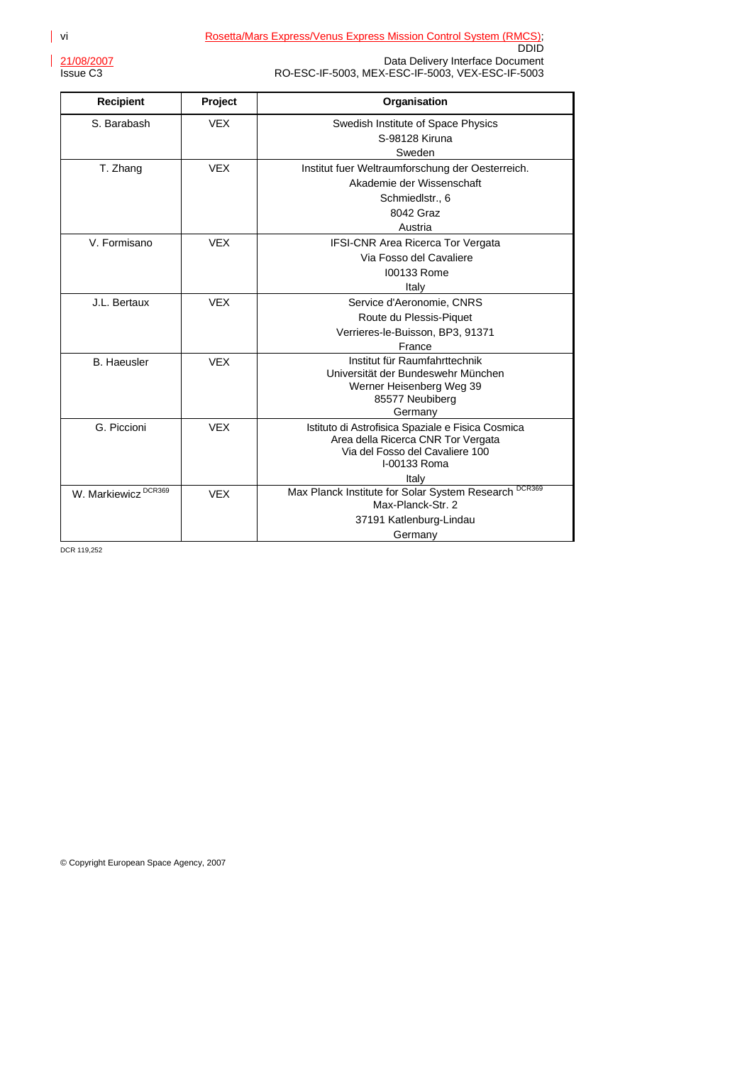| Recipient | Project | Organisation |
|---|---|---|
| S. Barabash | VEX | Swedish Institute of Space Physics<br>S-98128 Kiruna<br>Sweden |
| T. Zhang | VEX | Institut fuer Weltraumforschung der Oesterreich.<br>Akademie der Wissenschaft<br>Schmiedlstr., 6<br>8042 Graz<br>Austria |
| V. Formisano | VEX | IFSI-CNR Area Ricerca Tor Vergata<br>Via Fosso del Cavaliere<br>I00133 Rome<br>Italy |
| J.L. Bertaux | VEX | Service d'Aeronomie, CNRS<br>Route du Plessis-Piquet<br>Verrieres-le-Buisson, BP3, 91371<br>France |
| B. Haeusler | VEX | Institut für Raumfahrttechnik<br>Universität der Bundeswehr München<br>Werner Heisenberg Weg 39<br>85577 Neubiberg<br>Germany |
| G. Piccioni | VEX | Istituto di Astrofisica Spaziale e Fisica Cosmica<br>Area della Ricerca CNR Tor Vergata<br>Via del Fosso del Cavaliere 100<br>I-00133 Roma<br>Italy |
| W. Markiewicz DCR369 | VEX | Max Planck Institute for Solar System Research DCR369<br>Max-Planck-Str. 2<br>37191 Katlenburg-Lindau<br>Germany |

DCR 119,252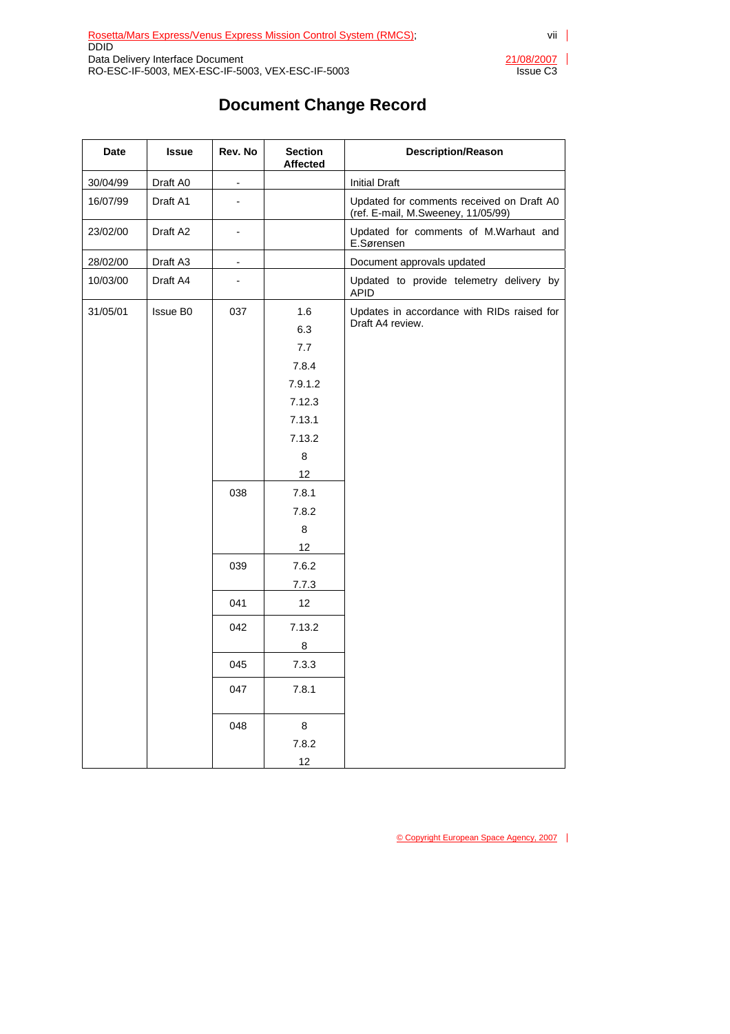# Document Change Record

| Date | Issue | Rev. No | Section Affected | Description/Reason |
|---|---|---|---|---|
| 30/04/99 | Draft A0 | - | | Initial Draft |
| 16/07/99 | Draft A1 | - | | Updated for comments received on Draft A0 (ref. E-mail, M.Sweeney, 11/05/99) |
| 23/02/00 | Draft A2 | - | | Updated for comments of M.Warhaut and E.Sørensen |
| 28/02/00 | Draft A3 | - | | Document approvals updated |
| 10/03/00 | Draft A4 | - | | Updated to provide telemetry delivery by APID |
| 31/05/01 | Issue B0 | 037 | 1.6<br>6.3<br>7.7<br>7.8.4<br>7.9.1.2<br>7.12.3<br>7.13.1<br>7.13.2<br>8<br>12 | Updates in accordance with RIDs raised for Draft A4 review. |
| | | 038 | 7.8.1<br>7.8.2<br>8<br>12 | |
| | | 039 | 7.6.2<br>7.7.3 | |
| | | 041 | 12 | |
| | | 042 | 7.13.2<br>8 | |
| | | 045 | 7.3.3 | |
| | | 047 | 7.8.1 | |
| | | 048 | 8<br>7.8.2<br>12 | |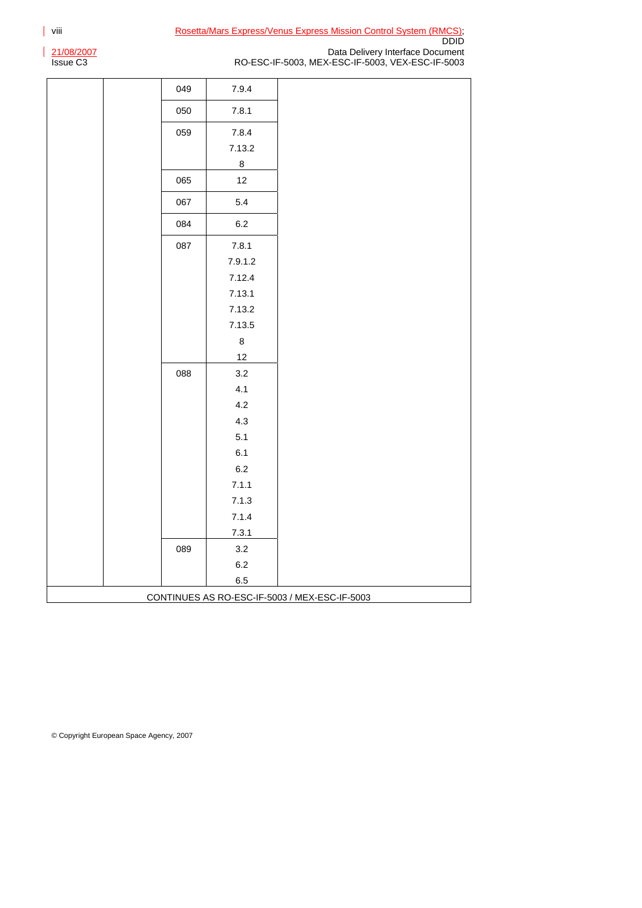| | | | | |
|---|---|---|---|---|
| | | 049 | 7.9.4 | |
| | | 050 | 7.8.1 | |
| | | 059 | 7.8.4<br>7.13.2<br>8 | |
| | | 065 | 12 | |
| | | 067 | 5.4 | |
| | | 084 | 6.2 | |
| | | 087 | 7.8.1<br>7.9.1.2<br>7.12.4<br>7.13.1<br>7.13.2<br>7.13.5<br>8<br>12 | |
| | | 088 | 3.2<br>4.1<br>4.2<br>4.3<br>5.1<br>6.1<br>6.2<br>7.1.1<br>7.1.3<br>7.1.4<br>7.3.1 | |
| | | 089 | 3.2<br>6.2<br>6.5 | |
| CONTINUES AS RO-ESC-IF-5003 / MEX-ESC-IF-5003 | | | | |

© Copyright European Space Agency, 2007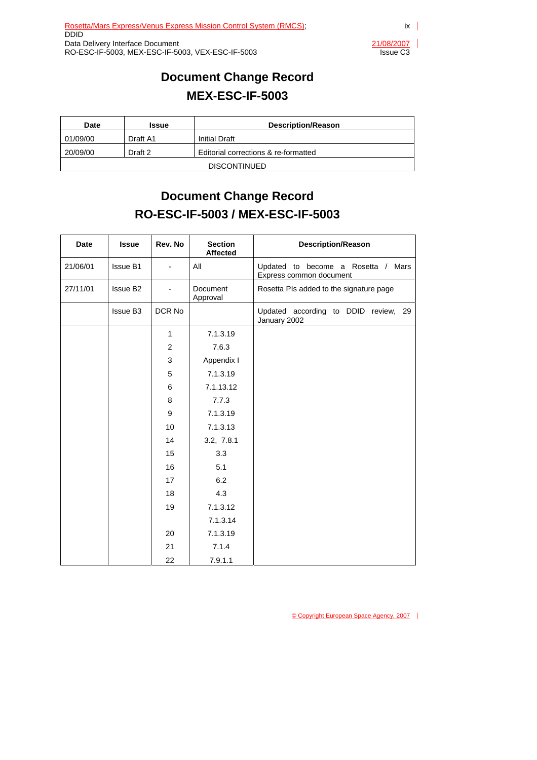# Document Change Record

# MEX-ESC-IF-5003

| Date | Issue | Description/Reason |
| --- | --- | --- |
| 01/09/00 | Draft A1 | Initial Draft |
| 20/09/00 | Draft 2 | Editorial corrections & re-formatted |
| DISCONTINUED | | |

# Document Change Record

# RO-ESC-IF-5003 / MEX-ESC-IF-5003

| Date | Issue | Rev. No | Section Affected | Description/Reason |
| --- | --- | --- | --- | --- |
| 21/06/01 | Issue B1 | - | All | Updated to become a Rosetta / Mars Express common document |
| 27/11/01 | Issue B2 | - | Document Approval | Rosetta PIs added to the signature page |
| | Issue B3 | DCR No | | Updated according to DDID review, 29 January 2002 |
| | | 1 | 7.1.3.19 | |
| | | 2 | 7.6.3 | |
| | | 3 | Appendix I | |
| | | 5 | 7.1.3.19 | |
| | | 6 | 7.1.13.12 | |
| | | 8 | 7.7.3 | |
| | | 9 | 7.1.3.19 | |
| | | 10 | 7.1.3.13 | |
| | | 14 | 3.2, 7.8.1 | |
| | | 15 | 3.3 | |
| | | 16 | 5.1 | |
| | | 17 | 6.2 | |
| | | 18 | 4.3 | |
| | | 19 | 7.1.3.12 | |
| | | | 7.1.3.14 | |
| | | 20 | 7.1.3.19 | |
| | | 21 | 7.1.4 | |
| | | 22 | 7.9.1.1 | |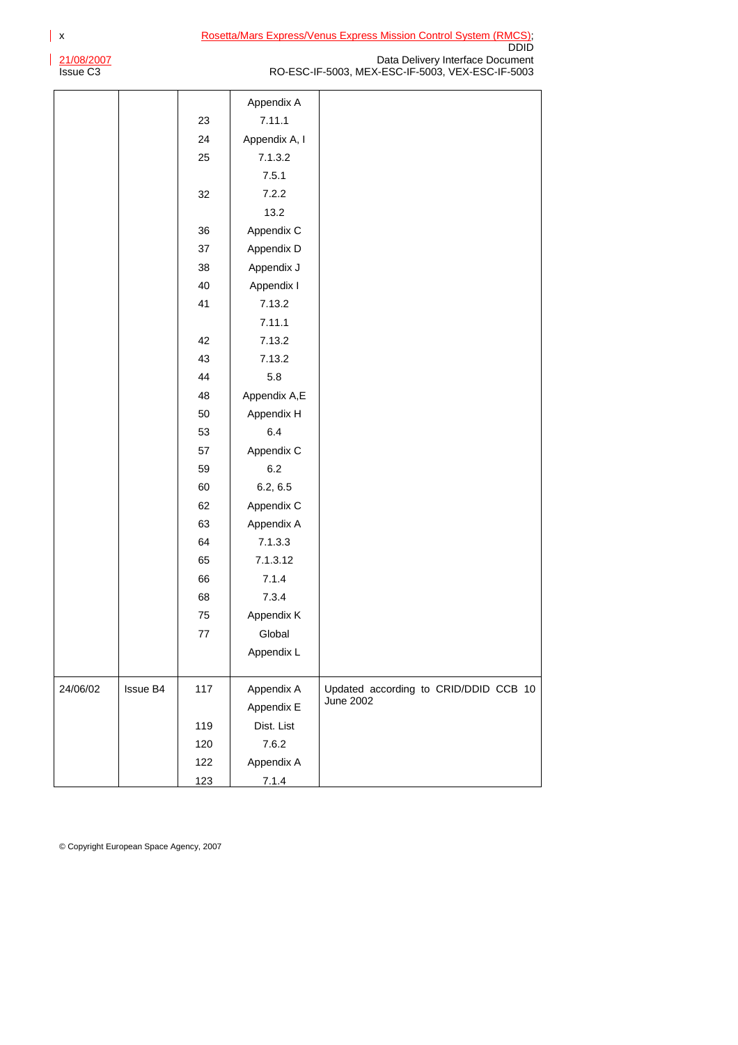| | | | Appendix A | |
|---|---|---|---|---|
| | | 23 | 7.11.1 | |
| | | 24 | Appendix A, I | |
| | | 25 | 7.1.3.2 | |
| | | | 7.5.1 | |
| | | 32 | 7.2.2 | |
| | | | 13.2 | |
| | | 36 | Appendix C | |
| | | 37 | Appendix D | |
| | | 38 | Appendix J | |
| | | 40 | Appendix I | |
| | | 41 | 7.13.2 | |
| | | | 7.11.1 | |
| | | 42 | 7.13.2 | |
| | | 43 | 7.13.2 | |
| | | 44 | 5.8 | |
| | | 48 | Appendix A,E | |
| | | 50 | Appendix H | |
| | | 53 | 6.4 | |
| | | 57 | Appendix C | |
| | | 59 | 6.2 | |
| | | 60 | 6.2, 6.5 | |
| | | 62 | Appendix C | |
| | | 63 | Appendix A | |
| | | 64 | 7.1.3.3 | |
| | | 65 | 7.1.3.12 | |
| | | 66 | 7.1.4 | |
| | | 68 | 7.3.4 | |
| | | 75 | Appendix K | |
| | | 77 | Global | |
| | | | Appendix L | |
| 24/06/02 | Issue B4 | 117 | Appendix A | Updated according to CRID/DDID CCB 10 June 2002 |
| | | | Appendix E | |
| | | 119 | Dist. List | |
| | | 120 | 7.6.2 | |
| | | 122 | Appendix A | |
| | | 123 | 7.1.4 | |

© Copyright European Space Agency, 2007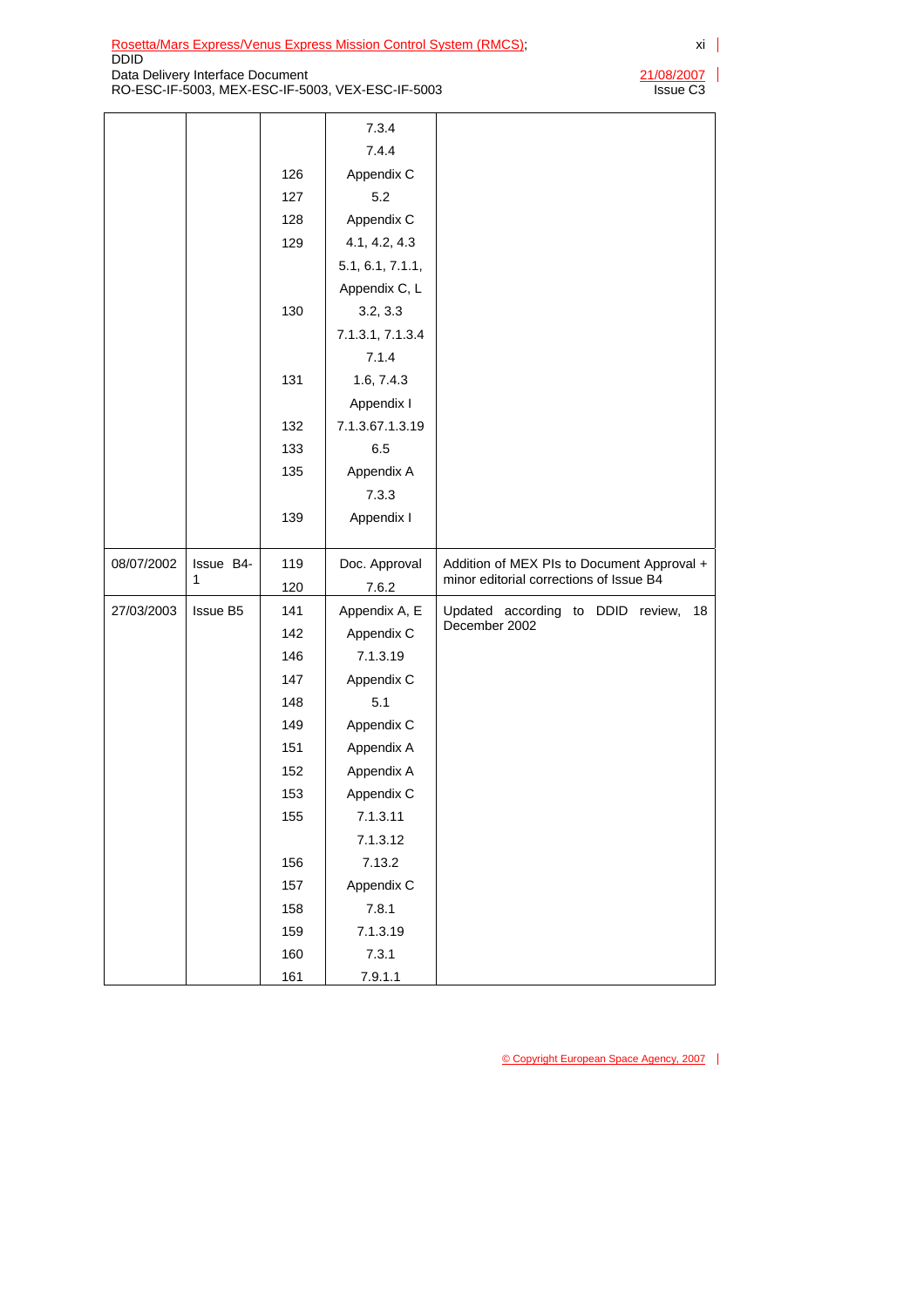| | | | | |
|---|---|---|---|---|
| | | | 7.3.4 | |
| | | | 7.4.4 | |
| | | 126 | Appendix C | |
| | | 127 | 5.2 | |
| | | 128 | Appendix C | |
| | | 129 | 4.1, 4.2, 4.3 | |
| | | | 5.1, 6.1, 7.1.1, | |
| | | | Appendix C, L | |
| | | 130 | 3.2, 3.3 | |
| | | | 7.1.3.1, 7.1.3.4 | |
| | | | 7.1.4 | |
| | | 131 | 1.6, 7.4.3 | |
| | | | Appendix I | |
| | | 132 | 7.1.3.67.1.3.19 | |
| | | 133 | 6.5 | |
| | | 135 | Appendix A | |
| | | | 7.3.3 | |
| | | 139 | Appendix I | |
| 08/07/2002 | Issue B4-1 | 119 | Doc. Approval | Addition of MEX PIs to Document Approval + minor editorial corrections of Issue B4 |
| | | 120 | 7.6.2 | |
| 27/03/2003 | Issue B5 | 141 | Appendix A, E | Updated according to DDID review, 18 December 2002 |
| | | 142 | Appendix C | |
| | | 146 | 7.1.3.19 | |
| | | 147 | Appendix C | |
| | | 148 | 5.1 | |
| | | 149 | Appendix C | |
| | | 151 | Appendix A | |
| | | 152 | Appendix A | |
| | | 153 | Appendix C | |
| | | 155 | 7.1.3.11 | |
| | | | 7.1.3.12 | |
| | | 156 | 7.13.2 | |
| | | 157 | Appendix C | |
| | | 158 | 7.8.1 | |
| | | 159 | 7.1.3.19 | |
| | | 160 | 7.3.1 | |
| | | 161 | 7.9.1.1 | |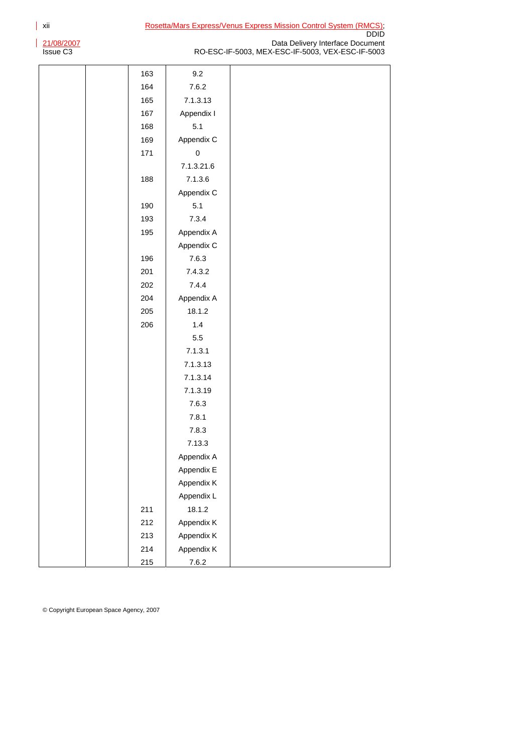| | | | | |
|---|---|---|---|---|
| | | 163 | 9.2 | |
| | | 164 | 7.6.2 | |
| | | 165 | 7.1.3.13 | |
| | | 167 | Appendix I | |
| | | 168 | 5.1 | |
| | | 169 | Appendix C | |
| | | 171 | 0 | |
| | | | 7.1.3.21.6 | |
| | | 188 | 7.1.3.6 | |
| | | | Appendix C | |
| | | 190 | 5.1 | |
| | | 193 | 7.3.4 | |
| | | 195 | Appendix A | |
| | | | Appendix C | |
| | | 196 | 7.6.3 | |
| | | 201 | 7.4.3.2 | |
| | | 202 | 7.4.4 | |
| | | 204 | Appendix A | |
| | | 205 | 18.1.2 | |
| | | 206 | 1.4 | |
| | | | 5.5 | |
| | | | 7.1.3.1 | |
| | | | 7.1.3.13 | |
| | | | 7.1.3.14 | |
| | | | 7.1.3.19 | |
| | | | 7.6.3 | |
| | | | 7.8.1 | |
| | | | 7.8.3 | |
| | | | 7.13.3 | |
| | | | Appendix A | |
| | | | Appendix E | |
| | | | Appendix K | |
| | | | Appendix L | |
| | | 211 | 18.1.2 | |
| | | 212 | Appendix K | |
| | | 213 | Appendix K | |
| | | 214 | Appendix K | |
| | | 215 | 7.6.2 | |

© Copyright European Space Agency, 2007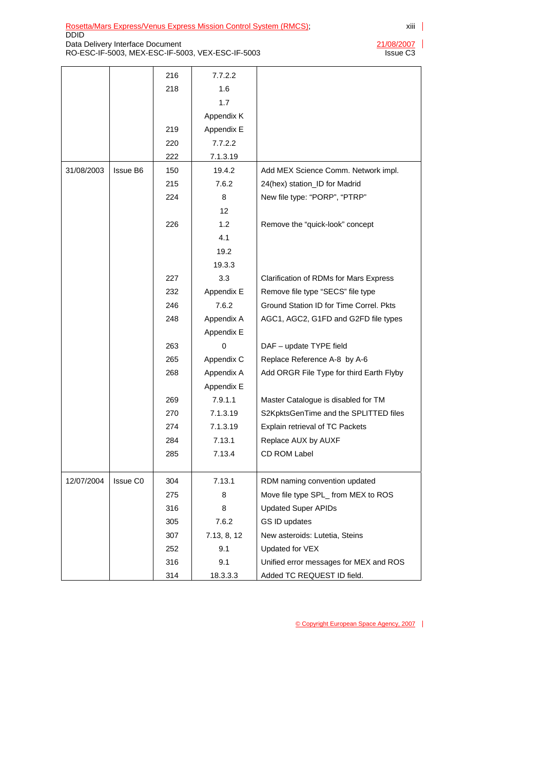| | | 216 | 7.7.2.2 | |
|---|---|---|---|---|
| | | 218 | 1.6 | |
| | | | 1.7 | |
| | | | Appendix K | |
| | | 219 | Appendix E | |
| | | 220 | 7.7.2.2 | |
| | | 222 | 7.1.3.19 | |
| 31/08/2003 | Issue B6 | 150 | 19.4.2 | Add MEX Science Comm. Network impl. |
| | | 215 | 7.6.2 | 24(hex) station_ID for Madrid |
| | | 224 | 8 | New file type: "PORP", "PTRP" |
| | | | 12 | |
| | | 226 | 1.2 | Remove the "quick-look" concept |
| | | | 4.1 | |
| | | | 19.2 | |
| | | | 19.3.3 | |
| | | 227 | 3.3 | Clarification of RDMs for Mars Express |
| | | 232 | Appendix E | Remove file type "SECS" file type |
| | | 246 | 7.6.2 | Ground Station ID for Time Correl. Pkts |
| | | 248 | Appendix A | AGC1, AGC2, G1FD and G2FD file types |
| | | | Appendix E | |
| | | 263 | 0 | DAF – update TYPE field |
| | | 265 | Appendix C | Replace Reference A-8 by A-6 |
| | | 268 | Appendix A | Add ORGR File Type for third Earth Flyby |
| | | | Appendix E | |
| | | 269 | 7.9.1.1 | Master Catalogue is disabled for TM |
| | | 270 | 7.1.3.19 | S2KpktsGenTime and the SPLITTED files |
| | | 274 | 7.1.3.19 | Explain retrieval of TC Packets |
| | | 284 | 7.13.1 | Replace AUX by AUXF |
| | | 285 | 7.13.4 | CD ROM Label |
| 12/07/2004 | Issue C0 | 304 | 7.13.1 | RDM naming convention updated |
| | | 275 | 8 | Move file type SPL_ from MEX to ROS |
| | | 316 | 8 | Updated Super APIDs |
| | | 305 | 7.6.2 | GS ID updates |
| | | 307 | 7.13, 8, 12 | New asteroids: Lutetia, Steins |
| | | 252 | 9.1 | Updated for VEX |
| | | 316 | 9.1 | Unified error messages for MEX and ROS |
| | | 314 | 18.3.3.3 | Added TC REQUEST ID field. |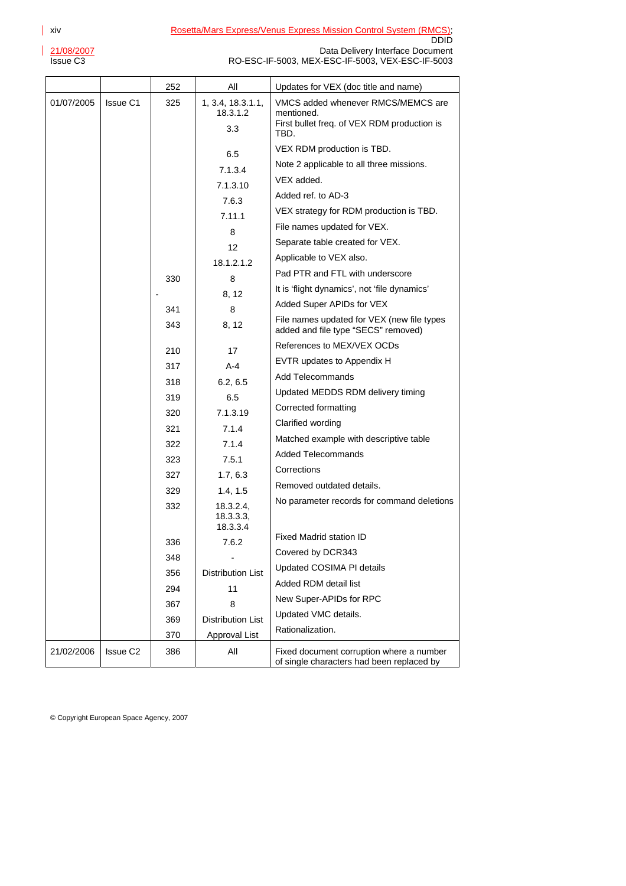| | | 252 | All | Updates for VEX (doc title and name) |
|---|---|---|---|---|
| 01/07/2005 | Issue C1 | 325 | 1, 3.4, 18.3.1.1, 18.3.1.2 | VMCS added whenever RMCS/MEMCS are mentioned. |
| | | | 3.3 | First bullet freq. of VEX RDM production is TBD. |
| | | | 6.5 | VEX RDM production is TBD. |
| | | | 7.1.3.4 | Note 2 applicable to all three missions. |
| | | | 7.1.3.10 | VEX added. |
| | | | 7.6.3 | Added ref. to AD-3 |
| | | | 7.11.1 | VEX strategy for RDM production is TBD. |
| | | | 8 | File names updated for VEX. |
| | | | 12 | Separate table created for VEX. |
| | | | 18.1.2.1.2 | Applicable to VEX also. |
| | | 330 | 8 | Pad PTR and FTL with underscore |
| | | - | 8, 12 | It is 'flight dynamics', not 'file dynamics' |
| | | 341 | 8 | Added Super APIDs for VEX |
| | | 343 | 8, 12 | File names updated for VEX (new file types added and file type "SECS" removed) |
| | | 210 | 17 | References to MEX/VEX OCDs |
| | | 317 | A-4 | EVTR updates to Appendix H |
| | | 318 | 6.2, 6.5 | Add Telecommands |
| | | 319 | 6.5 | Updated MEDDS RDM delivery timing |
| | | 320 | 7.1.3.19 | Corrected formatting |
| | | 321 | 7.1.4 | Clarified wording |
| | | 322 | 7.1.4 | Matched example with descriptive table |
| | | 323 | 7.5.1 | Added Telecommands |
| | | 327 | 1.7, 6.3 | Corrections |
| | | 329 | 1.4, 1.5 | Removed outdated details. |
| | | 332 | 18.3.2.4, 18.3.3.3, 18.3.3.4 | No parameter records for command deletions |
| | | 336 | 7.6.2 | Fixed Madrid station ID |
| | | 348 | - | Covered by DCR343 |
| | | 356 | Distribution List | Updated COSIMA PI details |
| | | 294 | 11 | Added RDM detail list |
| | | 367 | 8 | New Super-APIDs for RPC |
| | | 369 | Distribution List | Updated VMC details. |
| | | 370 | Approval List | Rationalization. |
| 21/02/2006 | Issue C2 | 386 | All | Fixed document corruption where a number of single characters had been replaced by |

© Copyright European Space Agency, 2007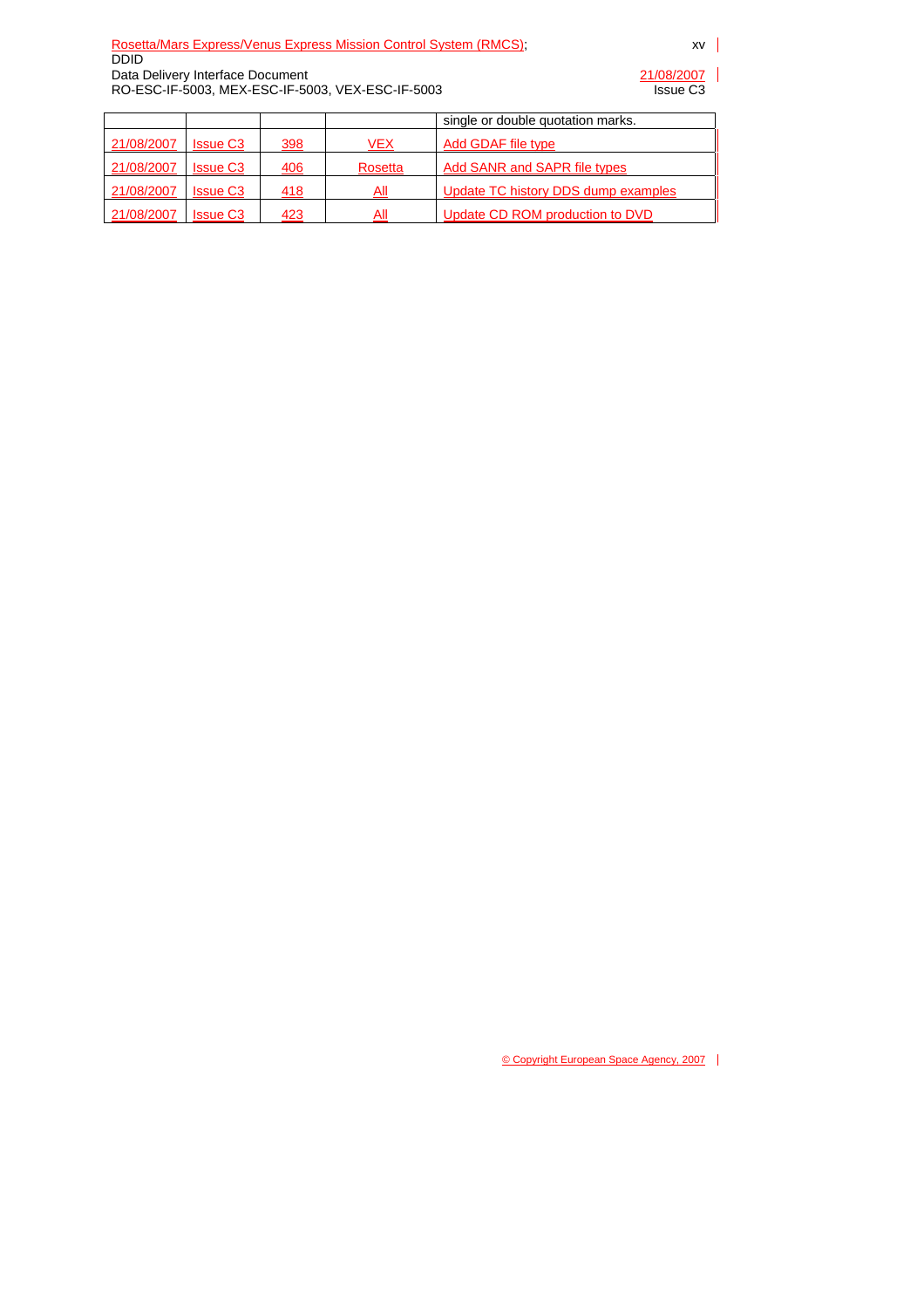| | | | | single or double quotation marks. |
|---|---|---|---|---|
| 21/08/2007 | Issue C3 | 398 | VEX | Add GDAF file type |
| 21/08/2007 | Issue C3 | 406 | Rosetta | Add SANR and SAPR file types |
| 21/08/2007 | Issue C3 | 418 | All | Update TC history DDS dump examples |
| 21/08/2007 | Issue C3 | 423 | All | Update CD ROM production to DVD |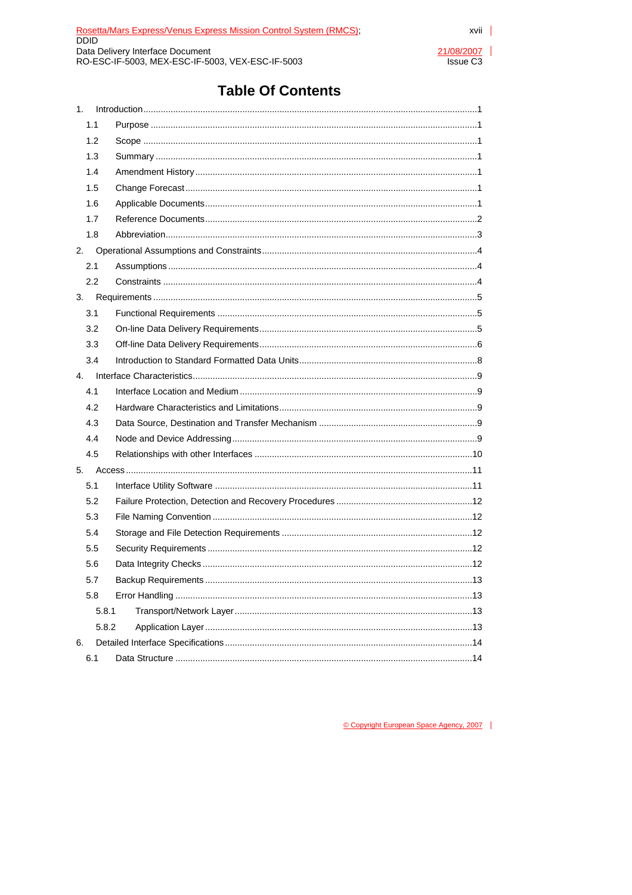# Table Of Contents

1. Introduction ....1
   - 1.1 Purpose ....1
   - 1.2 Scope ....1
   - 1.3 Summary ....1
   - 1.4 Amendment History ....1
   - 1.5 Change Forecast ....1
   - 1.6 Applicable Documents ....1
   - 1.7 Reference Documents ....2
   - 1.8 Abbreviation ....3
2. Operational Assumptions and Constraints ....4
   - 2.1 Assumptions ....4
   - 2.2 Constraints ....4
3. Requirements ....5
   - 3.1 Functional Requirements ....5
   - 3.2 On-line Data Delivery Requirements ....5
   - 3.3 Off-line Data Delivery Requirements ....6
   - 3.4 Introduction to Standard Formatted Data Units ....8
4. Interface Characteristics ....9
   - 4.1 Interface Location and Medium ....9
   - 4.2 Hardware Characteristics and Limitations ....9
   - 4.3 Data Source, Destination and Transfer Mechanism ....9
   - 4.4 Node and Device Addressing ....9
   - 4.5 Relationships with other Interfaces ....10
5. Access ....11
   - 5.1 Interface Utility Software ....11
   - 5.2 Failure Protection, Detection and Recovery Procedures ....12
   - 5.3 File Naming Convention ....12
   - 5.4 Storage and File Detection Requirements ....12
   - 5.5 Security Requirements ....12
   - 5.6 Data Integrity Checks ....12
   - 5.7 Backup Requirements ....13
   - 5.8 Error Handling ....13
     - 5.8.1 Transport/Network Layer ....13
     - 5.8.2 Application Layer ....13
6. Detailed Interface Specifications ....14
   - 6.1 Data Structure ....14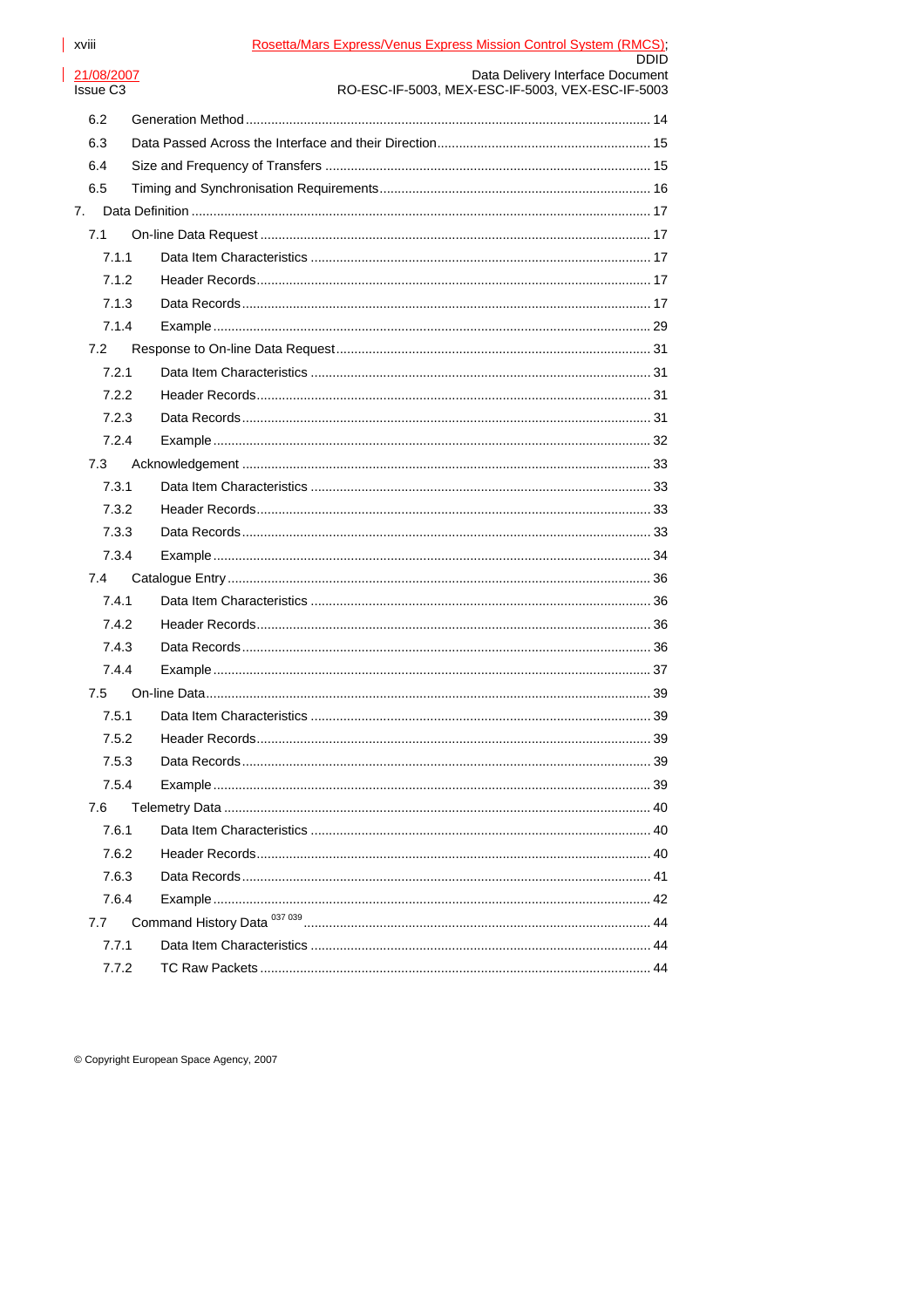6.2 Generation Method ..... 14

6.3 Data Passed Across the Interface and their Direction ..... 15

6.4 Size and Frequency of Transfers ..... 15

6.5 Timing and Synchronisation Requirements ..... 16

7. Data Definition ..... 17

7.1 On-line Data Request ..... 17

7.1.1 Data Item Characteristics ..... 17

7.1.2 Header Records ..... 17

7.1.3 Data Records ..... 17

7.1.4 Example ..... 29

7.2 Response to On-line Data Request ..... 31

7.2.1 Data Item Characteristics ..... 31

7.2.2 Header Records ..... 31

7.2.3 Data Records ..... 31

7.2.4 Example ..... 32

7.3 Acknowledgement ..... 33

7.3.1 Data Item Characteristics ..... 33

7.3.2 Header Records ..... 33

7.3.3 Data Records ..... 33

7.3.4 Example ..... 34

7.4 Catalogue Entry ..... 36

7.4.1 Data Item Characteristics ..... 36

7.4.2 Header Records ..... 36

7.4.3 Data Records ..... 36

7.4.4 Example ..... 37

7.5 On-line Data ..... 39

7.5.1 Data Item Characteristics ..... 39

7.5.2 Header Records ..... 39

7.5.3 Data Records ..... 39

7.5.4 Example ..... 39

7.6 Telemetry Data ..... 40

7.6.1 Data Item Characteristics ..... 40

7.6.2 Header Records ..... 40

7.6.3 Data Records ..... 41

7.6.4 Example ..... 42

7.7 Command History Data [037 039] ..... 44

7.7.1 Data Item Characteristics ..... 44

7.7.2 TC Raw Packets ..... 44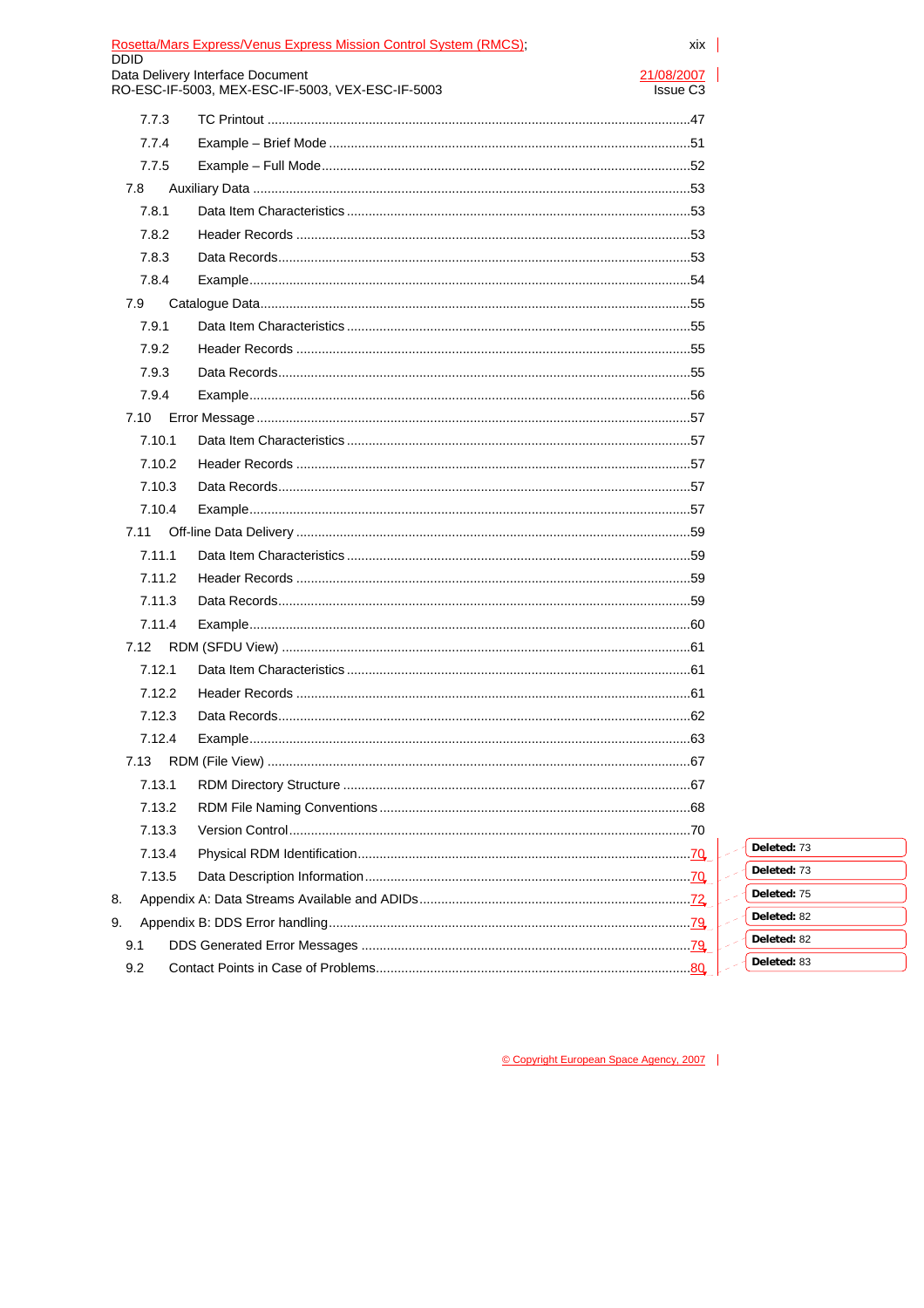7.7.3 TC Printout ....47

7.7.4 Example – Brief Mode ....51

7.7.5 Example – Full Mode....52

7.8 Auxiliary Data ....53

7.8.1 Data Item Characteristics ....53

7.8.2 Header Records ....53

7.8.3 Data Records....53

7.8.4 Example....54

7.9 Catalogue Data....55

7.9.1 Data Item Characteristics ....55

7.9.2 Header Records ....55

7.9.3 Data Records....55

7.9.4 Example....56

7.10 Error Message ....57

7.10.1 Data Item Characteristics ....57

7.10.2 Header Records ....57

7.10.3 Data Records....57

7.10.4 Example....57

7.11 Off-line Data Delivery ....59

7.11.1 Data Item Characteristics ....59

7.11.2 Header Records ....59

7.11.3 Data Records....59

7.11.4 Example....60

7.12 RDM (SFDU View) ....61

7.12.1 Data Item Characteristics ....61

7.12.2 Header Records ....61

7.12.3 Data Records....62

7.12.4 Example....63

7.13 RDM (File View) ....67

7.13.1 RDM Directory Structure ....67

7.13.2 RDM File Naming Conventions ....68

7.13.3 Version Control....70

7.13.4 Physical RDM Identification....70

7.13.5 Data Description Information....70

8. Appendix A: Data Streams Available and ADIDs....72

9. Appendix B: DDS Error handling....79

9.1 DDS Generated Error Messages ....79

9.2 Contact Points in Case of Problems....80

Deleted: 73

Deleted: 73

Deleted: 75

Deleted: 82

Deleted: 82

Deleted: 83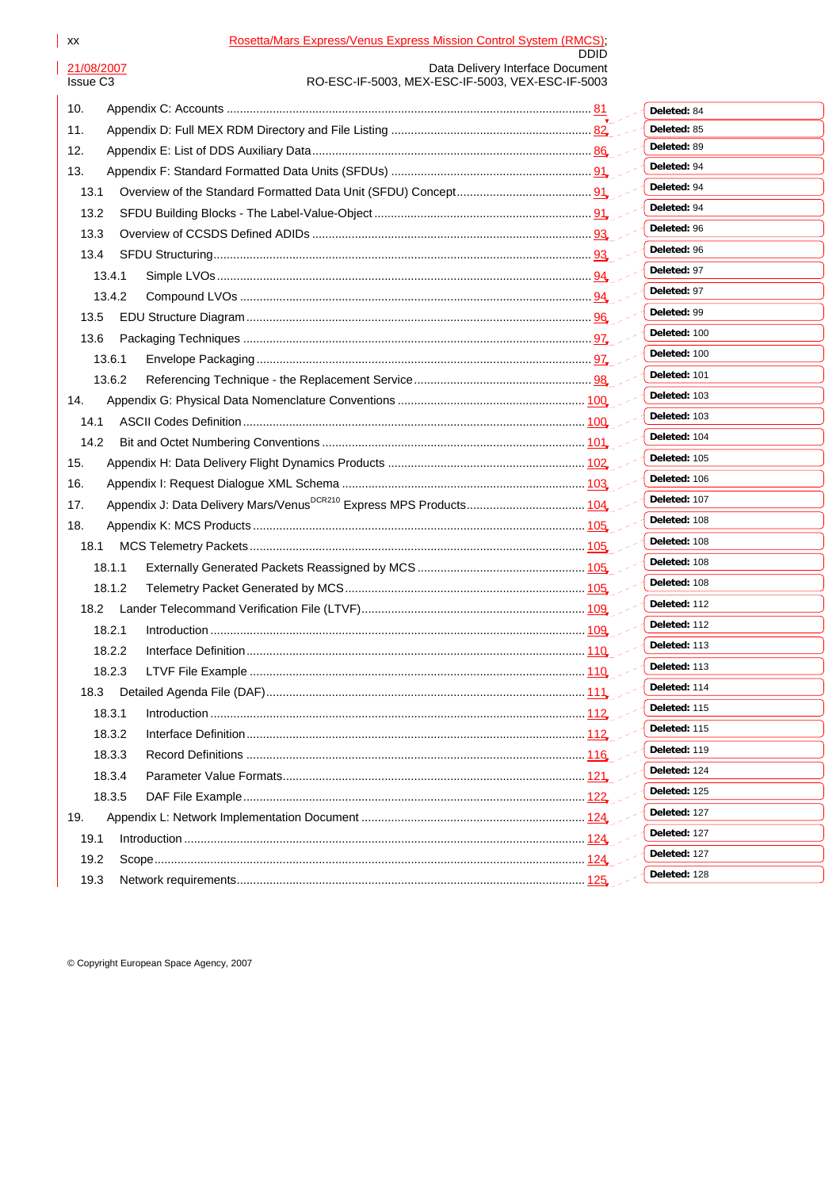10. Appendix C: Accounts ........................................................................................................ 81
11. Appendix D: Full MEX RDM Directory and File Listing .................................................. 82
12. Appendix E: List of DDS Auxiliary Data .......................................................................... 86
13. Appendix F: Standard Formatted Data Units (SFDUs) .................................................. 91
    13.1 Overview of the Standard Formatted Data Unit (SFDU) Concept ........................... 91
    13.2 SFDU Building Blocks - The Label-Value-Object ..................................................... 91
    13.3 Overview of CCSDS Defined ADIDs ........................................................................ 93
    13.4 SFDU Structuring ..................................................................................................... 93
        13.4.1 Simple LVOs ...................................................................................................... 94
        13.4.2 Compound LVOs ................................................................................................ 94
    13.5 EDU Structure Diagram ............................................................................................ 96
    13.6 Packaging Techniques .............................................................................................. 97
        13.6.1 Envelope Packaging .......................................................................................... 97
        13.6.2 Referencing Technique - the Replacement Service ............................................ 98
14. Appendix G: Physical Data Nomenclature Conventions ............................................. 100
    14.1 ASCII Codes Definition ............................................................................................ 100
    14.2 Bit and Octet Numbering Conventions .................................................................... 101
15. Appendix H: Data Delivery Flight Dynamics Products ................................................ 102
16. Appendix I: Request Dialogue XML Schema ............................................................... 103
17. Appendix J: Data Delivery Mars/Venus[DCR210] Express MPS Products ...................... 104
18. Appendix K: MCS Products .......................................................................................... 105
    18.1 MCS Telemetry Packets ........................................................................................... 105
        18.1.1 Externally Generated Packets Reassigned by MCS .......................................... 105
        18.1.2 Telemetry Packet Generated by MCS ................................................................ 105
    18.2 Lander Telecommand Verification File (LTVF) ....................................................... 109
        18.2.1 Introduction ....................................................................................................... 109
        18.2.2 Interface Definition ............................................................................................ 110
        18.2.3 LTVF File Example ............................................................................................ 110
    18.3 Detailed Agenda File (DAF) ..................................................................................... 111
        18.3.1 Introduction ....................................................................................................... 112
        18.3.2 Interface Definition ............................................................................................ 112
        18.3.3 Record Definitions ............................................................................................. 116
        18.3.4 Parameter Value Formats .................................................................................. 121
        18.3.5 DAF File Example .............................................................................................. 122
19. Appendix L: Network Implementation Document ......................................................... 124
    19.1 Introduction ............................................................................................................. 124
    19.2 Scope ...................................................................................................................... 124
    19.3 Network requirements ............................................................................................. 125

Deleted: 84
Deleted: 85
Deleted: 89
Deleted: 94
Deleted: 94
Deleted: 94
Deleted: 96
Deleted: 96
Deleted: 97
Deleted: 97
Deleted: 99
Deleted: 100
Deleted: 100
Deleted: 101
Deleted: 103
Deleted: 103
Deleted: 104
Deleted: 105
Deleted: 106
Deleted: 107
Deleted: 108
Deleted: 108
Deleted: 108
Deleted: 108
Deleted: 112
Deleted: 112
Deleted: 113
Deleted: 113
Deleted: 114
Deleted: 115
Deleted: 115
Deleted: 119
Deleted: 124
Deleted: 125
Deleted: 127
Deleted: 127
Deleted: 127
Deleted: 128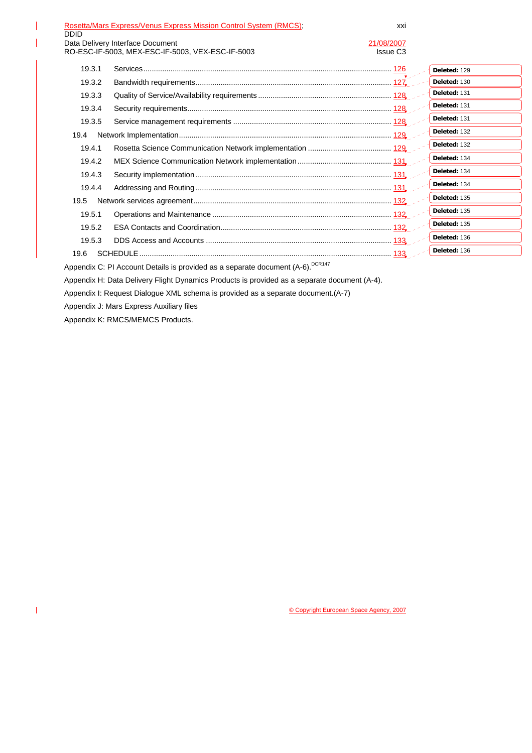19.3.1 Services .......................................................................................................... 126

19.3.2 Bandwidth requirements .............................................................................. 127

19.3.3 Quality of Service/Availability requirements ................................................ 128

19.3.4 Security requirements .................................................................................. 128

19.3.5 Service management requirements ............................................................ 128

19.4 Network Implementation ........................................................................................ 129

19.4.1 Rosetta Science Communication Network implementation ......................... 129

19.4.2 MEX Science Communication Network implementation ............................. 131

19.4.3 Security implementation .............................................................................. 131

19.4.4 Addressing and Routing .............................................................................. 131

19.5 Network services agreement ................................................................................. 132

19.5.1 Operations and Maintenance ...................................................................... 132

19.5.2 ESA Contacts and Coordination .................................................................. 132

19.5.3 DDS Access and Accounts ......................................................................... 133

19.6 SCHEDULE ............................................................................................................ 133

Appendix C: PI Account Details is provided as a separate document (A-6).[DCR147]

Appendix H: Data Delivery Flight Dynamics Products is provided as a separate document (A-4).

Appendix I: Request Dialogue XML schema is provided as a separate document.(A-7)

Appendix J: Mars Express Auxiliary files

Appendix K: RMCS/MEMCS Products.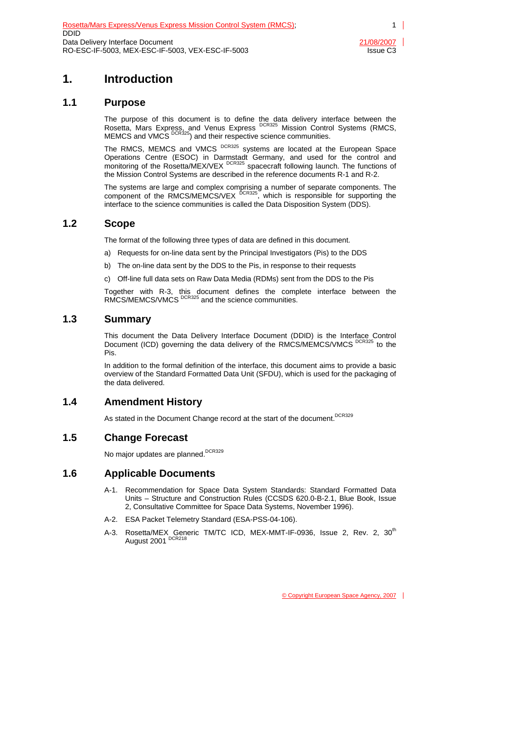# 1. Introduction

## 1.1 Purpose

The purpose of this document is to define the data delivery interface between the Rosetta, Mars Express, and Venus Express [DCR325] Mission Control Systems (RMCS, MEMCS and VMCS [DCR325]) and their respective science communities.

The RMCS, MEMCS and VMCS [DCR325] systems are located at the European Space Operations Centre (ESOC) in Darmstadt Germany, and used for the control and monitoring of the Rosetta/MEX/VEX [DCR325] spacecraft following launch. The functions of the Mission Control Systems are described in the reference documents R-1 and R-2.

The systems are large and complex comprising a number of separate components. The component of the RMCS/MEMCS/VEX [DCR325], which is responsible for supporting the interface to the science communities is called the Data Disposition System (DDS).

## 1.2 Scope

The format of the following three types of data are defined in this document.

a) Requests for on-line data sent by the Principal Investigators (Pis) to the DDS

b) The on-line data sent by the DDS to the Pis, in response to their requests

c) Off-line full data sets on Raw Data Media (RDMs) sent from the DDS to the Pis

Together with R-3, this document defines the complete interface between the RMCS/MEMCS/VMCS [DCR325] and the science communities.

## 1.3 Summary

This document the Data Delivery Interface Document (DDID) is the Interface Control Document (ICD) governing the data delivery of the RMCS/MEMCS/VMCS [DCR325] to the Pis.

In addition to the formal definition of the interface, this document aims to provide a basic overview of the Standard Formatted Data Unit (SFDU), which is used for the packaging of the data delivered.

## 1.4 Amendment History

As stated in the Document Change record at the start of the document.[DCR329]

## 1.5 Change Forecast

No major updates are planned.[DCR329]

## 1.6 Applicable Documents

A-1. Recommendation for Space Data System Standards: Standard Formatted Data Units – Structure and Construction Rules (CCSDS 620.0-B-2.1, Blue Book, Issue 2, Consultative Committee for Space Data Systems, November 1996).

A-2. ESA Packet Telemetry Standard (ESA-PSS-04-106).

A-3. Rosetta/MEX Generic TM/TC ICD, MEX-MMT-IF-0936, Issue 2, Rev. 2, 30th August 2001 [DCR218]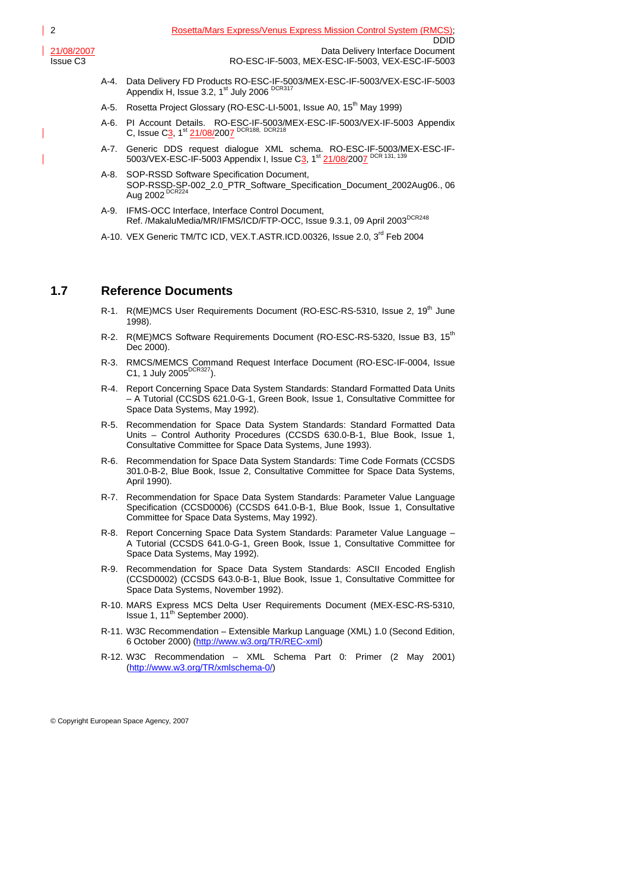A-4. Data Delivery FD Products RO-ESC-IF-5003/MEX-ESC-IF-5003/VEX-ESC-IF-5003 Appendix H, Issue 3.2, 1st July 2006 [DCR317]

A-5. Rosetta Project Glossary (RO-ESC-LI-5001, Issue A0, 15th May 1999)

A-6. PI Account Details. RO-ESC-IF-5003/MEX-ESC-IF-5003/VEX-IF-5003 Appendix C, Issue C3, 1st 21/08/2007 [DCR188, DCR218]

A-7. Generic DDS request dialogue XML schema. RO-ESC-IF-5003/MEX-ESC-IF-5003/VEX-ESC-IF-5003 Appendix I, Issue C3, 1st 21/08/2007 [DCR 131, 139]

A-8. SOP-RSSD Software Specification Document, SOP-RSSD-SP-002_2.0_PTR_Software_Specification_Document_2002Aug06., 06 Aug 2002 [DCR224]

A-9. IFMS-OCC Interface, Interface Control Document, Ref. /MakaluMedia/MR/IFMS/ICD/FTP-OCC, Issue 9.3.1, 09 April 2003[DCR248]

A-10. VEX Generic TM/TC ICD, VEX.T.ASTR.ICD.00326, Issue 2.0, 3rd Feb 2004

## 1.7 Reference Documents

R-1. R(ME)MCS User Requirements Document (RO-ESC-RS-5310, Issue 2, 19th June 1998).

R-2. R(ME)MCS Software Requirements Document (RO-ESC-RS-5320, Issue B3, 15th Dec 2000).

R-3. RMCS/MEMCS Command Request Interface Document (RO-ESC-IF-0004, Issue C1, 1 July 2005[DCR327]).

R-4. Report Concerning Space Data System Standards: Standard Formatted Data Units – A Tutorial (CCSDS 621.0-G-1, Green Book, Issue 1, Consultative Committee for Space Data Systems, May 1992).

R-5. Recommendation for Space Data System Standards: Standard Formatted Data Units – Control Authority Procedures (CCSDS 630.0-B-1, Blue Book, Issue 1, Consultative Committee for Space Data Systems, June 1993).

R-6. Recommendation for Space Data System Standards: Time Code Formats (CCSDS 301.0-B-2, Blue Book, Issue 2, Consultative Committee for Space Data Systems, April 1990).

R-7. Recommendation for Space Data System Standards: Parameter Value Language Specification (CCSD0006) (CCSDS 641.0-B-1, Blue Book, Issue 1, Consultative Committee for Space Data Systems, May 1992).

R-8. Report Concerning Space Data System Standards: Parameter Value Language – A Tutorial (CCSDS 641.0-G-1, Green Book, Issue 1, Consultative Committee for Space Data Systems, May 1992).

R-9. Recommendation for Space Data System Standards: ASCII Encoded English (CCSD0002) (CCSDS 643.0-B-1, Blue Book, Issue 1, Consultative Committee for Space Data Systems, November 1992).

R-10. MARS Express MCS Delta User Requirements Document (MEX-ESC-RS-5310, Issue 1, 11th September 2000).

R-11. W3C Recommendation – Extensible Markup Language (XML) 1.0 (Second Edition, 6 October 2000) (http://www.w3.org/TR/REC-xml)

R-12. W3C Recommendation – XML Schema Part 0: Primer (2 May 2001) (http://www.w3.org/TR/xmlschema-0/)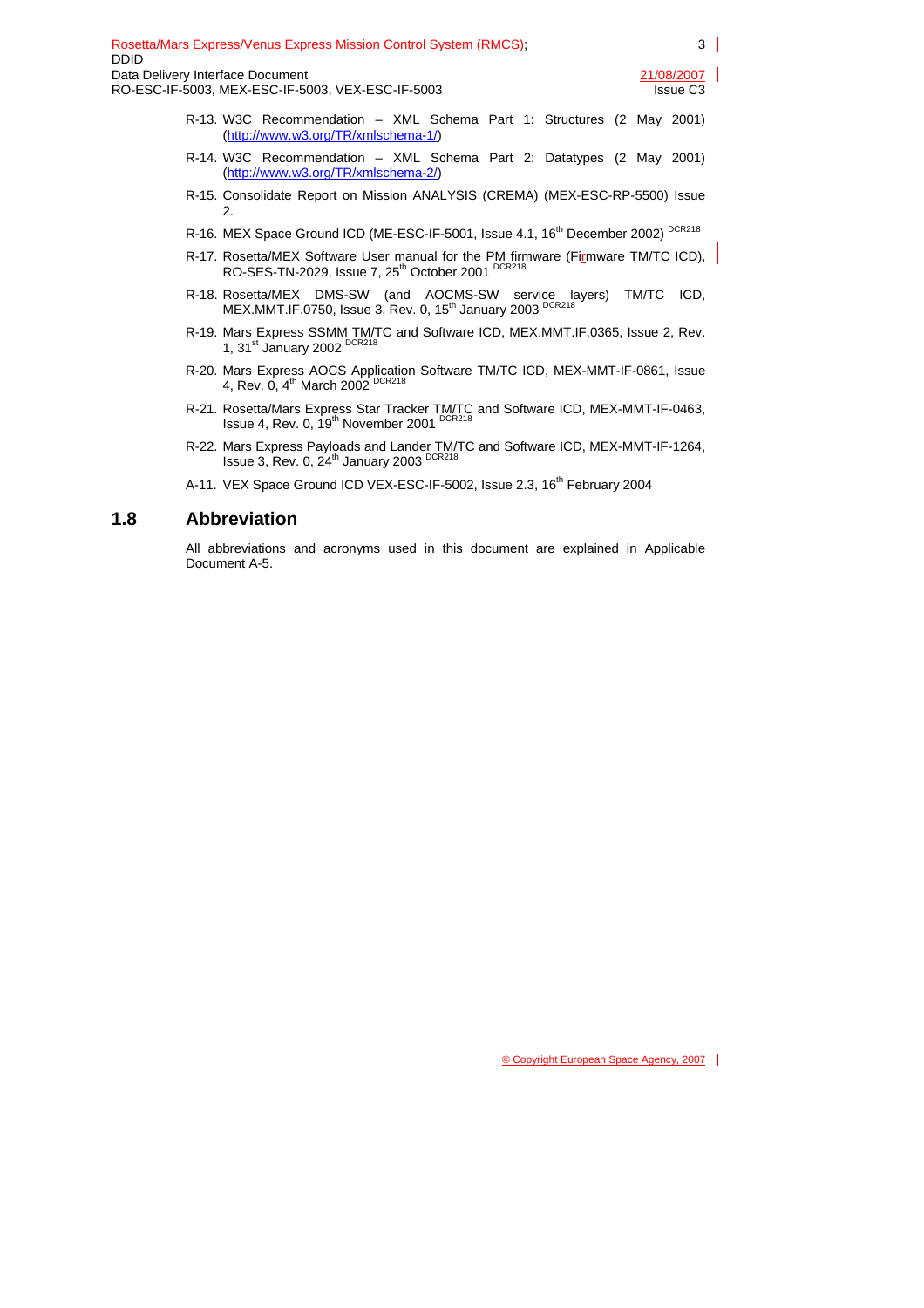R-13. W3C Recommendation – XML Schema Part 1: Structures (2 May 2001) (http://www.w3.org/TR/xmlschema-1/)

R-14. W3C Recommendation – XML Schema Part 2: Datatypes (2 May 2001) (http://www.w3.org/TR/xmlschema-2/)

R-15. Consolidate Report on Mission ANALYSIS (CREMA) (MEX-ESC-RP-5500) Issue 2.

R-16. MEX Space Ground ICD (ME-ESC-IF-5001, Issue 4.1, 16th December 2002) DCR218

R-17. Rosetta/MEX Software User manual for the PM firmware (Firmware TM/TC ICD), RO-SES-TN-2029, Issue 7, 25th October 2001 DCR218

R-18. Rosetta/MEX DMS-SW (and AOCMS-SW service layers) TM/TC ICD, MEX.MMT.IF.0750, Issue 3, Rev. 0, 15th January 2003 DCR218

R-19. Mars Express SSMM TM/TC and Software ICD, MEX.MMT.IF.0365, Issue 2, Rev. 1, 31st January 2002 DCR218

R-20. Mars Express AOCS Application Software TM/TC ICD, MEX-MMT-IF-0861, Issue 4, Rev. 0, 4th March 2002 DCR218

R-21. Rosetta/Mars Express Star Tracker TM/TC and Software ICD, MEX-MMT-IF-0463, Issue 4, Rev. 0, 19th November 2001 DCR218

R-22. Mars Express Payloads and Lander TM/TC and Software ICD, MEX-MMT-IF-1264, Issue 3, Rev. 0, 24th January 2003 DCR218

A-11. VEX Space Ground ICD VEX-ESC-IF-5002, Issue 2.3, 16th February 2004

## 1.8 Abbreviation

All abbreviations and acronyms used in this document are explained in Applicable Document A-5.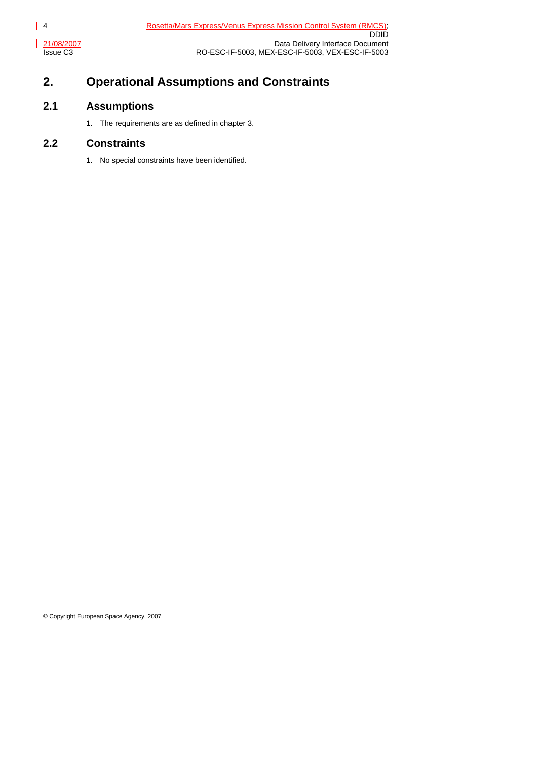# 2. Operational Assumptions and Constraints

## 2.1 Assumptions

1. The requirements are as defined in chapter 3.

## 2.2 Constraints

1. No special constraints have been identified.

© Copyright European Space Agency, 2007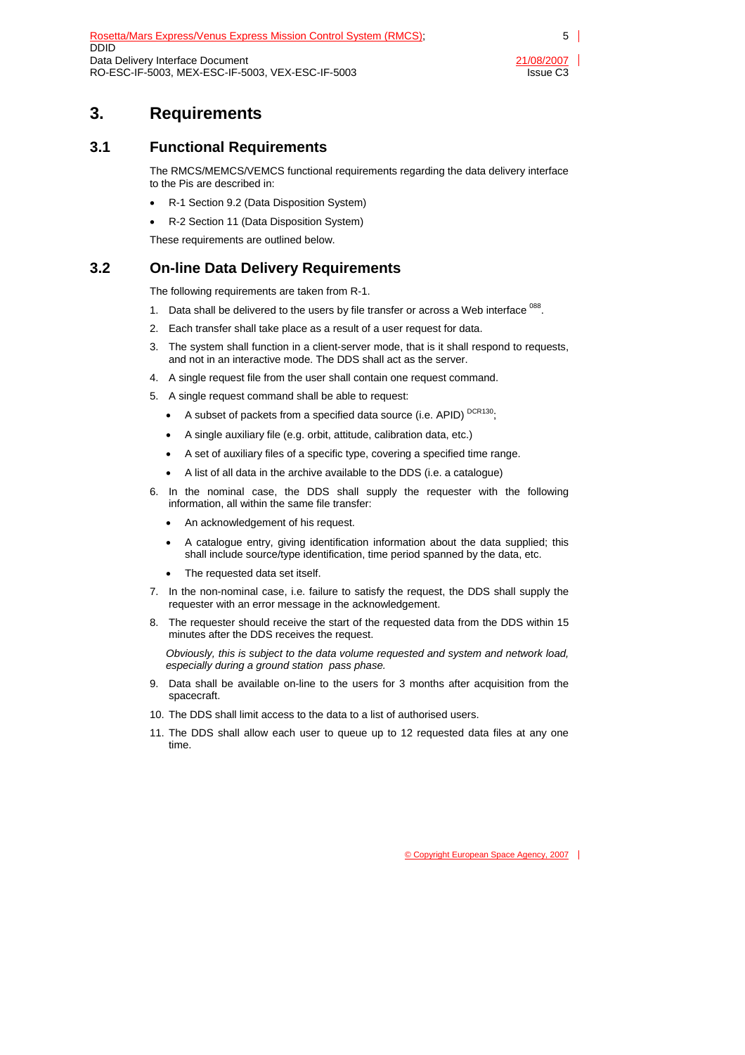# 3. Requirements

## 3.1 Functional Requirements

The RMCS/MEMCS/VEMCS functional requirements regarding the data delivery interface to the Pis are described in:

- R-1 Section 9.2 (Data Disposition System)
- R-2 Section 11 (Data Disposition System)

These requirements are outlined below.

## 3.2 On-line Data Delivery Requirements

The following requirements are taken from R-1.

1. Data shall be delivered to the users by file transfer or across a Web interface [088].
2. Each transfer shall take place as a result of a user request for data.
3. The system shall function in a client-server mode, that is it shall respond to requests, and not in an interactive mode. The DDS shall act as the server.
4. A single request file from the user shall contain one request command.
5. A single request command shall be able to request:
   - A subset of packets from a specified data source (i.e. APID) [DCR130];
   - A single auxiliary file (e.g. orbit, attitude, calibration data, etc.)
   - A set of auxiliary files of a specific type, covering a specified time range.
   - A list of all data in the archive available to the DDS (i.e. a catalogue)
6. In the nominal case, the DDS shall supply the requester with the following information, all within the same file transfer:
   - An acknowledgement of his request.
   - A catalogue entry, giving identification information about the data supplied; this shall include source/type identification, time period spanned by the data, etc.
   - The requested data set itself.
7. In the non-nominal case, i.e. failure to satisfy the request, the DDS shall supply the requester with an error message in the acknowledgement.
8. The requester should receive the start of the requested data from the DDS within 15 minutes after the DDS receives the request.

   *Obviously, this is subject to the data volume requested and system and network load, especially during a ground station pass phase.*

9. Data shall be available on-line to the users for 3 months after acquisition from the spacecraft.
10. The DDS shall limit access to the data to a list of authorised users.
11. The DDS shall allow each user to queue up to 12 requested data files at any one time.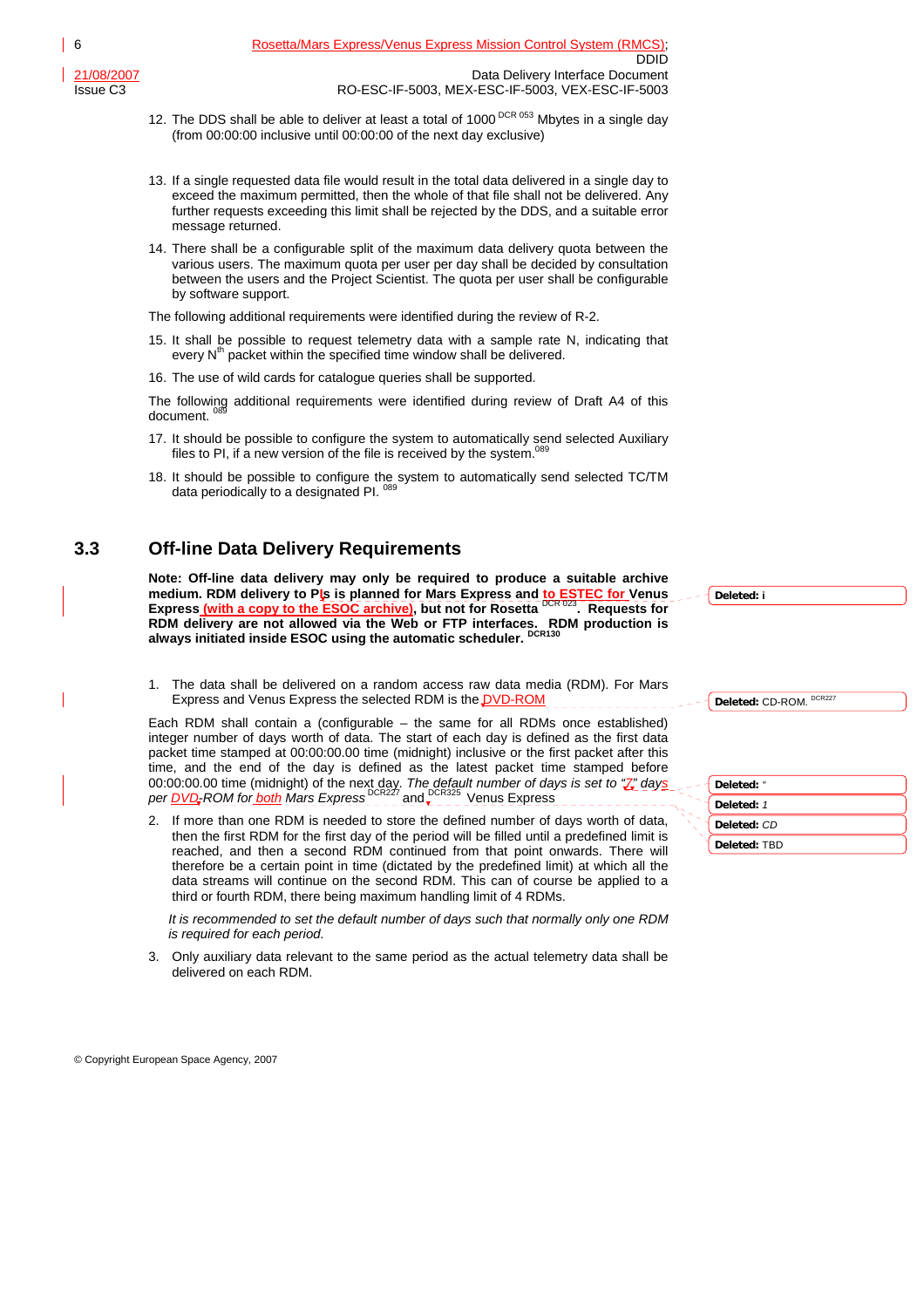12. The DDS shall be able to deliver at least a total of 1000 [DCR 053] Mbytes in a single day (from 00:00:00 inclusive until 00:00:00 of the next day exclusive)

13. If a single requested data file would result in the total data delivered in a single day to exceed the maximum permitted, then the whole of that file shall not be delivered. Any further requests exceeding this limit shall be rejected by the DDS, and a suitable error message returned.

14. There shall be a configurable split of the maximum data delivery quota between the various users. The maximum quota per user per day shall be decided by consultation between the users and the Project Scientist. The quota per user shall be configurable by software support.

The following additional requirements were identified during the review of R-2.

15. It shall be possible to request telemetry data with a sample rate N, indicating that every N$^{th}$ packet within the specified time window shall be delivered.

16. The use of wild cards for catalogue queries shall be supported.

The following additional requirements were identified during review of Draft A4 of this document. [089]

17. It should be possible to configure the system to automatically send selected Auxiliary files to PI, if a new version of the file is received by the system. [089]

18. It should be possible to configure the system to automatically send selected TC/TM data periodically to a designated PI. [089]

## 3.3 Off-line Data Delivery Requirements

**Note: Off-line data delivery may only be required to produce a suitable archive medium. RDM delivery to PIs is planned for Mars Express and to ESTEC for Venus Express (with a copy to the ESOC archive), but not for Rosetta [DCR 023]. Requests for RDM delivery are not allowed via the Web or FTP interfaces. RDM production is always initiated inside ESOC using the automatic scheduler. [DCR130]**

1. The data shall be delivered on a random access raw data media (RDM). For Mars Express and Venus Express the selected RDM is the DVD-ROM

Each RDM shall contain a (configurable – the same for all RDMs once established) integer number of days worth of data. The start of each day is defined as the first data packet time stamped at 00:00:00.00 time (midnight) inclusive or the first packet after this time, and the end of the day is defined as the latest packet time stamped before 00:00:00.00 time (midnight) of the next day. *The default number of days is set to "7" days per DVD-ROM for both Mars Express* [DCR227] and [DCR325] Venus Express

2. If more than one RDM is needed to store the defined number of days worth of data, then the first RDM for the first day of the period will be filled until a predefined limit is reached, and then a second RDM continued from that point onwards. There will therefore be a certain point in time (dictated by the predefined limit) at which all the data streams will continue on the second RDM. This can of course be applied to a third or fourth RDM, there being maximum handling limit of 4 RDMs.

   *It is recommended to set the default number of days such that normally only one RDM is required for each period.*

3. Only auxiliary data relevant to the same period as the actual telemetry data shall be delivered on each RDM.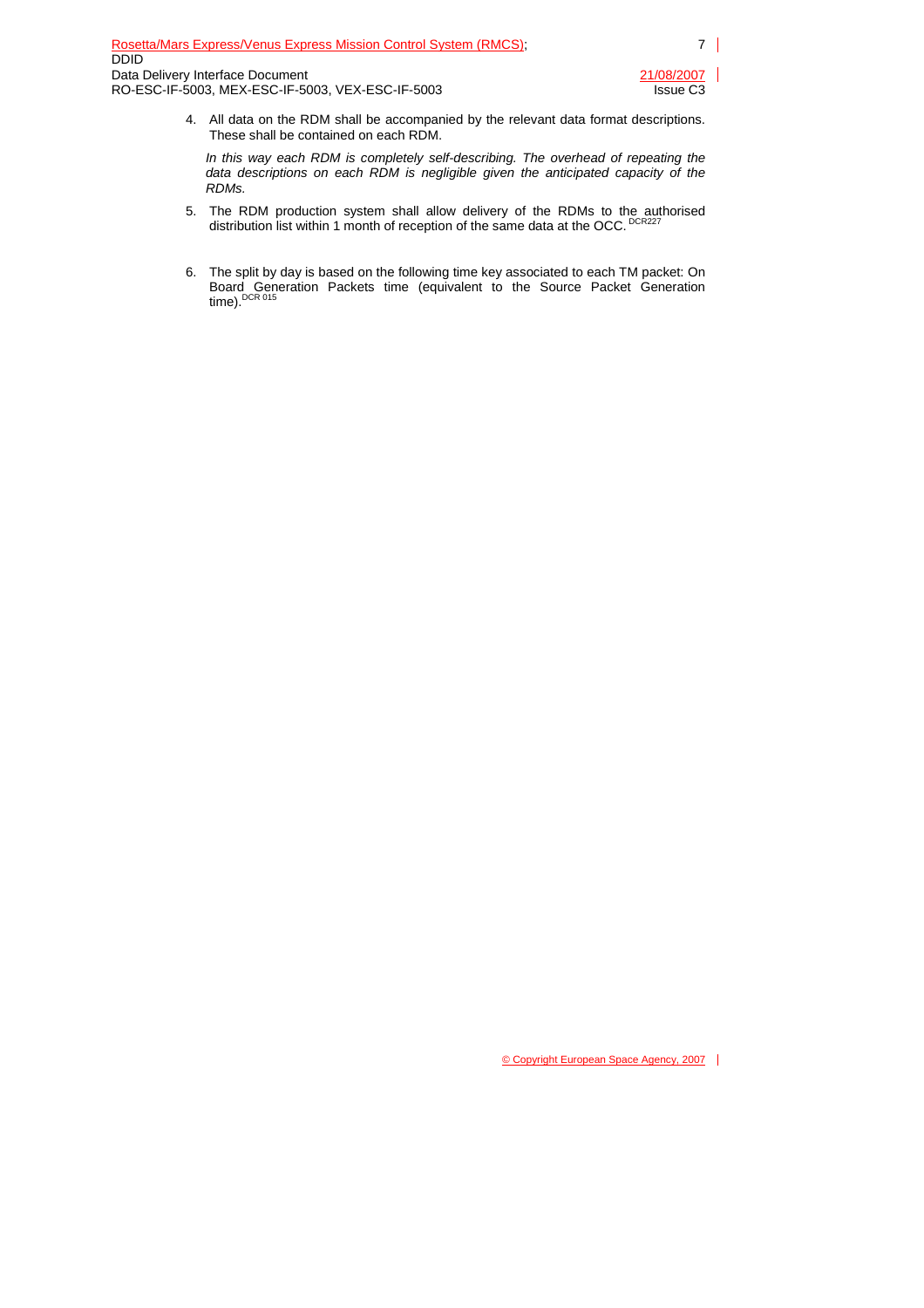4. All data on the RDM shall be accompanied by the relevant data format descriptions. These shall be contained on each RDM.

   *In this way each RDM is completely self-describing. The overhead of repeating the data descriptions on each RDM is negligible given the anticipated capacity of the RDMs.*

5. The RDM production system shall allow delivery of the RDMs to the authorised distribution list within 1 month of reception of the same data at the OCC. [DCR227]

6. The split by day is based on the following time key associated to each TM packet: On Board Generation Packets time (equivalent to the Source Packet Generation time). [DCR 015]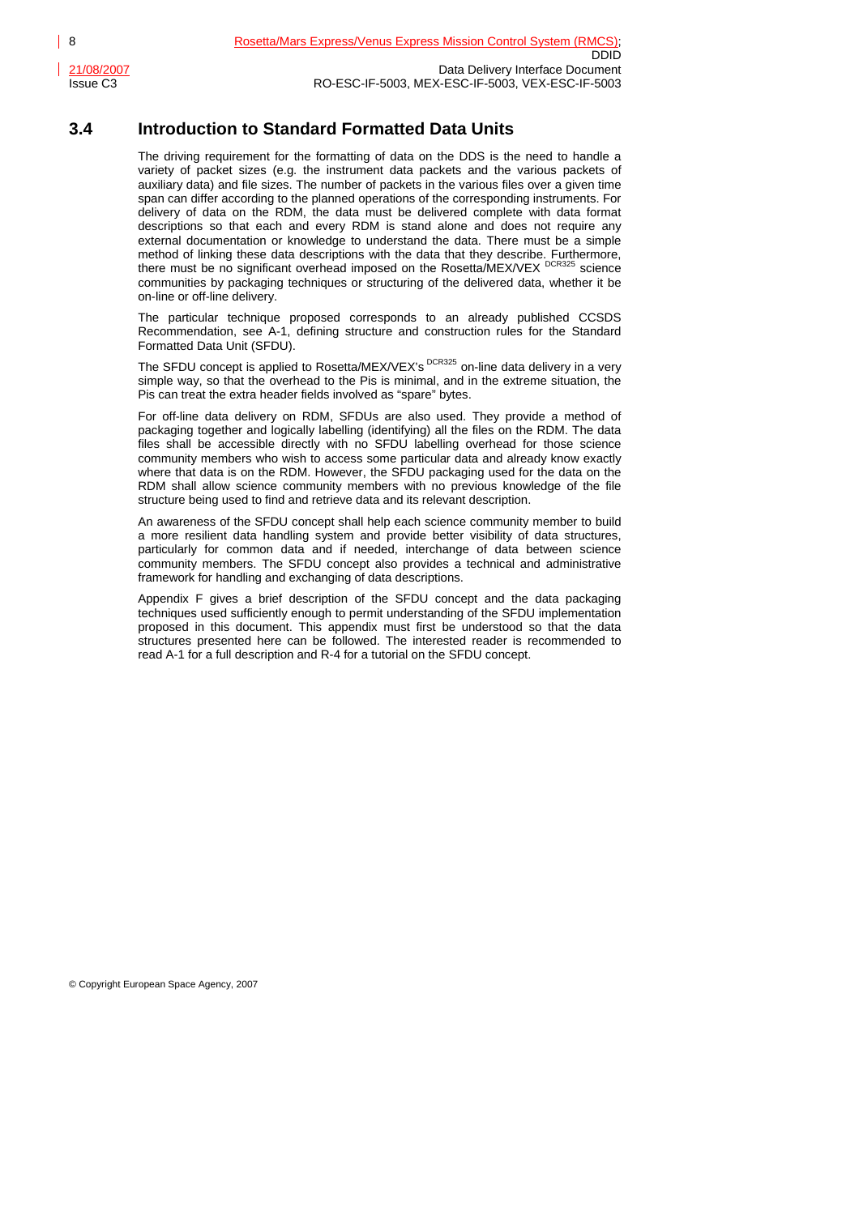## 3.4 Introduction to Standard Formatted Data Units

The driving requirement for the formatting of data on the DDS is the need to handle a variety of packet sizes (e.g. the instrument data packets and the various packets of auxiliary data) and file sizes. The number of packets in the various files over a given time span can differ according to the planned operations of the corresponding instruments. For delivery of data on the RDM, the data must be delivered complete with data format descriptions so that each and every RDM is stand alone and does not require any external documentation or knowledge to understand the data. There must be a simple method of linking these data descriptions with the data that they describe. Furthermore, there must be no significant overhead imposed on the Rosetta/MEX/VEX [DCR325] science communities by packaging techniques or structuring of the delivered data, whether it be on-line or off-line delivery.

The particular technique proposed corresponds to an already published CCSDS Recommendation, see A-1, defining structure and construction rules for the Standard Formatted Data Unit (SFDU).

The SFDU concept is applied to Rosetta/MEX/VEX's [DCR325] on-line data delivery in a very simple way, so that the overhead to the Pis is minimal, and in the extreme situation, the Pis can treat the extra header fields involved as "spare" bytes.

For off-line data delivery on RDM, SFDUs are also used. They provide a method of packaging together and logically labelling (identifying) all the files on the RDM. The data files shall be accessible directly with no SFDU labelling overhead for those science community members who wish to access some particular data and already know exactly where that data is on the RDM. However, the SFDU packaging used for the data on the RDM shall allow science community members with no previous knowledge of the file structure being used to find and retrieve data and its relevant description.

An awareness of the SFDU concept shall help each science community member to build a more resilient data handling system and provide better visibility of data structures, particularly for common data and if needed, interchange of data between science community members. The SFDU concept also provides a technical and administrative framework for handling and exchanging of data descriptions.

Appendix F gives a brief description of the SFDU concept and the data packaging techniques used sufficiently enough to permit understanding of the SFDU implementation proposed in this document. This appendix must first be understood so that the data structures presented here can be followed. The interested reader is recommended to read A-1 for a full description and R-4 for a tutorial on the SFDU concept.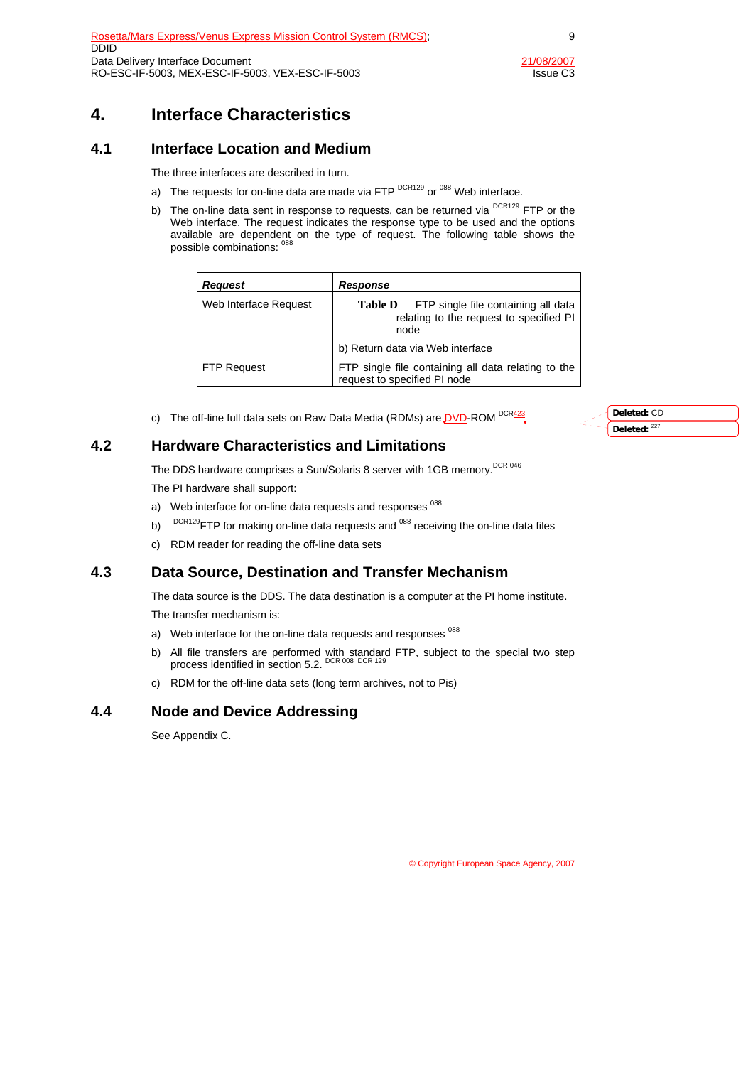# 4. Interface Characteristics

## 4.1 Interface Location and Medium

The three interfaces are described in turn.

a) The requests for on-line data are made via FTP [DCR129] or [088] Web interface.

b) The on-line data sent in response to requests, can be returned via [DCR129] FTP or the Web interface. The request indicates the response type to be used and the options available are dependent on the type of request. The following table shows the possible combinations: [088]

| Request | Response |
| --- | --- |
| Web Interface Request | **Table D** FTP single file containing all data relating to the request to specified PI node<br><br>b) Return data via Web interface |
| FTP Request | FTP single file containing all data relating to the request to specified PI node |

c) The off-line full data sets on Raw Data Media (RDMs) are DVD-ROM [DCR423]

Deleted: CD

Deleted: [227]

## 4.2 Hardware Characteristics and Limitations

The DDS hardware comprises a Sun/Solaris 8 server with 1GB memory. [DCR 046]

The PI hardware shall support:

a) Web interface for on-line data requests and responses [088]

b) [DCR129] FTP for making on-line data requests and [088] receiving the on-line data files

c) RDM reader for reading the off-line data sets

## 4.3 Data Source, Destination and Transfer Mechanism

The data source is the DDS. The data destination is a computer at the PI home institute.

The transfer mechanism is:

a) Web interface for the on-line data requests and responses [088]

b) All file transfers are performed with standard FTP, subject to the special two step process identified in section 5.2. [DCR 008] [DCR 129]

c) RDM for the off-line data sets (long term archives, not to Pis)

## 4.4 Node and Device Addressing

See Appendix C.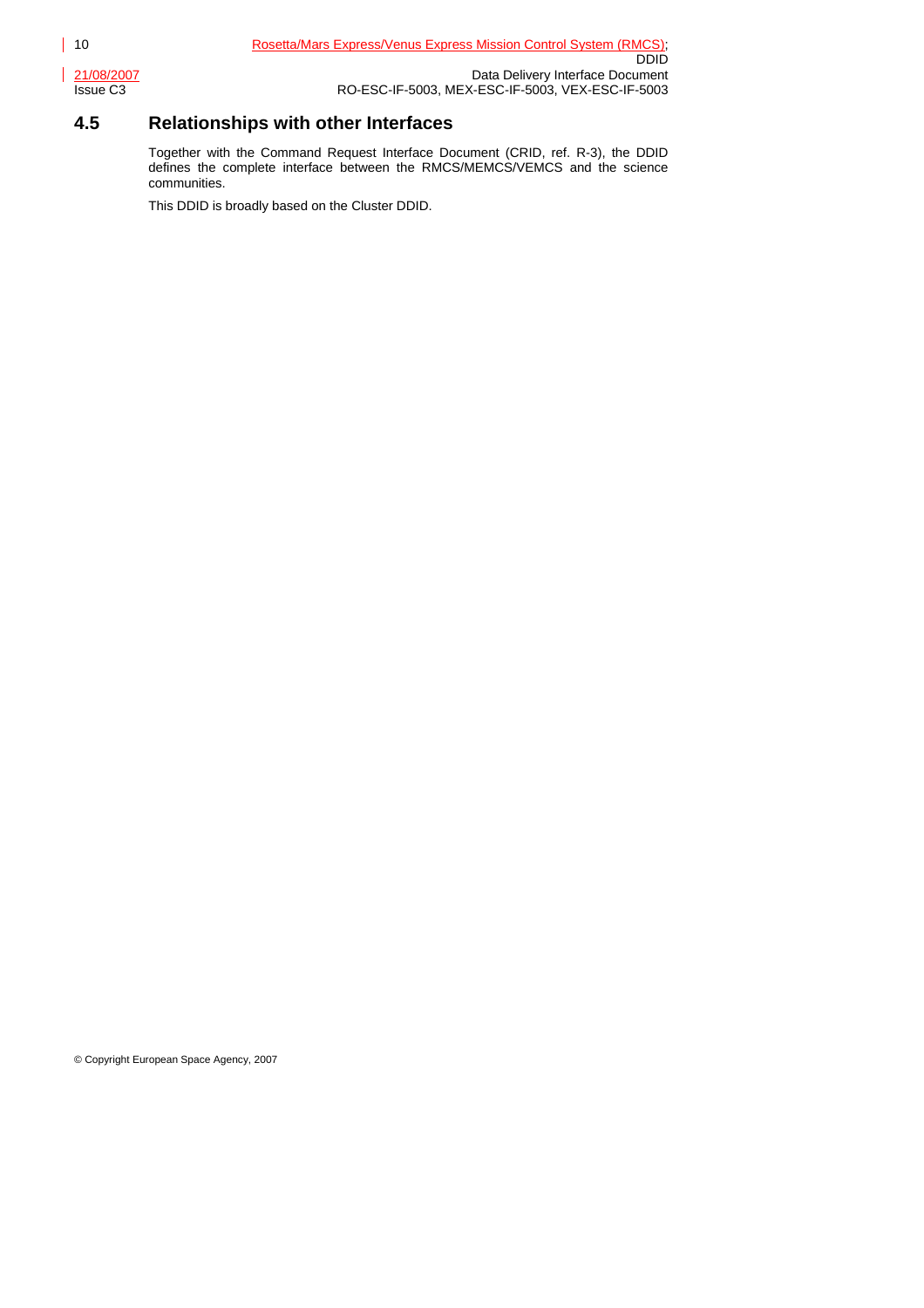## 4.5 Relationships with other Interfaces

Together with the Command Request Interface Document (CRID, ref. R-3), the DDID defines the complete interface between the RMCS/MEMCS/VEMCS and the science communities.

This DDID is broadly based on the Cluster DDID.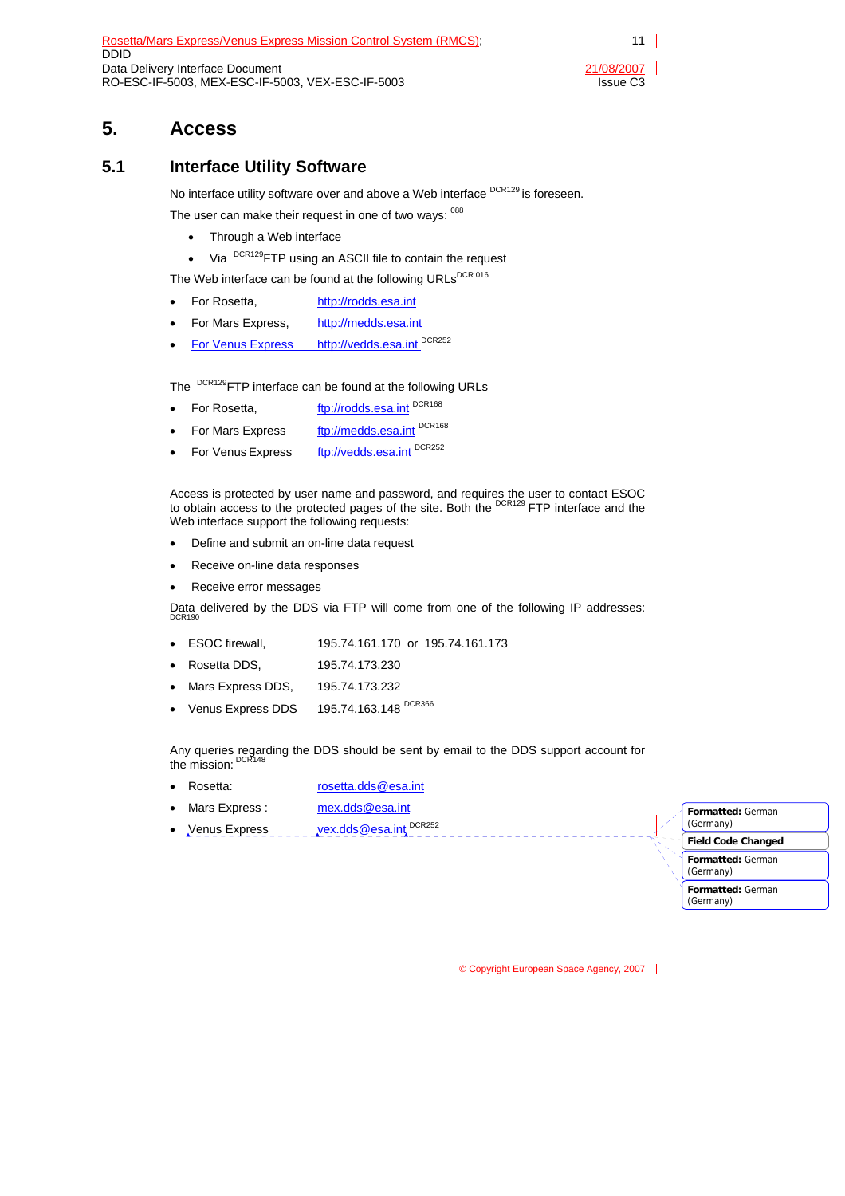# 5. Access

## 5.1 Interface Utility Software

No interface utility software over and above a Web interface [DCR129] is foreseen.

The user can make their request in one of two ways: [088]

- Through a Web interface
- Via [DCR129] FTP using an ASCII file to contain the request

The Web interface can be found at the following URLs [DCR 016]

- For Rosetta, http://rodds.esa.int
- For Mars Express, http://medds.esa.int
- For Venus Express http://vedds.esa.int [DCR252]

The [DCR129] FTP interface can be found at the following URLs

- For Rosetta, ftp://rodds.esa.int [DCR168]
- For Mars Express ftp://medds.esa.int [DCR168]
- For Venus Express ftp://vedds.esa.int [DCR252]

Access is protected by user name and password, and requires the user to contact ESOC to obtain access to the protected pages of the site. Both the [DCR129] FTP interface and the Web interface support the following requests:

- Define and submit an on-line data request
- Receive on-line data responses
- Receive error messages

Data delivered by the DDS via FTP will come from one of the following IP addresses: [DCR190]

- ESOC firewall, 195.74.161.170 or 195.74.161.173
- Rosetta DDS, 195.74.173.230
- Mars Express DDS, 195.74.173.232
- Venus Express DDS 195.74.163.148 [DCR366]

Any queries regarding the DDS should be sent by email to the DDS support account for the mission: [DCR148]

- Rosetta: rosetta.dds@esa.int
- Mars Express : mex.dds@esa.int
- Venus Express vex.dds@esa.int [DCR252]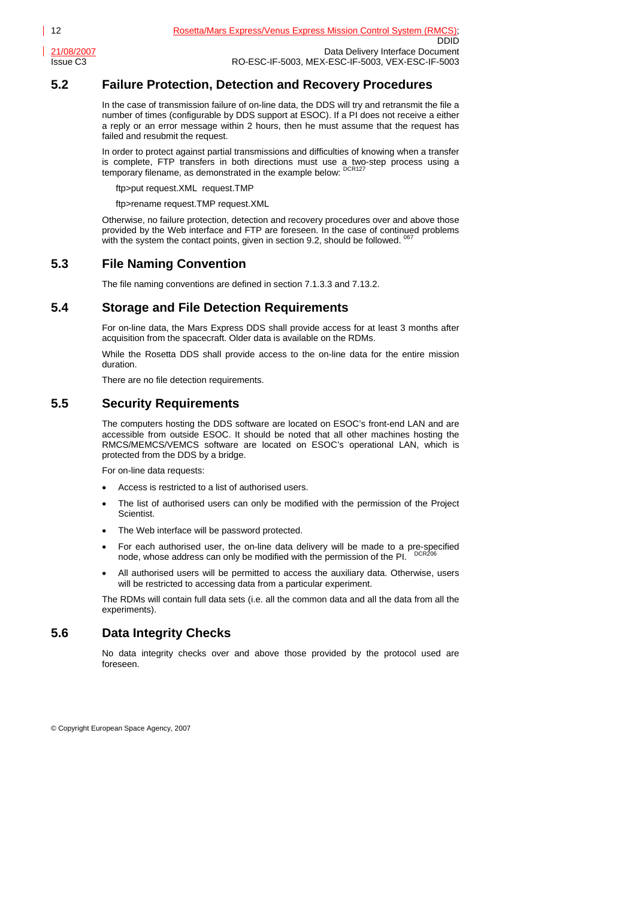## 5.2 Failure Protection, Detection and Recovery Procedures

In the case of transmission failure of on-line data, the DDS will try and retransmit the file a number of times (configurable by DDS support at ESOC). If a PI does not receive a either a reply or an error message within 2 hours, then he must assume that the request has failed and resubmit the request.

In order to protect against partial transmissions and difficulties of knowing when a transfer is complete, FTP transfers in both directions must use a two-step process using a temporary filename, as demonstrated in the example below: DCR127

ftp>put request.XML request.TMP

ftp>rename request.TMP request.XML

Otherwise, no failure protection, detection and recovery procedures over and above those provided by the Web interface and FTP are foreseen. In the case of continued problems with the system the contact points, given in section 9.2, should be followed. 067

## 5.3 File Naming Convention

The file naming conventions are defined in section 7.1.3.3 and 7.13.2.

## 5.4 Storage and File Detection Requirements

For on-line data, the Mars Express DDS shall provide access for at least 3 months after acquisition from the spacecraft. Older data is available on the RDMs.

While the Rosetta DDS shall provide access to the on-line data for the entire mission duration.

There are no file detection requirements.

## 5.5 Security Requirements

The computers hosting the DDS software are located on ESOC's front-end LAN and are accessible from outside ESOC. It should be noted that all other machines hosting the RMCS/MEMCS/VEMCS software are located on ESOC's operational LAN, which is protected from the DDS by a bridge.

For on-line data requests:

- Access is restricted to a list of authorised users.
- The list of authorised users can only be modified with the permission of the Project Scientist.
- The Web interface will be password protected.
- For each authorised user, the on-line data delivery will be made to a pre-specified node, whose address can only be modified with the permission of the PI. DCR206
- All authorised users will be permitted to access the auxiliary data. Otherwise, users will be restricted to accessing data from a particular experiment.

The RDMs will contain full data sets (i.e. all the common data and all the data from all the experiments).

## 5.6 Data Integrity Checks

No data integrity checks over and above those provided by the protocol used are foreseen.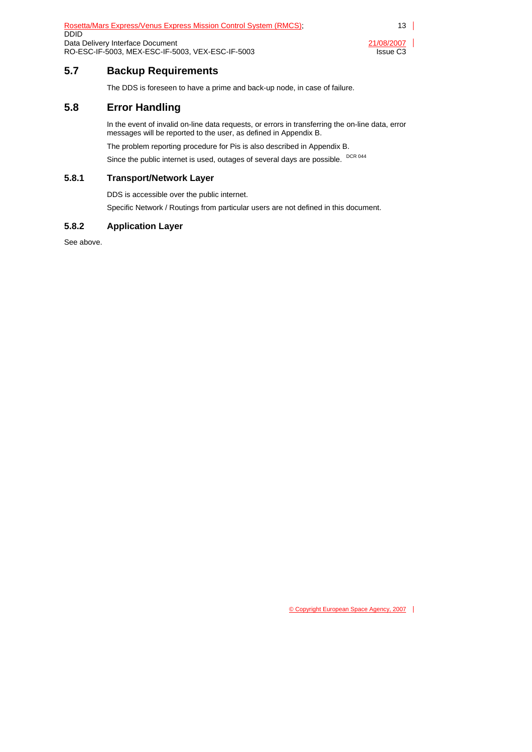## 5.7 Backup Requirements

The DDS is foreseen to have a prime and back-up node, in case of failure.

## 5.8 Error Handling

In the event of invalid on-line data requests, or errors in transferring the on-line data, error messages will be reported to the user, as defined in Appendix B.

The problem reporting procedure for Pis is also described in Appendix B.

Since the public internet is used, outages of several days are possible. DCR 044

### 5.8.1 Transport/Network Layer

DDS is accessible over the public internet.

Specific Network / Routings from particular users are not defined in this document.

### 5.8.2 Application Layer

See above.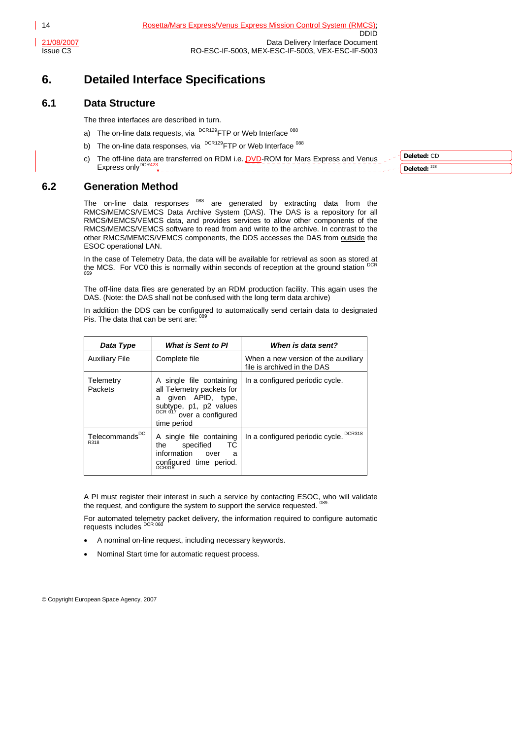# 6. Detailed Interface Specifications

## 6.1 Data Structure

The three interfaces are described in turn.

a) The on-line data requests, via [DCR129]FTP or Web Interface [088]

b) The on-line data responses, via [DCR129]FTP or Web Interface [088]

c) The off-line data are transferred on RDM i.e. DVD-ROM for Mars Express and Venus Express only[DCR423]

## 6.2 Generation Method

The on-line data responses [088] are generated by extracting data from the RMCS/MEMCS/VEMCS Data Archive System (DAS). The DAS is a repository for all RMCS/MEMCS/VEMCS data, and provides services to allow other components of the RMCS/MEMCS/VEMCS software to read from and write to the archive. In contrast to the other RMCS/MEMCS/VEMCS components, the DDS accesses the DAS from outside the ESOC operational LAN.

In the case of Telemetry Data, the data will be available for retrieval as soon as stored at the MCS. For VC0 this is normally within seconds of reception at the ground station [DCR 059]

The off-line data files are generated by an RDM production facility. This again uses the DAS. (Note: the DAS shall not be confused with the long term data archive)

In addition the DDS can be configured to automatically send certain data to designated Pis. The data that can be sent are: [089]

| *Data Type* | *What is Sent to PI* | *When is data sent?* |
|---|---|---|
| Auxiliary File | Complete file | When a new version of the auxiliary file is archived in the DAS |
| Telemetry Packets | A single file containing all Telemetry packets for a given APID, type, subtype, p1, p2 values [DCR 017] over a configured time period | In a configured periodic cycle. |
| Telecommands[DCR318] | A single file containing the specified TC information over a configured time period. [DCR318] | In a configured periodic cycle. [DCR318] |

A PI must register their interest in such a service by contacting ESOC, who will validate the request, and configure the system to support the service requested. [089.]

For automated telemetry packet delivery, the information required to configure automatic requests includes [DCR 060]

- A nominal on-line request, including necessary keywords.
- Nominal Start time for automatic request process.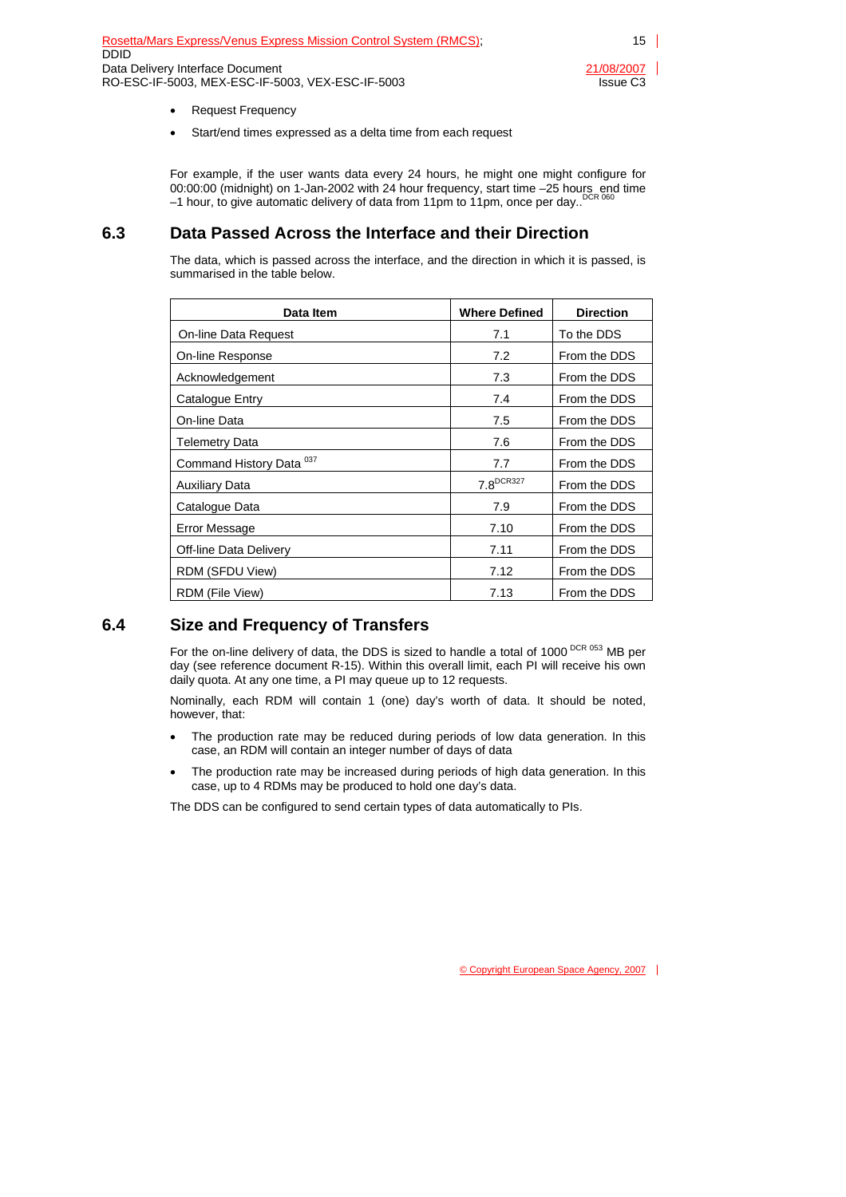- Request Frequency
- Start/end times expressed as a delta time from each request

For example, if the user wants data every 24 hours, he might one might configure for 00:00:00 (midnight) on 1-Jan-2002 with 24 hour frequency, start time –25 hours end time –1 hour, to give automatic delivery of data from 11pm to 11pm, once per day..[DCR 060]

## 6.3 Data Passed Across the Interface and their Direction

The data, which is passed across the interface, and the direction in which it is passed, is summarised in the table below.

| Data Item | Where Defined | Direction |
|---|---|---|
| On-line Data Request | 7.1 | To the DDS |
| On-line Response | 7.2 | From the DDS |
| Acknowledgement | 7.3 | From the DDS |
| Catalogue Entry | 7.4 | From the DDS |
| On-line Data | 7.5 | From the DDS |
| Telemetry Data | 7.6 | From the DDS |
| Command History Data [037] | 7.7 | From the DDS |
| Auxiliary Data | 7.8[DCR327] | From the DDS |
| Catalogue Data | 7.9 | From the DDS |
| Error Message | 7.10 | From the DDS |
| Off-line Data Delivery | 7.11 | From the DDS |
| RDM (SFDU View) | 7.12 | From the DDS |
| RDM (File View) | 7.13 | From the DDS |

## 6.4 Size and Frequency of Transfers

For the on-line delivery of data, the DDS is sized to handle a total of 1000 [DCR 053] MB per day (see reference document R-15). Within this overall limit, each PI will receive his own daily quota. At any one time, a PI may queue up to 12 requests.

Nominally, each RDM will contain 1 (one) day's worth of data. It should be noted, however, that:

- The production rate may be reduced during periods of low data generation. In this case, an RDM will contain an integer number of days of data
- The production rate may be increased during periods of high data generation. In this case, up to 4 RDMs may be produced to hold one day's data.

The DDS can be configured to send certain types of data automatically to PIs.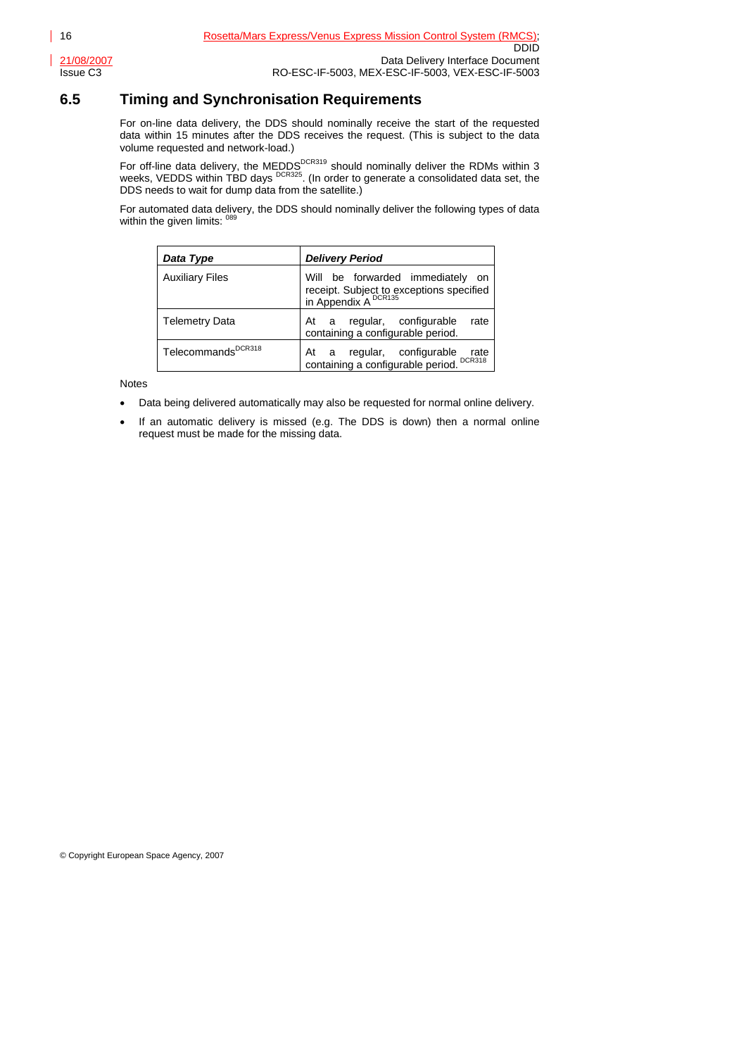## 6.5 Timing and Synchronisation Requirements

For on-line data delivery, the DDS should nominally receive the start of the requested data within 15 minutes after the DDS receives the request. (This is subject to the data volume requested and network-load.)

For off-line data delivery, the MEDDS[DCR319] should nominally deliver the RDMs within 3 weeks, VEDDS within TBD days [DCR325]. (In order to generate a consolidated data set, the DDS needs to wait for dump data from the satellite.)

For automated data delivery, the DDS should nominally deliver the following types of data within the given limits: [089]

| ***Data Type*** | ***Delivery Period*** |
|---|---|
| Auxiliary Files | Will be forwarded immediately on receipt. Subject to exceptions specified in Appendix A [DCR135] |
| Telemetry Data | At a regular, configurable rate containing a configurable period. |
| Telecommands[DCR318] | At a regular, configurable rate containing a configurable period. [DCR318] |

Notes

- Data being delivered automatically may also be requested for normal online delivery.
- If an automatic delivery is missed (e.g. The DDS is down) then a normal online request must be made for the missing data.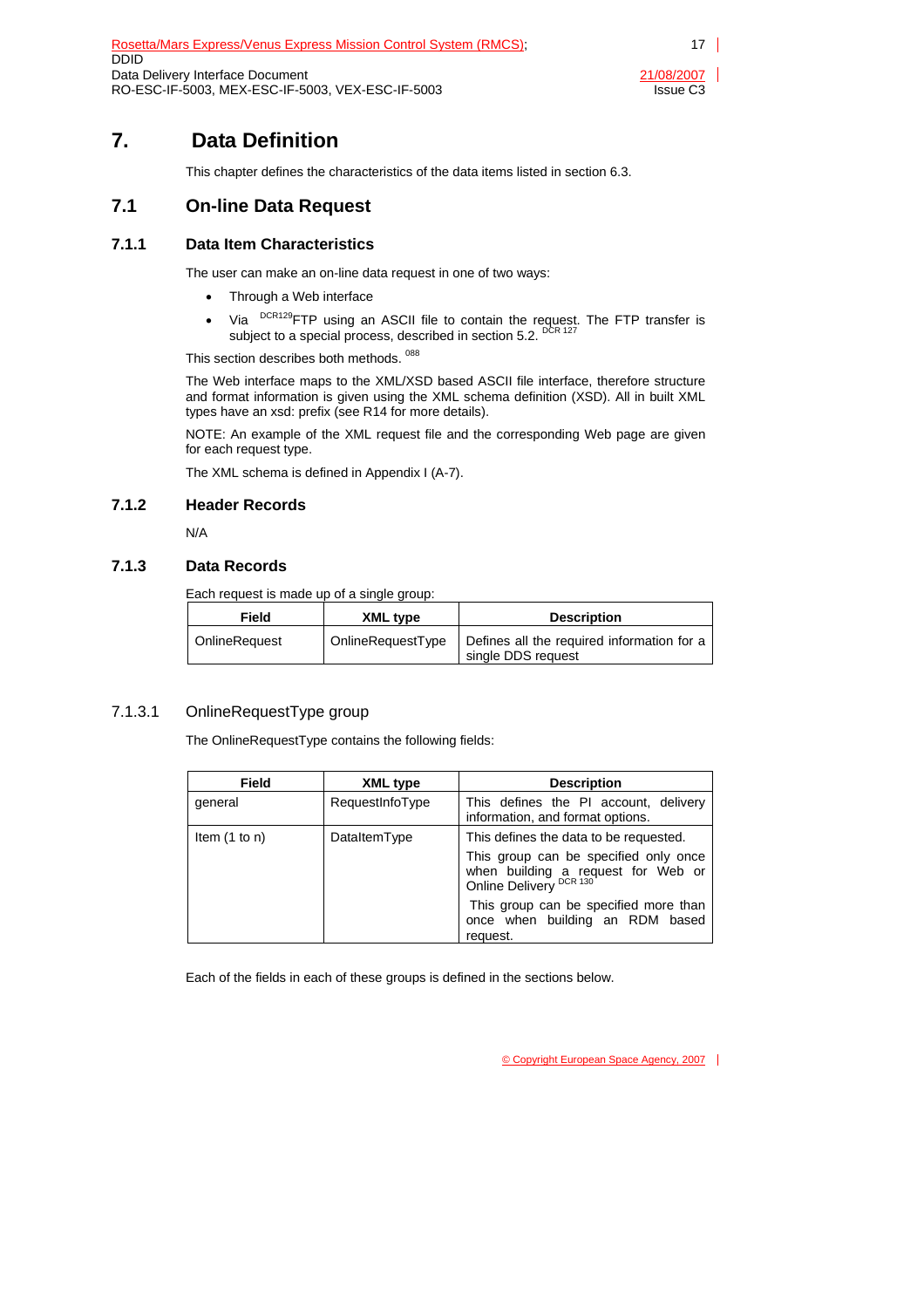# 7. Data Definition

This chapter defines the characteristics of the data items listed in section 6.3.

## 7.1 On-line Data Request

### 7.1.1 Data Item Characteristics

The user can make an on-line data request in one of two ways:

- Through a Web interface
- Via [DCR129]FTP using an ASCII file to contain the request. The FTP transfer is subject to a special process, described in section 5.2. [DCR 127]

This section describes both methods. [088]

The Web interface maps to the XML/XSD based ASCII file interface, therefore structure and format information is given using the XML schema definition (XSD). All in built XML types have an xsd: prefix (see R14 for more details).

NOTE: An example of the XML request file and the corresponding Web page are given for each request type.

The XML schema is defined in Appendix I (A-7).

### 7.1.2 Header Records

N/A

### 7.1.3 Data Records

Each request is made up of a single group:

| Field | XML type | Description |
|---|---|---|
| OnlineRequest | OnlineRequestType | Defines all the required information for a single DDS request |

#### 7.1.3.1 OnlineRequestType group

The OnlineRequestType contains the following fields:

| Field | XML type | Description |
|---|---|---|
| general | RequestInfoType | This defines the PI account, delivery information, and format options. |
| Item (1 to n) | DataItemType | This defines the data to be requested.<br>This group can be specified only once when building a request for Web or Online Delivery [DCR 130]<br>This group can be specified more than once when building an RDM based request. |

Each of the fields in each of these groups is defined in the sections below.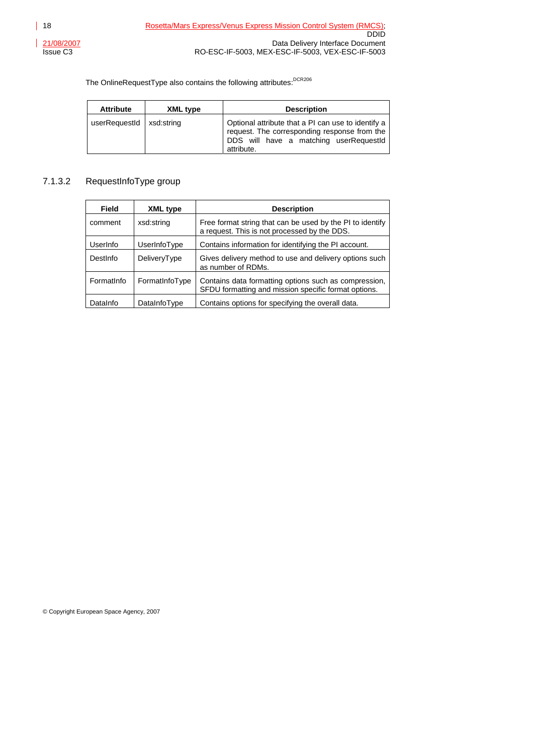The OnlineRequestType also contains the following attributes:[DCR206]

| Attribute | XML type | Description |
|---|---|---|
| userRequestId | xsd:string | Optional attribute that a PI can use to identify a request. The corresponding response from the DDS will have a matching userRequestId attribute. |

### 7.1.3.2 RequestInfoType group

| Field | XML type | Description |
|---|---|---|
| comment | xsd:string | Free format string that can be used by the PI to identify a request. This is not processed by the DDS. |
| UserInfo | UserInfoType | Contains information for identifying the PI account. |
| DestInfo | DeliveryType | Gives delivery method to use and delivery options such as number of RDMs. |
| FormatInfo | FormatInfoType | Contains data formatting options such as compression, SFDU formatting and mission specific format options. |
| DataInfo | DataInfoType | Contains options for specifying the overall data. |

© Copyright European Space Agency, 2007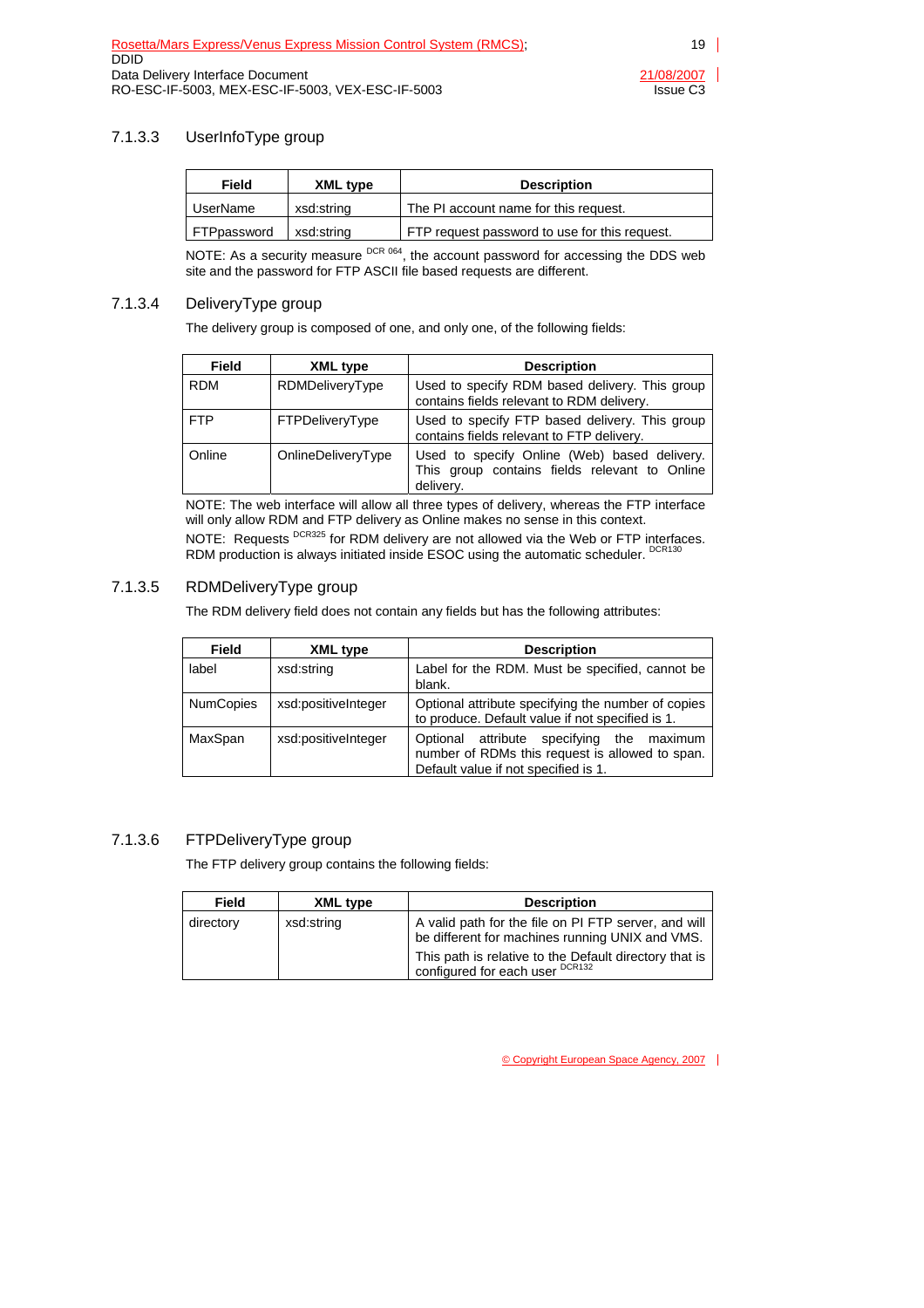### 7.1.3.3 UserInfoType group

| Field | XML type | Description |
|---|---|---|
| UserName | xsd:string | The PI account name for this request. |
| FTPpassword | xsd:string | FTP request password to use for this request. |

NOTE: As a security measure [DCR 064], the account password for accessing the DDS web site and the password for FTP ASCII file based requests are different.

### 7.1.3.4 DeliveryType group

The delivery group is composed of one, and only one, of the following fields:

| Field | XML type | Description |
|---|---|---|
| RDM | RDMDeliveryType | Used to specify RDM based delivery. This group contains fields relevant to RDM delivery. |
| FTP | FTPDeliveryType | Used to specify FTP based delivery. This group contains fields relevant to FTP delivery. |
| Online | OnlineDeliveryType | Used to specify Online (Web) based delivery. This group contains fields relevant to Online delivery. |

NOTE: The web interface will allow all three types of delivery, whereas the FTP interface will only allow RDM and FTP delivery as Online makes no sense in this context.

NOTE: Requests [DCR325] for RDM delivery are not allowed via the Web or FTP interfaces. RDM production is always initiated inside ESOC using the automatic scheduler. [DCR130]

### 7.1.3.5 RDMDeliveryType group

The RDM delivery field does not contain any fields but has the following attributes:

| Field | XML type | Description |
|---|---|---|
| label | xsd:string | Label for the RDM. Must be specified, cannot be blank. |
| NumCopies | xsd:positiveInteger | Optional attribute specifying the number of copies to produce. Default value if not specified is 1. |
| MaxSpan | xsd:positiveInteger | Optional attribute specifying the maximum number of RDMs this request is allowed to span. Default value if not specified is 1. |

### 7.1.3.6 FTPDeliveryType group

The FTP delivery group contains the following fields:

| Field | XML type | Description |
|---|---|---|
| directory | xsd:string | A valid path for the file on PI FTP server, and will be different for machines running UNIX and VMS. This path is relative to the Default directory that is configured for each user [DCR132] |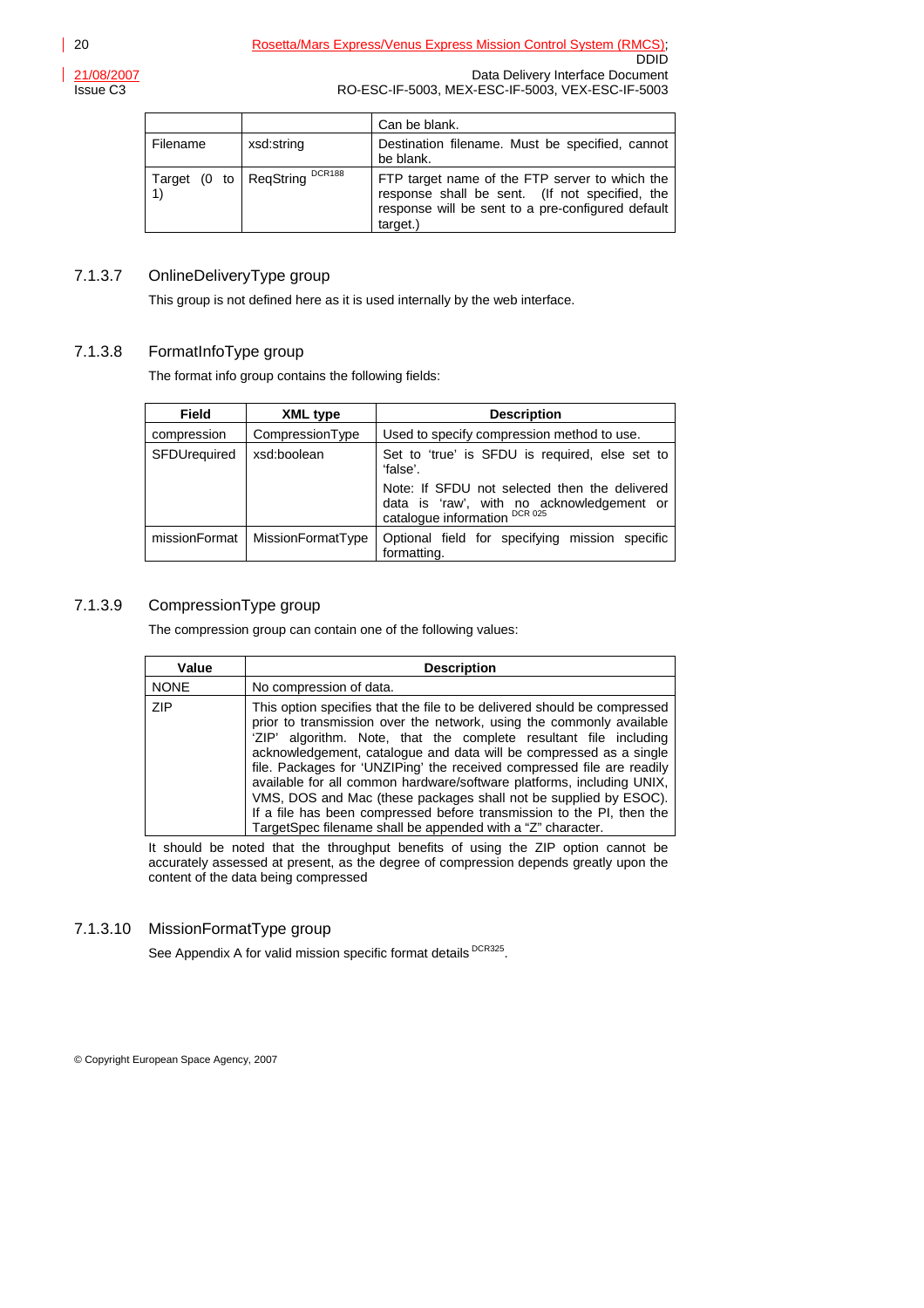| | | Can be blank. |
|---|---|---|
| Filename | xsd:string | Destination filename. Must be specified, cannot be blank. |
| Target (0 to 1) | ReqString [DCR188] | FTP target name of the FTP server to which the response shall be sent. (If not specified, the response will be sent to a pre-configured default target.) |

### 7.1.3.7 OnlineDeliveryType group

This group is not defined here as it is used internally by the web interface.

### 7.1.3.8 FormatInfoType group

The format info group contains the following fields:

| Field | XML type | Description |
|---|---|---|
| compression | CompressionType | Used to specify compression method to use. |
| SFDUrequired | xsd:boolean | Set to 'true' is SFDU is required, else set to 'false'. Note: If SFDU not selected then the delivered data is 'raw', with no acknowledgement or catalogue information [DCR 025] |
| missionFormat | MissionFormatType | Optional field for specifying mission specific formatting. |

### 7.1.3.9 CompressionType group

The compression group can contain one of the following values:

| Value | Description |
|---|---|
| NONE | No compression of data. |
| ZIP | This option specifies that the file to be delivered should be compressed prior to transmission over the network, using the commonly available 'ZIP' algorithm. Note, that the complete resultant file including acknowledgement, catalogue and data will be compressed as a single file. Packages for 'UNZIPing' the received compressed file are readily available for all common hardware/software platforms, including UNIX, VMS, DOS and Mac (these packages shall not be supplied by ESOC). If a file has been compressed before transmission to the PI, then the TargetSpec filename shall be appended with a "Z" character. |

It should be noted that the throughput benefits of using the ZIP option cannot be accurately assessed at present, as the degree of compression depends greatly upon the content of the data being compressed

### 7.1.3.10 MissionFormatType group

See Appendix A for valid mission specific format details [DCR325].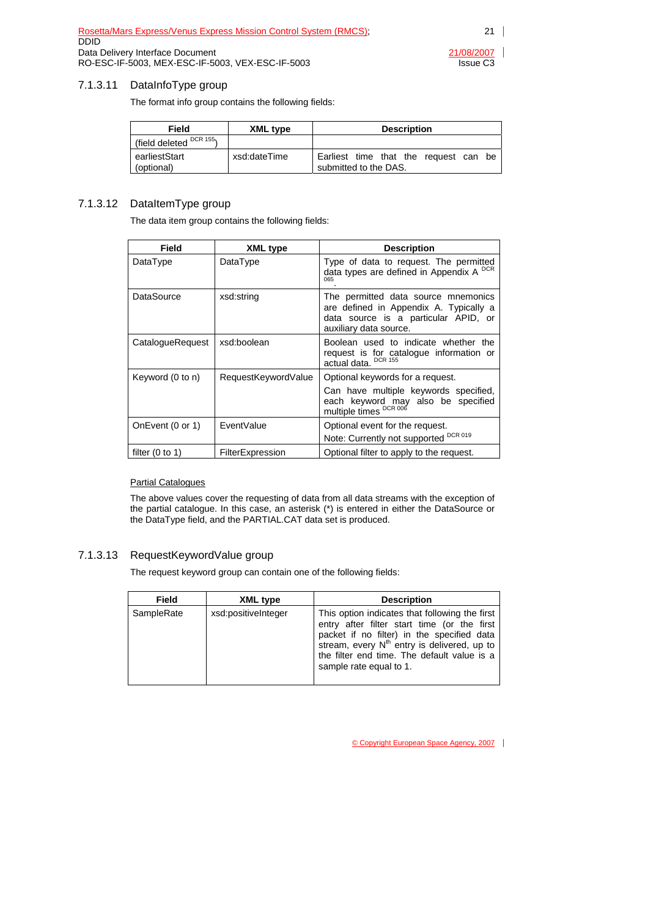### 7.1.3.11 DataInfoType group

The format info group contains the following fields:

| Field | XML type | Description |
|---|---|---|
| (field deleted [DCR 155]) | | |
| earliestStart (optional) | xsd:dateTime | Earliest time that the request can be submitted to the DAS. |

### 7.1.3.12 DataItemType group

The data item group contains the following fields:

| Field | XML type | Description |
|---|---|---|
| DataType | DataType | Type of data to request. The permitted data types are defined in Appendix A [DCR 065]. |
| DataSource | xsd:string | The permitted data source mnemonics are defined in Appendix A. Typically a data source is a particular APID, or auxiliary data source. |
| CatalogueRequest | xsd:boolean | Boolean used to indicate whether the request is for catalogue information or actual data. [DCR 155] |
| Keyword (0 to n) | RequestKeywordValue | Optional keywords for a request.<br>Can have multiple keywords specified, each keyword may also be specified multiple times [DCR 006] |
| OnEvent (0 or 1) | EventValue | Optional event for the request.<br>Note: Currently not supported [DCR 019] |
| filter (0 to 1) | FilterExpression | Optional filter to apply to the request. |

Partial Catalogues

The above values cover the requesting of data from all data streams with the exception of the partial catalogue. In this case, an asterisk (*) is entered in either the DataSource or the DataType field, and the PARTIAL.CAT data set is produced.

### 7.1.3.13 RequestKeywordValue group

The request keyword group can contain one of the following fields:

| Field | XML type | Description |
|---|---|---|
| SampleRate | xsd:positiveInteger | This option indicates that following the first entry after filter start time (or the first packet if no filter) in the specified data stream, every $N^{th}$ entry is delivered, up to the filter end time. The default value is a sample rate equal to 1. |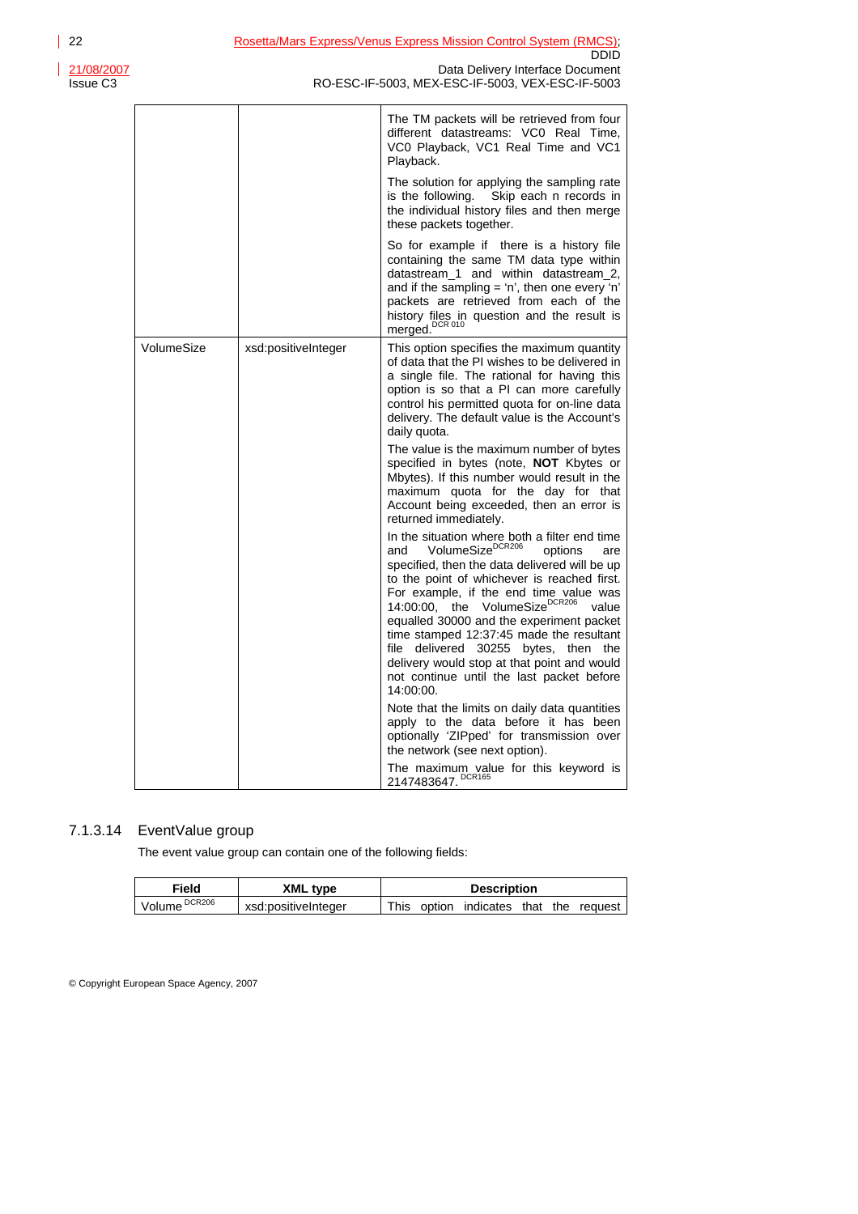| | | The TM packets will be retrieved from four different datastreams: VC0 Real Time, VC0 Playback, VC1 Real Time and VC1 Playback.<br><br>The solution for applying the sampling rate is the following. Skip each n records in the individual history files and then merge these packets together.<br><br>So for example if there is a history file containing the same TM data type within datastream_1 and within datastream_2, and if the sampling = 'n', then one every 'n' packets are retrieved from each of the history files in question and the result is merged.[DCR 010] |
|---|---|---|
| VolumeSize | xsd:positiveInteger | This option specifies the maximum quantity of data that the PI wishes to be delivered in a single file. The rational for having this option is so that a PI can more carefully control his permitted quota for on-line data delivery. The default value is the Account's daily quota.<br><br>The value is the maximum number of bytes specified in bytes (note, **NOT** Kbytes or Mbytes). If this number would result in the maximum quota for the day for that Account being exceeded, then an error is returned immediately.<br><br>In the situation where both a filter end time and VolumeSize[DCR206] options are specified, then the data delivered will be up to the point of whichever is reached first. For example, if the end time value was 14:00:00, the VolumeSize[DCR206] value equalled 30000 and the experiment packet time stamped 12:37:45 made the resultant file delivered 30255 bytes, then the delivery would stop at that point and would not continue until the last packet before 14:00:00.<br><br>Note that the limits on daily data quantities apply to the data before it has been optionally 'ZIPped' for transmission over the network (see next option).<br><br>The maximum value for this keyword is 2147483647.[DCR165] |

### 7.1.3.14 EventValue group

The event value group can contain one of the following fields:

| Field | XML type | Description |
|---|---|---|
| Volume[DCR206] | xsd:positiveInteger | This option indicates that the request |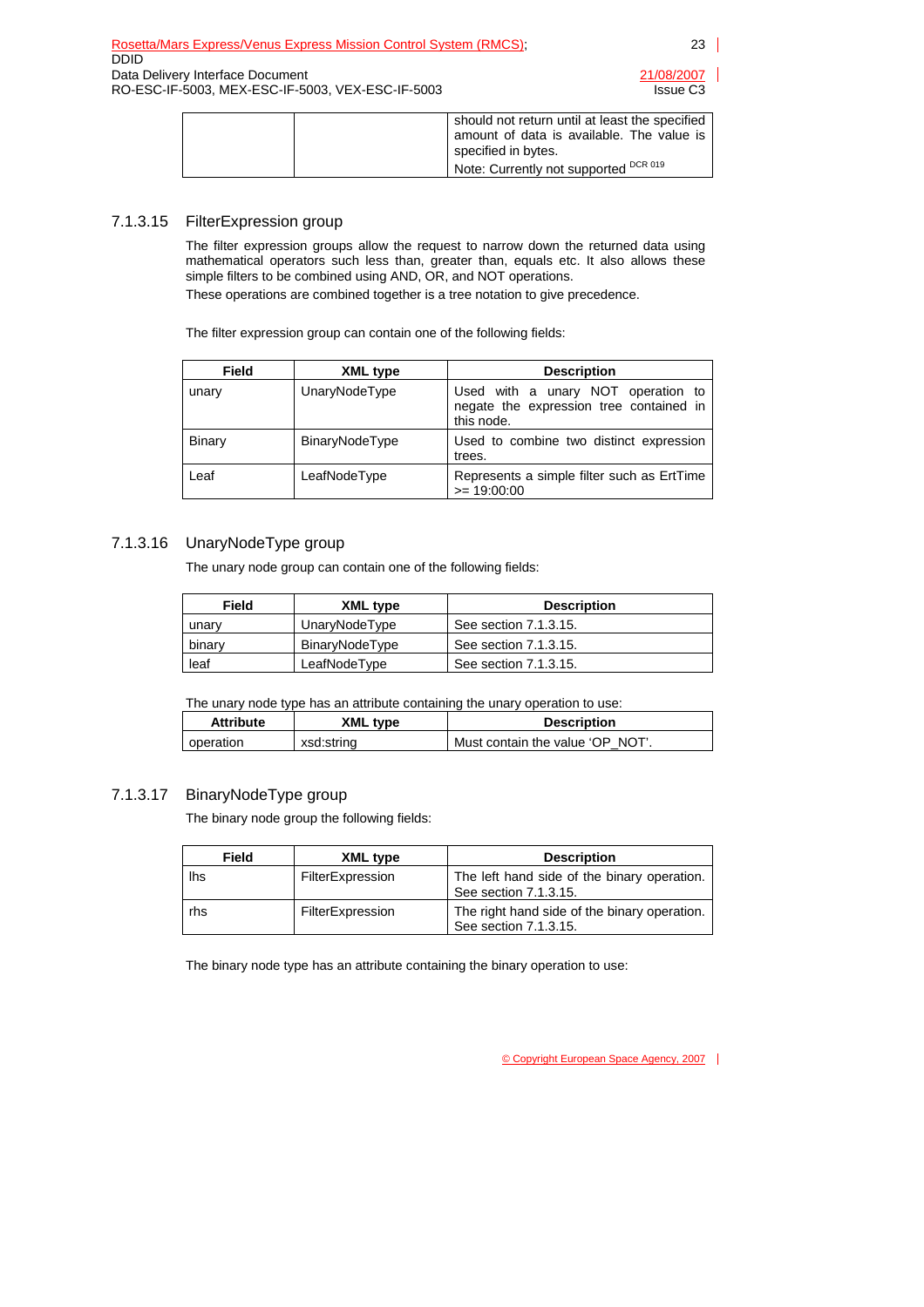| | | should not return until at least the specified amount of data is available. The value is specified in bytes.<br>Note: Currently not supported [DCR 019] |
|---|---|---|

### 7.1.3.15 FilterExpression group

The filter expression groups allow the request to narrow down the returned data using mathematical operators such less than, greater than, equals etc. It also allows these simple filters to be combined using AND, OR, and NOT operations.

These operations are combined together is a tree notation to give precedence.

The filter expression group can contain one of the following fields:

| Field | XML type | Description |
|---|---|---|
| unary | UnaryNodeType | Used with a unary NOT operation to negate the expression tree contained in this node. |
| Binary | BinaryNodeType | Used to combine two distinct expression trees. |
| Leaf | LeafNodeType | Represents a simple filter such as ErtTime >= 19:00:00 |

### 7.1.3.16 UnaryNodeType group

The unary node group can contain one of the following fields:

| Field | XML type | Description |
|---|---|---|
| unary | UnaryNodeType | See section 7.1.3.15. |
| binary | BinaryNodeType | See section 7.1.3.15. |
| leaf | LeafNodeType | See section 7.1.3.15. |

The unary node type has an attribute containing the unary operation to use:

| Attribute | XML type | Description |
|---|---|---|
| operation | xsd:string | Must contain the value 'OP_NOT'. |

### 7.1.3.17 BinaryNodeType group

The binary node group the following fields:

| Field | XML type | Description |
|---|---|---|
| lhs | FilterExpression | The left hand side of the binary operation. See section 7.1.3.15. |
| rhs | FilterExpression | The right hand side of the binary operation. See section 7.1.3.15. |

The binary node type has an attribute containing the binary operation to use: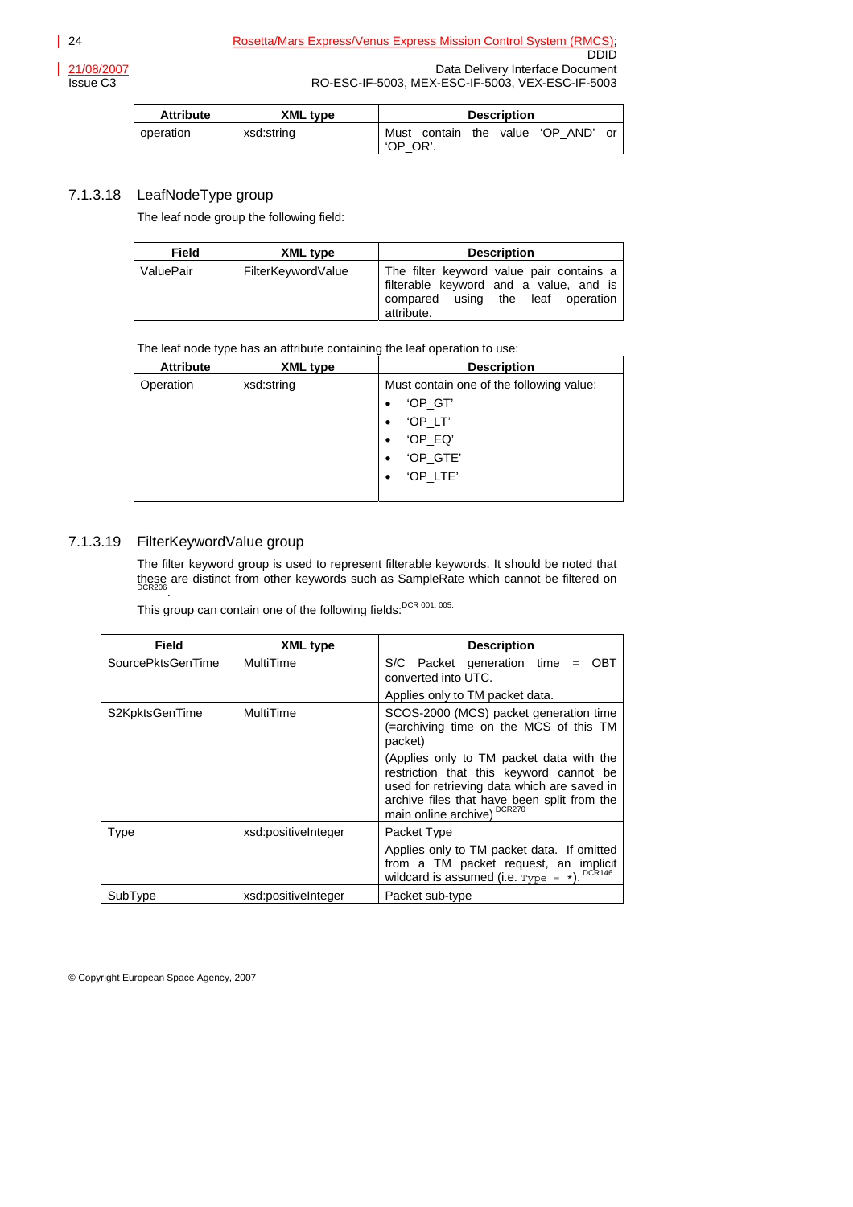| Attribute | XML type | Description |
|---|---|---|
| operation | xsd:string | Must contain the value 'OP_AND' or 'OP_OR'. |

### 7.1.3.18 LeafNodeType group

The leaf node group the following field:

| Field | XML type | Description |
|---|---|---|
| ValuePair | FilterKeywordValue | The filter keyword value pair contains a filterable keyword and a value, and is compared using the leaf operation attribute. |

The leaf node type has an attribute containing the leaf operation to use:

| Attribute | XML type | Description |
|---|---|---|
| Operation | xsd:string | Must contain one of the following value:<br>• 'OP_GT'<br>• 'OP_LT'<br>• 'OP_EQ'<br>• 'OP_GTE'<br>• 'OP_LTE' |

### 7.1.3.19 FilterKeywordValue group

The filter keyword group is used to represent filterable keywords. It should be noted that these are distinct from other keywords such as SampleRate which cannot be filtered on [DCR206].

This group can contain one of the following fields:[DCR 001, 005.]

| Field | XML type | Description |
|---|---|---|
| SourcePktsGenTime | MultiTime | S/C Packet generation time = OBT converted into UTC.<br>Applies only to TM packet data. |
| S2KpktsGenTime | MultiTime | SCOS-2000 (MCS) packet generation time (=archiving time on the MCS of this TM packet)<br>(Applies only to TM packet data with the restriction that this keyword cannot be used for retrieving data which are saved in archive files that have been split from the main online archive) [DCR270] |
| Type | xsd:positiveInteger | Packet Type<br>Applies only to TM packet data. If omitted from a TM packet request, an implicit wildcard is assumed (i.e. `Type = *`). [DCR146] |
| SubType | xsd:positiveInteger | Packet sub-type |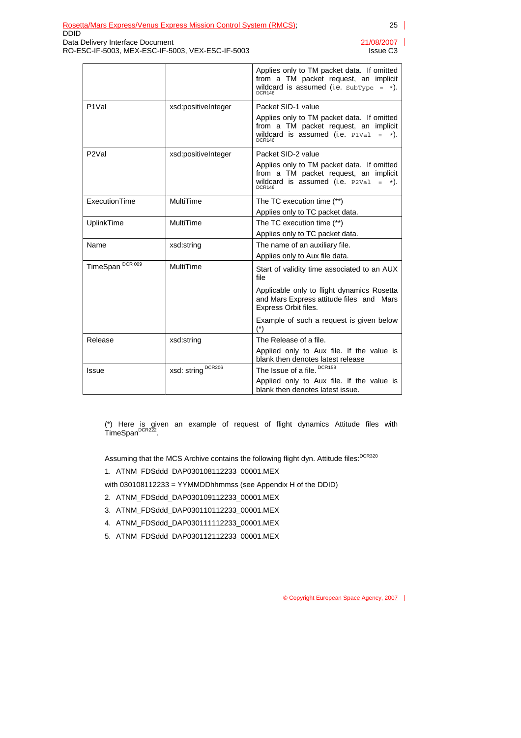| | | |
|---|---|---|
| | | Applies only to TM packet data. If omitted from a TM packet request, an implicit wildcard is assumed (i.e. `SubType = *`). DCR146 |
| P1Val | xsd:positiveInteger | Packet SID-1 value<br><br>Applies only to TM packet data. If omitted from a TM packet request, an implicit wildcard is assumed (i.e. `P1Val = *`). DCR146 |
| P2Val | xsd:positiveInteger | Packet SID-2 value<br><br>Applies only to TM packet data. If omitted from a TM packet request, an implicit wildcard is assumed (i.e. `P2Val = *`). DCR146 |
| ExecutionTime | MultiTime | The TC execution time (**)<br><br>Applies only to TC packet data. |
| UplinkTime | MultiTime | The TC execution time (**)<br><br>Applies only to TC packet data. |
| Name | xsd:string | The name of an auxiliary file.<br><br>Applies only to Aux file data. |
| TimeSpan DCR 009 | MultiTime | Start of validity time associated to an AUX file<br><br>Applicable only to flight dynamics Rosetta and Mars Express attitude files and Mars Express Orbit files.<br><br>Example of such a request is given below (*) |
| Release | xsd:string | The Release of a file.<br><br>Applied only to Aux file. If the value is blank then denotes latest release |
| Issue | xsd: string DCR206 | The Issue of a file. DCR159<br><br>Applied only to Aux file. If the value is blank then denotes latest issue. |

(*) Here is given an example of request of flight dynamics Attitude files with TimeSpan DCR222.

Assuming that the MCS Archive contains the following flight dyn. Attitude files: DCR320

1. ATNM_FDSddd_DAP030108112233_00001.MEX

with 030108112233 = YYMMDDhhmmss (see Appendix H of the DDID)

2. ATNM_FDSddd_DAP030109112233_00001.MEX
3. ATNM_FDSddd_DAP030110112233_00001.MEX
4. ATNM_FDSddd_DAP030111112233_00001.MEX
5. ATNM_FDSddd_DAP030112112233_00001.MEX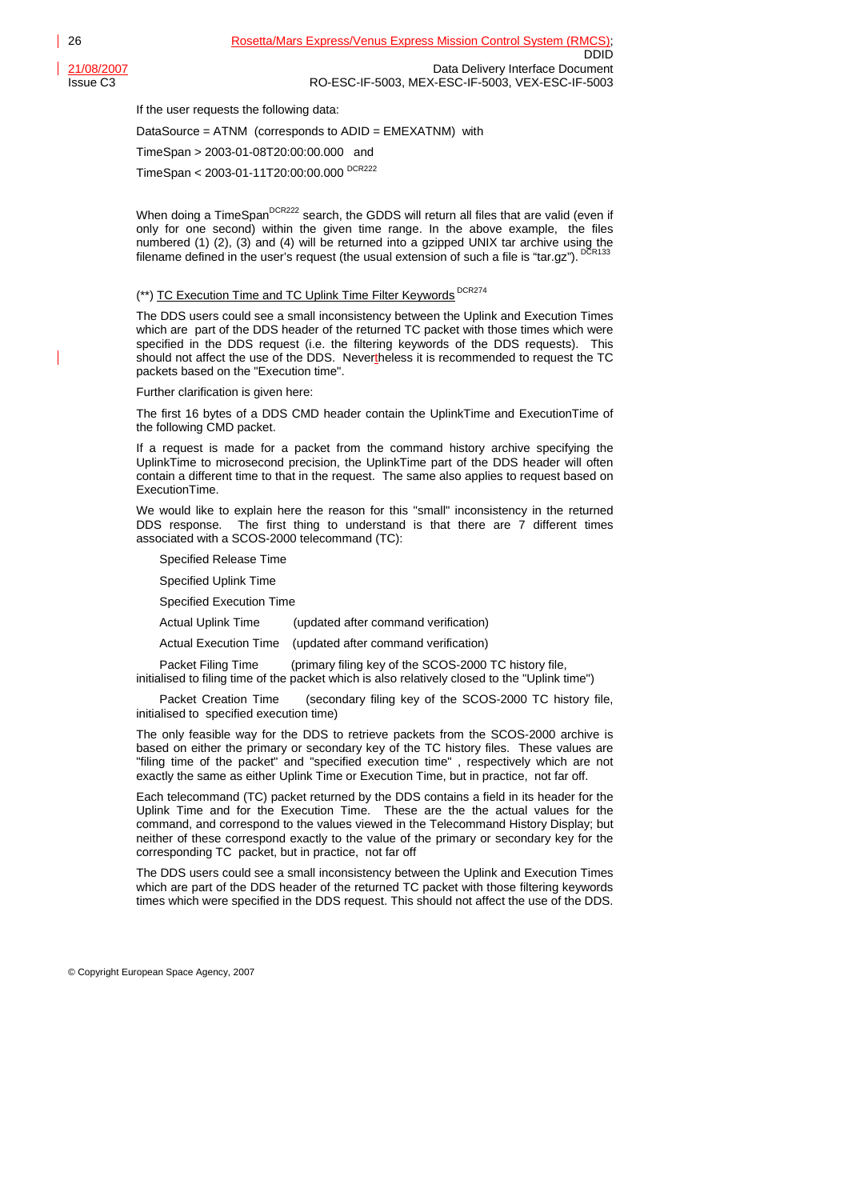If the user requests the following data:

DataSource = ATNM (corresponds to ADID = EMEXATNM) with

TimeSpan > 2003-01-08T20:00:00.000 and

TimeSpan < 2003-01-11T20:00:00.000 [DCR222]

When doing a TimeSpan[DCR222] search, the GDDS will return all files that are valid (even if only for one second) within the given time range. In the above example, the files numbered (1) (2), (3) and (4) will be returned into a gzipped UNIX tar archive using the filename defined in the user's request (the usual extension of such a file is "tar.gz"). [DCR133]

(**) TC Execution Time and TC Uplink Time Filter Keywords [DCR274]

The DDS users could see a small inconsistency between the Uplink and Execution Times which are part of the DDS header of the returned TC packet with those times which were specified in the DDS request (i.e. the filtering keywords of the DDS requests). This should not affect the use of the DDS. Nevertheless it is recommended to request the TC packets based on the "Execution time".

Further clarification is given here:

The first 16 bytes of a DDS CMD header contain the UplinkTime and ExecutionTime of the following CMD packet.

If a request is made for a packet from the command history archive specifying the UplinkTime to microsecond precision, the UplinkTime part of the DDS header will often contain a different time to that in the request. The same also applies to request based on ExecutionTime.

We would like to explain here the reason for this "small" inconsistency in the returned DDS response. The first thing to understand is that there are 7 different times associated with a SCOS-2000 telecommand (TC):

Specified Release Time

Specified Uplink Time

Specified Execution Time

Actual Uplink Time (updated after command verification)

Actual Execution Time (updated after command verification)

Packet Filing Time (primary filing key of the SCOS-2000 TC history file, initialised to filing time of the packet which is also relatively closed to the "Uplink time")

Packet Creation Time (secondary filing key of the SCOS-2000 TC history file, initialised to specified execution time)

The only feasible way for the DDS to retrieve packets from the SCOS-2000 archive is based on either the primary or secondary key of the TC history files. These values are "filing time of the packet" and "specified execution time" , respectively which are not exactly the same as either Uplink Time or Execution Time, but in practice, not far off.

Each telecommand (TC) packet returned by the DDS contains a field in its header for the Uplink Time and for the Execution Time. These are the the actual values for the command, and correspond to the values viewed in the Telecommand History Display; but neither of these correspond exactly to the value of the primary or secondary key for the corresponding TC packet, but in practice, not far off

The DDS users could see a small inconsistency between the Uplink and Execution Times which are part of the DDS header of the returned TC packet with those filtering keywords times which were specified in the DDS request. This should not affect the use of the DDS.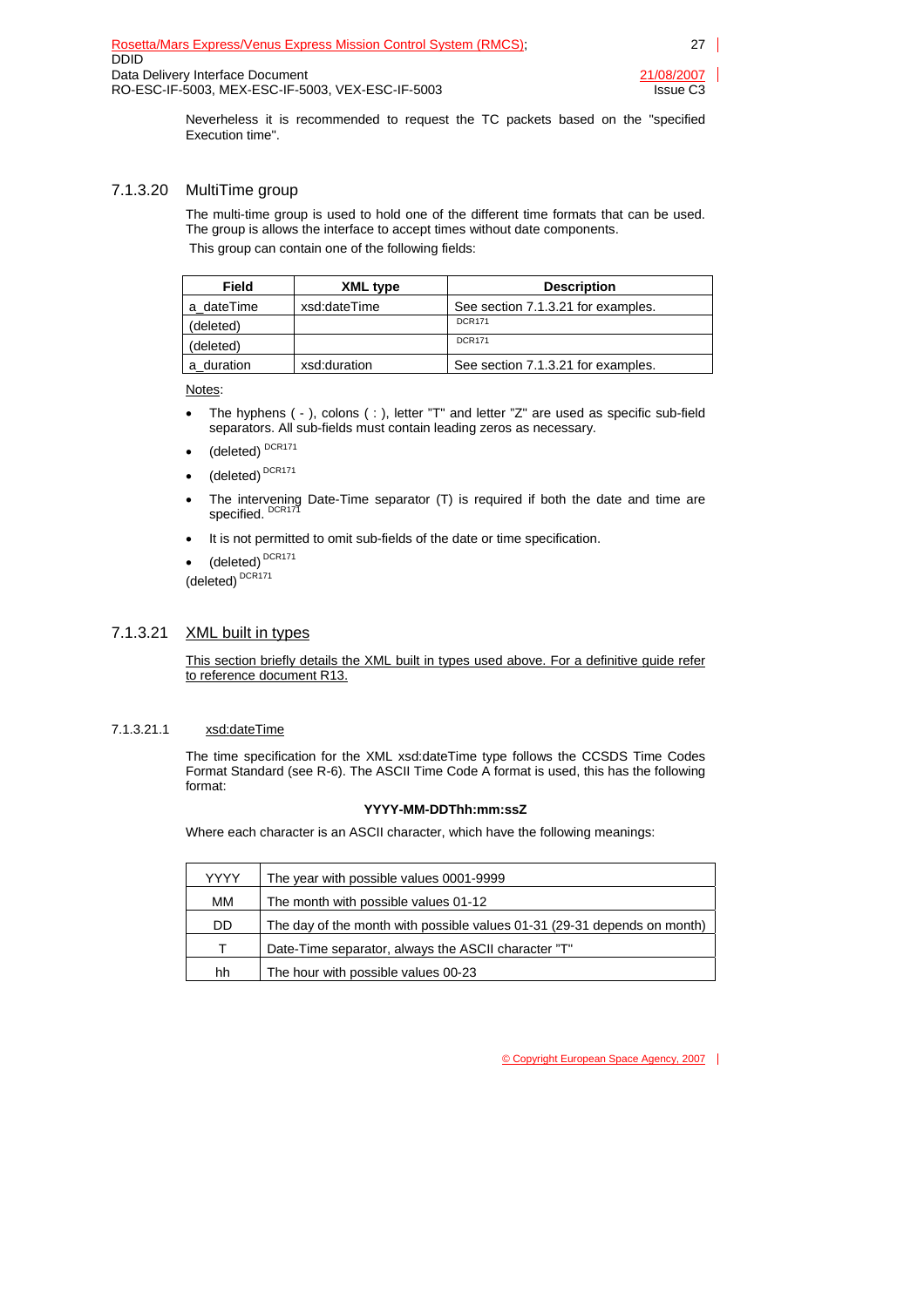Neverheless it is recommended to request the TC packets based on the "specified Execution time".

### 7.1.3.20 MultiTime group

The multi-time group is used to hold one of the different time formats that can be used. The group is allows the interface to accept times without date components.

This group can contain one of the following fields:

| Field | XML type | Description |
|---|---|---|
| a_dateTime | xsd:dateTime | See section 7.1.3.21 for examples. |
| (deleted) | | DCR171 |
| (deleted) | | DCR171 |
| a_duration | xsd:duration | See section 7.1.3.21 for examples. |

Notes:

- The hyphens ( - ), colons ( : ), letter "T" and letter "Z" are used as specific sub-field separators. All sub-fields must contain leading zeros as necessary.
- (deleted) DCR171
- (deleted) DCR171
- The intervening Date-Time separator (T) is required if both the date and time are specified. DCR171
- It is not permitted to omit sub-fields of the date or time specification.
- (deleted) DCR171

(deleted) DCR171

### 7.1.3.21 XML built in types

This section briefly details the XML built in types used above. For a definitive guide refer to reference document R13.

#### 7.1.3.21.1 xsd:dateTime

The time specification for the XML xsd:dateTime type follows the CCSDS Time Codes Format Standard (see R-6). The ASCII Time Code A format is used, this has the following format:

**YYYY-MM-DDThh:mm:ssZ**

Where each character is an ASCII character, which have the following meanings:

| | |
|---|---|
| YYYY | The year with possible values 0001-9999 |
| MM | The month with possible values 01-12 |
| DD | The day of the month with possible values 01-31 (29-31 depends on month) |
| T | Date-Time separator, always the ASCII character "T" |
| hh | The hour with possible values 00-23 |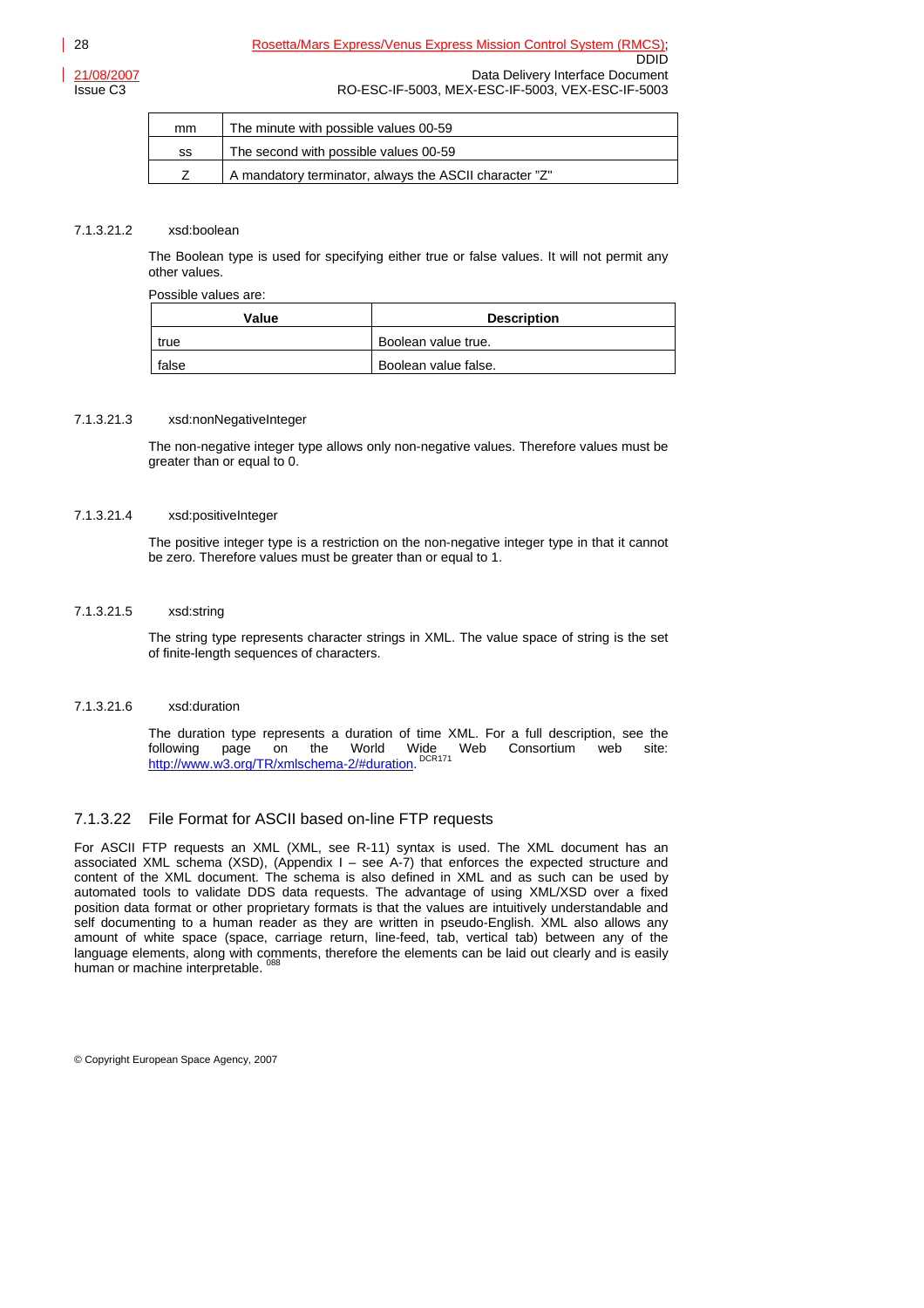| | |
|---|---|
| mm | The minute with possible values 00-59 |
| ss | The second with possible values 00-59 |
| Z | A mandatory terminator, always the ASCII character "Z" |

#### 7.1.3.21.2 xsd:boolean

The Boolean type is used for specifying either true or false values. It will not permit any other values.

Possible values are:

| Value | Description |
|---|---|
| true | Boolean value true. |
| false | Boolean value false. |

#### 7.1.3.21.3 xsd:nonNegativeInteger

The non-negative integer type allows only non-negative values. Therefore values must be greater than or equal to 0.

#### 7.1.3.21.4 xsd:positiveInteger

The positive integer type is a restriction on the non-negative integer type in that it cannot be zero. Therefore values must be greater than or equal to 1.

#### 7.1.3.21.5 xsd:string

The string type represents character strings in XML. The value space of string is the set of finite-length sequences of characters.

#### 7.1.3.21.6 xsd:duration

The duration type represents a duration of time XML. For a full description, see the following page on the World Wide Web Consortium web site: http://www.w3.org/TR/xmlschema-2/#duration. [DCR171]

### 7.1.3.22 File Format for ASCII based on-line FTP requests

For ASCII FTP requests an XML (XML, see R-11) syntax is used. The XML document has an associated XML schema (XSD), (Appendix I – see A-7) that enforces the expected structure and content of the XML document. The schema is also defined in XML and as such can be used by automated tools to validate DDS data requests. The advantage of using XML/XSD over a fixed position data format or other proprietary formats is that the values are intuitively understandable and self documenting to a human reader as they are written in pseudo-English. XML also allows any amount of white space (space, carriage return, line-feed, tab, vertical tab) between any of the language elements, along with comments, therefore the elements can be laid out clearly and is easily human or machine interpretable. [088]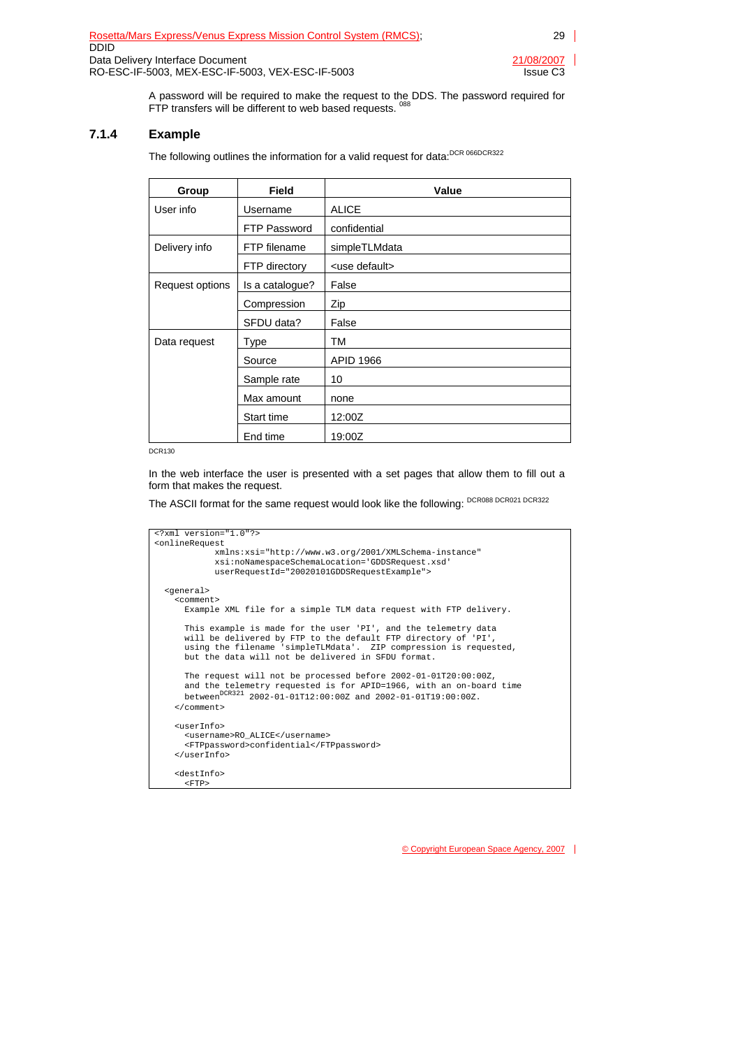A password will be required to make the request to the DDS. The password required for FTP transfers will be different to web based requests. [088]

### 7.1.4 Example

The following outlines the information for a valid request for data:[DCR 066DCR322]

| Group | Field | Value |
|---|---|---|
| User info | Username | ALICE |
| | FTP Password | confidential |
| Delivery info | FTP filename | simpleTLMdata |
| | FTP directory | <use default> |
| Request options | Is a catalogue? | False |
| | Compression | Zip |
| | SFDU data? | False |
| Data request | Type | TM |
| | Source | APID 1966 |
| | Sample rate | 10 |
| | Max amount | none |
| | Start time | 12:00Z |
| | End time | 19:00Z |

DCR130

In the web interface the user is presented with a set pages that allow them to fill out a form that makes the request.

The ASCII format for the same request would look like the following: [DCR088 DCR021 DCR322]

```
<?xml version="1.0"?>
<onlineRequest
            xmlns:xsi="http://www.w3.org/2001/XMLSchema-instance"
            xsi:noNamespaceSchemaLocation='GDDSRequest.xsd'
            userRequestId="20020101GDDSRequestExample">

  <general>
    <comment>
      Example XML file for a simple TLM data request with FTP delivery.

      This example is made for the user 'PI', and the telemetry data
      will be delivered by FTP to the default FTP directory of 'PI',
      using the filename 'simpleTLMdata'.  ZIP compression is requested,
      but the data will not be delivered in SFDU format.

      The request will not be processed before 2002-01-01T20:00:00Z,
      and the telemetry requested is for APID=1966, with an on-board time
      between[DCR321] 2002-01-01T12:00:00Z and 2002-01-01T19:00:00Z.
    </comment>

    <userInfo>
      <username>RO_ALICE</username>
      <FTPpassword>confidential</FTPpassword>
    </userInfo>

    <destInfo>
      <FTP>
```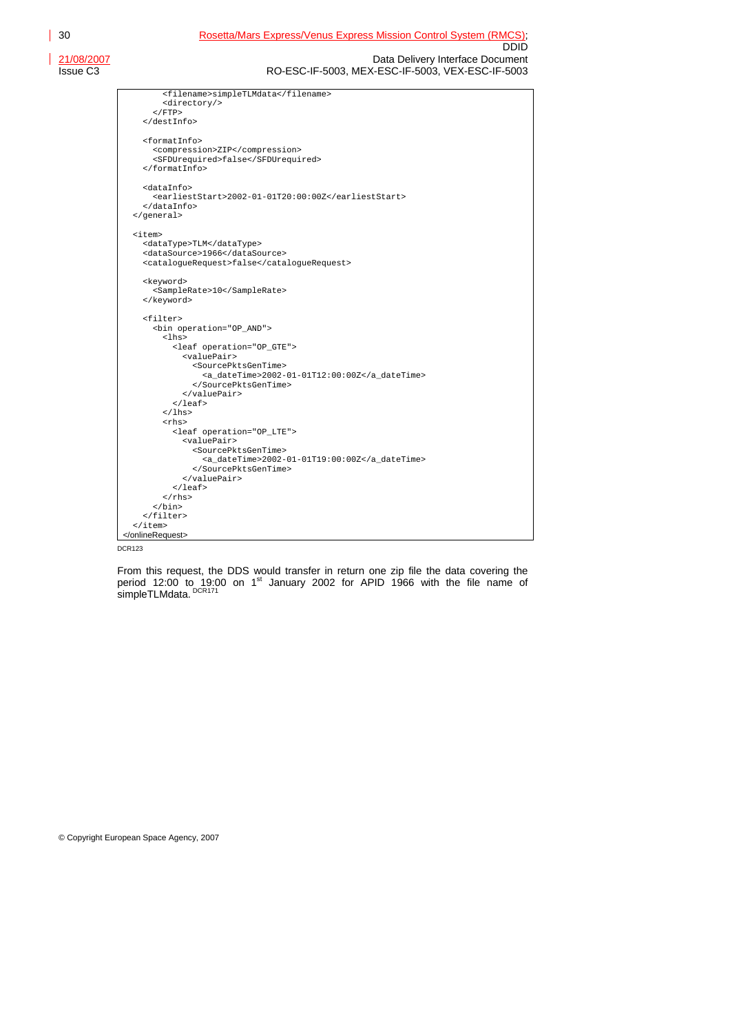```
      <filename>simpleTLMdata</filename>
      <directory/>
    </FTP>
  </destInfo>

  <formatInfo>
    <compression>ZIP</compression>
    <SFDUrequired>false</SFDUrequired>
  </formatInfo>

  <dataInfo>
    <earliestStart>2002-01-01T20:00:00Z</earliestStart>
  </dataInfo>
</general>

<item>
  <dataType>TLM</dataType>
  <dataSource>1966</dataSource>
  <catalogueRequest>false</catalogueRequest>

  <keyword>
    <SampleRate>10</SampleRate>
  </keyword>

  <filter>
    <bin operation="OP_AND">
      <lhs>
        <leaf operation="OP_GTE">
          <valuePair>
            <SourcePktsGenTime>
              <a_dateTime>2002-01-01T12:00:00Z</a_dateTime>
            </SourcePktsGenTime>
          </valuePair>
        </leaf>
      </lhs>
      <rhs>
        <leaf operation="OP_LTE">
          <valuePair>
            <SourcePktsGenTime>
              <a_dateTime>2002-01-01T19:00:00Z</a_dateTime>
            </SourcePktsGenTime>
          </valuePair>
        </leaf>
      </rhs>
    </bin>
  </filter>
</item>
</onlineRequest>
```

DCR123

From this request, the DDS would transfer in return one zip file the data covering the period 12:00 to 19:00 on 1st January 2002 for APID 1966 with the file name of simpleTLMdata. DCR171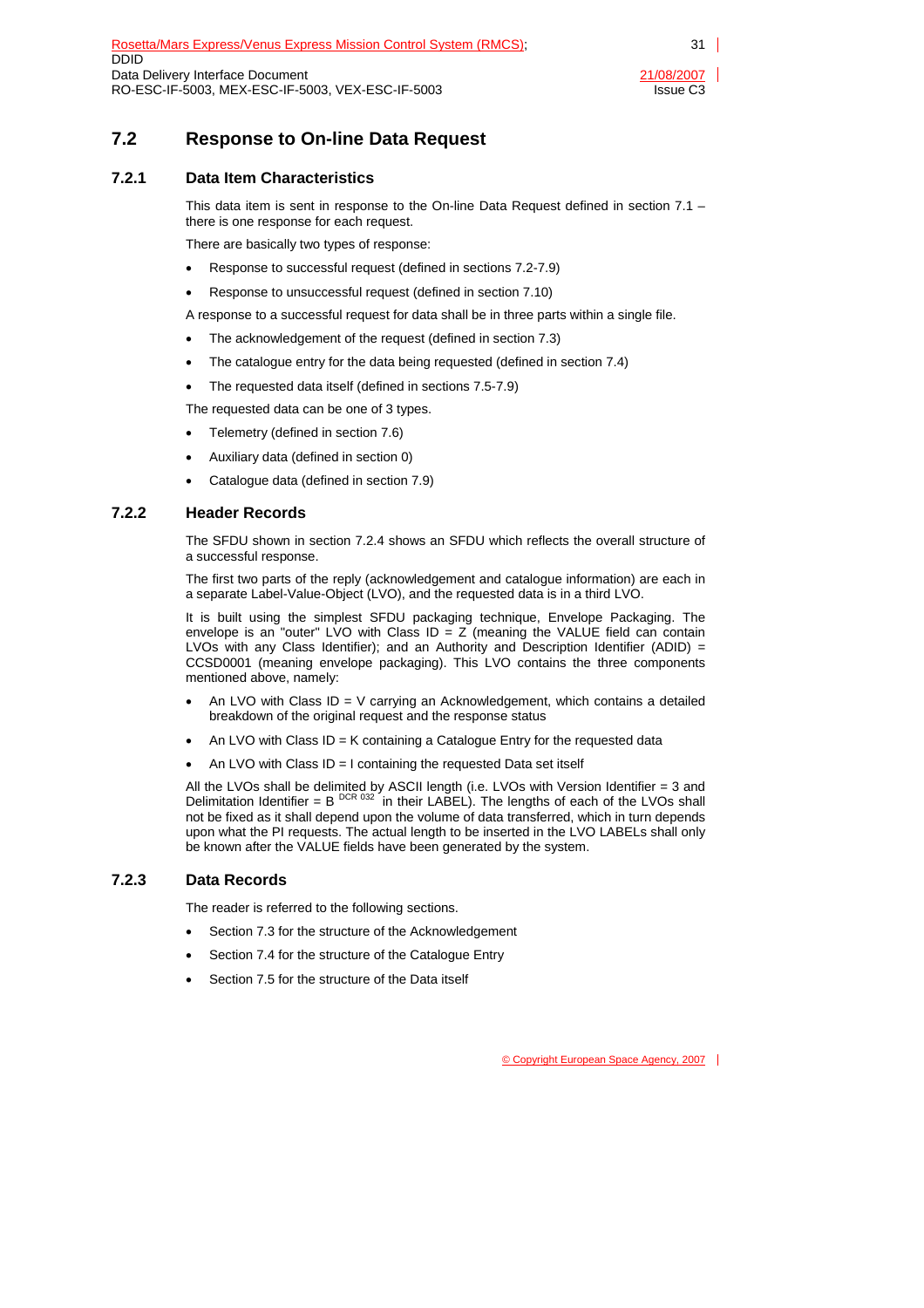## 7.2 Response to On-line Data Request

### 7.2.1 Data Item Characteristics

This data item is sent in response to the On-line Data Request defined in section 7.1 – there is one response for each request.

There are basically two types of response:

- Response to successful request (defined in sections 7.2-7.9)
- Response to unsuccessful request (defined in section 7.10)

A response to a successful request for data shall be in three parts within a single file.

- The acknowledgement of the request (defined in section 7.3)
- The catalogue entry for the data being requested (defined in section 7.4)
- The requested data itself (defined in sections 7.5-7.9)

The requested data can be one of 3 types.

- Telemetry (defined in section 7.6)
- Auxiliary data (defined in section 0)
- Catalogue data (defined in section 7.9)

### 7.2.2 Header Records

The SFDU shown in section 7.2.4 shows an SFDU which reflects the overall structure of a successful response.

The first two parts of the reply (acknowledgement and catalogue information) are each in a separate Label-Value-Object (LVO), and the requested data is in a third LVO.

It is built using the simplest SFDU packaging technique, Envelope Packaging. The envelope is an "outer" LVO with Class ID = Z (meaning the VALUE field can contain LVOs with any Class Identifier); and an Authority and Description Identifier (ADID) = CCSD0001 (meaning envelope packaging). This LVO contains the three components mentioned above, namely:

- An LVO with Class ID = V carrying an Acknowledgement, which contains a detailed breakdown of the original request and the response status
- An LVO with Class ID = K containing a Catalogue Entry for the requested data
- An LVO with Class ID = I containing the requested Data set itself

All the LVOs shall be delimited by ASCII length (i.e. LVOs with Version Identifier = 3 and Delimitation Identifier = B [DCR 032] in their LABEL). The lengths of each of the LVOs shall not be fixed as it shall depend upon the volume of data transferred, which in turn depends upon what the PI requests. The actual length to be inserted in the LVO LABELs shall only be known after the VALUE fields have been generated by the system.

### 7.2.3 Data Records

The reader is referred to the following sections.

- Section 7.3 for the structure of the Acknowledgement
- Section 7.4 for the structure of the Catalogue Entry
- Section 7.5 for the structure of the Data itself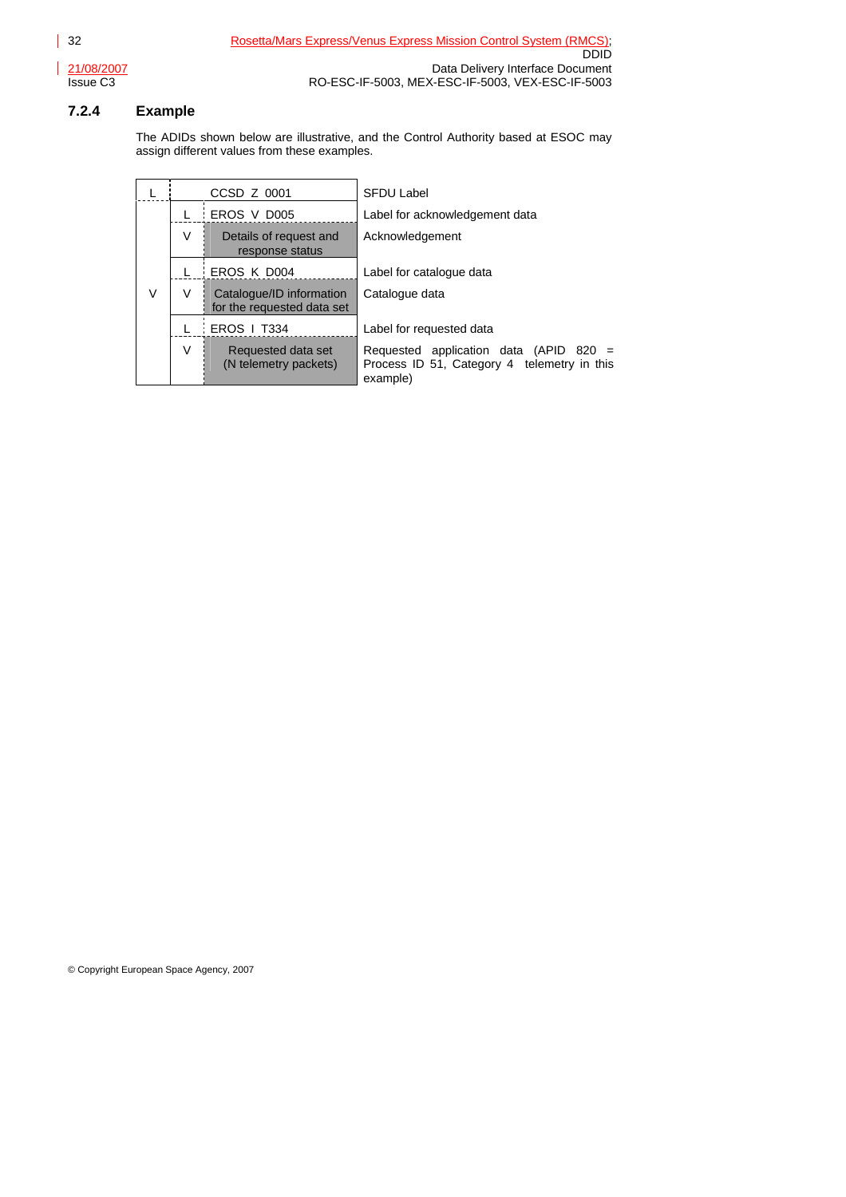### 7.2.4 Example

The ADIDs shown below are illustrative, and the Control Authority based at ESOC may assign different values from these examples.

| | | | |
|---|---|---|---|
| L | | CCSD Z 0001 | SFDU Label |
| V | L | EROS V D005 | Label for acknowledgement data |
| | V | Details of request and response status | Acknowledgement |
| | L | EROS K D004 | Label for catalogue data |
| | V | Catalogue/ID information for the requested data set | Catalogue data |
| | L | EROS I T334 | Label for requested data |
| | V | Requested data set (N telemetry packets) | Requested application data (APID 820 = Process ID 51, Category 4 telemetry in this example) |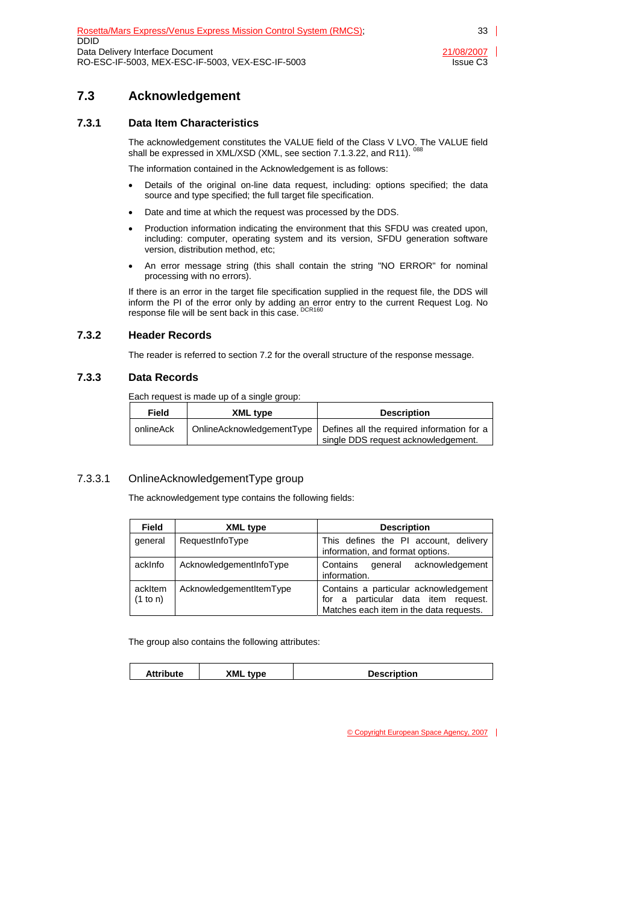## 7.3 Acknowledgement

### 7.3.1 Data Item Characteristics

The acknowledgement constitutes the VALUE field of the Class V LVO. The VALUE field shall be expressed in XML/XSD (XML, see section 7.1.3.22, and R11). [088]

The information contained in the Acknowledgement is as follows:

- Details of the original on-line data request, including: options specified; the data source and type specified; the full target file specification.
- Date and time at which the request was processed by the DDS.
- Production information indicating the environment that this SFDU was created upon, including: computer, operating system and its version, SFDU generation software version, distribution method, etc;
- An error message string (this shall contain the string "NO ERROR" for nominal processing with no errors).

If there is an error in the target file specification supplied in the request file, the DDS will inform the PI of the error only by adding an error entry to the current Request Log. No response file will be sent back in this case. [DCR160]

### 7.3.2 Header Records

The reader is referred to section 7.2 for the overall structure of the response message.

### 7.3.3 Data Records

Each request is made up of a single group:

| Field | XML type | Description |
|---|---|---|
| onlineAck | OnlineAcknowledgementType | Defines all the required information for a single DDS request acknowledgement. |

#### 7.3.3.1 OnlineAcknowledgementType group

The acknowledgement type contains the following fields:

| Field | XML type | Description |
|---|---|---|
| general | RequestInfoType | This defines the PI account, delivery information, and format options. |
| ackInfo | AcknowledgementInfoType | Contains general acknowledgement information. |
| ackItem (1 to n) | AcknowledgementItemType | Contains a particular acknowledgement for a particular data item request. Matches each item in the data requests. |

The group also contains the following attributes:

| Attribute | XML type | Description |
|---|---|---|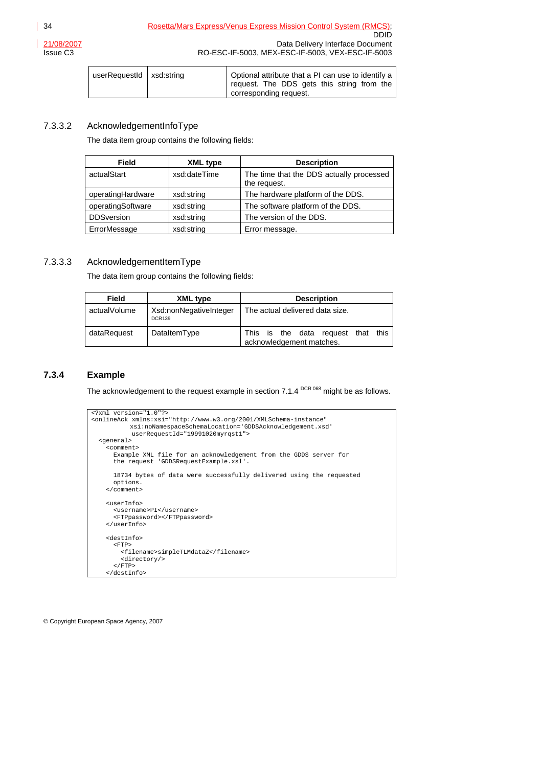| userRequestId | xsd:string | Optional attribute that a PI can use to identify a request. The DDS gets this string from the corresponding request. |
|---|---|---|

### 7.3.3.2 AcknowledgementInfoType

The data item group contains the following fields:

| Field | XML type | Description |
|---|---|---|
| actualStart | xsd:dateTime | The time that the DDS actually processed the request. |
| operatingHardware | xsd:string | The hardware platform of the DDS. |
| operatingSoftware | xsd:string | The software platform of the DDS. |
| DDSversion | xsd:string | The version of the DDS. |
| ErrorMessage | xsd:string | Error message. |

### 7.3.3.3 AcknowledgementItemType

The data item group contains the following fields:

| Field | XML type | Description |
|---|---|---|
| actualVolume | Xsd:nonNegativeInteger DCR139 | The actual delivered data size. |
| dataRequest | DataItemType | This is the data request that this acknowledgement matches. |

## 7.3.4 Example

The acknowledgement to the request example in section 7.1.4 DCR 068 might be as follows.

```
<?xml version="1.0"?>
<onlineAck xmlns:xsi="http://www.w3.org/2001/XMLSchema-instance"
           xsi:noNamespaceSchemaLocation='GDDSAcknowledgement.xsd'
           userRequestId="19991020myrqst1">
  <general>
    <comment>
      Example XML file for an acknowledgement from the GDDS server for
      the request 'GDDSRequestExample.xsl'.

      18734 bytes of data were successfully delivered using the requested
      options.
    </comment>

    <userInfo>
      <username>PI</username>
      <FTPpassword></FTPpassword>
    </userInfo>

    <destInfo>
      <FTP>
        <filename>simpleTLMdataZ</filename>
        <directory/>
      </FTP>
    </destInfo>
```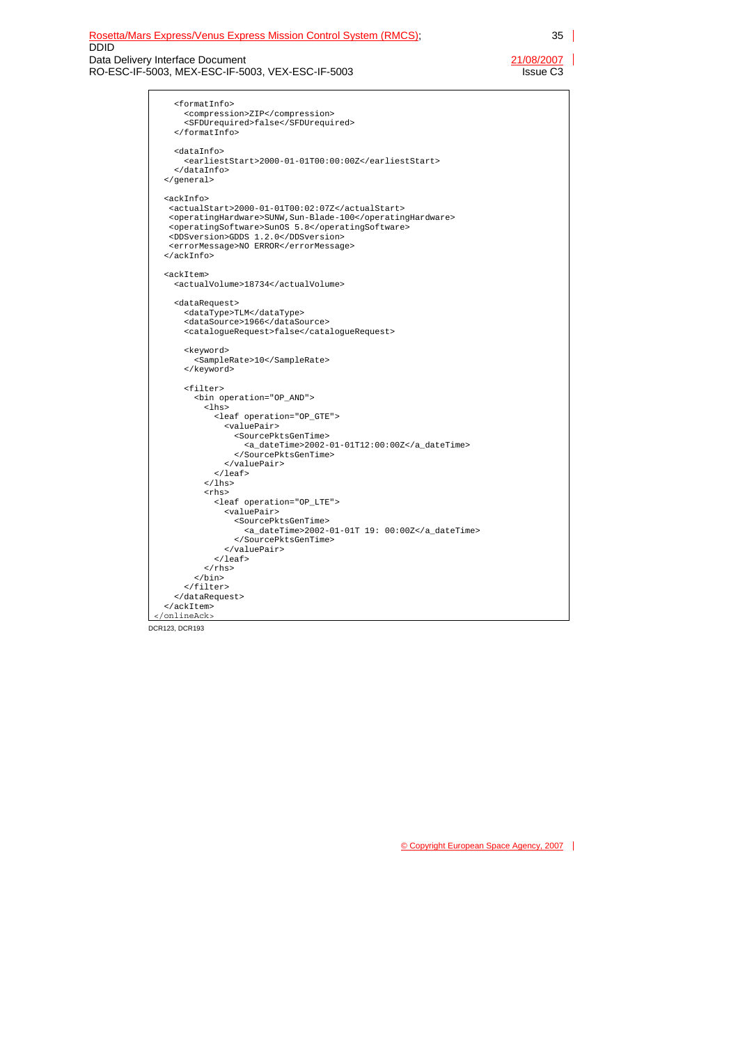```
    <formatInfo>
      <compression>ZIP</compression>
      <SFDUrequired>false</SFDUrequired>
    </formatInfo>

    <dataInfo>
      <earliestStart>2000-01-01T00:00:00Z</earliestStart>
    </dataInfo>
  </general>

  <ackInfo>
   <actualStart>2000-01-01T00:02:07Z</actualStart>
   <operatingHardware>SUNW,Sun-Blade-100</operatingHardware>
   <operatingSoftware>SunOS 5.8</operatingSoftware>
   <DDSversion>GDDS 1.2.0</DDSversion>
   <errorMessage>NO ERROR</errorMessage>
  </ackInfo>

  <ackItem>
    <actualVolume>18734</actualVolume>

    <dataRequest>
      <dataType>TLM</dataType>
      <dataSource>1966</dataSource>
      <catalogueRequest>false</catalogueRequest>

      <keyword>
        <SampleRate>10</SampleRate>
      </keyword>

      <filter>
        <bin operation="OP_AND">
          <lhs>
            <leaf operation="OP_GTE">
              <valuePair>
                <SourcePktsGenTime>
                  <a_dateTime>2002-01-01T12:00:00Z</a_dateTime>
                </SourcePktsGenTime>
              </valuePair>
            </leaf>
          </lhs>
          <rhs>
            <leaf operation="OP_LTE">
              <valuePair>
                <SourcePktsGenTime>
                  <a_dateTime>2002-01-01T 19: 00:00Z</a_dateTime>
                </SourcePktsGenTime>
              </valuePair>
            </leaf>
          </rhs>
        </bin>
      </filter>
    </dataRequest>
  </ackItem>
</onlineAck>
```

DCR123, DCR193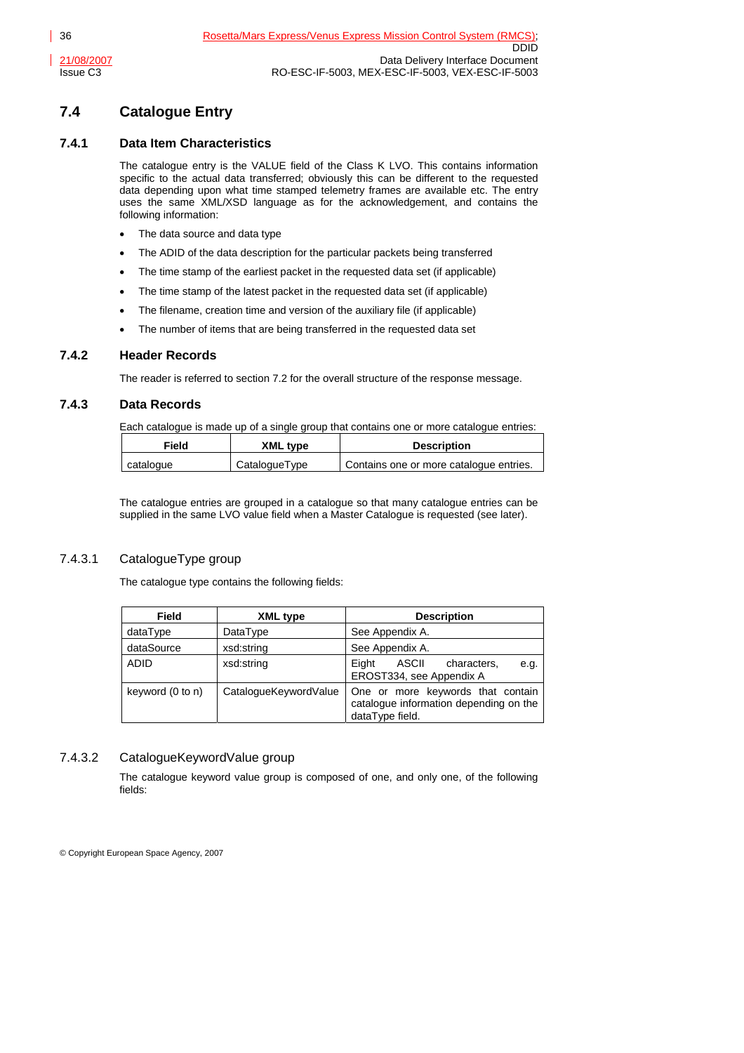## 7.4 Catalogue Entry

### 7.4.1 Data Item Characteristics

The catalogue entry is the VALUE field of the Class K LVO. This contains information specific to the actual data transferred; obviously this can be different to the requested data depending upon what time stamped telemetry frames are available etc. The entry uses the same XML/XSD language as for the acknowledgement, and contains the following information:

- The data source and data type
- The ADID of the data description for the particular packets being transferred
- The time stamp of the earliest packet in the requested data set (if applicable)
- The time stamp of the latest packet in the requested data set (if applicable)
- The filename, creation time and version of the auxiliary file (if applicable)
- The number of items that are being transferred in the requested data set

### 7.4.2 Header Records

The reader is referred to section 7.2 for the overall structure of the response message.

### 7.4.3 Data Records

Each catalogue is made up of a single group that contains one or more catalogue entries:

| Field | XML type | Description |
|---|---|---|
| catalogue | CatalogueType | Contains one or more catalogue entries. |

The catalogue entries are grouped in a catalogue so that many catalogue entries can be supplied in the same LVO value field when a Master Catalogue is requested (see later).

#### 7.4.3.1 CatalogueType group

The catalogue type contains the following fields:

| Field | XML type | Description |
|---|---|---|
| dataType | DataType | See Appendix A. |
| dataSource | xsd:string | See Appendix A. |
| ADID | xsd:string | Eight ASCII characters, e.g. EROST334, see Appendix A |
| keyword (0 to n) | CatalogueKeywordValue | One or more keywords that contain catalogue information depending on the dataType field. |

#### 7.4.3.2 CatalogueKeywordValue group

The catalogue keyword value group is composed of one, and only one, of the following fields: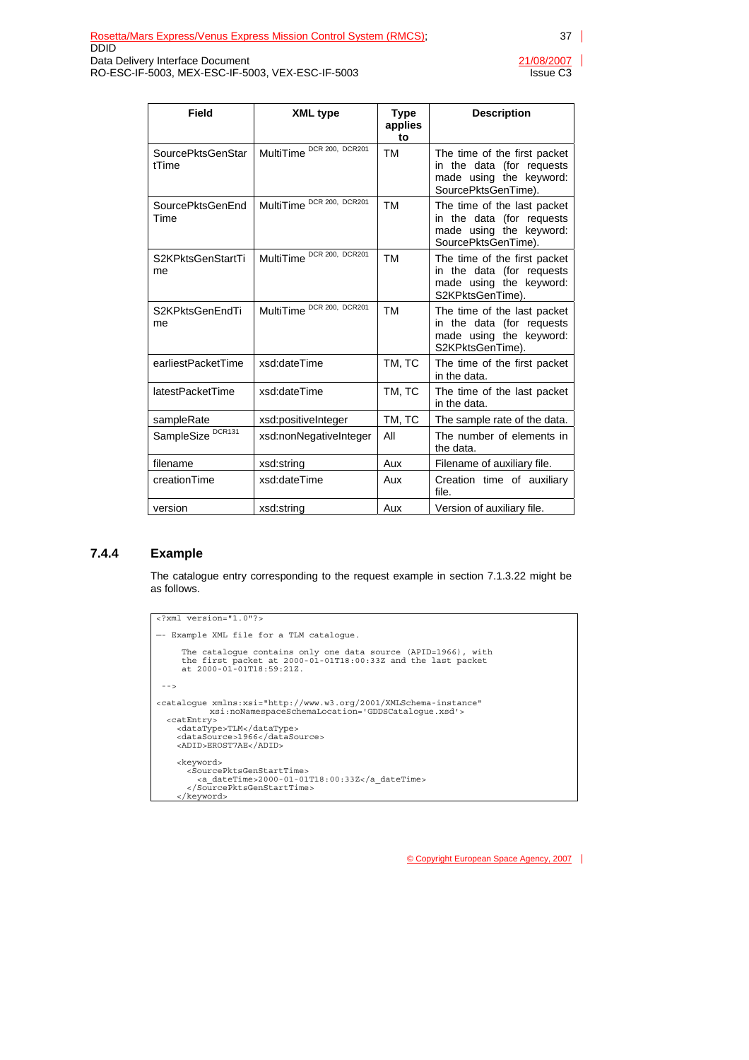| Field | XML type | Type applies to | Description |
|---|---|---|---|
| SourcePktsGenStartTime | MultiTime [DCR 200, DCR201] | TM | The time of the first packet in the data (for requests made using the keyword: SourcePktsGenTime). |
| SourcePktsGenEndTime | MultiTime [DCR 200, DCR201] | TM | The time of the last packet in the data (for requests made using the keyword: SourcePktsGenTime). |
| S2KPktsGenStartTime | MultiTime [DCR 200, DCR201] | TM | The time of the first packet in the data (for requests made using the keyword: S2KPktsGenTime). |
| S2KPktsGenEndTime | MultiTime [DCR 200, DCR201] | TM | The time of the last packet in the data (for requests made using the keyword: S2KPktsGenTime). |
| earliestPacketTime | xsd:dateTime | TM, TC | The time of the first packet in the data. |
| latestPacketTime | xsd:dateTime | TM, TC | The time of the last packet in the data. |
| sampleRate | xsd:positiveInteger | TM, TC | The sample rate of the data. |
| SampleSize [DCR131] | xsd:nonNegativeInteger | All | The number of elements in the data. |
| filename | xsd:string | Aux | Filename of auxiliary file. |
| creationTime | xsd:dateTime | Aux | Creation time of auxiliary file. |
| version | xsd:string | Aux | Version of auxiliary file. |

### 7.4.4 Example

The catalogue entry corresponding to the request example in section 7.1.3.22 might be as follows.

```
<?xml version="1.0"?>
-- Example XML file for a TLM catalogue.

     The catalogue contains only one data source (APID=1966), with
     the first packet at 2000-01-01T18:00:33Z and the last packet
     at 2000-01-01T18:59:21Z.

 -->

<catalogue xmlns:xsi="http://www.w3.org/2001/XMLSchema-instance"
           xsi:noNamespaceSchemaLocation='GDDSCatalogue.xsd'>
  <catEntry>
    <dataType>TLM</dataType>
    <dataSource>1966</dataSource>
    <ADID>EROST7AE</ADID>

    <keyword>
      <SourcePktsGenStartTime>
        <a_dateTime>2000-01-01T18:00:33Z</a_dateTime>
      </SourcePktsGenStartTime>
    </keyword>
```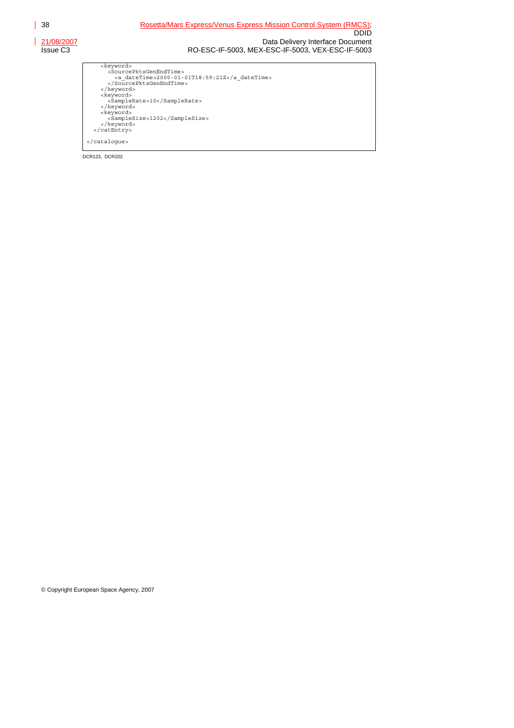```
    <keyword>
      <SourcePktsGenEndTime>
        <a_dateTime>2000-01-01T18:59:21Z</a_dateTime>
      </SourcePktsGenEndTime>
    </keyword>
    <keyword>
      <SampleRate>10</SampleRate>
    </keyword>
    <keyword>
      <SampleSize>1202</SampleSize>
    </keyword>
  </catEntry>

</catalogue>
```

DCR123, DCR202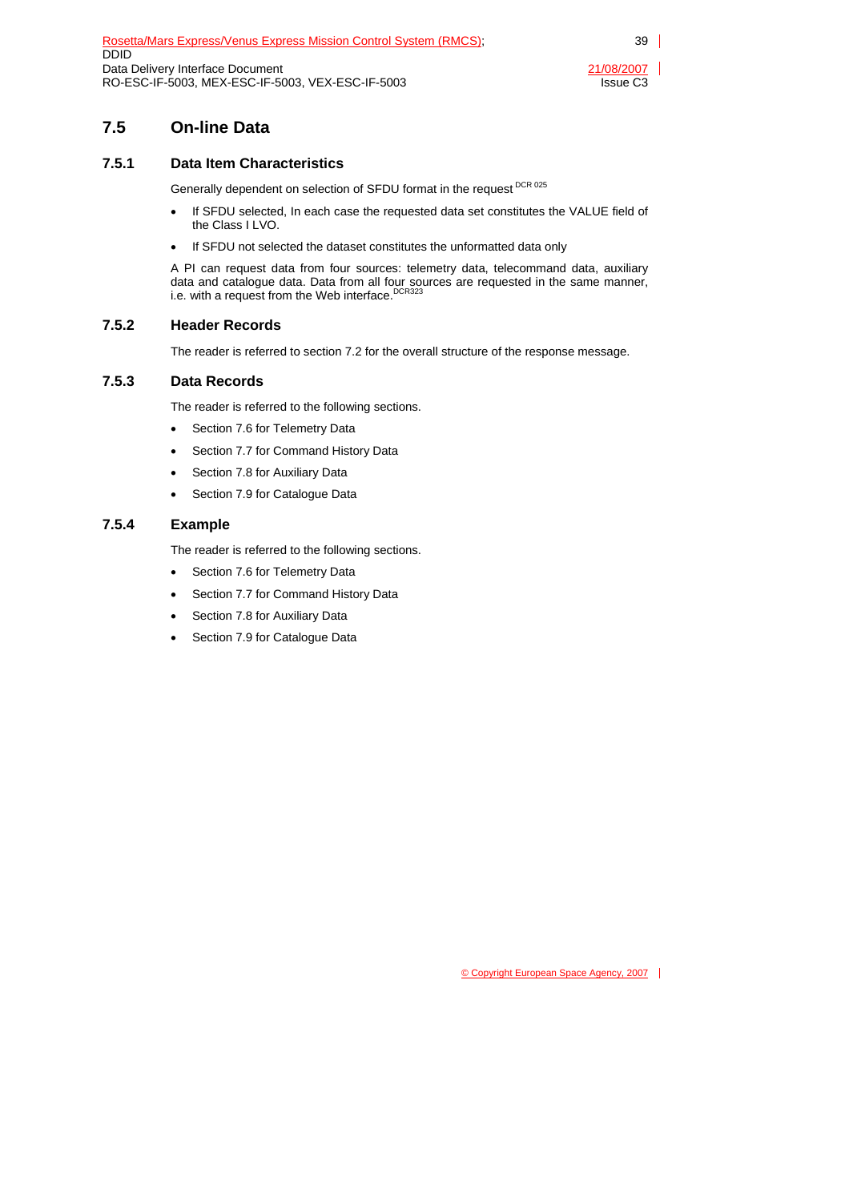## 7.5 On-line Data

### 7.5.1 Data Item Characteristics

Generally dependent on selection of SFDU format in the request [DCR 025]

- If SFDU selected, In each case the requested data set constitutes the VALUE field of the Class I LVO.
- If SFDU not selected the dataset constitutes the unformatted data only

A PI can request data from four sources: telemetry data, telecommand data, auxiliary data and catalogue data. Data from all four sources are requested in the same manner, i.e. with a request from the Web interface.[DCR323]

### 7.5.2 Header Records

The reader is referred to section 7.2 for the overall structure of the response message.

### 7.5.3 Data Records

The reader is referred to the following sections.

- Section 7.6 for Telemetry Data
- Section 7.7 for Command History Data
- Section 7.8 for Auxiliary Data
- Section 7.9 for Catalogue Data

### 7.5.4 Example

The reader is referred to the following sections.

- Section 7.6 for Telemetry Data
- Section 7.7 for Command History Data
- Section 7.8 for Auxiliary Data
- Section 7.9 for Catalogue Data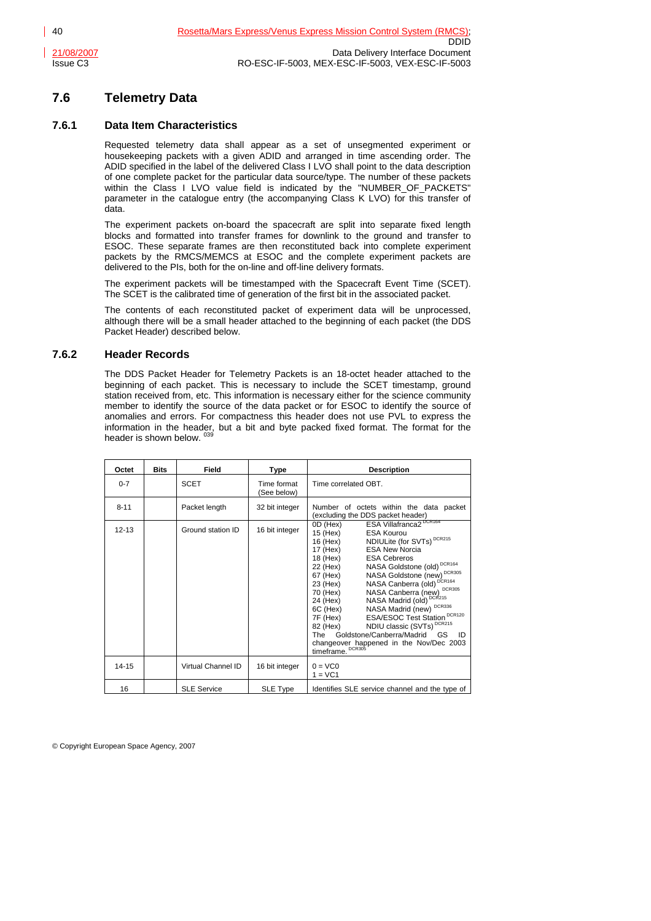## 7.6 Telemetry Data

### 7.6.1 Data Item Characteristics

Requested telemetry data shall appear as a set of unsegmented experiment or housekeeping packets with a given ADID and arranged in time ascending order. The ADID specified in the label of the delivered Class I LVO shall point to the data description of one complete packet for the particular data source/type. The number of these packets within the Class I LVO value field is indicated by the "NUMBER_OF_PACKETS" parameter in the catalogue entry (the accompanying Class K LVO) for this transfer of data.

The experiment packets on-board the spacecraft are split into separate fixed length blocks and formatted into transfer frames for downlink to the ground and transfer to ESOC. These separate frames are then reconstituted back into complete experiment packets by the RMCS/MEMCS at ESOC and the complete experiment packets are delivered to the PIs, both for the on-line and off-line delivery formats.

The experiment packets will be timestamped with the Spacecraft Event Time (SCET). The SCET is the calibrated time of generation of the first bit in the associated packet.

The contents of each reconstituted packet of experiment data will be unprocessed, although there will be a small header attached to the beginning of each packet (the DDS Packet Header) described below.

### 7.6.2 Header Records

The DDS Packet Header for Telemetry Packets is an 18-octet header attached to the beginning of each packet. This is necessary to include the SCET timestamp, ground station received from, etc. This information is necessary either for the science community member to identify the source of the data packet or for ESOC to identify the source of anomalies and errors. For compactness this header does not use PVL to express the information in the header, but a bit and byte packed fixed format. The format for the header is shown below. [039]

| Octet | Bits | Field | Type | Description |
|---|---|---|---|---|
| 0-7 | | SCET | Time format (See below) | Time correlated OBT. |
| 8-11 | | Packet length | 32 bit integer | Number of octets within the data packet (excluding the DDS packet header) |
| 12-13 | | Ground station ID | 16 bit integer | 0D (Hex) ESA Villafranca2 [DCR164]<br>15 (Hex) ESA Kourou<br>16 (Hex) NDIULite (for SVTs) [DCR215]<br>17 (Hex) ESA New Norcia<br>18 (Hex) ESA Cebreros<br>22 (Hex) NASA Goldstone (old) [DCR164]<br>67 (Hex) NASA Goldstone (new) [DCR305]<br>23 (Hex) NASA Canberra (old) [DCR164]<br>70 (Hex) NASA Canberra (new) [DCR305]<br>24 (Hex) NASA Madrid (old) [DCR215]<br>6C (Hex) NASA Madrid (new) [DCR336]<br>7F (Hex) ESA/ESOC Test Station [DCR120]<br>82 (Hex) NDIU classic (SVTs) [DCR215]<br>The Goldstone/Canberra/Madrid GS ID changeover happened in the Nov/Dec 2003 timeframe. [DCR305] |
| 14-15 | | Virtual Channel ID | 16 bit integer | 0 = VC0<br>1 = VC1 |
| 16 | | SLE Service | SLE Type | Identifies SLE service channel and the type of |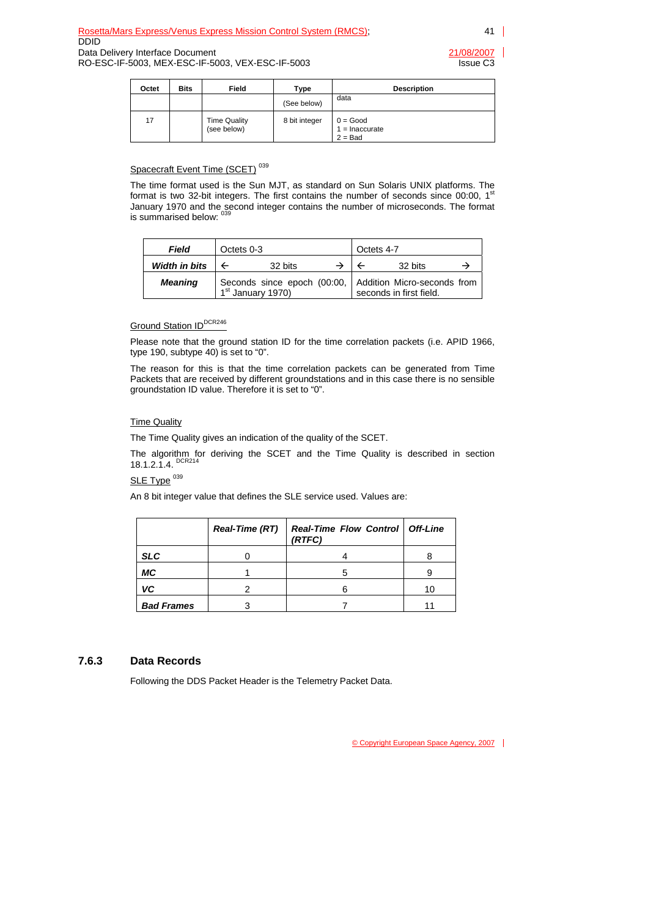| Octet | Bits | Field | Type | Description |
|---|---|---|---|---|
| | | | (See below) | data |
| 17 | | Time Quality (see below) | 8 bit integer | 0 = Good<br>1 = Inaccurate<br>2 = Bad |

Spacecraft Event Time (SCET) [039]

The time format used is the Sun MJT, as standard on Sun Solaris UNIX platforms. The format is two 32-bit integers. The first contains the number of seconds since 00:00, 1st January 1970 and the second integer contains the number of microseconds. The format is summarised below: [039]

| *Field* | Octets 0-3 | Octets 4-7 |
|---|---|---|
| *Width in bits* | ← 32 bits → | ← 32 bits → |
| *Meaning* | Seconds since epoch (00:00, 1st January 1970) | Addition Micro-seconds from seconds in first field. |

Ground Station ID[DCR246]

Please note that the ground station ID for the time correlation packets (i.e. APID 1966, type 190, subtype 40) is set to "0".

The reason for this is that the time correlation packets can be generated from Time Packets that are received by different groundstations and in this case there is no sensible groundstation ID value. Therefore it is set to "0".

Time Quality

The Time Quality gives an indication of the quality of the SCET.

The algorithm for deriving the SCET and the Time Quality is described in section 18.1.2.1.4. [DCR214]

SLE Type [039]

An 8 bit integer value that defines the SLE service used. Values are:

| | *Real-Time (RT)* | *Real-Time Flow Control (RTFC)* | *Off-Line* |
|---|---|---|---|
| ***SLC*** | 0 | 4 | 8 |
| ***MC*** | 1 | 5 | 9 |
| ***VC*** | 2 | 6 | 10 |
| ***Bad Frames*** | 3 | 7 | 11 |

### 7.6.3 Data Records

Following the DDS Packet Header is the Telemetry Packet Data.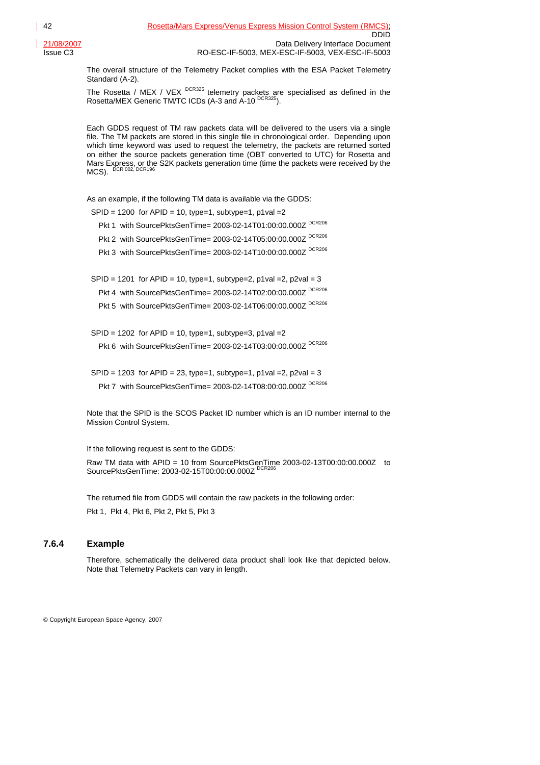The overall structure of the Telemetry Packet complies with the ESA Packet Telemetry Standard (A-2).

The Rosetta / MEX / VEX [DCR325] telemetry packets are specialised as defined in the Rosetta/MEX Generic TM/TC ICDs (A-3 and A-10 [DCR325]).

Each GDDS request of TM raw packets data will be delivered to the users via a single file. The TM packets are stored in this single file in chronological order. Depending upon which time keyword was used to request the telemetry, the packets are returned sorted on either the source packets generation time (OBT converted to UTC) for Rosetta and Mars Express, or the S2K packets generation time (time the packets were received by the MCS). [DCR 002, DCR196]

As an example, if the following TM data is available via the GDDS:

SPID = 1200 for APID = 10, type=1, subtype=1, p1val =2

- Pkt 1 with SourcePktsGenTime= 2003-02-14T01:00:00.000Z [DCR206]
- Pkt 2 with SourcePktsGenTime= 2003-02-14T05:00:00.000Z [DCR206]
- Pkt 3 with SourcePktsGenTime= 2003-02-14T10:00:00.000Z [DCR206]

SPID = 1201 for APID = 10, type=1, subtype=2, p1val =2, p2val = 3

- Pkt 4 with SourcePktsGenTime= 2003-02-14T02:00:00.000Z [DCR206]
- Pkt 5 with SourcePktsGenTime= 2003-02-14T06:00:00.000Z [DCR206]

SPID = 1202 for APID = 10, type=1, subtype=3, p1val =2

- Pkt 6 with SourcePktsGenTime= 2003-02-14T03:00:00.000Z [DCR206]

SPID = 1203 for APID = 23, type=1, subtype=1, p1val =2, p2val = 3

- Pkt 7 with SourcePktsGenTime= 2003-02-14T08:00:00.000Z [DCR206]

Note that the SPID is the SCOS Packet ID number which is an ID number internal to the Mission Control System.

If the following request is sent to the GDDS:

Raw TM data with APID = 10 from SourcePktsGenTime 2003-02-13T00:00:00.000Z to SourcePktsGenTime: 2003-02-15T00:00:00.000Z [DCR206]

The returned file from GDDS will contain the raw packets in the following order:

Pkt 1, Pkt 4, Pkt 6, Pkt 2, Pkt 5, Pkt 3

### 7.6.4 Example

Therefore, schematically the delivered data product shall look like that depicted below. Note that Telemetry Packets can vary in length.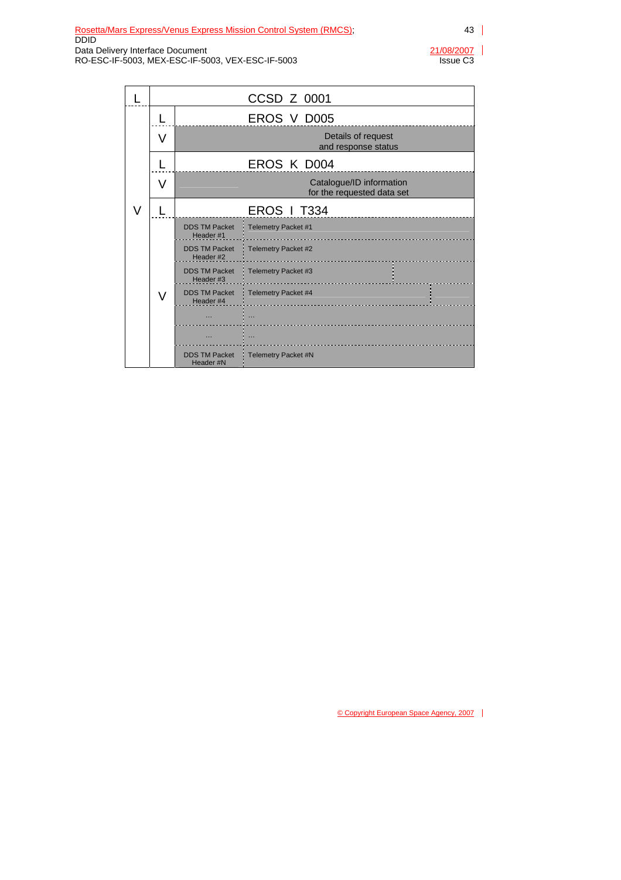| L | CCSD Z 0001 | | |
|---|---|---|---|
| V | L | EROS V D005 | |
| | V | Details of request and response status | |
| | L | EROS K D004 | |
| | V | Catalogue/ID information for the requested data set | |
| | L | EROS I T334 | |
| | V | DDS TM Packet Header #1 | Telemetry Packet #1 |
| | | DDS TM Packet Header #2 | Telemetry Packet #2 |
| | | DDS TM Packet Header #3 | Telemetry Packet #3 |
| | | DDS TM Packet Header #4 | Telemetry Packet #4 |
| | | … | … |
| | | … | … |
| | | DDS TM Packet Header #N | Telemetry Packet #N |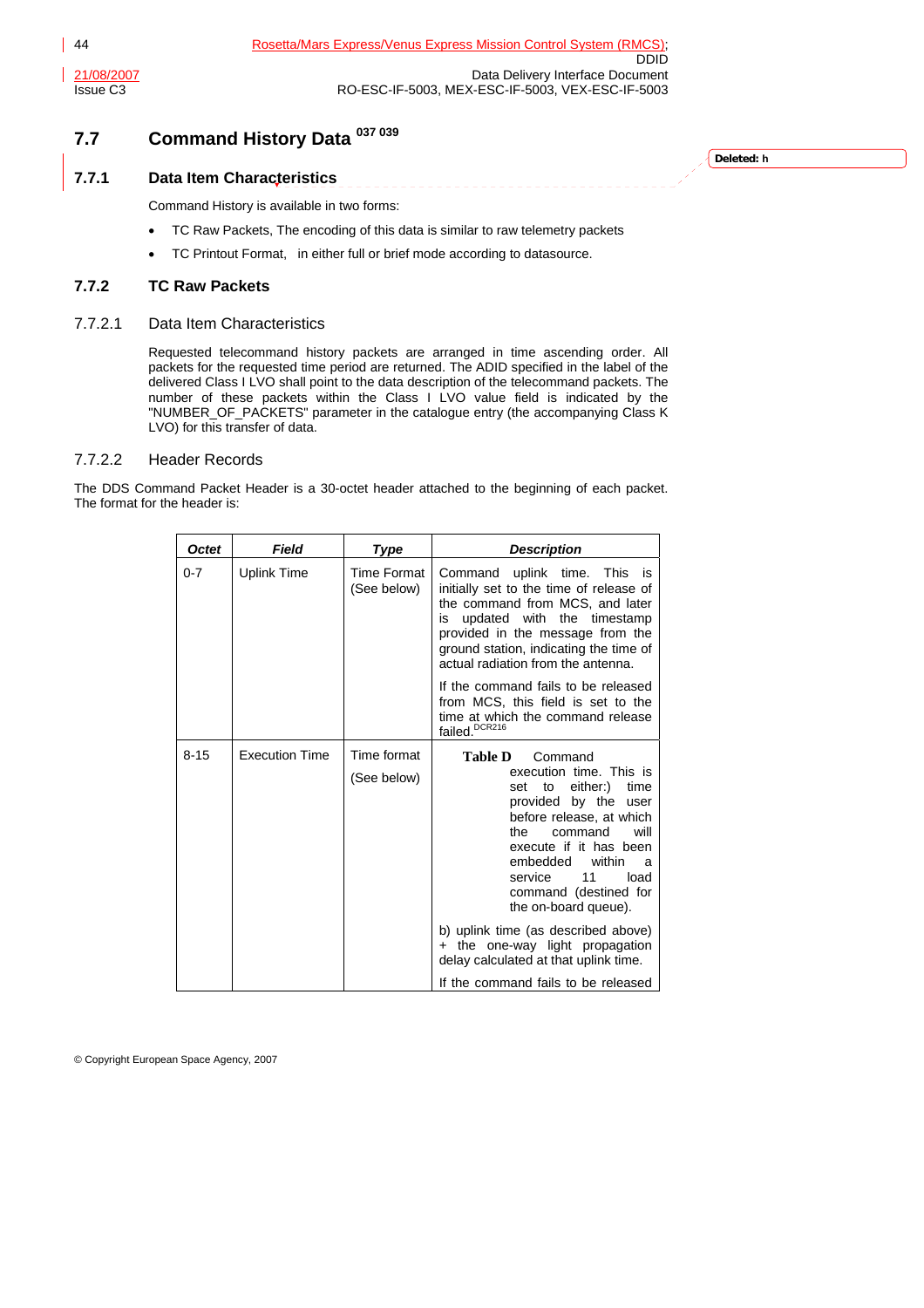## 7.7 Command History Data [037 039]

### 7.7.1 Data Item Characteristics

Command History is available in two forms:

- TC Raw Packets, The encoding of this data is similar to raw telemetry packets
- TC Printout Format, in either full or brief mode according to datasource.

### 7.7.2 TC Raw Packets

#### 7.7.2.1 Data Item Characteristics

Requested telecommand history packets are arranged in time ascending order. All packets for the requested time period are returned. The ADID specified in the label of the delivered Class I LVO shall point to the data description of the telecommand packets. The number of these packets within the Class I LVO value field is indicated by the "NUMBER_OF_PACKETS" parameter in the catalogue entry (the accompanying Class K LVO) for this transfer of data.

#### 7.7.2.2 Header Records

The DDS Command Packet Header is a 30-octet header attached to the beginning of each packet. The format for the header is:

| Octet | Field | Type | Description |
|---|---|---|---|
| 0-7 | Uplink Time | Time Format (See below) | Command uplink time. This is initially set to the time of release of the command from MCS, and later is updated with the timestamp provided in the message from the ground station, indicating the time of actual radiation from the antenna.<br><br>If the command fails to be released from MCS, this field is set to the time at which the command release failed.[DCR216] |
| 8-15 | Execution Time | Time format (See below) | Table D Command execution time. This is set to either:) time provided by the user before release, at which the command will execute if it has been embedded within a service 11 load command (destined for the on-board queue).<br><br>b) uplink time (as described above) + the one-way light propagation delay calculated at that uplink time.<br><br>If the command fails to be released |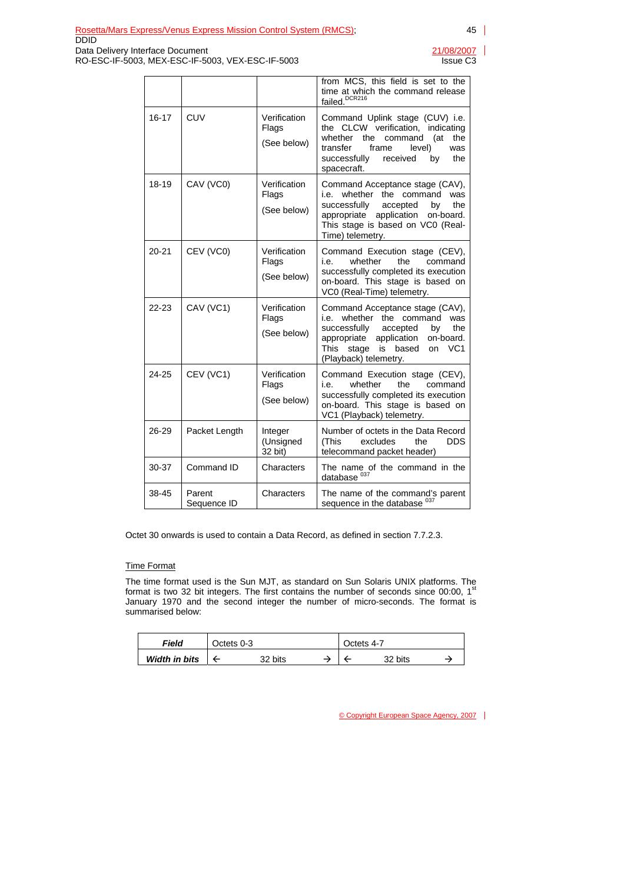| | | | from MCS, this field is set to the time at which the command release failed.[DCR216] |
|---|---|---|---|
| 16-17 | CUV | Verification Flags (See below) | Command Uplink stage (CUV) i.e. the CLCW verification, indicating whether the command (at the transfer frame level) was successfully received by the spacecraft. |
| 18-19 | CAV (VC0) | Verification Flags (See below) | Command Acceptance stage (CAV), i.e. whether the command was successfully accepted by the appropriate application on-board. This stage is based on VC0 (Real-Time) telemetry. |
| 20-21 | CEV (VC0) | Verification Flags (See below) | Command Execution stage (CEV), i.e. whether the command successfully completed its execution on-board. This stage is based on VC0 (Real-Time) telemetry. |
| 22-23 | CAV (VC1) | Verification Flags (See below) | Command Acceptance stage (CAV), i.e. whether the command was successfully accepted by the appropriate application on-board. This stage is based on VC1 (Playback) telemetry. |
| 24-25 | CEV (VC1) | Verification Flags (See below) | Command Execution stage (CEV), i.e. whether the command successfully completed its execution on-board. This stage is based on VC1 (Playback) telemetry. |
| 26-29 | Packet Length | Integer (Unsigned 32 bit) | Number of octets in the Data Record (This excludes the DDS telecommand packet header) |
| 30-37 | Command ID | Characters | The name of the command in the database [037] |
| 38-45 | Parent Sequence ID | Characters | The name of the command's parent sequence in the database [037] |

Octet 30 onwards is used to contain a Data Record, as defined in section 7.7.2.3.

Time Format

The time format used is the Sun MJT, as standard on Sun Solaris UNIX platforms. The format is two 32 bit integers. The first contains the number of seconds since 00:00, 1st January 1970 and the second integer the number of micro-seconds. The format is summarised below:

| ***Field*** | Octets 0-3 | Octets 4-7 |
|---|---|---|
| ***Width in bits*** | ← 32 bits → | ← 32 bits → |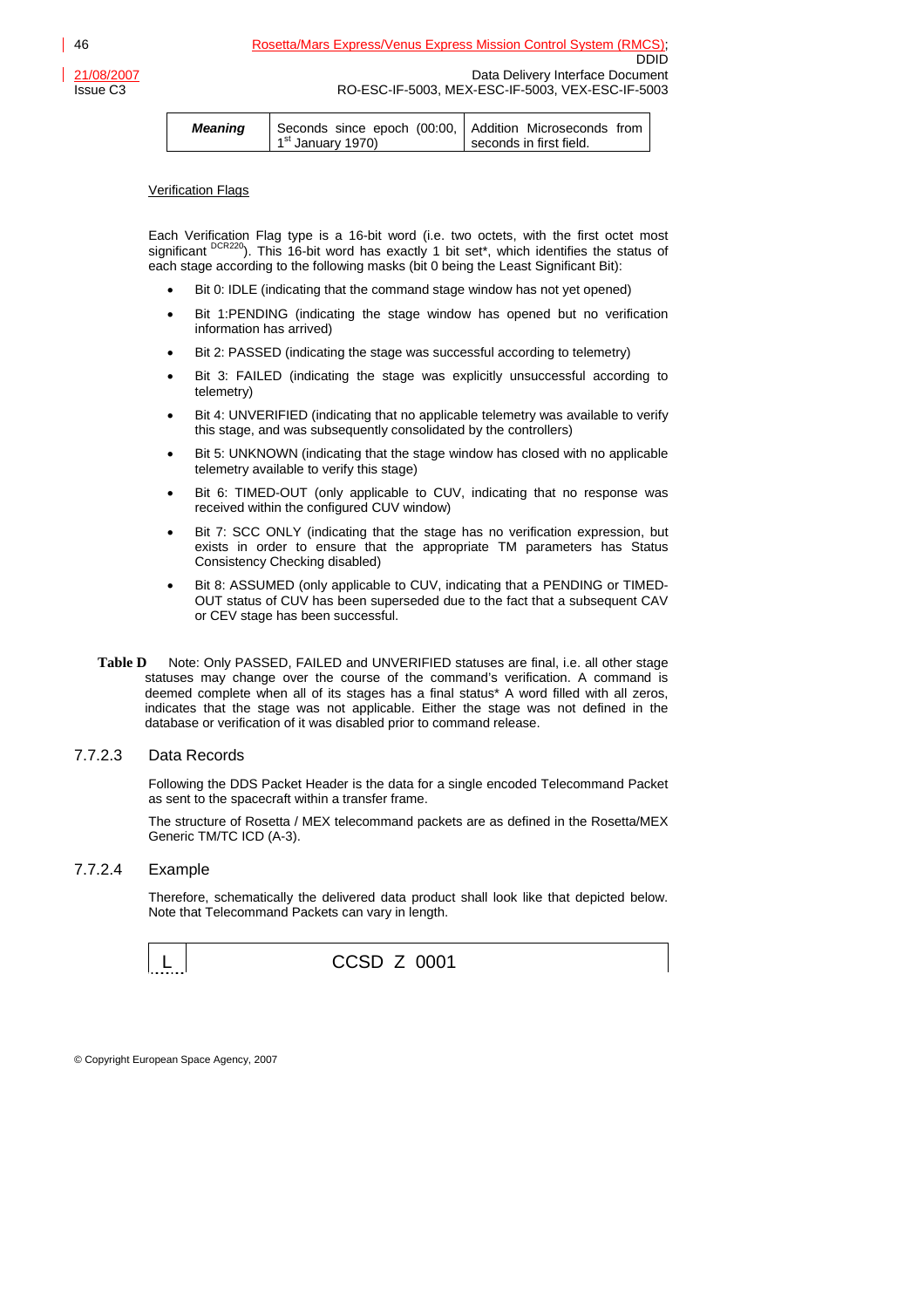| **Meaning** | Seconds since epoch (00:00, 1st January 1970) | Addition Microseconds from seconds in first field. |
|---|---|---|

Verification Flags

Each Verification Flag type is a 16-bit word (i.e. two octets, with the first octet most significant [DCR220]). This 16-bit word has exactly 1 bit set*, which identifies the status of each stage according to the following masks (bit 0 being the Least Significant Bit):

- Bit 0: IDLE (indicating that the command stage window has not yet opened)
- Bit 1:PENDING (indicating the stage window has opened but no verification information has arrived)
- Bit 2: PASSED (indicating the stage was successful according to telemetry)
- Bit 3: FAILED (indicating the stage was explicitly unsuccessful according to telemetry)
- Bit 4: UNVERIFIED (indicating that no applicable telemetry was available to verify this stage, and was subsequently consolidated by the controllers)
- Bit 5: UNKNOWN (indicating that the stage window has closed with no applicable telemetry available to verify this stage)
- Bit 6: TIMED-OUT (only applicable to CUV, indicating that no response was received within the configured CUV window)
- Bit 7: SCC ONLY (indicating that the stage has no verification expression, but exists in order to ensure that the appropriate TM parameters has Status Consistency Checking disabled)
- Bit 8: ASSUMED (only applicable to CUV, indicating that a PENDING or TIMED-OUT status of CUV has been superseded due to the fact that a subsequent CAV or CEV stage has been successful.

**Table D** Note: Only PASSED, FAILED and UNVERIFIED statuses are final, i.e. all other stage statuses may change over the course of the command's verification. A command is deemed complete when all of its stages has a final status* A word filled with all zeros, indicates that the stage was not applicable. Either the stage was not defined in the database or verification of it was disabled prior to command release.

### 7.7.2.3 Data Records

Following the DDS Packet Header is the data for a single encoded Telecommand Packet as sent to the spacecraft within a transfer frame.

The structure of Rosetta / MEX telecommand packets are as defined in the Rosetta/MEX Generic TM/TC ICD (A-3).

### 7.7.2.4 Example

Therefore, schematically the delivered data product shall look like that depicted below. Note that Telecommand Packets can vary in length.

| L | CCSD Z 0001 |
|---|---|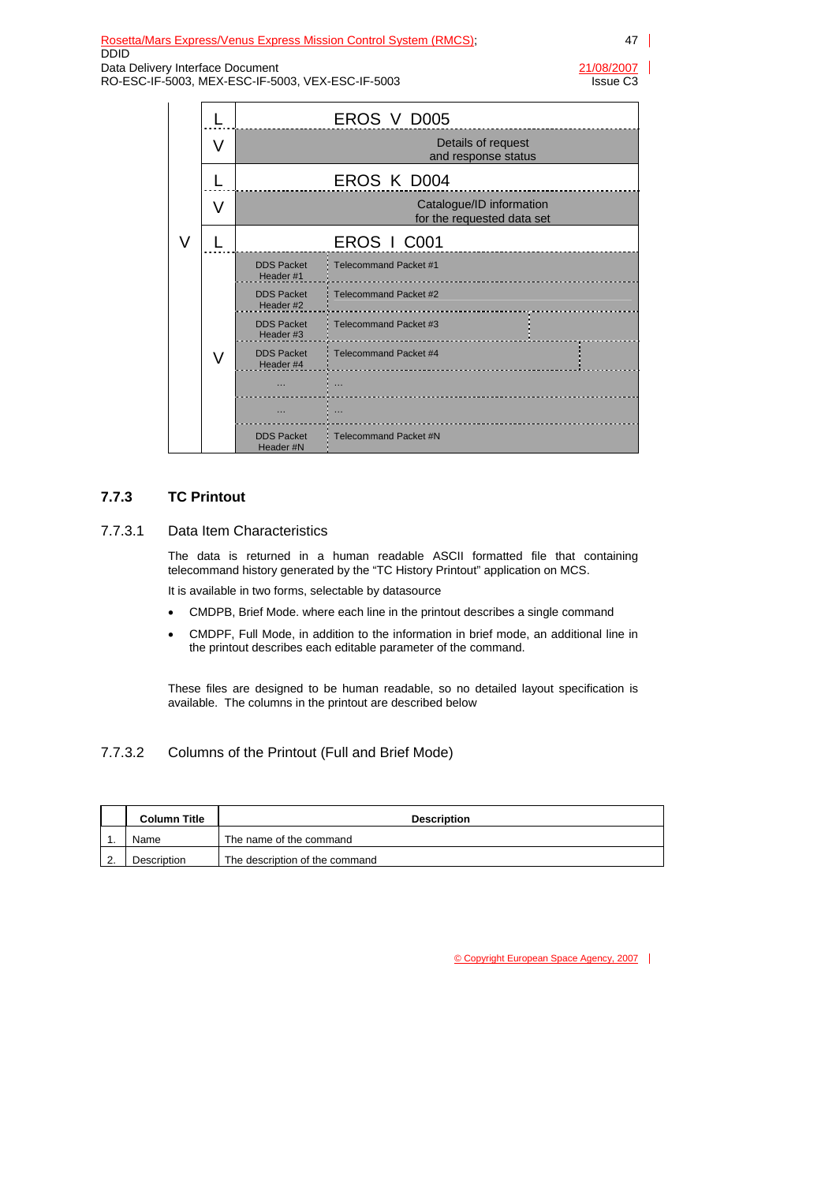| | | | |
|---|---|---|---|
| V | L | EROS V D005 | |
| | V | Details of request and response status | |
| | L | EROS K D004 | |
| | V | Catalogue/ID information for the requested data set | |
| | L | EROS I C001 | |
| | V | DDS Packet Header #1 | Telecommand Packet #1 |
| | | DDS Packet Header #2 | Telecommand Packet #2 |
| | | DDS Packet Header #3 | Telecommand Packet #3 |
| | | DDS Packet Header #4 | Telecommand Packet #4 |
| | | … | … |
| | | … | … |
| | | DDS Packet Header #N | Telecommand Packet #N |

### 7.7.3 TC Printout

#### 7.7.3.1 Data Item Characteristics

The data is returned in a human readable ASCII formatted file that containing telecommand history generated by the "TC History Printout" application on MCS.

It is available in two forms, selectable by datasource

- CMDPB, Brief Mode. where each line in the printout describes a single command
- CMDPF, Full Mode, in addition to the information in brief mode, an additional line in the printout describes each editable parameter of the command.

These files are designed to be human readable, so no detailed layout specification is available. The columns in the printout are described below

#### 7.7.3.2 Columns of the Printout (Full and Brief Mode)

| | Column Title | Description |
|---|---|---|
| 1. | Name | The name of the command |
| 2. | Description | The description of the command |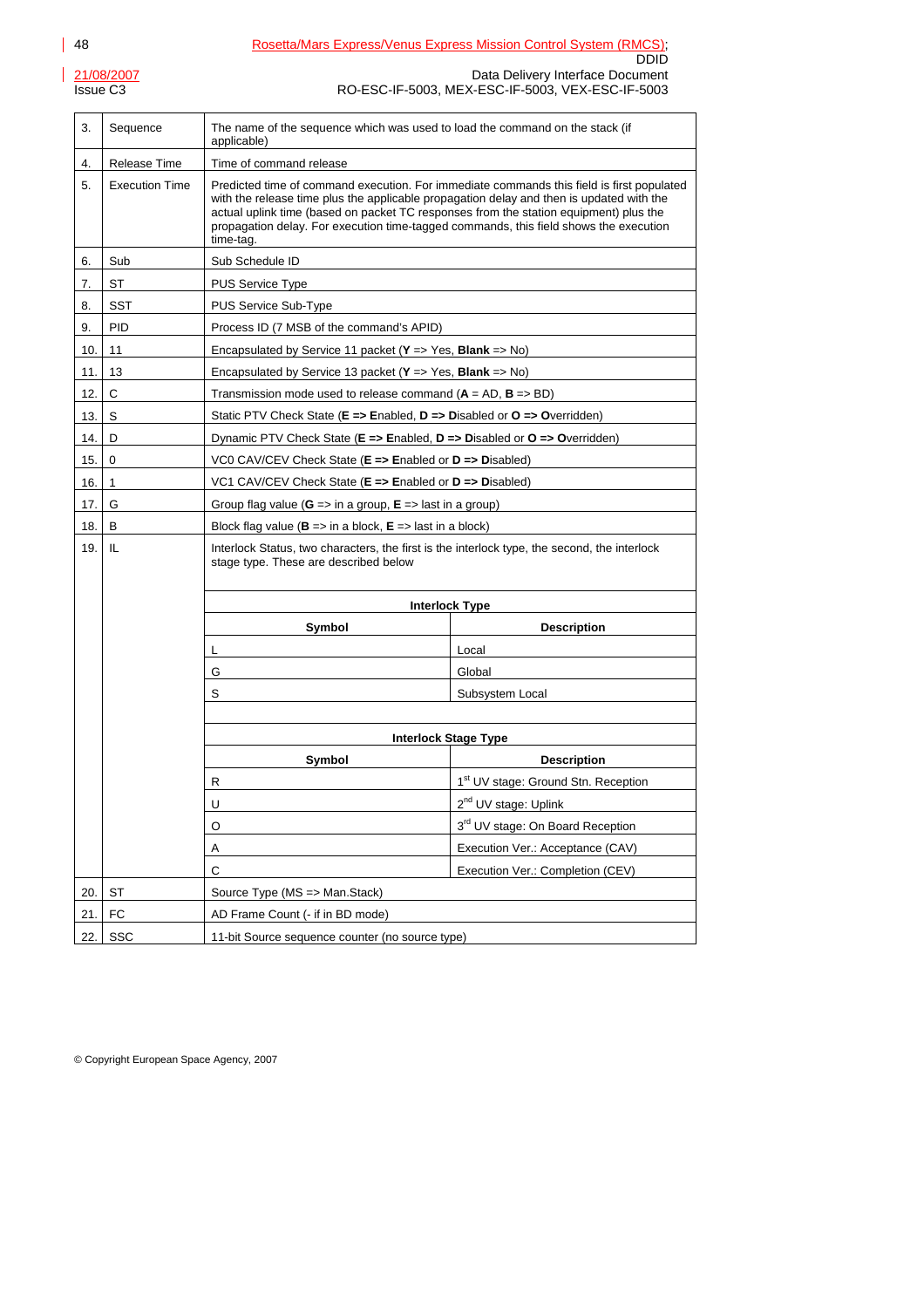| | | |
|---|---|---|
| 3. | Sequence | The name of the sequence which was used to load the command on the stack (if applicable) |
| 4. | Release Time | Time of command release |
| 5. | Execution Time | Predicted time of command execution. For immediate commands this field is first populated with the release time plus the applicable propagation delay and then is updated with the actual uplink time (based on packet TC responses from the station equipment) plus the propagation delay. For execution time-tagged commands, this field shows the execution time-tag. |
| 6. | Sub | Sub Schedule ID |
| 7. | ST | PUS Service Type |
| 8. | SST | PUS Service Sub-Type |
| 9. | PID | Process ID (7 MSB of the command's APID) |
| 10. | 11 | Encapsulated by Service 11 packet (**Y** => Yes, **Blank** => No) |
| 11. | 13 | Encapsulated by Service 13 packet (**Y** => Yes, **Blank** => No) |
| 12. | C | Transmission mode used to release command (**A** = AD, **B** => BD) |
| 13. | S | Static PTV Check State (**E => E**nabled, **D => D**isabled or **O => O**verridden) |
| 14. | D | Dynamic PTV Check State (**E => E**nabled, **D => D**isabled or **O => O**verridden) |
| 15. | 0 | VC0 CAV/CEV Check State (**E => E**nabled or **D => D**isabled) |
| 16. | 1 | VC1 CAV/CEV Check State (**E => E**nabled or **D => D**isabled) |
| 17. | G | Group flag value (**G** => in a group, **E** => last in a group) |
| 18. | B | Block flag value (**B** => in a block, **E** => last in a block) |
| 19. | IL | Interlock Status, two characters, the first is the interlock type, the second, the interlock stage type. These are described below |
| 20. | ST | Source Type (MS => Man.Stack) |
| 21. | FC | AD Frame Count (- if in BD mode) |
| 22. | SSC | 11-bit Source sequence counter (no source type) |

**Interlock Type**

| Symbol | Description |
|---|---|
| L | Local |
| G | Global |
| S | Subsystem Local |

**Interlock Stage Type**

| Symbol | Description |
|---|---|
| R | 1st UV stage: Ground Stn. Reception |
| U | 2nd UV stage: Uplink |
| O | 3rd UV stage: On Board Reception |
| A | Execution Ver.: Acceptance (CAV) |
| C | Execution Ver.: Completion (CEV) |

© Copyright European Space Agency, 2007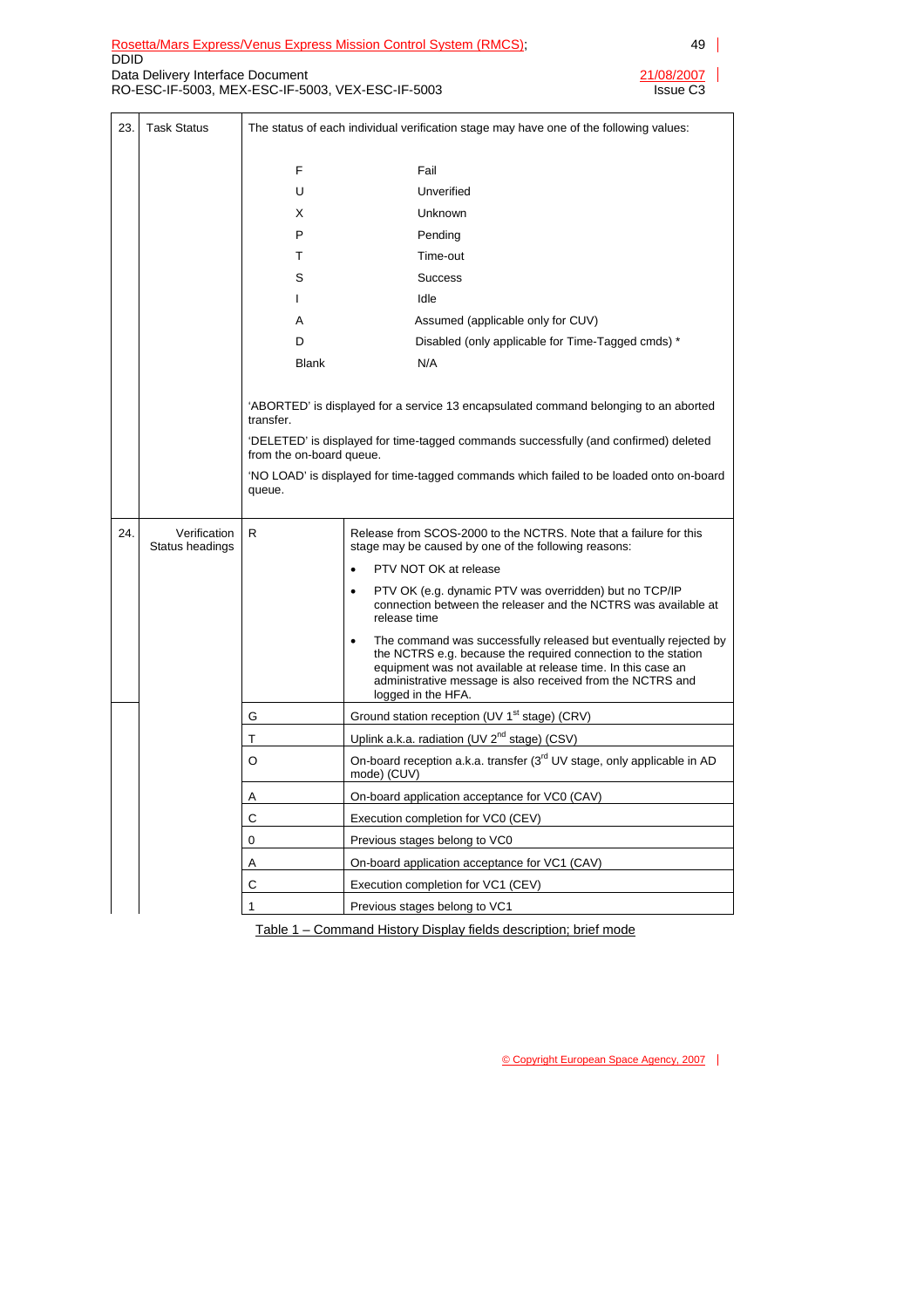| | | | |
|---|---|---|---|
| 23. | Task Status | The status of each individual verification stage may have one of the following values:<br><br>F — Fail<br>U — Unverified<br>X — Unknown<br>P — Pending<br>T — Time-out<br>S — Success<br>I — Idle<br>A — Assumed (applicable only for CUV)<br>D — Disabled (only applicable for Time-Tagged cmds) *<br>Blank — N/A<br><br>'ABORTED' is displayed for a service 13 encapsulated command belonging to an aborted transfer.<br><br>'DELETED' is displayed for time-tagged commands successfully (and confirmed) deleted from the on-board queue.<br><br>'NO LOAD' is displayed for time-tagged commands which failed to be loaded onto on-board queue. | |
| 24. | Verification Status headings | R | Release from SCOS-2000 to the NCTRS. Note that a failure for this stage may be caused by one of the following reasons:<br>• PTV NOT OK at release<br>• PTV OK (e.g. dynamic PTV was overridden) but no TCP/IP connection between the releaser and the NCTRS was available at release time<br>• The command was successfully released but eventually rejected by the NCTRS e.g. because the required connection to the station equipment was not available at release time. In this case an administrative message is also received from the NCTRS and logged in the HFA. |
| | | G | Ground station reception (UV 1st stage) (CRV) |
| | | T | Uplink a.k.a. radiation (UV 2nd stage) (CSV) |
| | | O | On-board reception a.k.a. transfer (3rd UV stage, only applicable in AD mode) (CUV) |
| | | A | On-board application acceptance for VC0 (CAV) |
| | | C | Execution completion for VC0 (CEV) |
| | | 0 | Previous stages belong to VC0 |
| | | A | On-board application acceptance for VC1 (CAV) |
| | | C | Execution completion for VC1 (CEV) |
| | | 1 | Previous stages belong to VC1 |

Table 1 – Command History Display fields description; brief mode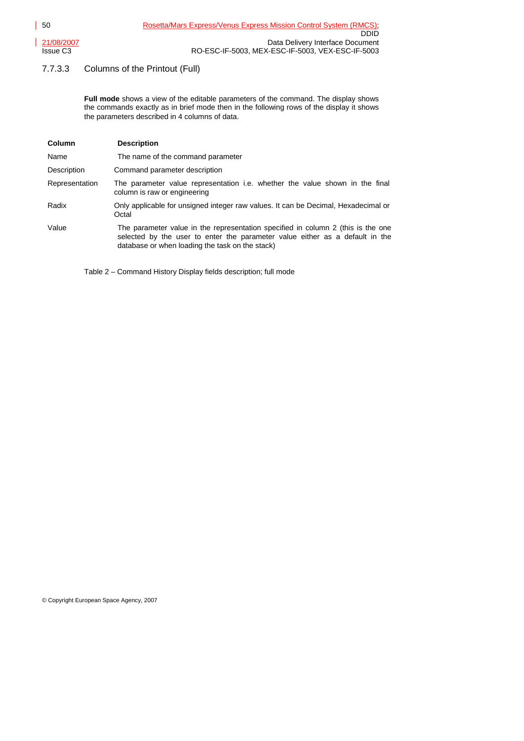### 7.7.3.3 Columns of the Printout (Full)

**Full mode** shows a view of the editable parameters of the command. The display shows the commands exactly as in brief mode then in the following rows of the display it shows the parameters described in 4 columns of data.

| Column | Description |
|---|---|
| Name | The name of the command parameter |
| Description | Command parameter description |
| Representation | The parameter value representation i.e. whether the value shown in the final column is raw or engineering |
| Radix | Only applicable for unsigned integer raw values. It can be Decimal, Hexadecimal or Octal |
| Value | The parameter value in the representation specified in column 2 (this is the one selected by the user to enter the parameter value either as a default in the database or when loading the task on the stack) |

Table 2 – Command History Display fields description; full mode

© Copyright European Space Agency, 2007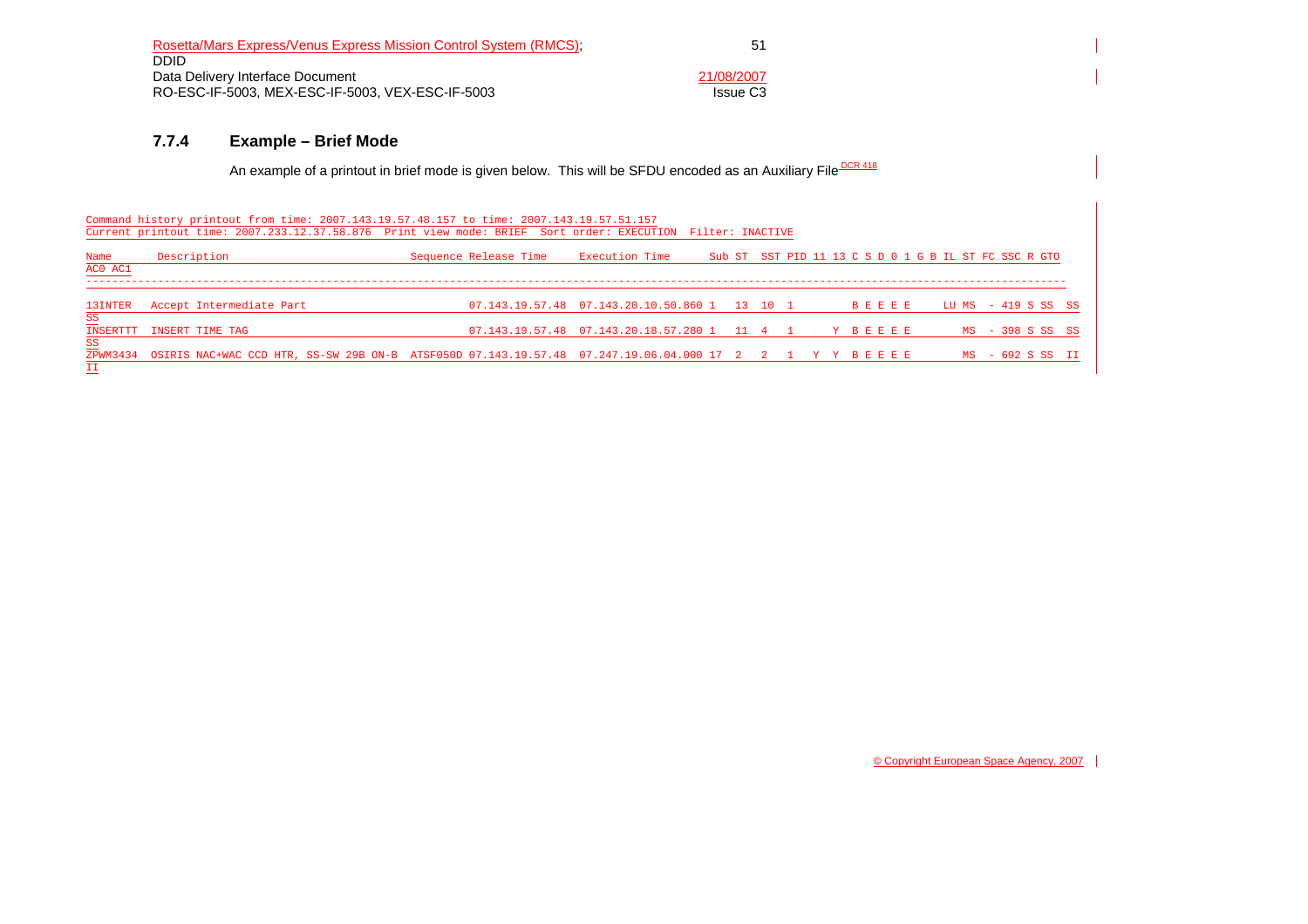### 7.7.4 Example – Brief Mode

An example of a printout in brief mode is given below. This will be SFDU encoded as an Auxiliary File DCR 418

```
Command history printout from time: 2007.143.19.57.48.157 to time: 2007.143.19.57.51.157
Current printout time: 2007.233.12.37.58.876  Print view mode: BRIEF  Sort order: EXECUTION  Filter: INACTIVE

Name      Description                            Sequence Release Time     Execution Time      Sub ST  SST PID 11 13 C S D 0 1 G B IL ST FC SSC R GTO
AC0 AC1
-----------------------------------------------------------------------------------------------------------------------------------------------------

13INTER   Accept Intermediate Part                        07.143.19.57.48  07.143.20.10.50.860 1   13  10  1        B E E E E     LU MS  - 419 S SS  SS
SS
INSERTTT  INSERT TIME TAG                                 07.143.19.57.48  07.143.20.18.57.280 1   11  4   1      Y  B E E E E        MS  - 398 S SS  SS
SS
ZPWM3434  OSIRIS NAC+WAC CCD HTR, SS-SW 29B ON-B  ATSF050D 07.143.19.57.48  07.247.19.06.04.000 17  2   2   1  Y  Y  B E E E E        MS  - 692 S SS  II
II
```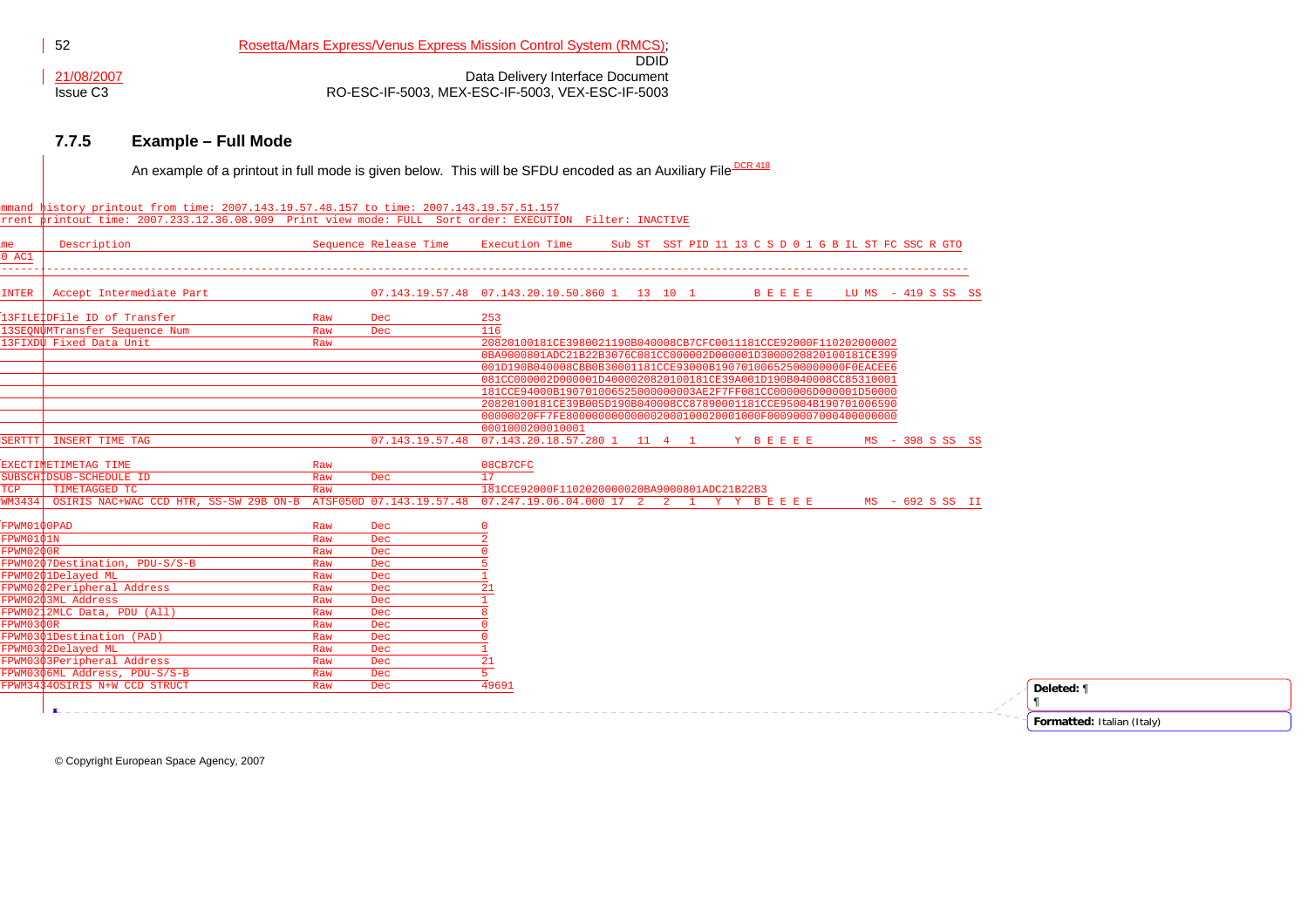### 7.7.5 Example – Full Mode

An example of a printout in full mode is given below. This will be SFDU encoded as an Auxiliary File[DCR 418]

```
mmand history printout from time: 2007.143.19.57.48.157 to time: 2007.143.19.57.51.157
rrent printout time: 2007.233.12.36.08.909  Print view mode: FULL  Sort order: EXECUTION  Filter: INACTIVE

me     Description                           Sequence Release Time     Execution Time      Sub ST  SST PID 11 13 C S D 0 1 G B IL ST FC SSC R GTO
0 AC1
-----------------------------------------------------------------------------------------------------------------------------------------------
INTER  Accept Intermediate Part                       07.143.19.57.48  07.143.20.10.50.860 1   13  10  1         B E E E E     LU MS  - 419 S SS  SS

13FILEIDFile ID of Transfer                Raw      Dec               253
13SEQNUMTransfer Sequence Num              Raw      Dec               116
13FIXDU Fixed Data Unit                    Raw                        20820100181CE3980021190B040008CB7CFC0011181CCE92000F110202000002
                                                                      0BA9000801ADC21B22B3076C081CC000002D000001D3000020820100181CE399
                                                                      001D190B040008CBB0B30001181CCE93000B1907010065250000000F0EACEE6
                                                                      081CC000002D000001D4000020820100181CE39A001D190B040008CC85310001
                                                                      181CCE94000B190701006525000000003AE2F7FF081CC000006D000001D50000
                                                                      20820100181CE39B005D190B040008CC87890001181CCE95004B190701006590
                                                                      00000020FF7FE800000000000002000100020001000F00090007000400000000
                                                                      0001000200010001
SERTTT  INSERT TIME TAG                               07.143.19.57.48  07.143.20.18.57.280 1   11  4   1       Y  B E E E E        MS  - 398 S SS  SS

EXECTIMETIMETAG TIME                       Raw                        08CB7CFC
SUBSCHIDSUB-SCHEDULE ID                    Raw      Dec               17
TCP     TIMETAGGED TC                      Raw                        181CCE92000F1102020000020BA9000801ADC21B22B3
WM3434  OSIRIS NAC+WAC CCD HTR, SS-SW 29B ON-B  ATSF050D 07.143.19.57.48  07.247.19.06.04.000 17  2   2   1   Y  Y  B E E E E        MS  - 692 S SS  II

FPWM0100PAD                                Raw      Dec               0
FPWM0101N                                  Raw      Dec               2
FPWM0200R                                  Raw      Dec               0
FPWM0207Destination, PDU-S/S-B             Raw      Dec               5
FPWM0201Delayed ML                         Raw      Dec               1
FPWM0202Peripheral Address                 Raw      Dec               21
FPWM0203ML Address                         Raw      Dec               1
FPWM0212MLC Data, PDU (All)                Raw      Dec               8
FPWM0300R                                  Raw      Dec               0
FPWM0301Destination (PAD)                  Raw      Dec               0
FPWM0302Delayed ML                         Raw      Dec               1
FPWM0303Peripheral Address                 Raw      Dec               21
FPWM0306ML Address, PDU-S/S-B              Raw      Dec               5
FPWM3434OSIRIS N+W CCD STRUCT              Raw      Dec               49691
```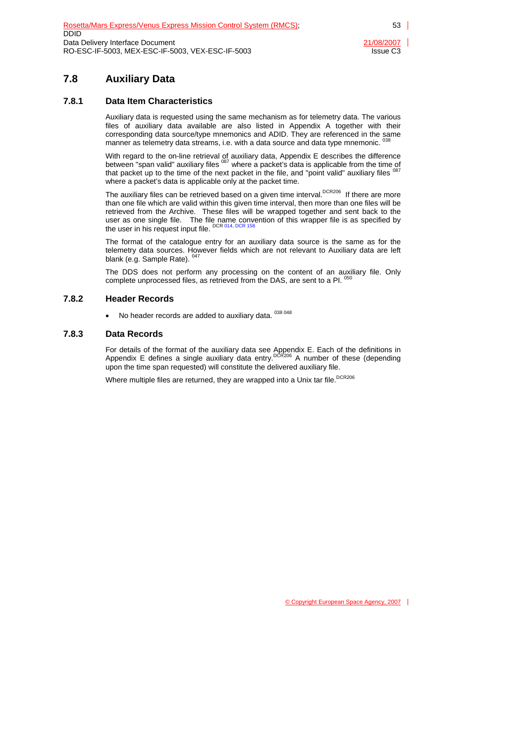## 7.8 Auxiliary Data

### 7.8.1 Data Item Characteristics

Auxiliary data is requested using the same mechanism as for telemetry data. The various files of auxiliary data available are also listed in Appendix A together with their corresponding data source/type mnemonics and ADID. They are referenced in the same manner as telemetry data streams, i.e. with a data source and data type mnemonic. [038]

With regard to the on-line retrieval of auxiliary data, Appendix E describes the difference between "span valid" auxiliary files [087] where a packet's data is applicable from the time of that packet up to the time of the next packet in the file, and "point valid" auxiliary files [087] where a packet's data is applicable only at the packet time.

The auxiliary files can be retrieved based on a given time interval.[DCR206] If there are more than one file which are valid within this given time interval, then more than one files will be retrieved from the Archive. These files will be wrapped together and sent back to the user as one single file. The file name convention of this wrapper file is as specified by the user in his request input file. [DCR 014, DCR 158]

The format of the catalogue entry for an auxiliary data source is the same as for the telemetry data sources. However fields which are not relevant to Auxiliary data are left blank (e.g. Sample Rate). [047]

The DDS does not perform any processing on the content of an auxiliary file. Only complete unprocessed files, as retrieved from the DAS, are sent to a PI. [050]

### 7.8.2 Header Records

- No header records are added to auxiliary data. [038 048]

### 7.8.3 Data Records

For details of the format of the auxiliary data see Appendix E. Each of the definitions in Appendix E defines a single auxiliary data entry.[DCR206] A number of these (depending upon the time span requested) will constitute the delivered auxiliary file.

Where multiple files are returned, they are wrapped into a Unix tar file.[DCR206]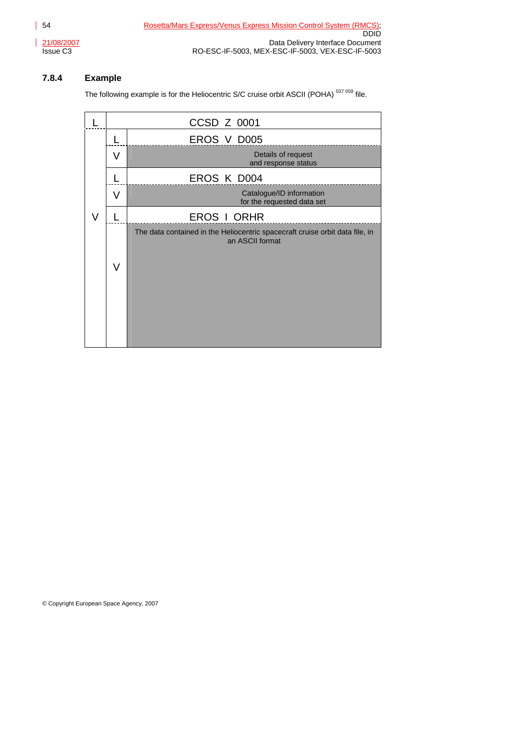### 7.8.4 Example

The following example is for the Heliocentric S/C cruise orbit ASCII (POHA) [037 059] file.

| L | CCSD Z 0001 | |
|---|---|---|
| V | L | EROS V D005 |
| | V | Details of request and response status |
| | L | EROS K D004 |
| | V | Catalogue/ID information for the requested data set |
| | L | EROS I ORHR |
| | V | The data contained in the Heliocentric spacecraft cruise orbit data file, in an ASCII format |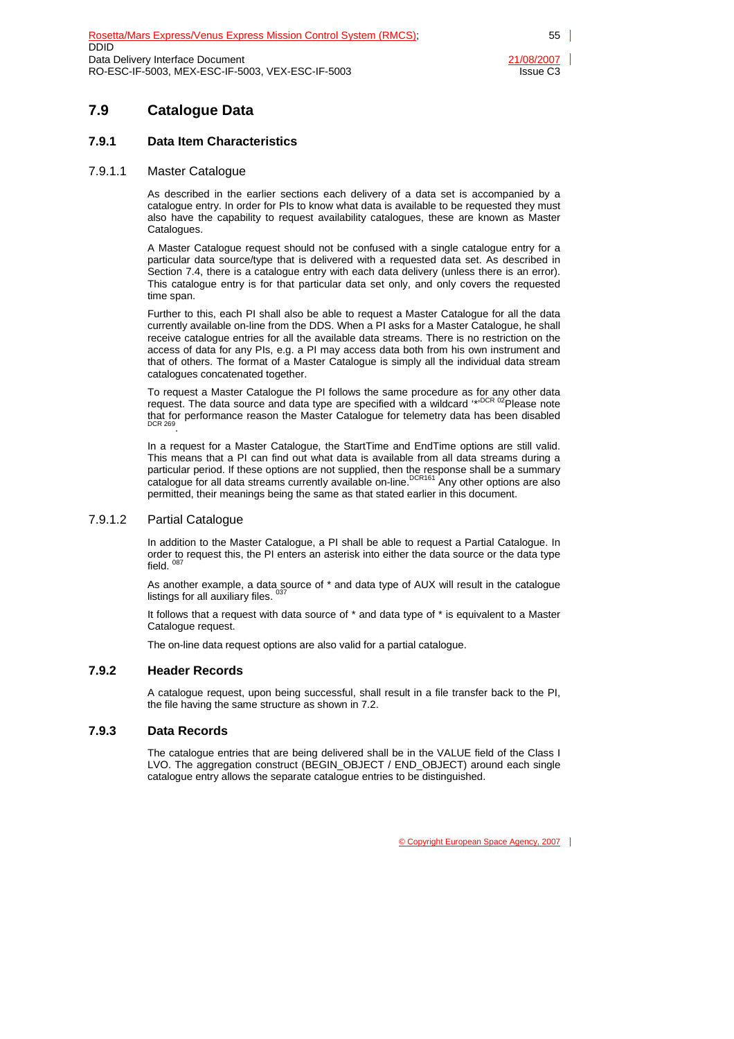## 7.9 Catalogue Data

### 7.9.1 Data Item Characteristics

#### 7.9.1.1 Master Catalogue

As described in the earlier sections each delivery of a data set is accompanied by a catalogue entry. In order for PIs to know what data is available to be requested they must also have the capability to request availability catalogues, these are known as Master Catalogues.

A Master Catalogue request should not be confused with a single catalogue entry for a particular data source/type that is delivered with a requested data set. As described in Section 7.4, there is a catalogue entry with each data delivery (unless there is an error). This catalogue entry is for that particular data set only, and only covers the requested time span.

Further to this, each PI shall also be able to request a Master Catalogue for all the data currently available on-line from the DDS. When a PI asks for a Master Catalogue, he shall receive catalogue entries for all the available data streams. There is no restriction on the access of data for any PIs, e.g. a PI may access data both from his own instrument and that of others. The format of a Master Catalogue is simply all the individual data stream catalogues concatenated together.

To request a Master Catalogue the PI follows the same procedure as for any other data request. The data source and data type are specified with a wildcard '*'[DCR 02]Please note that for performance reason the Master Catalogue for telemetry data has been disabled [DCR 269].

In a request for a Master Catalogue, the StartTime and EndTime options are still valid. This means that a PI can find out what data is available from all data streams during a particular period. If these options are not supplied, then the response shall be a summary catalogue for all data streams currently available on-line.[DCR161] Any other options are also permitted, their meanings being the same as that stated earlier in this document.

#### 7.9.1.2 Partial Catalogue

In addition to the Master Catalogue, a PI shall be able to request a Partial Catalogue. In order to request this, the PI enters an asterisk into either the data source or the data type field. [087]

As another example, a data source of * and data type of AUX will result in the catalogue listings for all auxiliary files. [037]

It follows that a request with data source of * and data type of * is equivalent to a Master Catalogue request.

The on-line data request options are also valid for a partial catalogue.

### 7.9.2 Header Records

A catalogue request, upon being successful, shall result in a file transfer back to the PI, the file having the same structure as shown in 7.2.

### 7.9.3 Data Records

The catalogue entries that are being delivered shall be in the VALUE field of the Class I LVO. The aggregation construct (BEGIN_OBJECT / END_OBJECT) around each single catalogue entry allows the separate catalogue entries to be distinguished.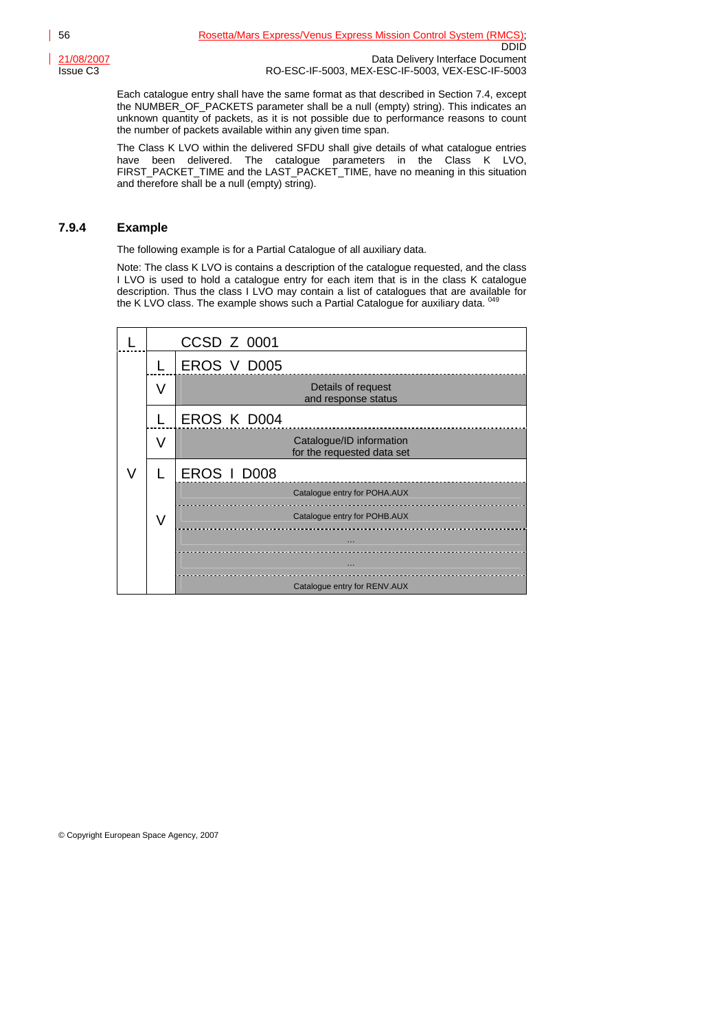Each catalogue entry shall have the same format as that described in Section 7.4, except the NUMBER_OF_PACKETS parameter shall be a null (empty) string). This indicates an unknown quantity of packets, as it is not possible due to performance reasons to count the number of packets available within any given time span.

The Class K LVO within the delivered SFDU shall give details of what catalogue entries have been delivered. The catalogue parameters in the Class K LVO, FIRST_PACKET_TIME and the LAST_PACKET_TIME, have no meaning in this situation and therefore shall be a null (empty) string).

### 7.9.4 Example

The following example is for a Partial Catalogue of all auxiliary data.

Note: The class K LVO is contains a description of the catalogue requested, and the class I LVO is used to hold a catalogue entry for each item that is in the class K catalogue description. Thus the class I LVO may contain a list of catalogues that are available for the K LVO class. The example shows such a Partial Catalogue for auxiliary data. [049]

| | | |
|---|---|---|
| L | | CCSD Z 0001 |
| V | L | EROS V D005 |
| | V | Details of request and response status |
| | L | EROS K D004 |
| | V | Catalogue/ID information for the requested data set |
| | L | EROS I D008 |
| | V | Catalogue entry for POHA.AUX |
| | | Catalogue entry for POHB.AUX |
| | | ... |
| | | ... |
| | | Catalogue entry for RENV.AUX |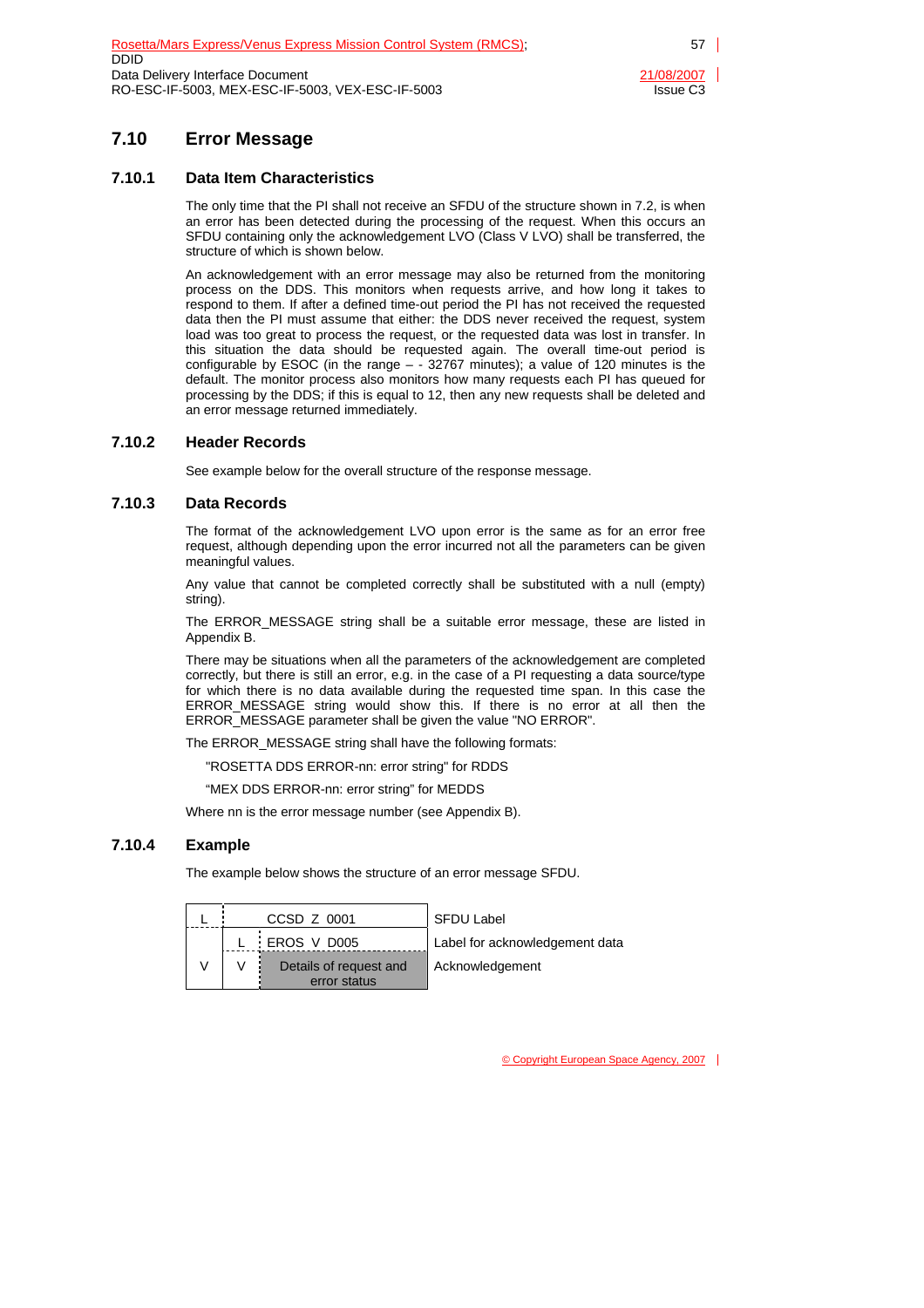## 7.10 Error Message

### 7.10.1 Data Item Characteristics

The only time that the PI shall not receive an SFDU of the structure shown in 7.2, is when an error has been detected during the processing of the request. When this occurs an SFDU containing only the acknowledgement LVO (Class V LVO) shall be transferred, the structure of which is shown below.

An acknowledgement with an error message may also be returned from the monitoring process on the DDS. This monitors when requests arrive, and how long it takes to respond to them. If after a defined time-out period the PI has not received the requested data then the PI must assume that either: the DDS never received the request, system load was too great to process the request, or the requested data was lost in transfer. In this situation the data should be requested again. The overall time-out period is configurable by ESOC (in the range – - 32767 minutes); a value of 120 minutes is the default. The monitor process also monitors how many requests each PI has queued for processing by the DDS; if this is equal to 12, then any new requests shall be deleted and an error message returned immediately.

### 7.10.2 Header Records

See example below for the overall structure of the response message.

### 7.10.3 Data Records

The format of the acknowledgement LVO upon error is the same as for an error free request, although depending upon the error incurred not all the parameters can be given meaningful values.

Any value that cannot be completed correctly shall be substituted with a null (empty) string).

The ERROR_MESSAGE string shall be a suitable error message, these are listed in Appendix B.

There may be situations when all the parameters of the acknowledgement are completed correctly, but there is still an error, e.g. in the case of a PI requesting a data source/type for which there is no data available during the requested time span. In this case the ERROR_MESSAGE string would show this. If there is no error at all then the ERROR_MESSAGE parameter shall be given the value "NO ERROR".

The ERROR_MESSAGE string shall have the following formats:

"ROSETTA DDS ERROR-nn: error string" for RDDS

"MEX DDS ERROR-nn: error string" for MEDDS

Where nn is the error message number (see Appendix B).

### 7.10.4 Example

The example below shows the structure of an error message SFDU.

| | | | |
|---|---|---|---|
| L | CCSD Z 0001 | | SFDU Label |
| V | L | EROS V D005 | Label for acknowledgement data |
| | V | Details of request and error status | Acknowledgement |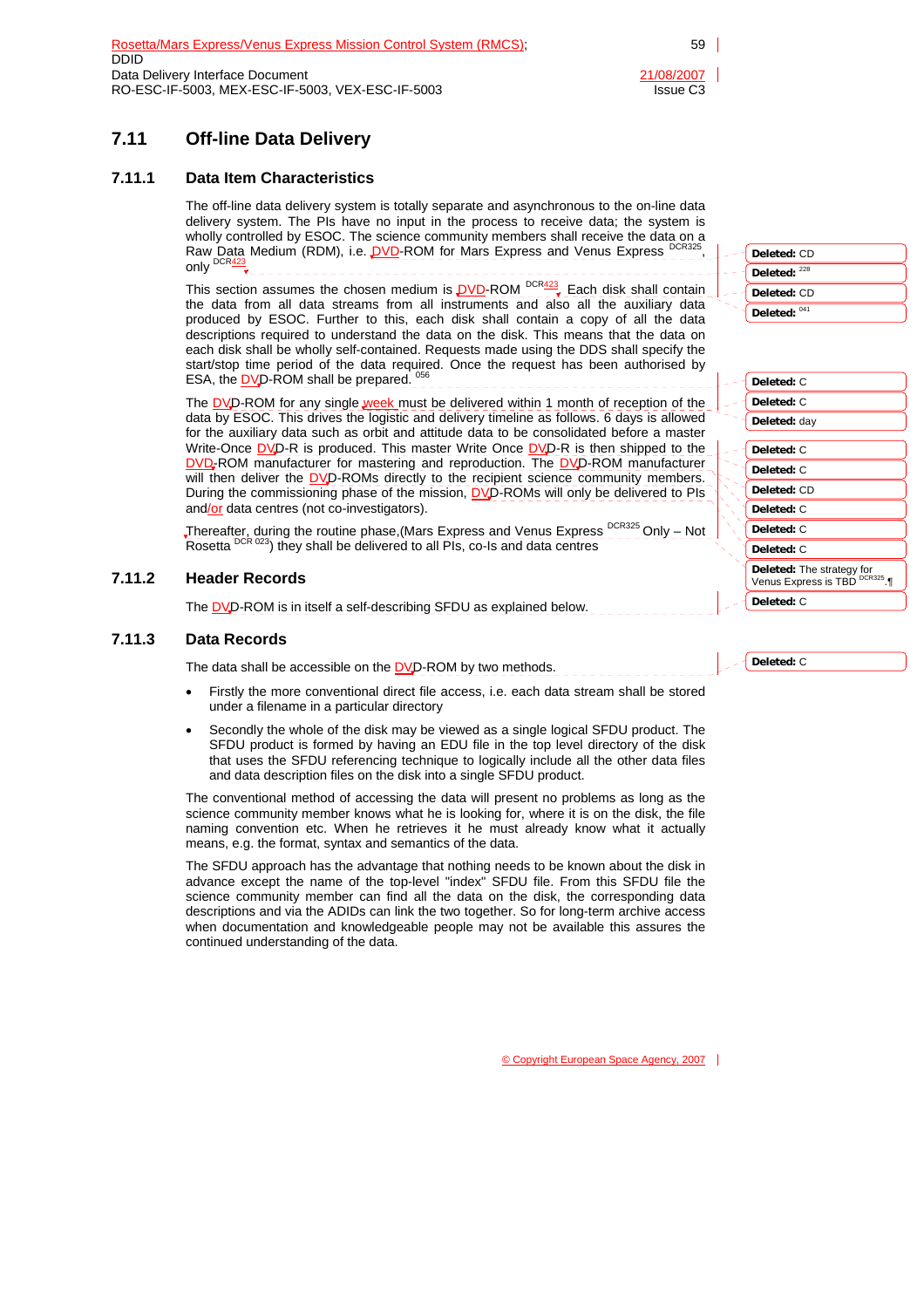## 7.11 Off-line Data Delivery

### 7.11.1 Data Item Characteristics

The off-line data delivery system is totally separate and asynchronous to the on-line data delivery system. The PIs have no input in the process to receive data; the system is wholly controlled by ESOC. The science community members shall receive the data on a Raw Data Medium (RDM), i.e. DVD-ROM for Mars Express and Venus Express DCR325, only DCR423

This section assumes the chosen medium is DVD-ROM DCR423. Each disk shall contain the data from all data streams from all instruments and also all the auxiliary data produced by ESOC. Further to this, each disk shall contain a copy of all the data descriptions required to understand the data on the disk. This means that the data on each disk shall be wholly self-contained. Requests made using the DDS shall specify the start/stop time period of the data required. Once the request has been authorised by ESA, the DVD-ROM shall be prepared. 056

The DVD-ROM for any single week must be delivered within 1 month of reception of the data by ESOC. This drives the logistic and delivery timeline as follows. 6 days is allowed for the auxiliary data such as orbit and attitude data to be consolidated before a master Write-Once DVD-R is produced. This master Write Once DVD-R is then shipped to the DVD-ROM manufacturer for mastering and reproduction. The DVD-ROM manufacturer will then deliver the DVD-ROMs directly to the recipient science community members. During the commissioning phase of the mission, DVD-ROMs will only be delivered to PIs and/or data centres (not co-investigators).

Thereafter, during the routine phase,(Mars Express and Venus Express DCR325 Only – Not Rosetta DCR 023) they shall be delivered to all PIs, co-Is and data centres

### 7.11.2 Header Records

The DVD-ROM is in itself a self-describing SFDU as explained below.

### 7.11.3 Data Records

The data shall be accessible on the DVD-ROM by two methods.

- Firstly the more conventional direct file access, i.e. each data stream shall be stored under a filename in a particular directory
- Secondly the whole of the disk may be viewed as a single logical SFDU product. The SFDU product is formed by having an EDU file in the top level directory of the disk that uses the SFDU referencing technique to logically include all the other data files and data description files on the disk into a single SFDU product.

The conventional method of accessing the data will present no problems as long as the science community member knows what he is looking for, where it is on the disk, the file naming convention etc. When he retrieves it he must already know what it actually means, e.g. the format, syntax and semantics of the data.

The SFDU approach has the advantage that nothing needs to be known about the disk in advance except the name of the top-level "index" SFDU file. From this SFDU file the science community member can find all the data on the disk, the corresponding data descriptions and via the ADIDs can link the two together. So for long-term archive access when documentation and knowledgeable people may not be available this assures the continued understanding of the data.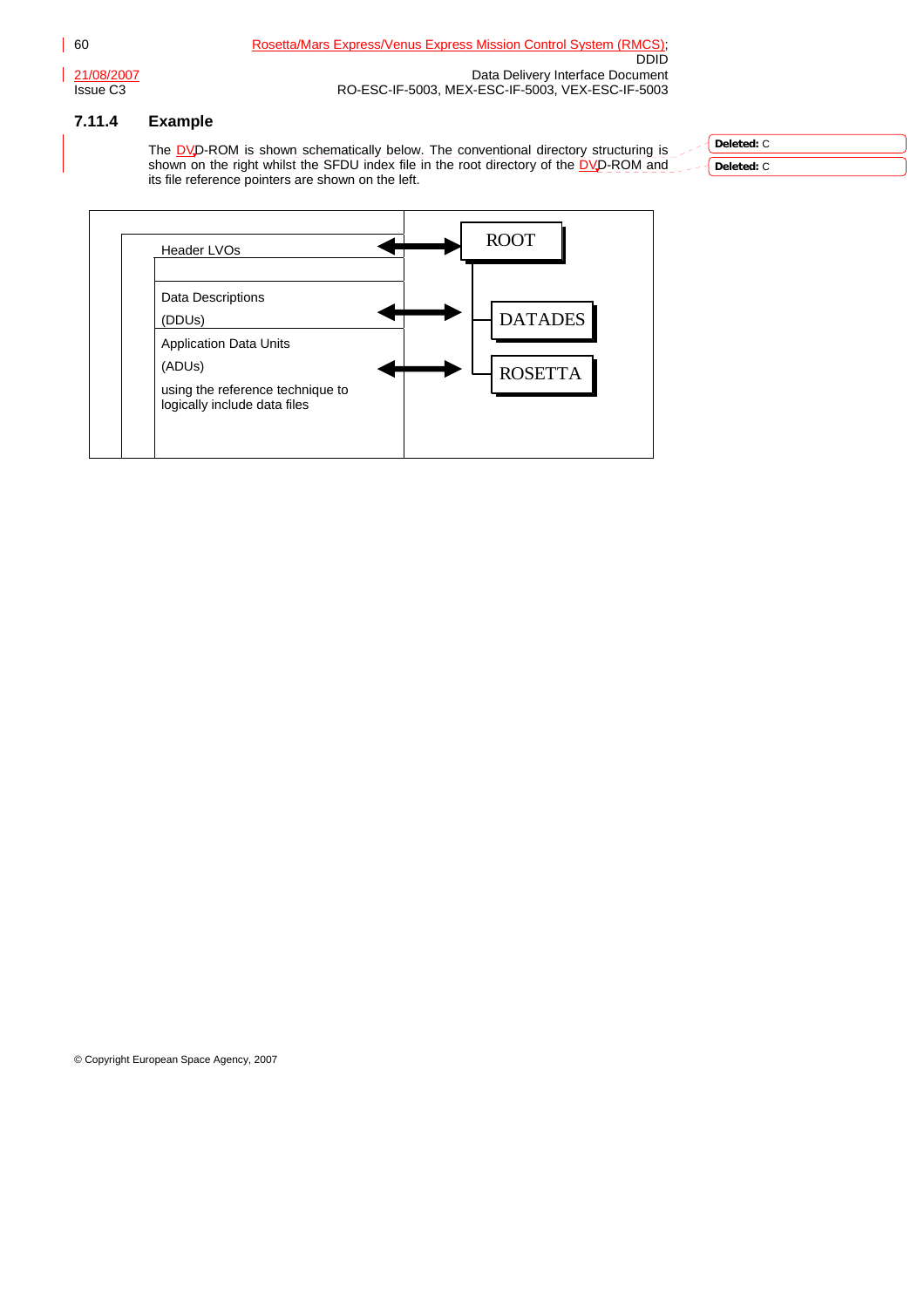### 7.11.4 Example

The DVD-ROM is shown schematically below. The conventional directory structuring is shown on the right whilst the SFDU index file in the root directory of the DVD-ROM and its file reference pointers are shown on the left.

| Left (SFDU index file) | | Right (directory structure) |
|---|---|---|
| Header LVOs | ⟷ | ROOT |
| Data Descriptions (DDUs) | ⟷ | DATADES |
| Application Data Units (ADUs) using the reference technique to logically include data files | ⟷ | ROSETTA |

© Copyright European Space Agency, 2007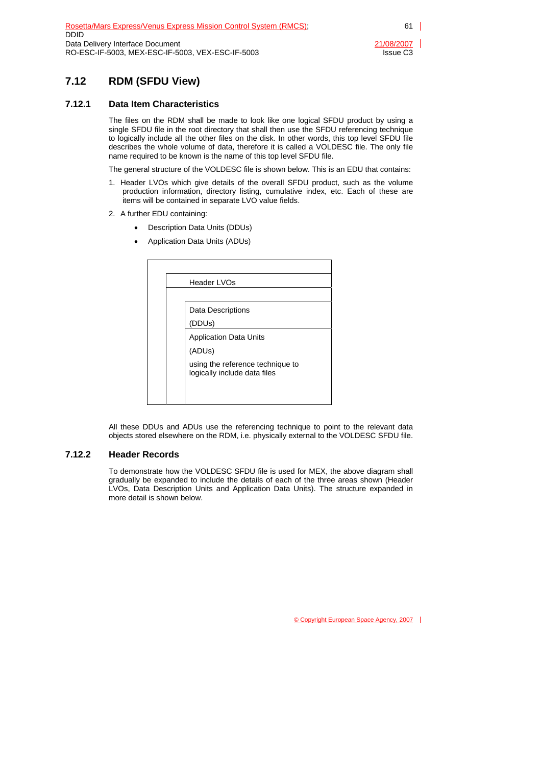## 7.12 RDM (SFDU View)

### 7.12.1 Data Item Characteristics

The files on the RDM shall be made to look like one logical SFDU product by using a single SFDU file in the root directory that shall then use the SFDU referencing technique to logically include all the other files on the disk. In other words, this top level SFDU file describes the whole volume of data, therefore it is called a VOLDESC file. The only file name required to be known is the name of this top level SFDU file.

The general structure of the VOLDESC file is shown below. This is an EDU that contains:

1. Header LVOs which give details of the overall SFDU product, such as the volume production information, directory listing, cumulative index, etc. Each of these are items will be contained in separate LVO value fields.
2. A further EDU containing:
   - Description Data Units (DDUs)
   - Application Data Units (ADUs)

| | | |
|---|---|---|
| | Header LVOs | |
| | | Data Descriptions (DDUs) |
| | | Application Data Units (ADUs) using the reference technique to logically include data files |

All these DDUs and ADUs use the referencing technique to point to the relevant data objects stored elsewhere on the RDM, i.e. physically external to the VOLDESC SFDU file.

### 7.12.2 Header Records

To demonstrate how the VOLDESC SFDU file is used for MEX, the above diagram shall gradually be expanded to include the details of each of the three areas shown (Header LVOs, Data Description Units and Application Data Units). The structure expanded in more detail is shown below.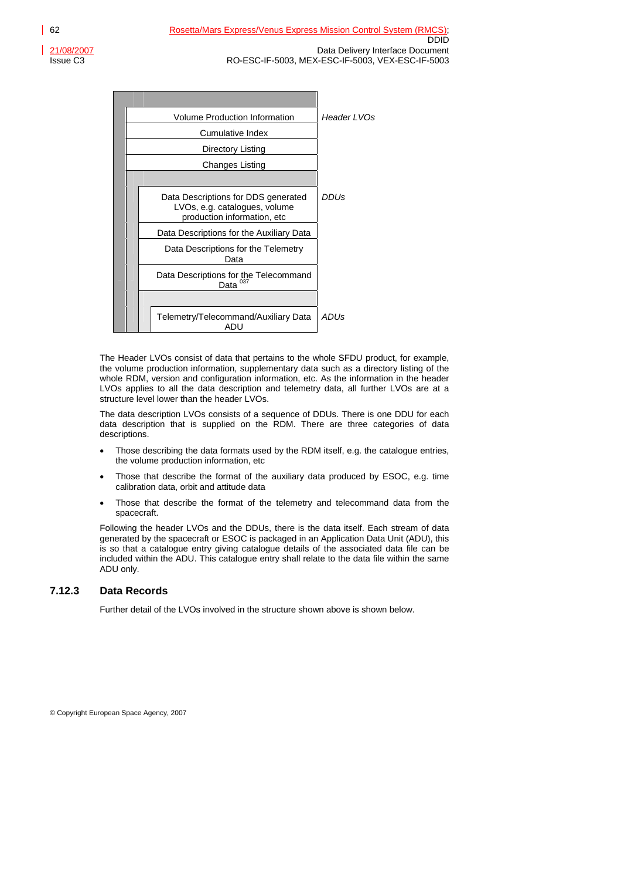| Structure | Category |
|---|---|
| Volume Production Information | *Header LVOs* |
| Cumulative Index | |
| Directory Listing | |
| Changes Listing | |
| Data Descriptions for DDS generated LVOs, e.g. catalogues, volume production information, etc | *DDUs* |
| Data Descriptions for the Auxiliary Data | |
| Data Descriptions for the Telemetry Data | |
| Data Descriptions for the Telecommand Data [037] | |
| Telemetry/Telecommand/Auxiliary Data ADU | *ADUs* |

The Header LVOs consist of data that pertains to the whole SFDU product, for example, the volume production information, supplementary data such as a directory listing of the whole RDM, version and configuration information, etc. As the information in the header LVOs applies to all the data description and telemetry data, all further LVOs are at a structure level lower than the header LVOs.

The data description LVOs consists of a sequence of DDUs. There is one DDU for each data description that is supplied on the RDM. There are three categories of data descriptions.

- Those describing the data formats used by the RDM itself, e.g. the catalogue entries, the volume production information, etc
- Those that describe the format of the auxiliary data produced by ESOC, e.g. time calibration data, orbit and attitude data
- Those that describe the format of the telemetry and telecommand data from the spacecraft.

Following the header LVOs and the DDUs, there is the data itself. Each stream of data generated by the spacecraft or ESOC is packaged in an Application Data Unit (ADU), this is so that a catalogue entry giving catalogue details of the associated data file can be included within the ADU. This catalogue entry shall relate to the data file within the same ADU only.

### 7.12.3 Data Records

Further detail of the LVOs involved in the structure shown above is shown below.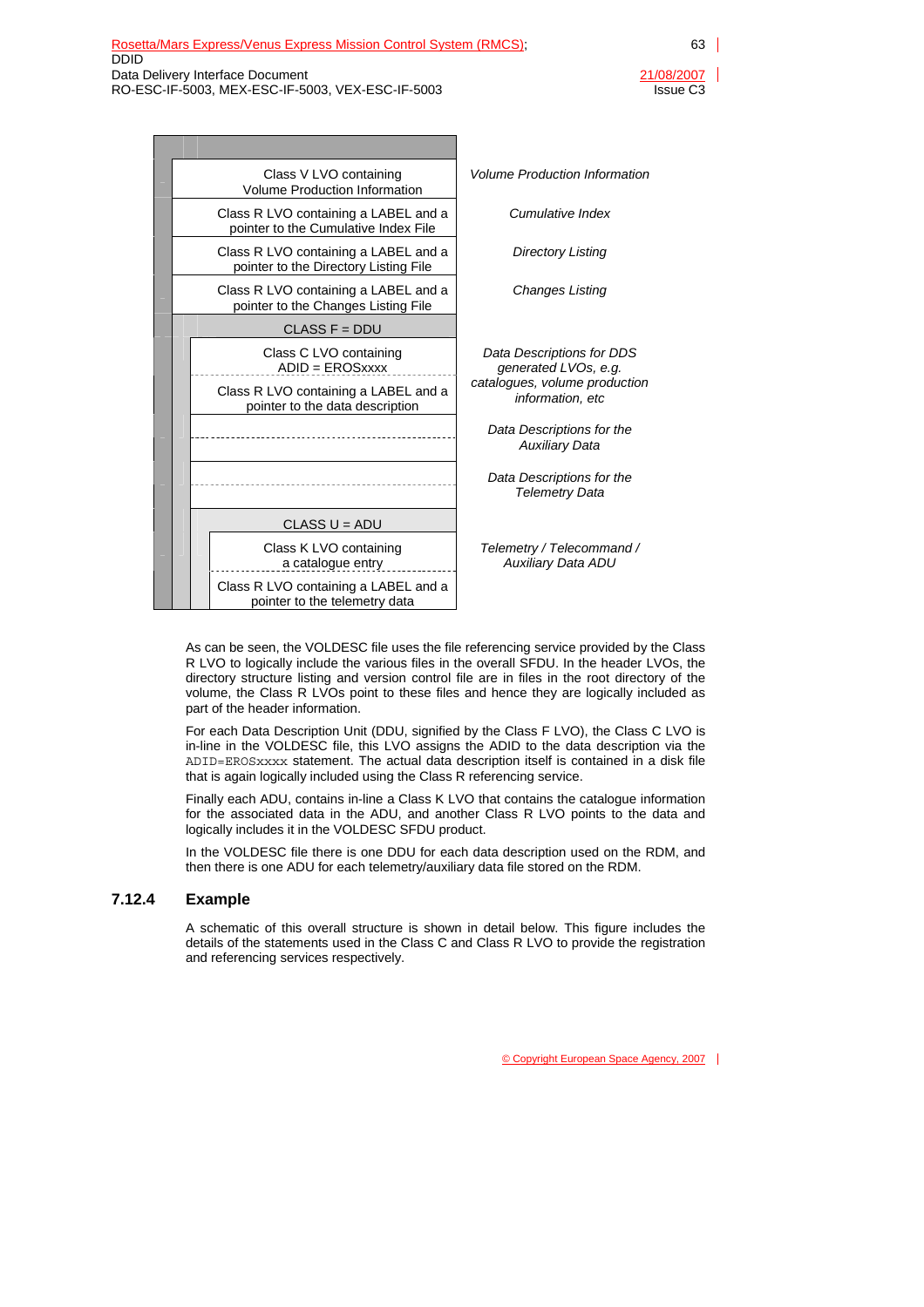| | |
|---|---|
| Class V LVO containing Volume Production Information | *Volume Production Information* |
| Class R LVO containing a LABEL and a pointer to the Cumulative Index File | *Cumulative Index* |
| Class R LVO containing a LABEL and a pointer to the Directory Listing File | *Directory Listing* |
| Class R LVO containing a LABEL and a pointer to the Changes Listing File | *Changes Listing* |
| CLASS F = DDU | |
| Class C LVO containing ADID = EROSxxxx | *Data Descriptions for DDS generated LVOs, e.g. catalogues, volume production information, etc* |
| Class R LVO containing a LABEL and a pointer to the data description | |
| | *Data Descriptions for the Auxiliary Data* |
| | *Data Descriptions for the Telemetry Data* |
| CLASS U = ADU | |
| Class K LVO containing a catalogue entry | *Telemetry / Telecommand / Auxiliary Data ADU* |
| Class R LVO containing a LABEL and a pointer to the telemetry data | |

As can be seen, the VOLDESC file uses the file referencing service provided by the Class R LVO to logically include the various files in the overall SFDU. In the header LVOs, the directory structure listing and version control file are in files in the root directory of the volume, the Class R LVOs point to these files and hence they are logically included as part of the header information.

For each Data Description Unit (DDU, signified by the Class F LVO), the Class C LVO is in-line in the VOLDESC file, this LVO assigns the ADID to the data description via the `ADID=EROSxxxx` statement. The actual data description itself is contained in a disk file that is again logically included using the Class R referencing service.

Finally each ADU, contains in-line a Class K LVO that contains the catalogue information for the associated data in the ADU, and another Class R LVO points to the data and logically includes it in the VOLDESC SFDU product.

In the VOLDESC file there is one DDU for each data description used on the RDM, and then there is one ADU for each telemetry/auxiliary data file stored on the RDM.

### 7.12.4 Example

A schematic of this overall structure is shown in detail below. This figure includes the details of the statements used in the Class C and Class R LVO to provide the registration and referencing services respectively.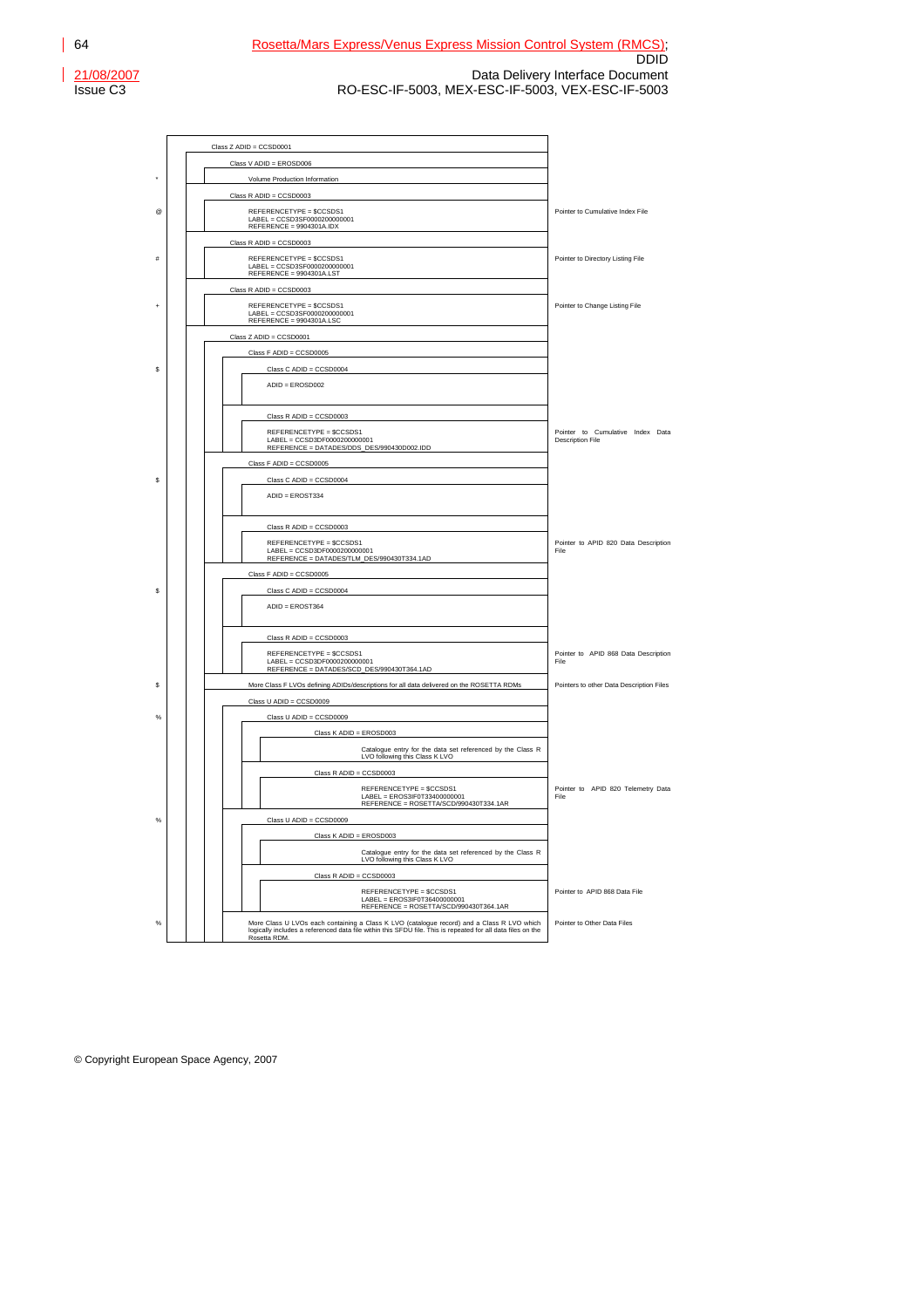| | Structure | Description |
|---|---|---|
| | Class Z ADID = CCSD0001 | |
| | Class V ADID = EROSD006 | |
| * | Volume Production Information | |
| | Class R ADID = CCSD0003 | |
| @ | REFERENCETYPE = $CCSDS1<br>LABEL = CCSD3SF0000200000001<br>REFERENCE = 9904301A.IDX | Pointer to Cumulative Index File |
| | Class R ADID = CCSD0003 | |
| # | REFERENCETYPE = $CCSDS1<br>LABEL = CCSD3SF0000200000001<br>REFERENCE = 9904301A.LST | Pointer to Directory Listing File |
| | Class R ADID = CCSD0003 | |
| + | REFERENCETYPE = $CCSDS1<br>LABEL = CCSD3SF0000200000001<br>REFERENCE = 9904301A.LSC | Pointer to Change Listing File |
| | Class Z ADID = CCSD0001 | |
| | Class F ADID = CCSD0005 | |
| $ | Class C ADID = CCSD0004 | |
| | ADID = EROSD002 | |
| | Class R ADID = CCSD0003 | |
| | REFERENCETYPE = $CCSDS1<br>LABEL = CCSD3DF0000200000001<br>REFERENCE = DATADES/DDS_DES/990430D002.IDD | Pointer to Cumulative Index Data Description File |
| | Class F ADID = CCSD0005 | |
| $ | Class C ADID = CCSD0004 | |
| | ADID = EROST334 | |
| | Class R ADID = CCSD0003 | |
| | REFERENCETYPE = $CCSDS1<br>LABEL = CCSD3DF0000200000001<br>REFERENCE = DATADES/TLM_DES/990430T334.1AD | Pointer to APID 820 Data Description File |
| | Class F ADID = CCSD0005 | |
| $ | Class C ADID = CCSD0004 | |
| | ADID = EROST364 | |
| | Class R ADID = CCSD0003 | |
| | REFERENCETYPE = $CCSDS1<br>LABEL = CCSD3DF0000200000001<br>REFERENCE = DATADES/SCD_DES/990430T364.1AD | Pointer to APID 868 Data Description File |
| $ | More Class F LVOs defining ADIDs/descriptions for all data delivered on the ROSETTA RDMs | Pointers to other Data Description Files |
| | Class U ADID = CCSD0009 | |
| % | Class U ADID = CCSD0009 | |
| | Class K ADID = EROSD003 | |
| | Catalogue entry for the data set referenced by the Class R LVO following this Class K LVO | |
| | Class R ADID = CCSD0003 | |
| | REFERENCETYPE = $CCSDS1<br>LABEL = EROS3IF0T33400000001<br>REFERENCE = ROSETTA/SCD/990430T334.1AR | Pointer to APID 820 Telemetry Data File |
| % | Class U ADID = CCSD0009 | |
| | Class K ADID = EROSD003 | |
| | Catalogue entry for the data set referenced by the Class R LVO following this Class K LVO | |
| | Class R ADID = CCSD0003 | |
| | REFERENCETYPE = $CCSDS1<br>LABEL = EROS3IF0T36400000001<br>REFERENCE = ROSETTA/SCD/990430T364.1AR | Pointer to APID 868 Data File |
| % | More Class U LVOs each containing a Class K LVO (catalogue record) and a Class R LVO which logically includes a referenced data file within this SFDU file. This is repeated for all data files on the Rosetta RDM. | Pointer to Other Data Files |

© Copyright European Space Agency, 2007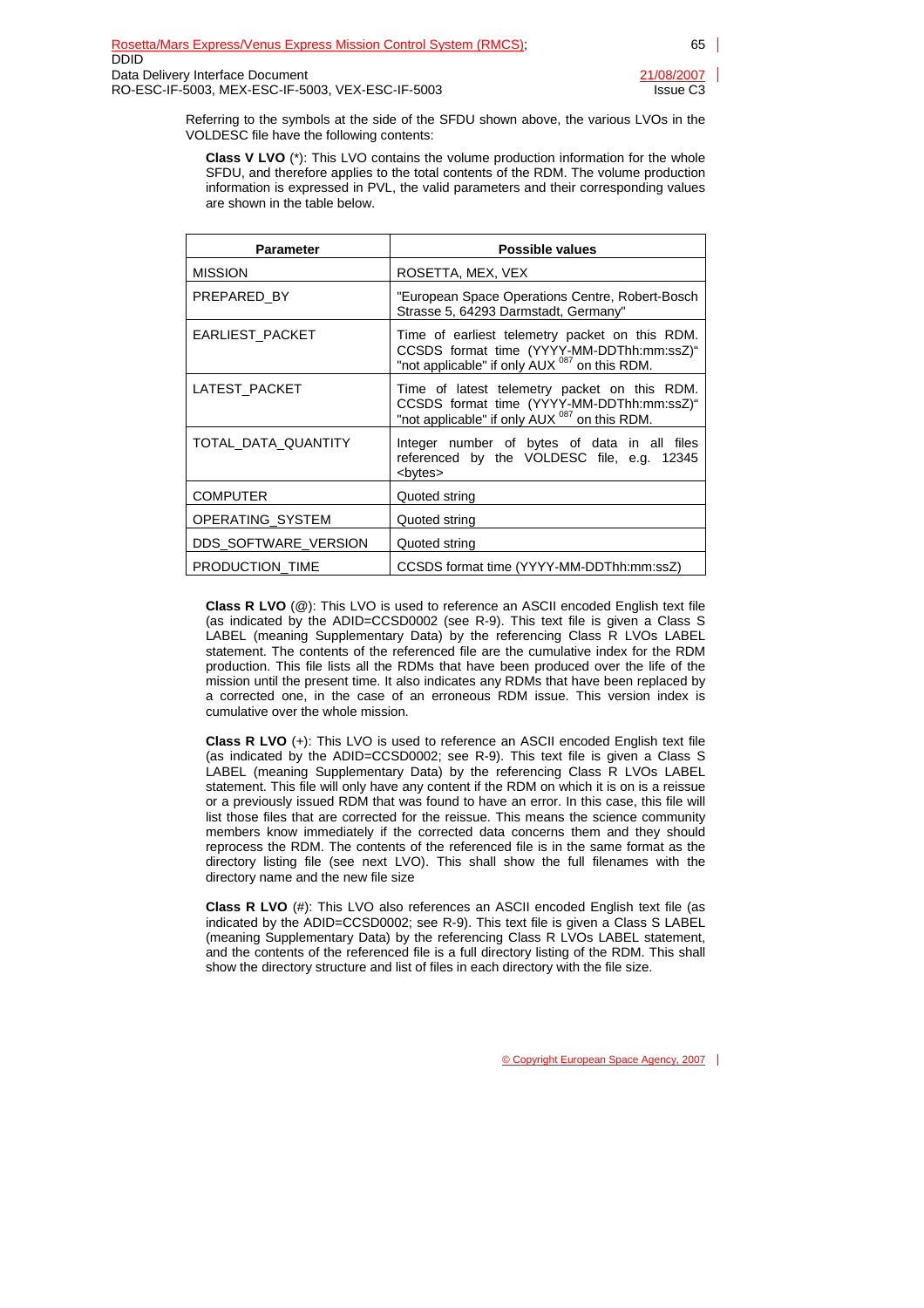Referring to the symbols at the side of the SFDU shown above, the various LVOs in the VOLDESC file have the following contents:

**Class V LVO** (*): This LVO contains the volume production information for the whole SFDU, and therefore applies to the total contents of the RDM. The volume production information is expressed in PVL, the valid parameters and their corresponding values are shown in the table below.

| Parameter | Possible values |
|---|---|
| MISSION | ROSETTA, MEX, VEX |
| PREPARED_BY | "European Space Operations Centre, Robert-Bosch Strasse 5, 64293 Darmstadt, Germany" |
| EARLIEST_PACKET | Time of earliest telemetry packet on this RDM. CCSDS format time (YYYY-MM-DDThh:mm:ssZ)" "not applicable" if only AUX [087] on this RDM. |
| LATEST_PACKET | Time of latest telemetry packet on this RDM. CCSDS format time (YYYY-MM-DDThh:mm:ssZ)" "not applicable" if only AUX [087] on this RDM. |
| TOTAL_DATA_QUANTITY | Integer number of bytes of data in all files referenced by the VOLDESC file, e.g. 12345 <bytes> |
| COMPUTER | Quoted string |
| OPERATING_SYSTEM | Quoted string |
| DDS_SOFTWARE_VERSION | Quoted string |
| PRODUCTION_TIME | CCSDS format time (YYYY-MM-DDThh:mm:ssZ) |

**Class R LVO** (@): This LVO is used to reference an ASCII encoded English text file (as indicated by the ADID=CCSD0002 (see R-9). This text file is given a Class S LABEL (meaning Supplementary Data) by the referencing Class R LVOs LABEL statement. The contents of the referenced file are the cumulative index for the RDM production. This file lists all the RDMs that have been produced over the life of the mission until the present time. It also indicates any RDMs that have been replaced by a corrected one, in the case of an erroneous RDM issue. This version index is cumulative over the whole mission.

**Class R LVO** (+): This LVO is used to reference an ASCII encoded English text file (as indicated by the ADID=CCSD0002; see R-9). This text file is given a Class S LABEL (meaning Supplementary Data) by the referencing Class R LVOs LABEL statement. This file will only have any content if the RDM on which it is on is a reissue or a previously issued RDM that was found to have an error. In this case, this file will list those files that are corrected for the reissue. This means the science community members know immediately if the corrected data concerns them and they should reprocess the RDM. The contents of the referenced file is in the same format as the directory listing file (see next LVO). This shall show the full filenames with the directory name and the new file size

**Class R LVO** (#): This LVO also references an ASCII encoded English text file (as indicated by the ADID=CCSD0002; see R-9). This text file is given a Class S LABEL (meaning Supplementary Data) by the referencing Class R LVOs LABEL statement, and the contents of the referenced file is a full directory listing of the RDM. This shall show the directory structure and list of files in each directory with the file size.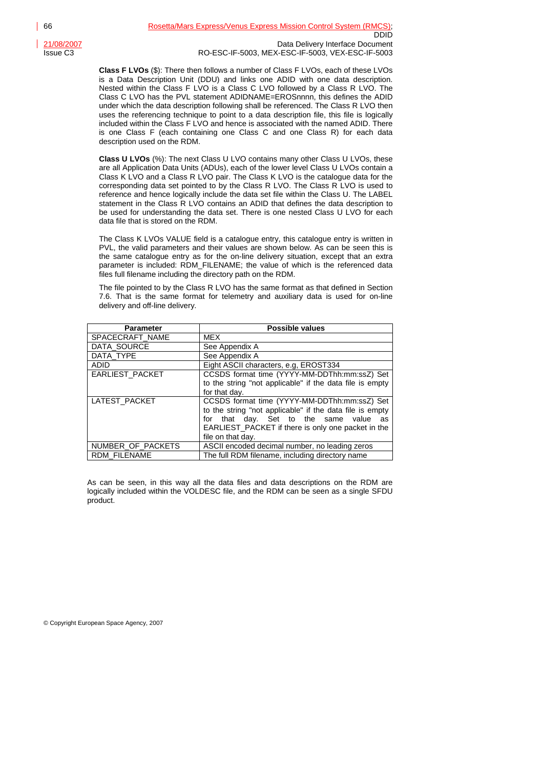**Class F LVOs** ($): There then follows a number of Class F LVOs, each of these LVOs is a Data Description Unit (DDU) and links one ADID with one data description. Nested within the Class F LVO is a Class C LVO followed by a Class R LVO. The Class C LVO has the PVL statement ADIDNAME=EROSnnnn, this defines the ADID under which the data description following shall be referenced. The Class R LVO then uses the referencing technique to point to a data description file, this file is logically included within the Class F LVO and hence is associated with the named ADID. There is one Class F (each containing one Class C and one Class R) for each data description used on the RDM.

**Class U LVOs** (%): The next Class U LVO contains many other Class U LVOs, these are all Application Data Units (ADUs), each of the lower level Class U LVOs contain a Class K LVO and a Class R LVO pair. The Class K LVO is the catalogue data for the corresponding data set pointed to by the Class R LVO. The Class R LVO is used to reference and hence logically include the data set file within the Class U. The LABEL statement in the Class R LVO contains an ADID that defines the data description to be used for understanding the data set. There is one nested Class U LVO for each data file that is stored on the RDM.

The Class K LVOs VALUE field is a catalogue entry, this catalogue entry is written in PVL, the valid parameters and their values are shown below. As can be seen this is the same catalogue entry as for the on-line delivery situation, except that an extra parameter is included: RDM_FILENAME; the value of which is the referenced data files full filename including the directory path on the RDM.

The file pointed to by the Class R LVO has the same format as that defined in Section 7.6. That is the same format for telemetry and auxiliary data is used for on-line delivery and off-line delivery.

| Parameter | Possible values |
|---|---|
| SPACECRAFT_NAME | MEX |
| DATA_SOURCE | See Appendix A |
| DATA_TYPE | See Appendix A |
| ADID | Eight ASCII characters, e.g, EROST334 |
| EARLIEST_PACKET | CCSDS format time (YYYY-MM-DDThh:mm:ssZ) Set to the string "not applicable" if the data file is empty for that day. |
| LATEST_PACKET | CCSDS format time (YYYY-MM-DDThh:mm:ssZ) Set to the string "not applicable" if the data file is empty for that day. Set to the same value as EARLIEST_PACKET if there is only one packet in the file on that day. |
| NUMBER_OF_PACKETS | ASCII encoded decimal number, no leading zeros |
| RDM_FILENAME | The full RDM filename, including directory name |

As can be seen, in this way all the data files and data descriptions on the RDM are logically included within the VOLDESC file, and the RDM can be seen as a single SFDU product.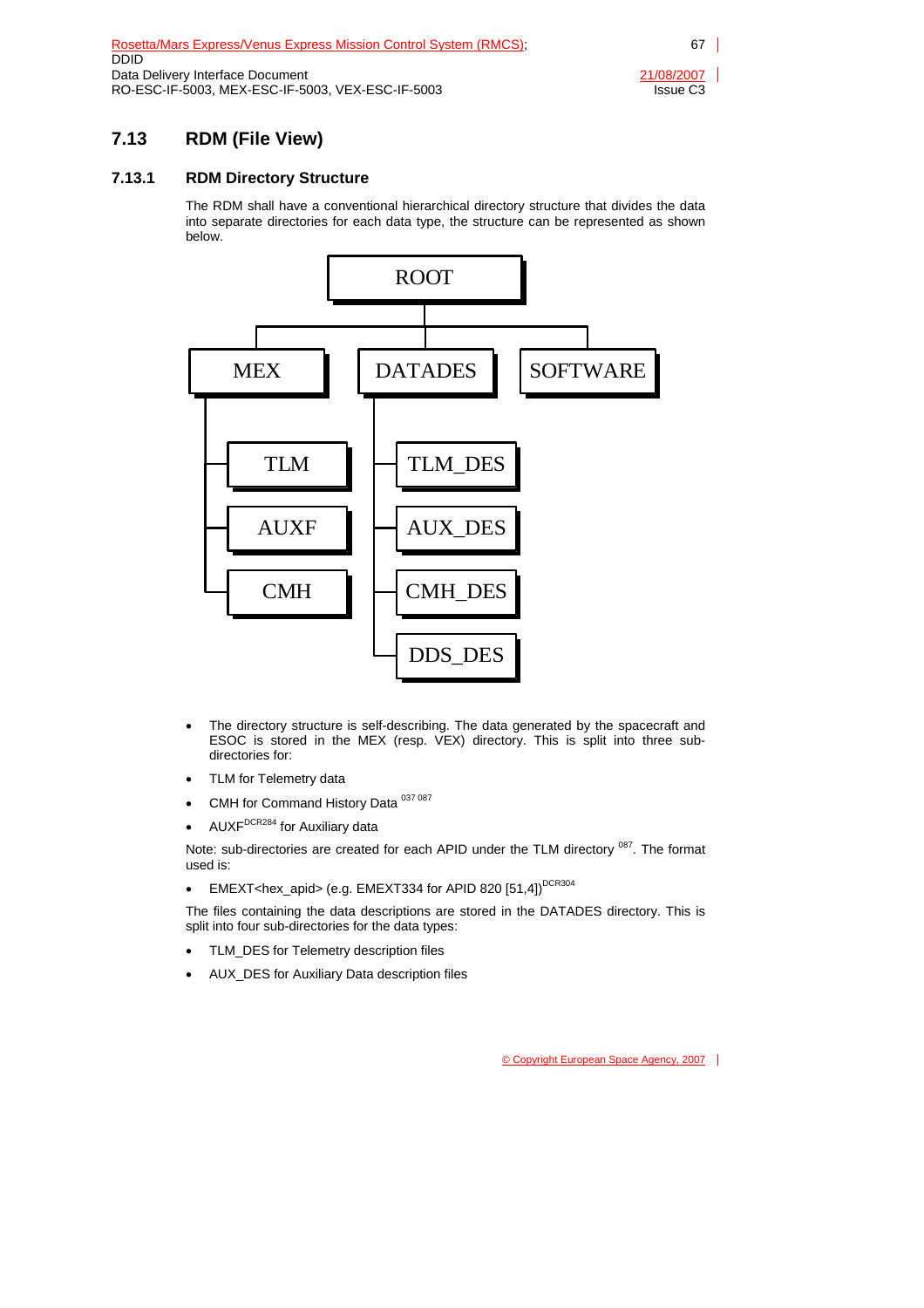## 7.13 RDM (File View)

### 7.13.1 RDM Directory Structure

The RDM shall have a conventional hierarchical directory structure that divides the data into separate directories for each data type, the structure can be represented as shown below.

```
ROOT
├── MEX
│   ├── TLM
│   ├── AUXF
│   └── CMH
├── DATADES
│   ├── TLM_DES
│   ├── AUX_DES
│   ├── CMH_DES
│   └── DDS_DES
└── SOFTWARE
```

- The directory structure is self-describing. The data generated by the spacecraft and ESOC is stored in the MEX (resp. VEX) directory. This is split into three sub-directories for:
- TLM for Telemetry data
- CMH for Command History Data [037 087]
- AUXF[DCR284] for Auxiliary data

Note: sub-directories are created for each APID under the TLM directory [087]. The format used is:

- EMEXT<hex_apid> (e.g. EMEXT334 for APID 820 [51,4])[DCR304]

The files containing the data descriptions are stored in the DATADES directory. This is split into four sub-directories for the data types:

- TLM_DES for Telemetry description files
- AUX_DES for Auxiliary Data description files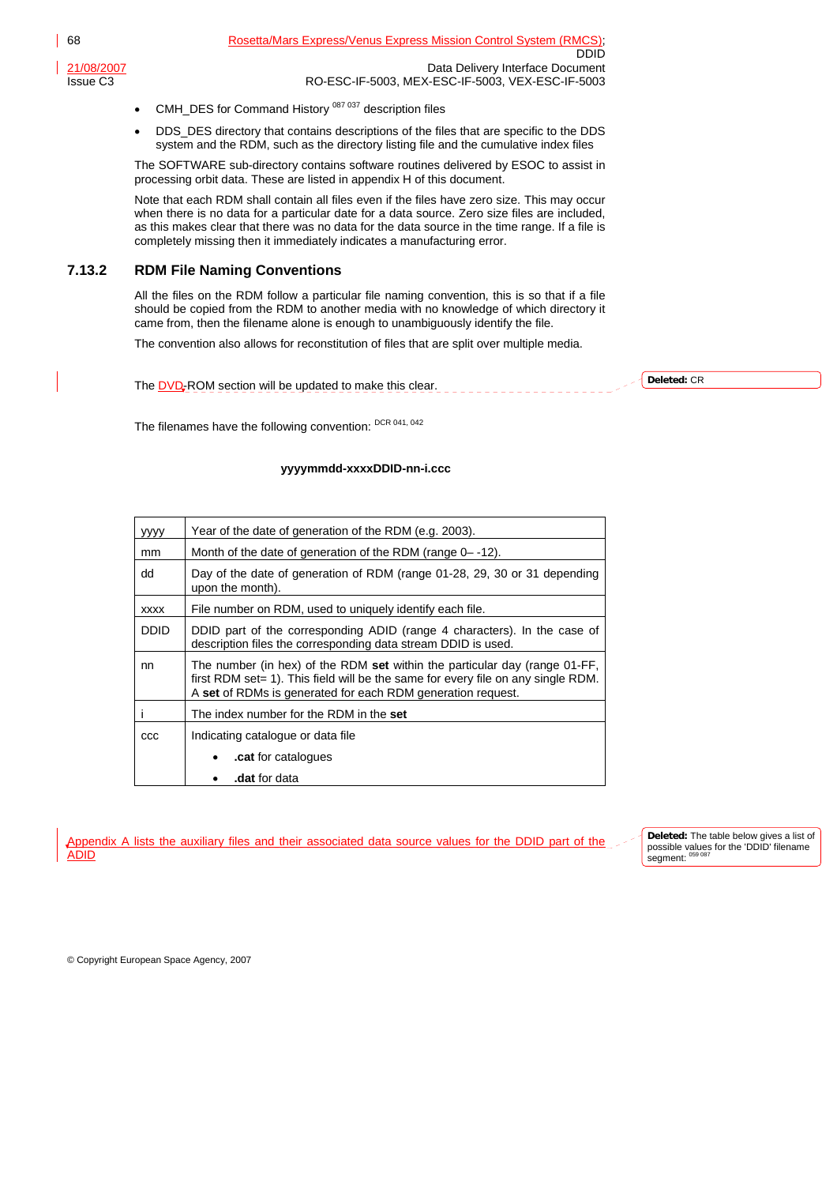- CMH_DES for Command History [087 037] description files
- DDS_DES directory that contains descriptions of the files that are specific to the DDS system and the RDM, such as the directory listing file and the cumulative index files

The SOFTWARE sub-directory contains software routines delivered by ESOC to assist in processing orbit data. These are listed in appendix H of this document.

Note that each RDM shall contain all files even if the files have zero size. This may occur when there is no data for a particular date for a data source. Zero size files are included, as this makes clear that there was no data for the data source in the time range. If a file is completely missing then it immediately indicates a manufacturing error.

### 7.13.2 RDM File Naming Conventions

All the files on the RDM follow a particular file naming convention, this is so that if a file should be copied from the RDM to another media with no knowledge of which directory it came from, then the filename alone is enough to unambiguously identify the file.

The convention also allows for reconstitution of files that are split over multiple media.

The DVD-ROM section will be updated to make this clear.

Deleted: CR

The filenames have the following convention: [DCR 041, 042]

**yyyymmdd-xxxxDDID-nn-i.ccc**

| | |
|---|---|
| yyyy | Year of the date of generation of the RDM (e.g. 2003). |
| mm | Month of the date of generation of the RDM (range 0– -12). |
| dd | Day of the date of generation of RDM (range 01-28, 29, 30 or 31 depending upon the month). |
| xxxx | File number on RDM, used to uniquely identify each file. |
| DDID | DDID part of the corresponding ADID (range 4 characters). In the case of description files the corresponding data stream DDID is used. |
| nn | The number (in hex) of the RDM **set** within the particular day (range 01-FF, first RDM set= 1). This field will be the same for every file on any single RDM. A **set** of RDMs is generated for each RDM generation request. |
| i | The index number for the RDM in the **set** |
| ccc | Indicating catalogue or data file<br>• **.cat** for catalogues<br>• **.dat** for data |

Appendix A lists the auxiliary files and their associated data source values for the DDID part of the ADID

Deleted: The table below gives a list of possible values for the 'DDID' filename segment: [059 087]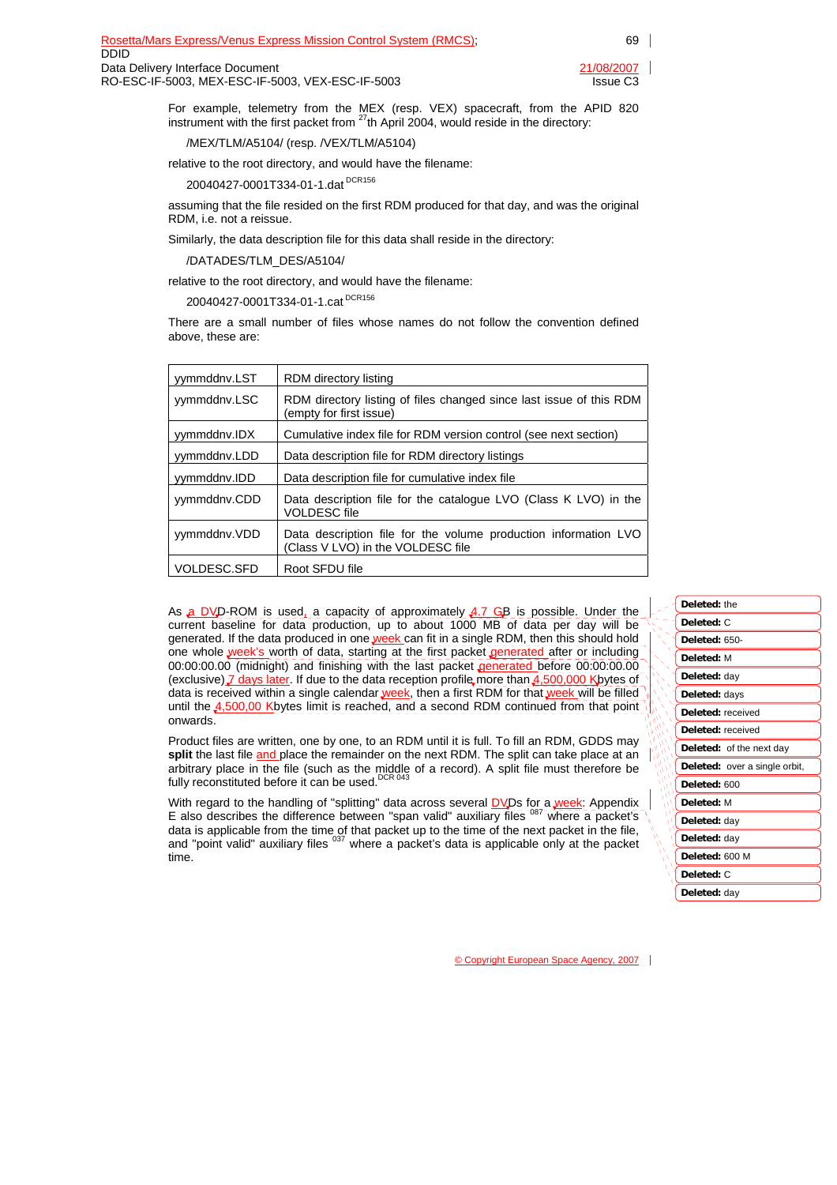For example, telemetry from the MEX (resp. VEX) spacecraft, from the APID 820 instrument with the first packet from 27th April 2004, would reside in the directory:

/MEX/TLM/A5104/ (resp. /VEX/TLM/A5104)

relative to the root directory, and would have the filename:

20040427-0001T334-01-1.dat DCR156

assuming that the file resided on the first RDM produced for that day, and was the original RDM, i.e. not a reissue.

Similarly, the data description file for this data shall reside in the directory:

/DATADES/TLM_DES/A5104/

relative to the root directory, and would have the filename:

20040427-0001T334-01-1.cat DCR156

There are a small number of files whose names do not follow the convention defined above, these are:

| | |
|---|---|
| yymmddnv.LST | RDM directory listing |
| yymmddnv.LSC | RDM directory listing of files changed since last issue of this RDM (empty for first issue) |
| yymmddnv.IDX | Cumulative index file for RDM version control (see next section) |
| yymmddnv.LDD | Data description file for RDM directory listings |
| yymmddnv.IDD | Data description file for cumulative index file |
| yymmddnv.CDD | Data description file for the catalogue LVO (Class K LVO) in the VOLDESC file |
| yymmddnv.VDD | Data description file for the volume production information LVO (Class V LVO) in the VOLDESC file |
| VOLDESC.SFD | Root SFDU file |

As a DVD-ROM is used, a capacity of approximately 4.7 GB is possible. Under the current baseline for data production, up to about 1000 MB of data per day will be generated. If the data produced in one week can fit in a single RDM, then this should hold one whole week's worth of data, starting at the first packet generated after or including 00:00:00.00 (midnight) and finishing with the last packet generated before 00:00:00.00 (exclusive) 7 days later. If due to the data reception profile more than 4,500,000 Kbytes of data is received within a single calendar week, then a first RDM for that week will be filled until the 4,500,00 Kbytes limit is reached, and a second RDM continued from that point onwards.

Product files are written, one by one, to an RDM until it is full. To fill an RDM, GDDS may **split** the last file and place the remainder on the next RDM. The split can take place at an arbitrary place in the file (such as the middle of a record). A split file must therefore be fully reconstituted before it can be used. DCR 043

With regard to the handling of "splitting" data across several DVDs for a week: Appendix E also describes the difference between "span valid" auxiliary files 087 where a packet's data is applicable from the time of that packet up to the time of the next packet in the file, and "point valid" auxiliary files 037 where a packet's data is applicable only at the packet time.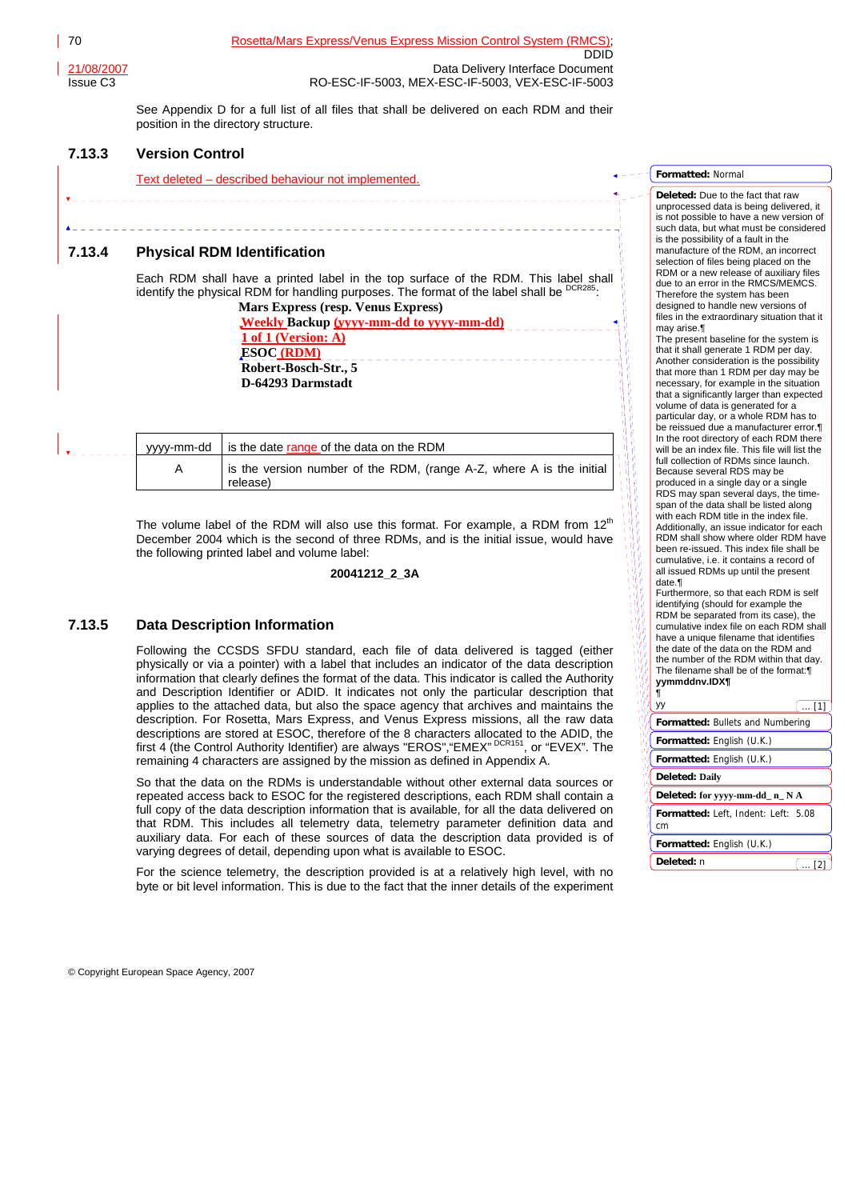See Appendix D for a full list of all files that shall be delivered on each RDM and their position in the directory structure.

### 7.13.3 Version Control

Text deleted – described behaviour not implemented.

### 7.13.4 Physical RDM Identification

Each RDM shall have a printed label in the top surface of the RDM. This label shall identify the physical RDM for handling purposes. The format of the label shall be [DCR285]:

**Mars Express (resp. Venus Express)**
**Weekly Backup (yyyy-mm-dd to yyyy-mm-dd)**
**1 of 1 (Version: A)**
**ESOC (RDM)**
**Robert-Bosch-Str., 5**
**D-64293 Darmstadt**

| yyyy-mm-dd | is the date range of the data on the RDM |
|---|---|
| A | is the version number of the RDM, (range A-Z, where A is the initial release) |

The volume label of the RDM will also use this format. For example, a RDM from 12th December 2004 which is the second of three RDMs, and is the initial issue, would have the following printed label and volume label:

**20041212_2_3A**

### 7.13.5 Data Description Information

Following the CCSDS SFDU standard, each file of data delivered is tagged (either physically or via a pointer) with a label that includes an indicator of the data description information that clearly defines the format of the data. This indicator is called the Authority and Description Identifier or ADID. It indicates not only the particular description that applies to the attached data, but also the space agency that archives and maintains the description. For Rosetta, Mars Express, and Venus Express missions, all the raw data descriptions are stored at ESOC, therefore of the 8 characters allocated to the ADID, the first 4 (the Control Authority Identifier) are always "EROS","EMEX" [DCR151], or "EVEX". The remaining 4 characters are assigned by the mission as defined in Appendix A.

So that the data on the RDMs is understandable without other external data sources or repeated access back to ESOC for the registered descriptions, each RDM shall contain a full copy of the data description information that is available, for all the data delivered on that RDM. This includes all telemetry data, telemetry parameter definition data and auxiliary data. For each of these sources of data the description data provided is of varying degrees of detail, depending upon what is available to ESOC.

For the science telemetry, the description provided is at a relatively high level, with no byte or bit level information. This is due to the fact that the inner details of the experiment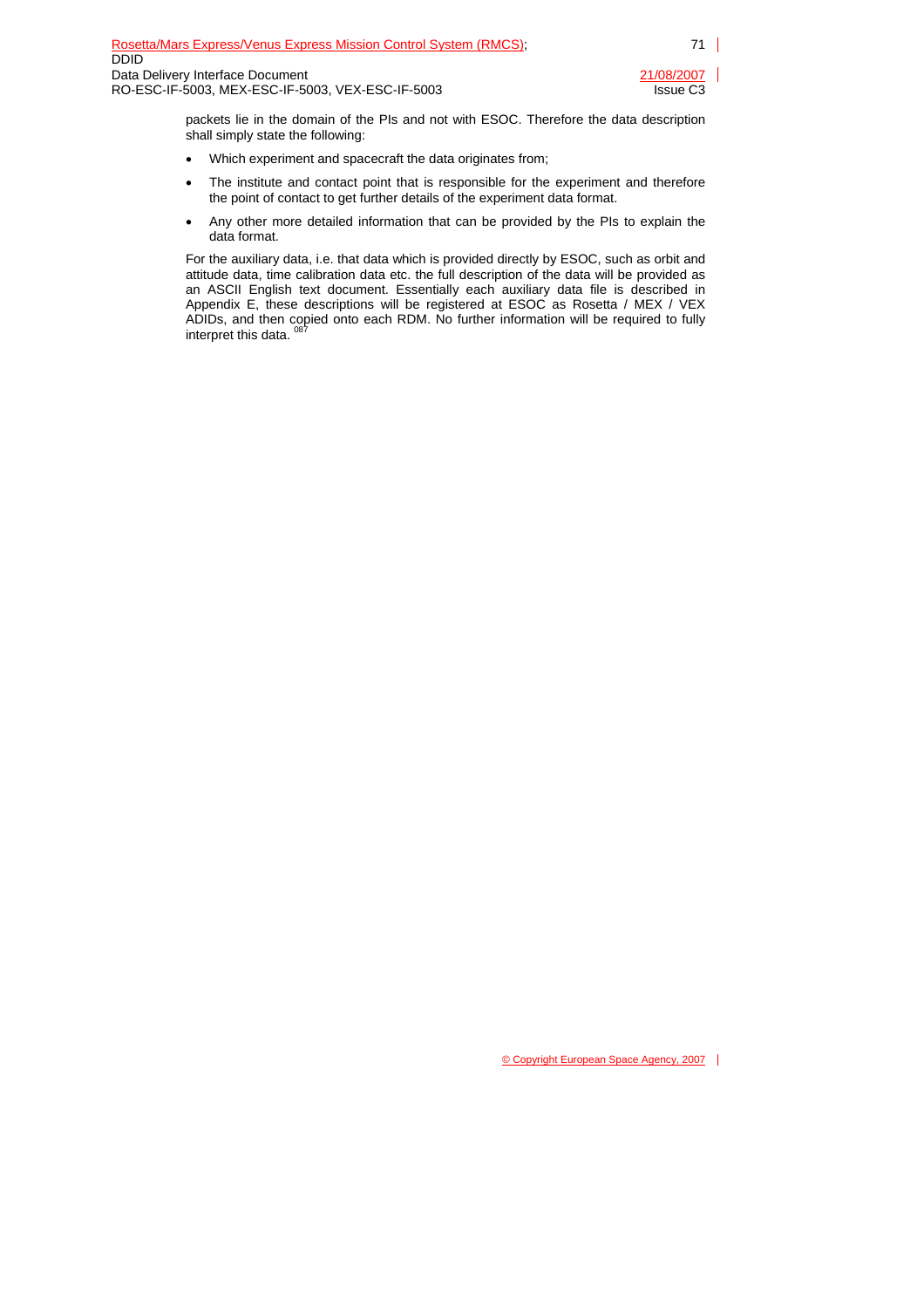packets lie in the domain of the PIs and not with ESOC. Therefore the data description shall simply state the following:

- Which experiment and spacecraft the data originates from;
- The institute and contact point that is responsible for the experiment and therefore the point of contact to get further details of the experiment data format.
- Any other more detailed information that can be provided by the PIs to explain the data format.

For the auxiliary data, i.e. that data which is provided directly by ESOC, such as orbit and attitude data, time calibration data etc. the full description of the data will be provided as an ASCII English text document. Essentially each auxiliary data file is described in Appendix E, these descriptions will be registered at ESOC as Rosetta / MEX / VEX ADIDs, and then copied onto each RDM. No further information will be required to fully interpret this data. [087]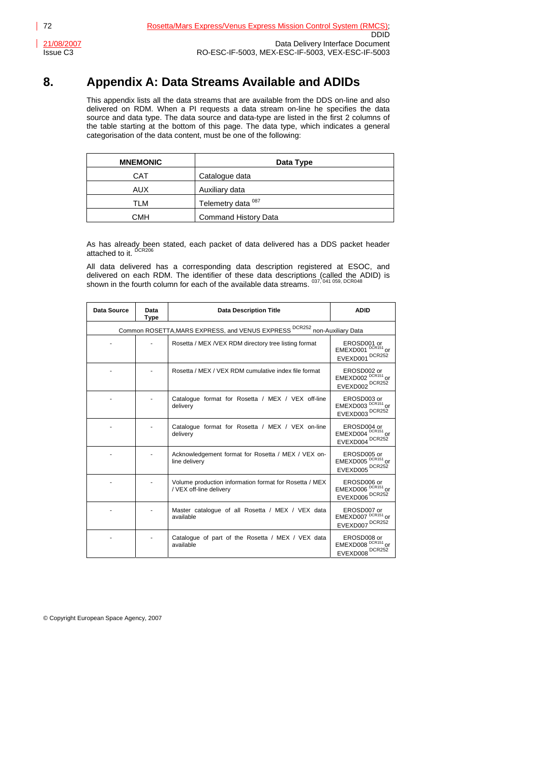# 8. Appendix A: Data Streams Available and ADIDs

This appendix lists all the data streams that are available from the DDS on-line and also delivered on RDM. When a PI requests a data stream on-line he specifies the data source and data type. The data source and data-type are listed in the first 2 columns of the table starting at the bottom of this page. The data type, which indicates a general categorisation of the data content, must be one of the following:

| MNEMONIC | Data Type |
|---|---|
| CAT | Catalogue data |
| AUX | Auxiliary data |
| TLM | Telemetry data [087] |
| CMH | Command History Data |

As has already been stated, each packet of data delivered has a DDS packet header attached to it. [DCR206]

All data delivered has a corresponding data description registered at ESOC, and delivered on each RDM. The identifier of these data descriptions (called the ADID) is shown in the fourth column for each of the available data streams. [037, 041 059, DCR048]

| Data Source | Data Type | Data Description Title | ADID |
|---|---|---|---|
| Common ROSETTA,MARS EXPRESS, and VENUS EXPRESS [DCR252] non-Auxiliary Data | | | |
| - | - | Rosetta / MEX /VEX RDM directory tree listing format | EROSD001 or EMEXD001 [DCR151] or EVEXD001 [DCR252] |
| - | - | Rosetta / MEX / VEX RDM cumulative index file format | EROSD002 or EMEXD002 [DCR151] or EVEXD002 [DCR252] |
| - | - | Catalogue format for Rosetta / MEX / VEX off-line delivery | EROSD003 or EMEXD003 [DCR151] or EVEXD003 [DCR252] |
| - | - | Catalogue format for Rosetta / MEX / VEX on-line delivery | EROSD004 or EMEXD004 [DCR151] or EVEXD004 [DCR252] |
| - | - | Acknowledgement format for Rosetta / MEX / VEX on-line delivery | EROSD005 or EMEXD005 [DCR151] or EVEXD005 [DCR252] |
| - | - | Volume production information format for Rosetta / MEX / VEX off-line delivery | EROSD006 or EMEXD006 [DCR151] or EVEXD006 [DCR252] |
| - | - | Master catalogue of all Rosetta / MEX / VEX data available | EROSD007 or EMEXD007 [DCR151] or EVEXD007 [DCR252] |
| - | - | Catalogue of part of the Rosetta / MEX / VEX data available | EROSD008 or EMEXD008 [DCR151] or EVEXD008 [DCR252] |

© Copyright European Space Agency, 2007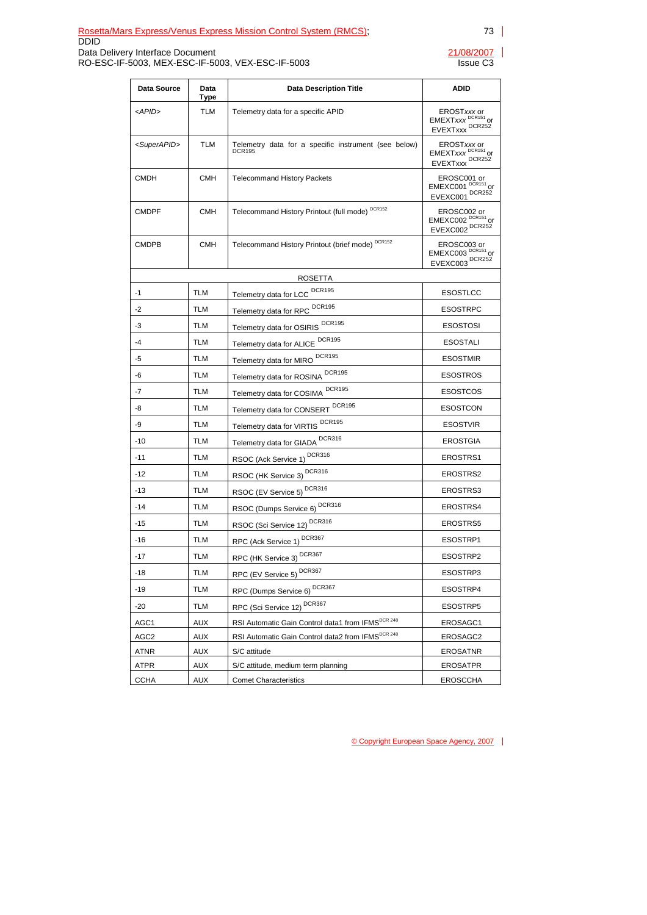| Data Source | Data Type | Data Description Title | ADID |
|---|---|---|---|
| *<APID>* | TLM | Telemetry data for a specific APID | EROST*xxx* or EMEXT*xxx* DCR151 or EVEXTxxx DCR252 |
| *<SuperAPID>* | TLM | Telemetry data for a specific instrument (see below) DCR195 | EROST*xxx* or EMEXT*xxx* DCR151 or EVEXTxxx DCR252 |
| CMDH | CMH | Telecommand History Packets | EROSC001 or EMEXC001 DCR151 or EVEXC001 DCR252 |
| CMDPF | CMH | Telecommand History Printout (full mode) DCR152 | EROSC002 or EMEXC002 DCR151 or EVEXC002 DCR252 |
| CMDPB | CMH | Telecommand History Printout (brief mode) DCR152 | EROSC003 or EMEXC003 DCR151 or EVEXC003 DCR252 |
| | | ROSETTA | |
| -1 | TLM | Telemetry data for LCC DCR195 | ESOSTLCC |
| -2 | TLM | Telemetry data for RPC DCR195 | ESOSTRPC |
| -3 | TLM | Telemetry data for OSIRIS DCR195 | ESOSTOSI |
| -4 | TLM | Telemetry data for ALICE DCR195 | ESOSTALI |
| -5 | TLM | Telemetry data for MIRO DCR195 | ESOSTMIR |
| -6 | TLM | Telemetry data for ROSINA DCR195 | ESOSTROS |
| -7 | TLM | Telemetry data for COSIMA DCR195 | ESOSTCOS |
| -8 | TLM | Telemetry data for CONSERT DCR195 | ESOSTCON |
| -9 | TLM | Telemetry data for VIRTIS DCR195 | ESOSTVIR |
| -10 | TLM | Telemetry data for GIADA DCR316 | EROSTGIA |
| -11 | TLM | RSOC (Ack Service 1) DCR316 | EROSTRS1 |
| -12 | TLM | RSOC (HK Service 3) DCR316 | EROSTRS2 |
| -13 | TLM | RSOC (EV Service 5) DCR316 | EROSTRS3 |
| -14 | TLM | RSOC (Dumps Service 6) DCR316 | EROSTRS4 |
| -15 | TLM | RSOC (Sci Service 12) DCR316 | EROSTRS5 |
| -16 | TLM | RPC (Ack Service 1) DCR367 | ESOSTRP1 |
| -17 | TLM | RPC (HK Service 3) DCR367 | ESOSTRP2 |
| -18 | TLM | RPC (EV Service 5) DCR367 | ESOSTRP3 |
| -19 | TLM | RPC (Dumps Service 6) DCR367 | ESOSTRP4 |
| -20 | TLM | RPC (Sci Service 12) DCR367 | ESOSTRP5 |
| AGC1 | AUX | RSI Automatic Gain Control data1 from IFMS DCR 248 | EROSAGC1 |
| AGC2 | AUX | RSI Automatic Gain Control data2 from IFMS DCR 248 | EROSAGC2 |
| ATNR | AUX | S/C attitude | EROSATNR |
| ATPR | AUX | S/C attitude, medium term planning | EROSATPR |
| CCHA | AUX | Comet Characteristics | EROSCCHA |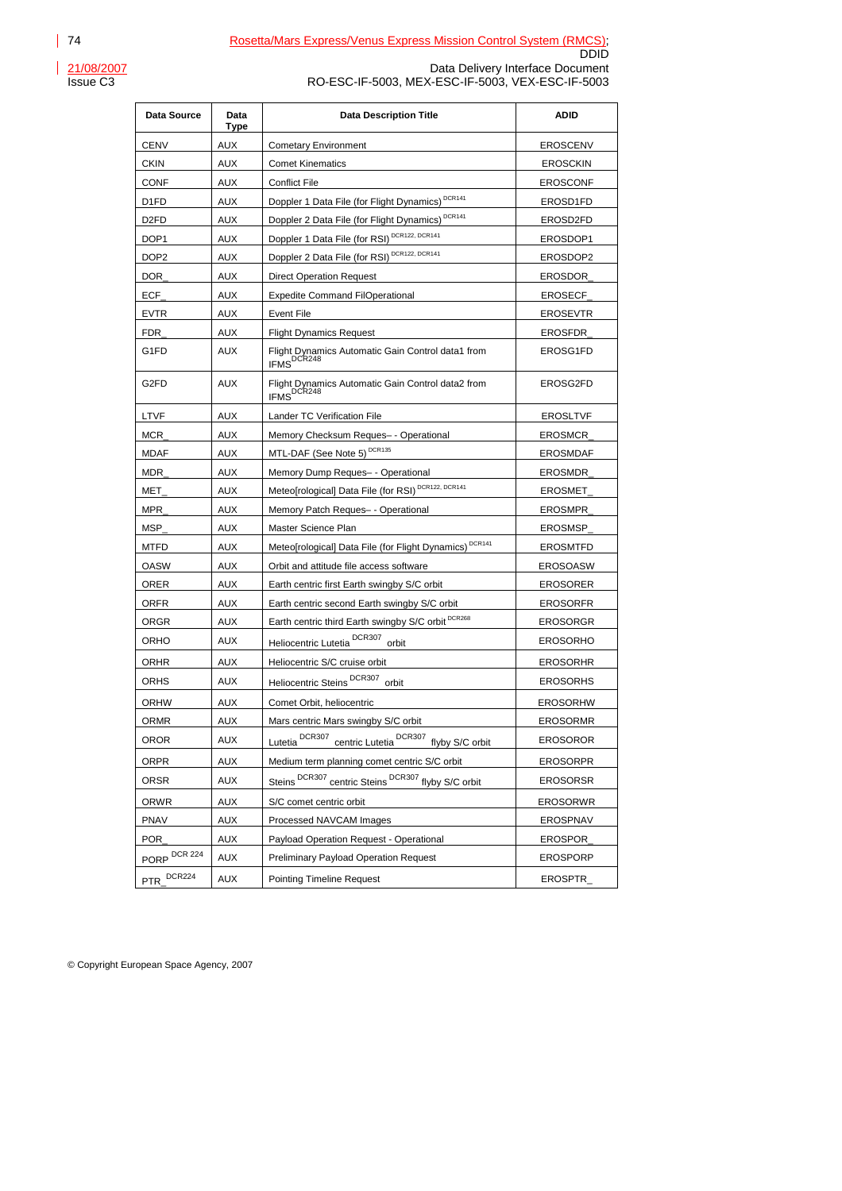| Data Source | Data Type | Data Description Title | ADID |
|---|---|---|---|
| CENV | AUX | Cometary Environment | EROSCENV |
| CKIN | AUX | Comet Kinematics | EROSCKIN |
| CONF | AUX | Conflict File | EROSCONF |
| D1FD | AUX | Doppler 1 Data File (for Flight Dynamics) [DCR141] | EROSD1FD |
| D2FD | AUX | Doppler 2 Data File (for Flight Dynamics) [DCR141] | EROSD2FD |
| DOP1 | AUX | Doppler 1 Data File (for RSI) [DCR122, DCR141] | EROSDOP1 |
| DOP2 | AUX | Doppler 2 Data File (for RSI) [DCR122, DCR141] | EROSDOP2 |
| DOR_ | AUX | Direct Operation Request | EROSDOR_ |
| ECF_ | AUX | Expedite Command FilOperational | EROSECF_ |
| EVTR | AUX | Event File | EROSEVTR |
| FDR_ | AUX | Flight Dynamics Request | EROSFDR_ |
| G1FD | AUX | Flight Dynamics Automatic Gain Control data1 from IFMS [DCR248] | EROSG1FD |
| G2FD | AUX | Flight Dynamics Automatic Gain Control data2 from IFMS [DCR248] | EROSG2FD |
| LTVF | AUX | Lander TC Verification File | EROSLTVF |
| MCR_ | AUX | Memory Checksum Reques– - Operational | EROSMCR_ |
| MDAF | AUX | MTL-DAF (See Note 5) [DCR135] | EROSMDAF |
| MDR_ | AUX | Memory Dump Reques– - Operational | EROSMDR_ |
| MET_ | AUX | Meteo[rological] Data File (for RSI) [DCR122, DCR141] | EROSMET_ |
| MPR_ | AUX | Memory Patch Reques– - Operational | EROSMPR_ |
| MSP_ | AUX | Master Science Plan | EROSMSP_ |
| MTFD | AUX | Meteo[rological] Data File (for Flight Dynamics) [DCR141] | EROSMTFD |
| OASW | AUX | Orbit and attitude file access software | EROSOASW |
| ORER | AUX | Earth centric first Earth swingby S/C orbit | EROSORER |
| ORFR | AUX | Earth centric second Earth swingby S/C orbit | EROSORFR |
| ORGR | AUX | Earth centric third Earth swingby S/C orbit [DCR268] | EROSORGR |
| ORHO | AUX | Heliocentric Lutetia [DCR307] orbit | EROSORHO |
| ORHR | AUX | Heliocentric S/C cruise orbit | EROSORHR |
| ORHS | AUX | Heliocentric Steins [DCR307] orbit | EROSORHS |
| ORHW | AUX | Comet Orbit, heliocentric | EROSORHW |
| ORMR | AUX | Mars centric Mars swingby S/C orbit | EROSORMR |
| OROR | AUX | Lutetia [DCR307] centric Lutetia [DCR307] flyby S/C orbit | EROSOROR |
| ORPR | AUX | Medium term planning comet centric S/C orbit | EROSORPR |
| ORSR | AUX | Steins [DCR307] centric Steins [DCR307] flyby S/C orbit | EROSORSR |
| ORWR | AUX | S/C comet centric orbit | EROSORWR |
| PNAV | AUX | Processed NAVCAM Images | EROSPNAV |
| POR_ | AUX | Payload Operation Request - Operational | EROSPOR_ |
| PORP [DCR 224] | AUX | Preliminary Payload Operation Request | EROSPORP |
| PTR_ [DCR224] | AUX | Pointing Timeline Request | EROSPTR_ |

© Copyright European Space Agency, 2007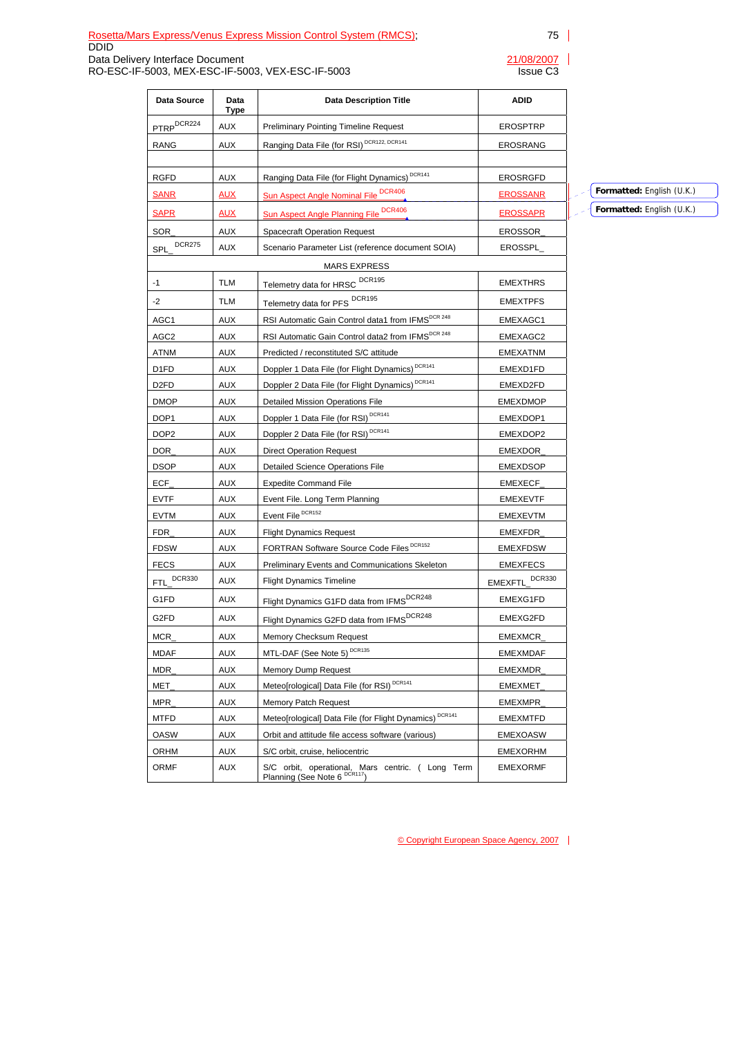| Data Source | Data Type | Data Description Title | ADID |
|---|---|---|---|
| PTRP[DCR224] | AUX | Preliminary Pointing Timeline Request | EROSPTRP |
| RANG | AUX | Ranging Data File (for RSI) [DCR122, DCR141] | EROSRANG |
| | | | |
| RGFD | AUX | Ranging Data File (for Flight Dynamics) [DCR141] | EROSRGFD |
| SANR | AUX | Sun Aspect Angle Nominal File [DCR406] | EROSSANR |
| SAPR | AUX | Sun Aspect Angle Planning File [DCR406] | EROSSAPR |
| SOR_ | AUX | Spacecraft Operation Request | EROSSOR_ |
| SPL_ [DCR275] | AUX | Scenario Parameter List (reference document SOIA) | EROSSPL_ |
| | | MARS EXPRESS | |
| -1 | TLM | Telemetry data for HRSC [DCR195] | EMEXTHRS |
| -2 | TLM | Telemetry data for PFS [DCR195] | EMEXTPFS |
| AGC1 | AUX | RSI Automatic Gain Control data1 from IFMS[DCR 248] | EMEXAGC1 |
| AGC2 | AUX | RSI Automatic Gain Control data2 from IFMS[DCR 248] | EMEXAGC2 |
| ATNM | AUX | Predicted / reconstituted S/C attitude | EMEXATNM |
| D1FD | AUX | Doppler 1 Data File (for Flight Dynamics) [DCR141] | EMEXD1FD |
| D2FD | AUX | Doppler 2 Data File (for Flight Dynamics) [DCR141] | EMEXD2FD |
| DMOP | AUX | Detailed Mission Operations File | EMEXDMOP |
| DOP1 | AUX | Doppler 1 Data File (for RSI) [DCR141] | EMEXDOP1 |
| DOP2 | AUX | Doppler 2 Data File (for RSI) [DCR141] | EMEXDOP2 |
| DOR_ | AUX | Direct Operation Request | EMEXDOR_ |
| DSOP | AUX | Detailed Science Operations File | EMEXDSOP |
| ECF_ | AUX | Expedite Command File | EMEXECF_ |
| EVTF | AUX | Event File. Long Term Planning | EMEXEVTF |
| EVTM | AUX | Event File [DCR152] | EMEXEVTM |
| FDR_ | AUX | Flight Dynamics Request | EMEXFDR_ |
| FDSW | AUX | FORTRAN Software Source Code Files [DCR152] | EMEXFDSW |
| FECS | AUX | Preliminary Events and Communications Skeleton | EMEXFECS |
| FTL_ [DCR330] | AUX | Flight Dynamics Timeline | EMEXFTL_ [DCR330] |
| G1FD | AUX | Flight Dynamics G1FD data from IFMS[DCR248] | EMEXG1FD |
| G2FD | AUX | Flight Dynamics G2FD data from IFMS[DCR248] | EMEXG2FD |
| MCR_ | AUX | Memory Checksum Request | EMEXMCR_ |
| MDAF | AUX | MTL-DAF (See Note 5) [DCR135] | EMEXMDAF |
| MDR_ | AUX | Memory Dump Request | EMEXMDR_ |
| MET_ | AUX | Meteo[rological] Data File (for RSI) [DCR141] | EMEXMET_ |
| MPR_ | AUX | Memory Patch Request | EMEXMPR_ |
| MTFD | AUX | Meteo[rological] Data File (for Flight Dynamics) [DCR141] | EMEXMTFD |
| OASW | AUX | Orbit and attitude file access software (various) | EMEXOASW |
| ORHM | AUX | S/C orbit, cruise, heliocentric | EMEXORHM |
| ORMF | AUX | S/C orbit, operational, Mars centric. ( Long Term Planning (See Note 6 [DCR117]) | EMEXORMF |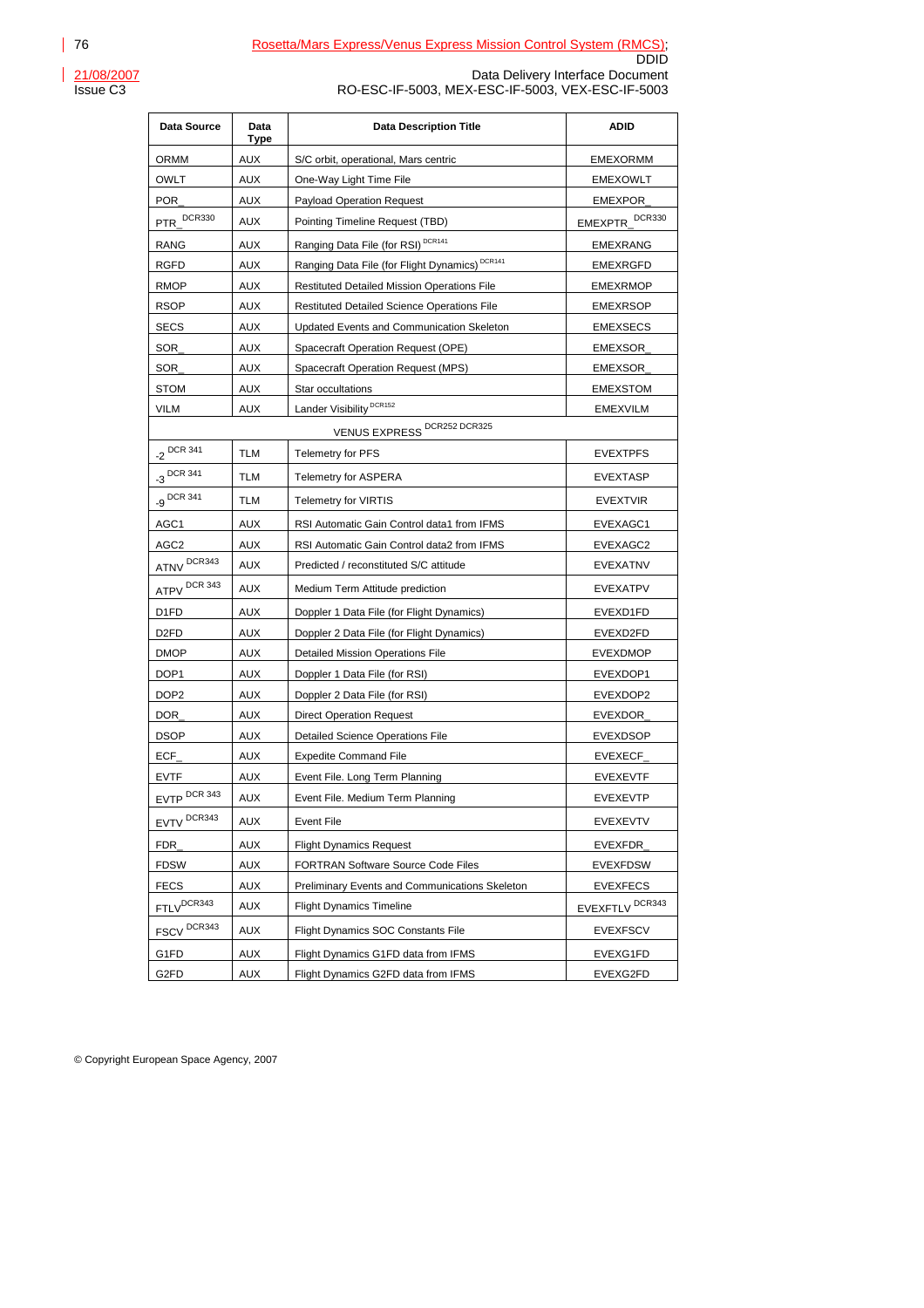| Data Source | Data Type | Data Description Title | ADID |
|---|---|---|---|
| ORMM | AUX | S/C orbit, operational, Mars centric | EMEXORMM |
| OWLT | AUX | One-Way Light Time File | EMEXOWLT |
| POR_ | AUX | Payload Operation Request | EMEXPOR_ |
| PTR_ DCR330 | AUX | Pointing Timeline Request (TBD) | EMEXPTR_ DCR330 |
| RANG | AUX | Ranging Data File (for RSI) DCR141 | EMEXRANG |
| RGFD | AUX | Ranging Data File (for Flight Dynamics) DCR141 | EMEXRGFD |
| RMOP | AUX | Restituted Detailed Mission Operations File | EMEXRMOP |
| RSOP | AUX | Restituted Detailed Science Operations File | EMEXRSOP |
| SECS | AUX | Updated Events and Communication Skeleton | EMEXSECS |
| SOR_ | AUX | Spacecraft Operation Request (OPE) | EMEXSOR_ |
| SOR_ | AUX | Spacecraft Operation Request (MPS) | EMEXSOR_ |
| STOM | AUX | Star occultations | EMEXSTOM |
| VILM | AUX | Lander Visibility DCR152 | EMEXVILM |
| VENUS EXPRESS DCR252 DCR325 | | | |
| -2 DCR 341 | TLM | Telemetry for PFS | EVEXTPFS |
| -3 DCR 341 | TLM | Telemetry for ASPERA | EVEXTASP |
| -9 DCR 341 | TLM | Telemetry for VIRTIS | EVEXTVIR |
| AGC1 | AUX | RSI Automatic Gain Control data1 from IFMS | EVEXAGC1 |
| AGC2 | AUX | RSI Automatic Gain Control data2 from IFMS | EVEXAGC2 |
| ATNV DCR343 | AUX | Predicted / reconstituted S/C attitude | EVEXATNV |
| ATPV DCR 343 | AUX | Medium Term Attitude prediction | EVEXATPV |
| D1FD | AUX | Doppler 1 Data File (for Flight Dynamics) | EVEXD1FD |
| D2FD | AUX | Doppler 2 Data File (for Flight Dynamics) | EVEXD2FD |
| DMOP | AUX | Detailed Mission Operations File | EVEXDMOP |
| DOP1 | AUX | Doppler 1 Data File (for RSI) | EVEXDOP1 |
| DOP2 | AUX | Doppler 2 Data File (for RSI) | EVEXDOP2 |
| DOR_ | AUX | Direct Operation Request | EVEXDOR_ |
| DSOP | AUX | Detailed Science Operations File | EVEXDSOP |
| ECF_ | AUX | Expedite Command File | EVEXECF_ |
| EVTF | AUX | Event File. Long Term Planning | EVEXEVTF |
| EVTP DCR 343 | AUX | Event File. Medium Term Planning | EVEXEVTP |
| EVTV DCR343 | AUX | Event File | EVEXEVTV |
| FDR_ | AUX | Flight Dynamics Request | EVEXFDR_ |
| FDSW | AUX | FORTRAN Software Source Code Files | EVEXFDSW |
| FECS | AUX | Preliminary Events and Communications Skeleton | EVEXFECS |
| FTLV DCR343 | AUX | Flight Dynamics Timeline | EVEXFTLV DCR343 |
| FSCV DCR343 | AUX | Flight Dynamics SOC Constants File | EVEXFSCV |
| G1FD | AUX | Flight Dynamics G1FD data from IFMS | EVEXG1FD |
| G2FD | AUX | Flight Dynamics G2FD data from IFMS | EVEXG2FD |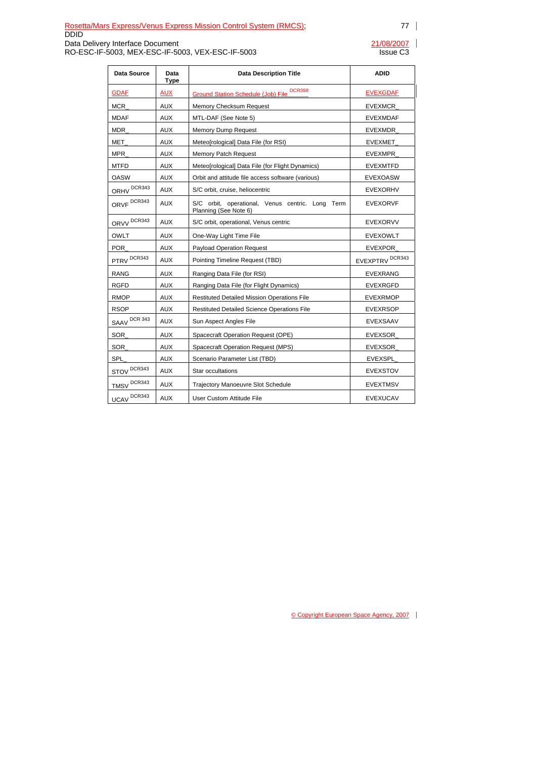| Data Source | Data Type | Data Description Title | ADID |
|---|---|---|---|
| GDAF | AUX | Ground Station Schedule (Job) File DCR398 | EVEXGDAF |
| MCR_ | AUX | Memory Checksum Request | EVEXMCR_ |
| MDAF | AUX | MTL-DAF (See Note 5) | EVEXMDAF |
| MDR_ | AUX | Memory Dump Request | EVEXMDR_ |
| MET_ | AUX | Meteo[rological] Data File (for RSI) | EVEXMET_ |
| MPR_ | AUX | Memory Patch Request | EVEXMPR_ |
| MTFD | AUX | Meteo[rological] Data File (for Flight Dynamics) | EVEXMTFD |
| OASW | AUX | Orbit and attitude file access software (various) | EVEXOASW |
| ORHV DCR343 | AUX | S/C orbit, cruise, heliocentric | EVEXORHV |
| ORVF DCR343 | AUX | S/C orbit, operational, Venus centric. Long Term Planning (See Note 6) | EVEXORVF |
| ORVV DCR343 | AUX | S/C orbit, operational, Venus centric | EVEXORVV |
| OWLT | AUX | One-Way Light Time File | EVEXOWLT |
| POR_ | AUX | Payload Operation Request | EVEXPOR_ |
| PTRV DCR343 | AUX | Pointing Timeline Request (TBD) | EVEXPTRV DCR343 |
| RANG | AUX | Ranging Data File (for RSI) | EVEXRANG |
| RGFD | AUX | Ranging Data File (for Flight Dynamics) | EVEXRGFD |
| RMOP | AUX | Restituted Detailed Mission Operations File | EVEXRMOP |
| RSOP | AUX | Restituted Detailed Science Operations File | EVEXRSOP |
| SAAV DCR 343 | AUX | Sun Aspect Angles File | EVEXSAAV |
| SOR_ | AUX | Spacecraft Operation Request (OPE) | EVEXSOR_ |
| SOR_ | AUX | Spacecraft Operation Request (MPS) | EVEXSOR_ |
| SPL_ | AUX | Scenario Parameter List (TBD) | EVEXSPL_ |
| STOV DCR343 | AUX | Star occultations | EVEXSTOV |
| TMSV DCR343 | AUX | Trajectory Manoeuvre Slot Schedule | EVEXTMSV |
| UCAV DCR343 | AUX | User Custom Attitude File | EVEXUCAV |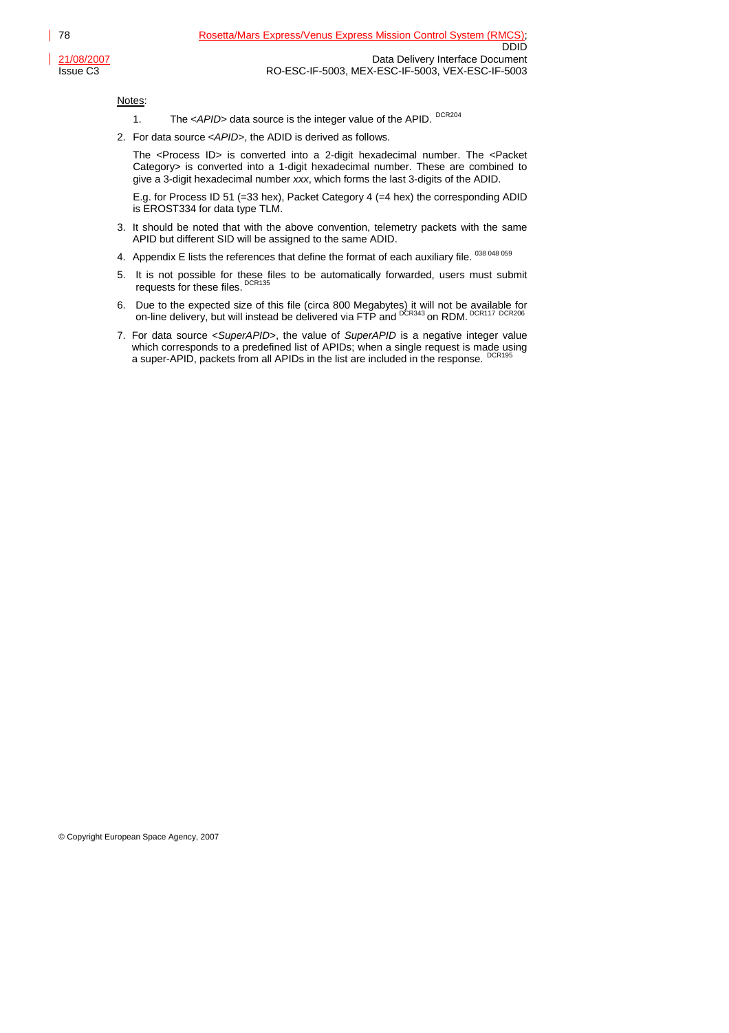Notes:

1. The *<APID>* data source is the integer value of the APID. [DCR204]

2. For data source *<APID>*, the ADID is derived as follows.

   The <Process ID> is converted into a 2-digit hexadecimal number. The <Packet Category> is converted into a 1-digit hexadecimal number. These are combined to give a 3-digit hexadecimal number *xxx*, which forms the last 3-digits of the ADID.

   E.g. for Process ID 51 (=33 hex), Packet Category 4 (=4 hex) the corresponding ADID is EROST334 for data type TLM.

3. It should be noted that with the above convention, telemetry packets with the same APID but different SID will be assigned to the same ADID.

4. Appendix E lists the references that define the format of each auxiliary file. [038 048 059]

5. It is not possible for these files to be automatically forwarded, users must submit requests for these files. [DCR135]

6. Due to the expected size of this file (circa 800 Megabytes) it will not be available for on-line delivery, but will instead be delivered via FTP and [DCR343] on RDM. [DCR117 DCR206]

7. For data source <*SuperAPID*>, the value of *SuperAPID* is a negative integer value which corresponds to a predefined list of APIDs; when a single request is made using a super-APID, packets from all APIDs in the list are included in the response. [DCR195]

© Copyright European Space Agency, 2007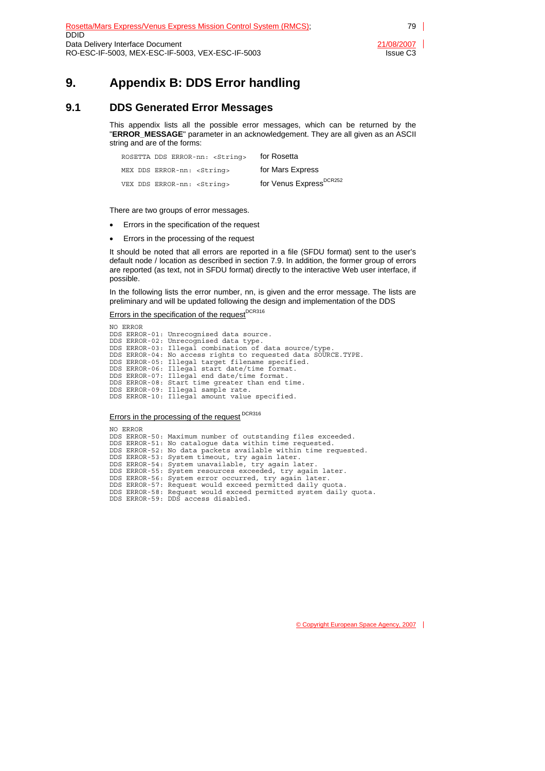# 9. Appendix B: DDS Error handling

## 9.1 DDS Generated Error Messages

This appendix lists all the possible error messages, which can be returned by the "**ERROR_MESSAGE**" parameter in an acknowledgement. They are all given as an ASCII string and are of the forms:

| | |
|---|---|
| `ROSETTA DDS ERROR-nn: <String>` | for Rosetta |
| `MEX DDS ERROR-nn: <String>` | for Mars Express |
| `VEX DDS ERROR-nn: <String>` | for Venus Express[DCR252] |

There are two groups of error messages.

- Errors in the specification of the request
- Errors in the processing of the request

It should be noted that all errors are reported in a file (SFDU format) sent to the user's default node / location as described in section 7.9. In addition, the former group of errors are reported (as text, not in SFDU format) directly to the interactive Web user interface, if possible.

In the following lists the error number, nn, is given and the error message. The lists are preliminary and will be updated following the design and implementation of the DDS

Errors in the specification of the request[DCR316]

```
NO ERROR
DDS ERROR-01: Unrecognised data source.
DDS ERROR-02: Unrecognised data type.
DDS ERROR-03: Illegal combination of data source/type.
DDS ERROR-04: No access rights to requested data SOURCE.TYPE.
DDS ERROR-05: Illegal target filename specified.
DDS ERROR-06: Illegal start date/time format.
DDS ERROR-07: Illegal end date/time format.
DDS ERROR-08: Start time greater than end time.
DDS ERROR-09: Illegal sample rate.
DDS ERROR-10: Illegal amount value specified.
```

Errors in the processing of the request [DCR316]

```
NO ERROR
DDS ERROR-50: Maximum number of outstanding files exceeded.
DDS ERROR-51: No catalogue data within time requested.
DDS ERROR-52: No data packets available within time requested.
DDS ERROR-53: System timeout, try again later.
DDS ERROR-54: System unavailable, try again later.
DDS ERROR-55: System resources exceeded, try again later.
DDS ERROR-56: System error occurred, try again later.
DDS ERROR-57: Request would exceed permitted daily quota.
DDS ERROR-58: Request would exceed permitted system daily quota.
DDS ERROR-59: DDS access disabled.
```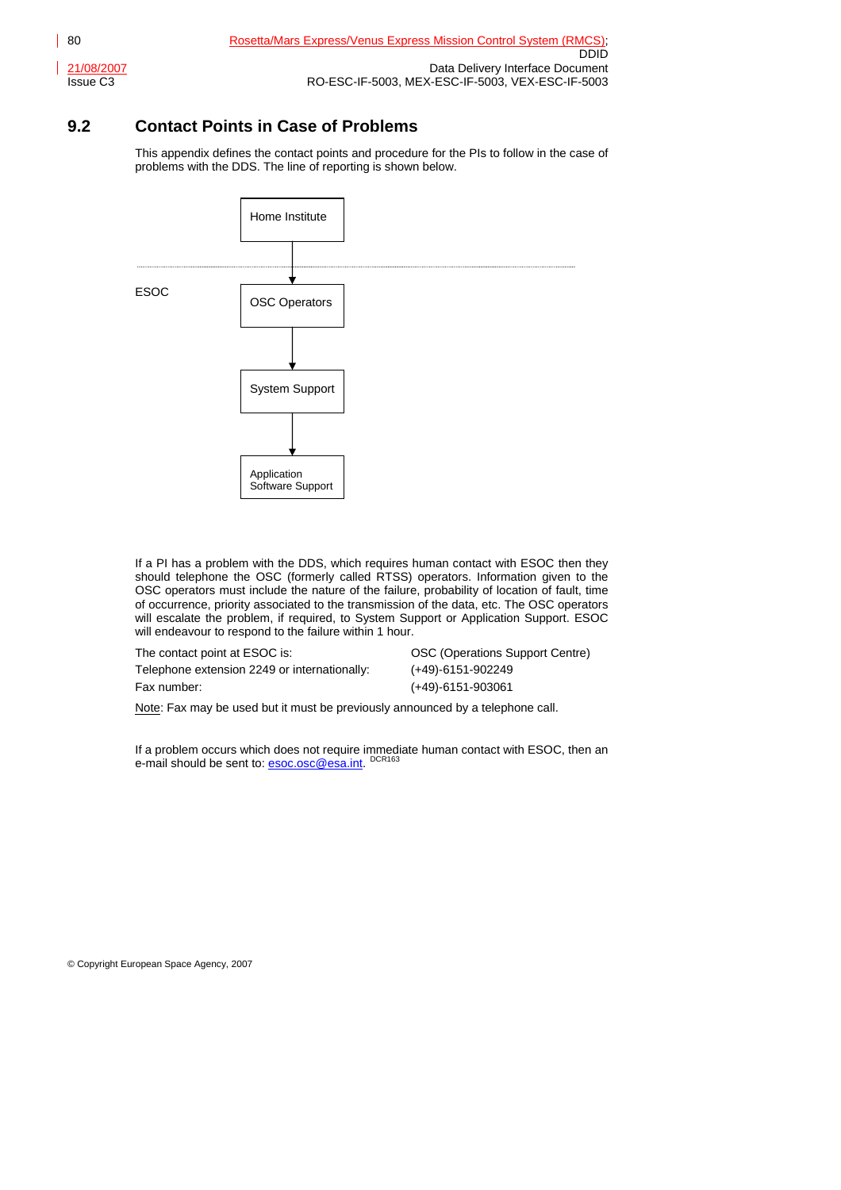## 9.2 Contact Points in Case of Problems

This appendix defines the contact points and procedure for the PIs to follow in the case of problems with the DDS. The line of reporting is shown below.

Home Institute

ESOC

OSC Operators

System Support

Application Software Support

If a PI has a problem with the DDS, which requires human contact with ESOC then they should telephone the OSC (formerly called RTSS) operators. Information given to the OSC operators must include the nature of the failure, probability of location of fault, time of occurrence, priority associated to the transmission of the data, etc. The OSC operators will escalate the problem, if required, to System Support or Application Support. ESOC will endeavour to respond to the failure within 1 hour.

| | |
|---|---|
| The contact point at ESOC is: | OSC (Operations Support Centre) |
| Telephone extension 2249 or internationally: | (+49)-6151-902249 |
| Fax number: | (+49)-6151-903061 |

Note: Fax may be used but it must be previously announced by a telephone call.

If a problem occurs which does not require immediate human contact with ESOC, then an e-mail should be sent to: esoc.osc@esa.int. DCR163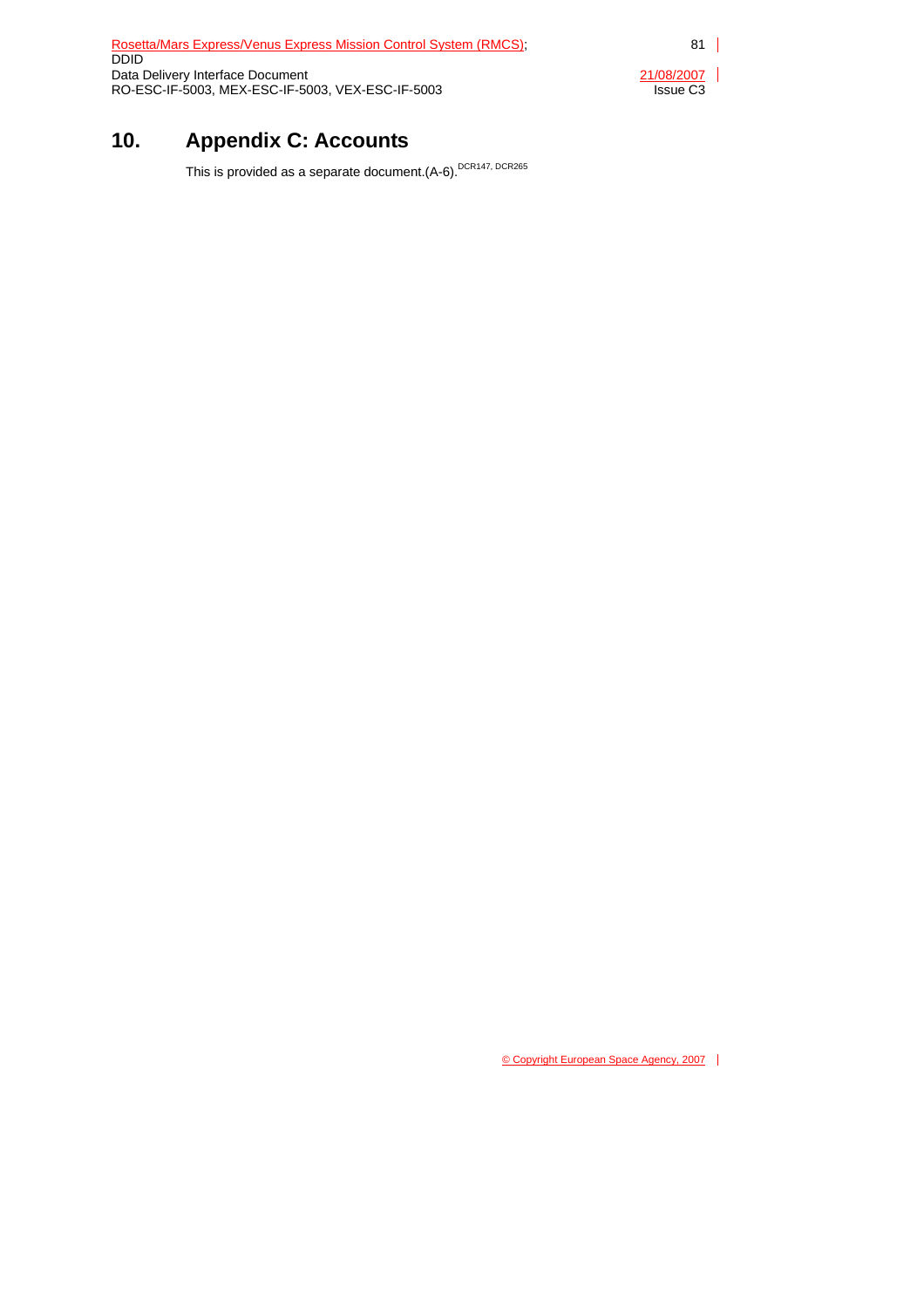# 10. Appendix C: Accounts

This is provided as a separate document.(A-6).[DCR147, DCR265]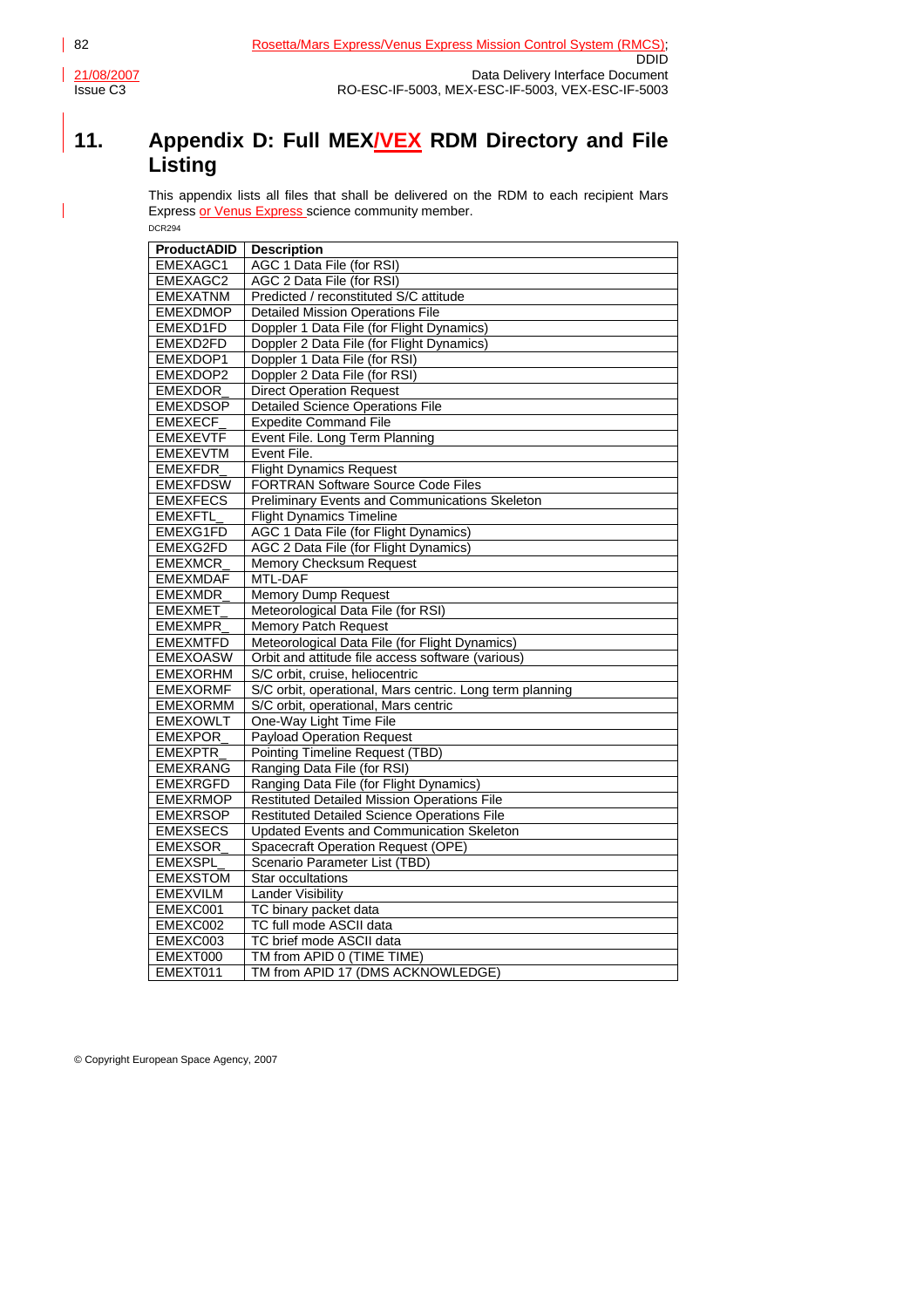# 11. Appendix D: Full MEX/VEX RDM Directory and File Listing

This appendix lists all files that shall be delivered on the RDM to each recipient Mars Express or Venus Express science community member.

DCR294

| ProductADID | Description |
|---|---|
| EMEXAGC1 | AGC 1 Data File (for RSI) |
| EMEXAGC2 | AGC 2 Data File (for RSI) |
| EMEXATNM | Predicted / reconstituted S/C attitude |
| EMEXDMOP | Detailed Mission Operations File |
| EMEXD1FD | Doppler 1 Data File (for Flight Dynamics) |
| EMEXD2FD | Doppler 2 Data File (for Flight Dynamics) |
| EMEXDOP1 | Doppler 1 Data File (for RSI) |
| EMEXDOP2 | Doppler 2 Data File (for RSI) |
| EMEXDOR_ | Direct Operation Request |
| EMEXDSOP | Detailed Science Operations File |
| EMEXECF_ | Expedite Command File |
| EMEXEVTF | Event File. Long Term Planning |
| EMEXEVTM | Event File. |
| EMEXFDR_ | Flight Dynamics Request |
| EMEXFDSW | FORTRAN Software Source Code Files |
| EMEXFECS | Preliminary Events and Communications Skeleton |
| EMEXFTL_ | Flight Dynamics Timeline |
| EMEXG1FD | AGC 1 Data File (for Flight Dynamics) |
| EMEXG2FD | AGC 2 Data File (for Flight Dynamics) |
| EMEXMCR_ | Memory Checksum Request |
| EMEXMDAF | MTL-DAF |
| EMEXMDR_ | Memory Dump Request |
| EMEXMET_ | Meteorological Data File (for RSI) |
| EMEXMPR_ | Memory Patch Request |
| EMEXMTFD | Meteorological Data File (for Flight Dynamics) |
| EMEXOASW | Orbit and attitude file access software (various) |
| EMEXORHM | S/C orbit, cruise, heliocentric |
| EMEXORMF | S/C orbit, operational, Mars centric. Long term planning |
| EMEXORMM | S/C orbit, operational, Mars centric |
| EMEXOWLT | One-Way Light Time File |
| EMEXPOR_ | Payload Operation Request |
| EMEXPTR_ | Pointing Timeline Request (TBD) |
| EMEXRANG | Ranging Data File (for RSI) |
| EMEXRGFD | Ranging Data File (for Flight Dynamics) |
| EMEXRMOP | Restituted Detailed Mission Operations File |
| EMEXRSOP | Restituted Detailed Science Operations File |
| EMEXSECS | Updated Events and Communication Skeleton |
| EMEXSOR_ | Spacecraft Operation Request (OPE) |
| EMEXSPL_ | Scenario Parameter List (TBD) |
| EMEXSTOM | Star occultations |
| EMEXVILM | Lander Visibility |
| EMEXC001 | TC binary packet data |
| EMEXC002 | TC full mode ASCII data |
| EMEXC003 | TC brief mode ASCII data |
| EMEXT000 | TM from APID 0 (TIME TIME) |
| EMEXT011 | TM from APID 17 (DMS ACKNOWLEDGE) |

© Copyright European Space Agency, 2007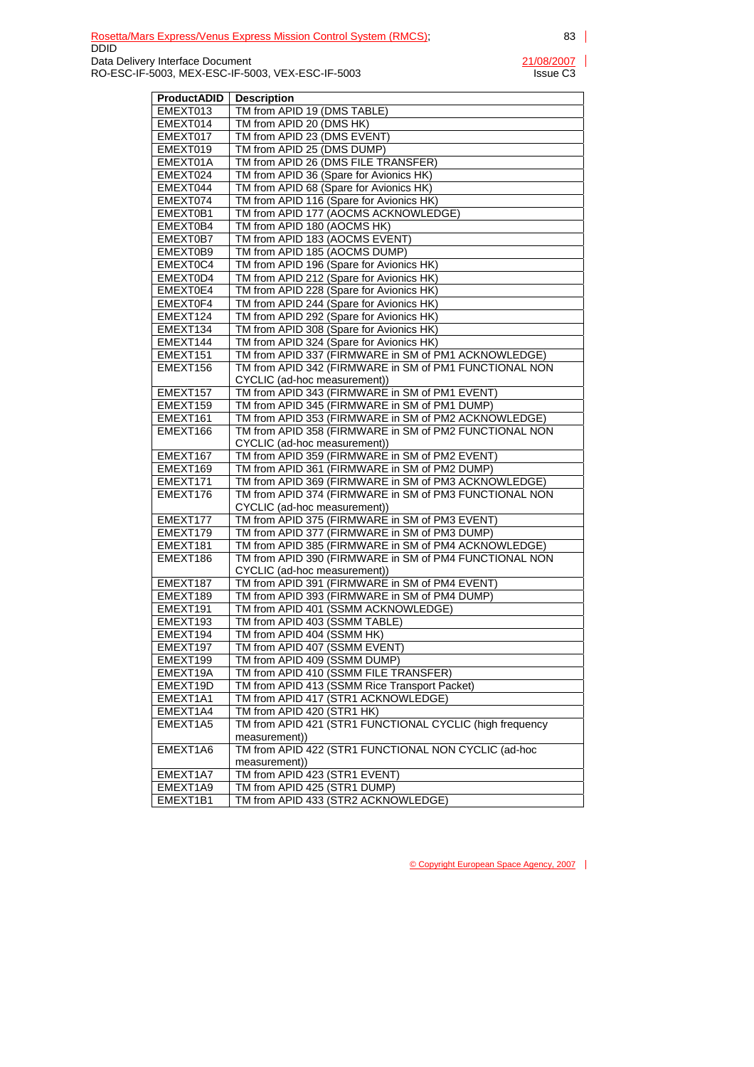| ProductADID | Description |
|---|---|
| EMEXT013 | TM from APID 19 (DMS TABLE) |
| EMEXT014 | TM from APID 20 (DMS HK) |
| EMEXT017 | TM from APID 23 (DMS EVENT) |
| EMEXT019 | TM from APID 25 (DMS DUMP) |
| EMEXT01A | TM from APID 26 (DMS FILE TRANSFER) |
| EMEXT024 | TM from APID 36 (Spare for Avionics HK) |
| EMEXT044 | TM from APID 68 (Spare for Avionics HK) |
| EMEXT074 | TM from APID 116 (Spare for Avionics HK) |
| EMEXT0B1 | TM from APID 177 (AOCMS ACKNOWLEDGE) |
| EMEXT0B4 | TM from APID 180 (AOCMS HK) |
| EMEXT0B7 | TM from APID 183 (AOCMS EVENT) |
| EMEXT0B9 | TM from APID 185 (AOCMS DUMP) |
| EMEXT0C4 | TM from APID 196 (Spare for Avionics HK) |
| EMEXT0D4 | TM from APID 212 (Spare for Avionics HK) |
| EMEXT0E4 | TM from APID 228 (Spare for Avionics HK) |
| EMEXT0F4 | TM from APID 244 (Spare for Avionics HK) |
| EMEXT124 | TM from APID 292 (Spare for Avionics HK) |
| EMEXT134 | TM from APID 308 (Spare for Avionics HK) |
| EMEXT144 | TM from APID 324 (Spare for Avionics HK) |
| EMEXT151 | TM from APID 337 (FIRMWARE in SM of PM1 ACKNOWLEDGE) |
| EMEXT156 | TM from APID 342 (FIRMWARE in SM of PM1 FUNCTIONAL NON CYCLIC (ad-hoc measurement)) |
| EMEXT157 | TM from APID 343 (FIRMWARE in SM of PM1 EVENT) |
| EMEXT159 | TM from APID 345 (FIRMWARE in SM of PM1 DUMP) |
| EMEXT161 | TM from APID 353 (FIRMWARE in SM of PM2 ACKNOWLEDGE) |
| EMEXT166 | TM from APID 358 (FIRMWARE in SM of PM2 FUNCTIONAL NON CYCLIC (ad-hoc measurement)) |
| EMEXT167 | TM from APID 359 (FIRMWARE in SM of PM2 EVENT) |
| EMEXT169 | TM from APID 361 (FIRMWARE in SM of PM2 DUMP) |
| EMEXT171 | TM from APID 369 (FIRMWARE in SM of PM3 ACKNOWLEDGE) |
| EMEXT176 | TM from APID 374 (FIRMWARE in SM of PM3 FUNCTIONAL NON CYCLIC (ad-hoc measurement)) |
| EMEXT177 | TM from APID 375 (FIRMWARE in SM of PM3 EVENT) |
| EMEXT179 | TM from APID 377 (FIRMWARE in SM of PM3 DUMP) |
| EMEXT181 | TM from APID 385 (FIRMWARE in SM of PM4 ACKNOWLEDGE) |
| EMEXT186 | TM from APID 390 (FIRMWARE in SM of PM4 FUNCTIONAL NON CYCLIC (ad-hoc measurement)) |
| EMEXT187 | TM from APID 391 (FIRMWARE in SM of PM4 EVENT) |
| EMEXT189 | TM from APID 393 (FIRMWARE in SM of PM4 DUMP) |
| EMEXT191 | TM from APID 401 (SSMM ACKNOWLEDGE) |
| EMEXT193 | TM from APID 403 (SSMM TABLE) |
| EMEXT194 | TM from APID 404 (SSMM HK) |
| EMEXT197 | TM from APID 407 (SSMM EVENT) |
| EMEXT199 | TM from APID 409 (SSMM DUMP) |
| EMEXT19A | TM from APID 410 (SSMM FILE TRANSFER) |
| EMEXT19D | TM from APID 413 (SSMM Rice Transport Packet) |
| EMEXT1A1 | TM from APID 417 (STR1 ACKNOWLEDGE) |
| EMEXT1A4 | TM from APID 420 (STR1 HK) |
| EMEXT1A5 | TM from APID 421 (STR1 FUNCTIONAL CYCLIC (high frequency measurement)) |
| EMEXT1A6 | TM from APID 422 (STR1 FUNCTIONAL NON CYCLIC (ad-hoc measurement)) |
| EMEXT1A7 | TM from APID 423 (STR1 EVENT) |
| EMEXT1A9 | TM from APID 425 (STR1 DUMP) |
| EMEXT1B1 | TM from APID 433 (STR2 ACKNOWLEDGE) |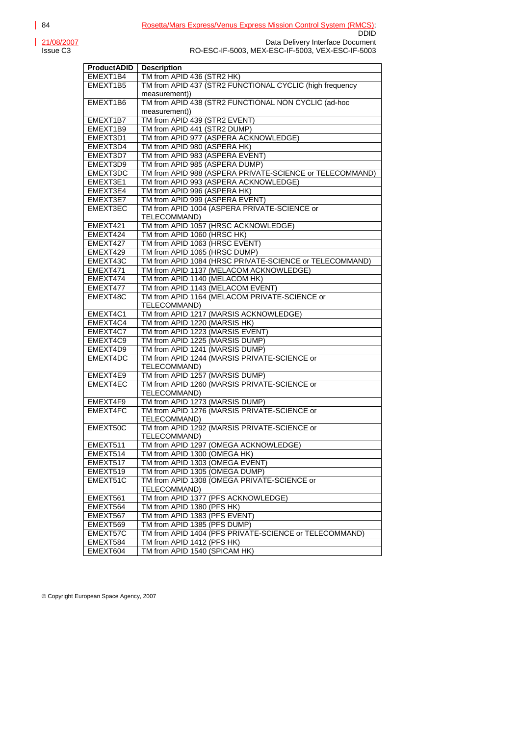| ProductADID | Description |
|---|---|
| EMEXT1B4 | TM from APID 436 (STR2 HK) |
| EMEXT1B5 | TM from APID 437 (STR2 FUNCTIONAL CYCLIC (high frequency measurement)) |
| EMEXT1B6 | TM from APID 438 (STR2 FUNCTIONAL NON CYCLIC (ad-hoc measurement)) |
| EMEXT1B7 | TM from APID 439 (STR2 EVENT) |
| EMEXT1B9 | TM from APID 441 (STR2 DUMP) |
| EMEXT3D1 | TM from APID 977 (ASPERA ACKNOWLEDGE) |
| EMEXT3D4 | TM from APID 980 (ASPERA HK) |
| EMEXT3D7 | TM from APID 983 (ASPERA EVENT) |
| EMEXT3D9 | TM from APID 985 (ASPERA DUMP) |
| EMEXT3DC | TM from APID 988 (ASPERA PRIVATE-SCIENCE or TELECOMMAND) |
| EMEXT3E1 | TM from APID 993 (ASPERA ACKNOWLEDGE) |
| EMEXT3E4 | TM from APID 996 (ASPERA HK) |
| EMEXT3E7 | TM from APID 999 (ASPERA EVENT) |
| EMEXT3EC | TM from APID 1004 (ASPERA PRIVATE-SCIENCE or TELECOMMAND) |
| EMEXT421 | TM from APID 1057 (HRSC ACKNOWLEDGE) |
| EMEXT424 | TM from APID 1060 (HRSC HK) |
| EMEXT427 | TM from APID 1063 (HRSC EVENT) |
| EMEXT429 | TM from APID 1065 (HRSC DUMP) |
| EMEXT43C | TM from APID 1084 (HRSC PRIVATE-SCIENCE or TELECOMMAND) |
| EMEXT471 | TM from APID 1137 (MELACOM ACKNOWLEDGE) |
| EMEXT474 | TM from APID 1140 (MELACOM HK) |
| EMEXT477 | TM from APID 1143 (MELACOM EVENT) |
| EMEXT48C | TM from APID 1164 (MELACOM PRIVATE-SCIENCE or TELECOMMAND) |
| EMEXT4C1 | TM from APID 1217 (MARSIS ACKNOWLEDGE) |
| EMEXT4C4 | TM from APID 1220 (MARSIS HK) |
| EMEXT4C7 | TM from APID 1223 (MARSIS EVENT) |
| EMEXT4C9 | TM from APID 1225 (MARSIS DUMP) |
| EMEXT4D9 | TM from APID 1241 (MARSIS DUMP) |
| EMEXT4DC | TM from APID 1244 (MARSIS PRIVATE-SCIENCE or TELECOMMAND) |
| EMEXT4E9 | TM from APID 1257 (MARSIS DUMP) |
| EMEXT4EC | TM from APID 1260 (MARSIS PRIVATE-SCIENCE or TELECOMMAND) |
| EMEXT4F9 | TM from APID 1273 (MARSIS DUMP) |
| EMEXT4FC | TM from APID 1276 (MARSIS PRIVATE-SCIENCE or TELECOMMAND) |
| EMEXT50C | TM from APID 1292 (MARSIS PRIVATE-SCIENCE or TELECOMMAND) |
| EMEXT511 | TM from APID 1297 (OMEGA ACKNOWLEDGE) |
| EMEXT514 | TM from APID 1300 (OMEGA HK) |
| EMEXT517 | TM from APID 1303 (OMEGA EVENT) |
| EMEXT519 | TM from APID 1305 (OMEGA DUMP) |
| EMEXT51C | TM from APID 1308 (OMEGA PRIVATE-SCIENCE or TELECOMMAND) |
| EMEXT561 | TM from APID 1377 (PFS ACKNOWLEDGE) |
| EMEXT564 | TM from APID 1380 (PFS HK) |
| EMEXT567 | TM from APID 1383 (PFS EVENT) |
| EMEXT569 | TM from APID 1385 (PFS DUMP) |
| EMEXT57C | TM from APID 1404 (PFS PRIVATE-SCIENCE or TELECOMMAND) |
| EMEXT584 | TM from APID 1412 (PFS HK) |
| EMEXT604 | TM from APID 1540 (SPICAM HK) |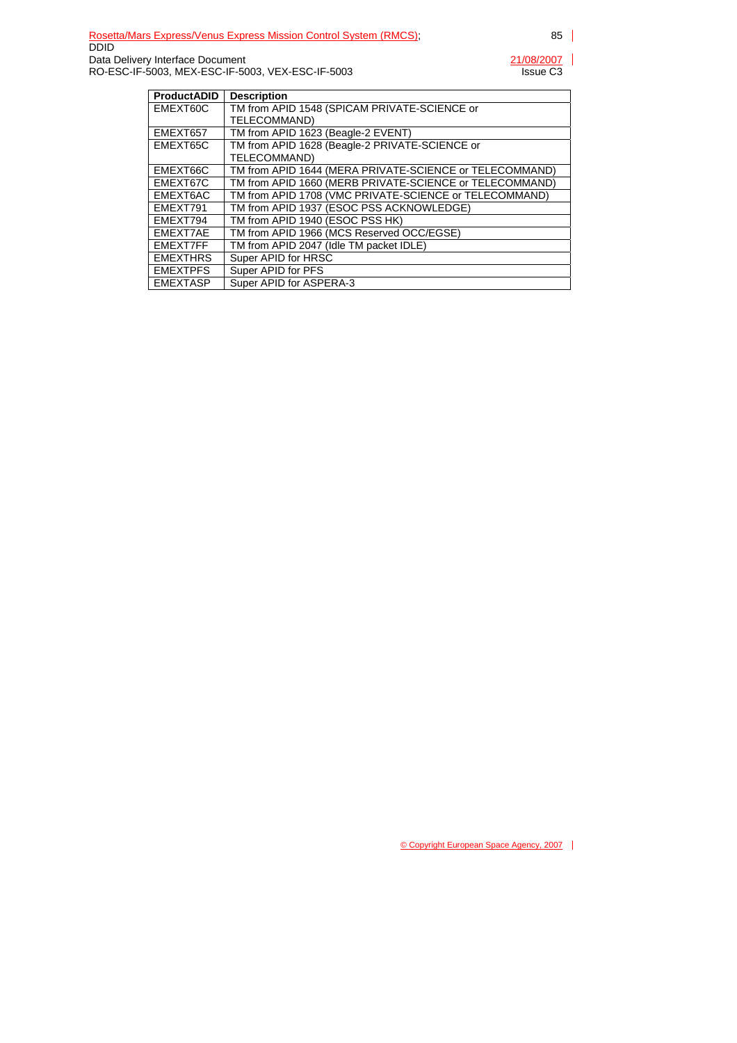| ProductADID | Description |
| --- | --- |
| EMEXT60C | TM from APID 1548 (SPICAM PRIVATE-SCIENCE or TELECOMMAND) |
| EMEXT657 | TM from APID 1623 (Beagle-2 EVENT) |
| EMEXT65C | TM from APID 1628 (Beagle-2 PRIVATE-SCIENCE or TELECOMMAND) |
| EMEXT66C | TM from APID 1644 (MERA PRIVATE-SCIENCE or TELECOMMAND) |
| EMEXT67C | TM from APID 1660 (MERB PRIVATE-SCIENCE or TELECOMMAND) |
| EMEXT6AC | TM from APID 1708 (VMC PRIVATE-SCIENCE or TELECOMMAND) |
| EMEXT791 | TM from APID 1937 (ESOC PSS ACKNOWLEDGE) |
| EMEXT794 | TM from APID 1940 (ESOC PSS HK) |
| EMEXT7AE | TM from APID 1966 (MCS Reserved OCC/EGSE) |
| EMEXT7FF | TM from APID 2047 (Idle TM packet IDLE) |
| EMEXTHRS | Super APID for HRSC |
| EMEXTPFS | Super APID for PFS |
| EMEXTASP | Super APID for ASPERA-3 |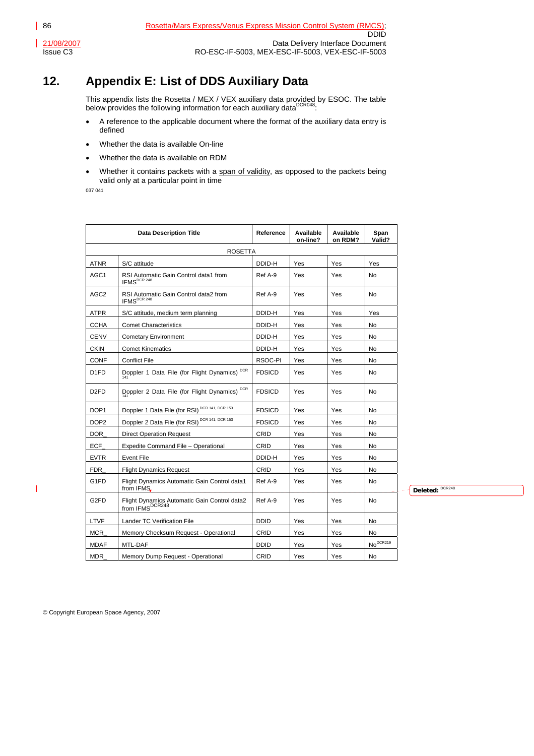# 12. Appendix E: List of DDS Auxiliary Data

This appendix lists the Rosetta / MEX / VEX auxiliary data provided by ESOC. The table below provides the following information for each auxiliary data[DCR048]:

- A reference to the applicable document where the format of the auxiliary data entry is defined
- Whether the data is available On-line
- Whether the data is available on RDM
- Whether it contains packets with a span of validity, as opposed to the packets being valid only at a particular point in time

037 041

| Data Description Title | | Reference | Available on-line? | Available on RDM? | Span Valid? |
|---|---|---|---|---|---|
| ROSETTA | | | | | |
| ATNR | S/C attitude | DDID-H | Yes | Yes | Yes |
| AGC1 | RSI Automatic Gain Control data1 from IFMS[DCR 248] | Ref A-9 | Yes | Yes | No |
| AGC2 | RSI Automatic Gain Control data2 from IFMS[DCR 248] | Ref A-9 | Yes | Yes | No |
| ATPR | S/C attitude, medium term planning | DDID-H | Yes | Yes | Yes |
| CCHA | Comet Characteristics | DDID-H | Yes | Yes | No |
| CENV | Cometary Environment | DDID-H | Yes | Yes | No |
| CKIN | Comet Kinematics | DDID-H | Yes | Yes | No |
| CONF | Conflict File | RSOC-PI | Yes | Yes | No |
| D1FD | Doppler 1 Data File (for Flight Dynamics)[DCR 141] | FDSICD | Yes | Yes | No |
| D2FD | Doppler 2 Data File (for Flight Dynamics)[DCR 141] | FDSICD | Yes | Yes | No |
| DOP1 | Doppler 1 Data File (for RSI)[DCR 141, DCR 153] | FDSICD | Yes | Yes | No |
| DOP2 | Doppler 2 Data File (for RSI)[DCR 141, DCR 153] | FDSICD | Yes | Yes | No |
| DOR_ | Direct Operation Request | CRID | Yes | Yes | No |
| ECF_ | Expedite Command File – Operational | CRID | Yes | Yes | No |
| EVTR | Event File | DDID-H | Yes | Yes | No |
| FDR_ | Flight Dynamics Request | CRID | Yes | Yes | No |
| G1FD | Flight Dynamics Automatic Gain Control data1 from IFMS | Ref A-9 | Yes | Yes | No |
| G2FD | Flight Dynamics Automatic Gain Control data2 from IFMS[DCR248] | Ref A-9 | Yes | Yes | No |
| LTVF | Lander TC Verification File | DDID | Yes | Yes | No |
| MCR_ | Memory Checksum Request - Operational | CRID | Yes | Yes | No |
| MDAF | MTL-DAF | DDID | Yes | Yes | No[DCR219] |
| MDR_ | Memory Dump Request - Operational | CRID | Yes | Yes | No |

Deleted: [DCR248]

© Copyright European Space Agency, 2007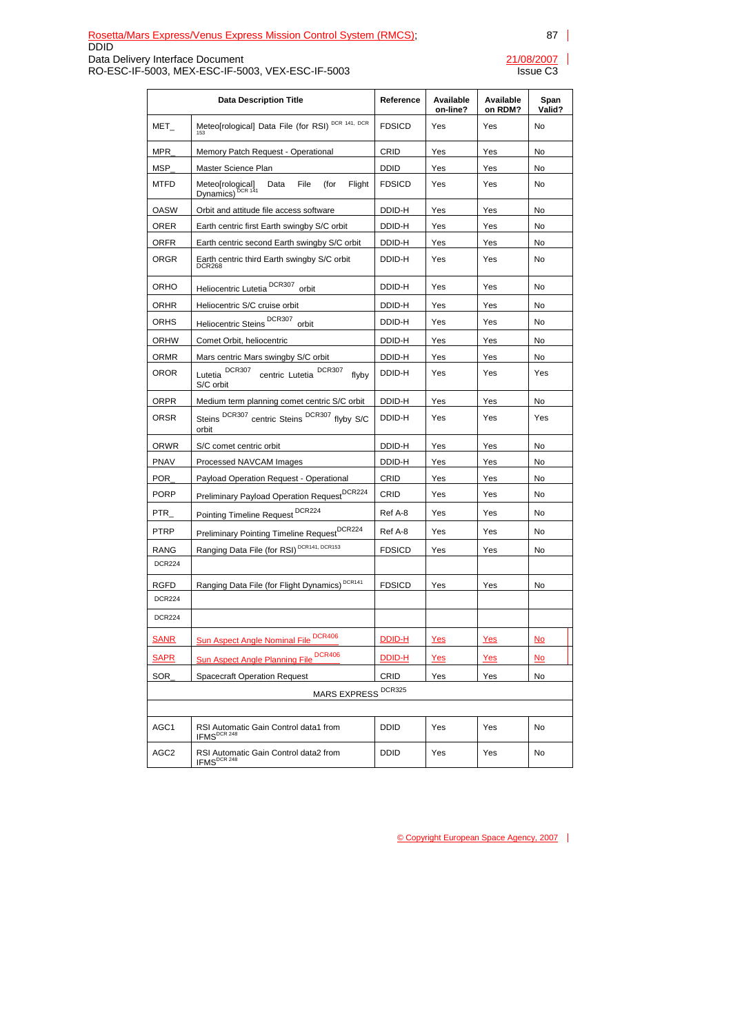| | Data Description Title | Reference | Available on-line? | Available on RDM? | Span Valid? |
|---|---|---|---|---|---|
| MET_ | Meteo[rological] Data File (for RSI) DCR 141, DCR 153 | FDSICD | Yes | Yes | No |
| MPR_ | Memory Patch Request - Operational | CRID | Yes | Yes | No |
| MSP_ | Master Science Plan | DDID | Yes | Yes | No |
| MTFD | Meteo[rological] Data File (for Flight Dynamics) DCR 141 | FDSICD | Yes | Yes | No |
| OASW | Orbit and attitude file access software | DDID-H | Yes | Yes | No |
| ORER | Earth centric first Earth swingby S/C orbit | DDID-H | Yes | Yes | No |
| ORFR | Earth centric second Earth swingby S/C orbit | DDID-H | Yes | Yes | No |
| ORGR | Earth centric third Earth swingby S/C orbit DCR268 | DDID-H | Yes | Yes | No |
| ORHO | Heliocentric Lutetia DCR307 orbit | DDID-H | Yes | Yes | No |
| ORHR | Heliocentric S/C cruise orbit | DDID-H | Yes | Yes | No |
| ORHS | Heliocentric Steins DCR307 orbit | DDID-H | Yes | Yes | No |
| ORHW | Comet Orbit, heliocentric | DDID-H | Yes | Yes | No |
| ORMR | Mars centric Mars swingby S/C orbit | DDID-H | Yes | Yes | No |
| OROR | Lutetia DCR307 centric Lutetia DCR307 flyby S/C orbit | DDID-H | Yes | Yes | Yes |
| ORPR | Medium term planning comet centric S/C orbit | DDID-H | Yes | Yes | No |
| ORSR | Steins DCR307 centric Steins DCR307 flyby S/C orbit | DDID-H | Yes | Yes | Yes |
| ORWR | S/C comet centric orbit | DDID-H | Yes | Yes | No |
| PNAV | Processed NAVCAM Images | DDID-H | Yes | Yes | No |
| POR_ | Payload Operation Request - Operational | CRID | Yes | Yes | No |
| PORP | Preliminary Payload Operation Request DCR224 | CRID | Yes | Yes | No |
| PTR_ | Pointing Timeline Request DCR224 | Ref A-8 | Yes | Yes | No |
| PTRP | Preliminary Pointing Timeline Request DCR224 | Ref A-8 | Yes | Yes | No |
| RANG | Ranging Data File (for RSI) DCR141, DCR153 | FDSICD | Yes | Yes | No |
| DCR224 | | | | | |
| RGFD | Ranging Data File (for Flight Dynamics) DCR141 | FDSICD | Yes | Yes | No |
| DCR224 | | | | | |
| DCR224 | | | | | |
| SANR | Sun Aspect Angle Nominal File DCR406 | DDID-H | Yes | Yes | No |
| SAPR | Sun Aspect Angle Planning File DCR406 | DDID-H | Yes | Yes | No |
| SOR_ | Spacecraft Operation Request | CRID | Yes | Yes | No |
| MARS EXPRESS DCR325 | | | | | |
| | | | | | |
| AGC1 | RSI Automatic Gain Control data1 from IFMS DCR 248 | DDID | Yes | Yes | No |
| AGC2 | RSI Automatic Gain Control data2 from IFMS DCR 248 | DDID | Yes | Yes | No |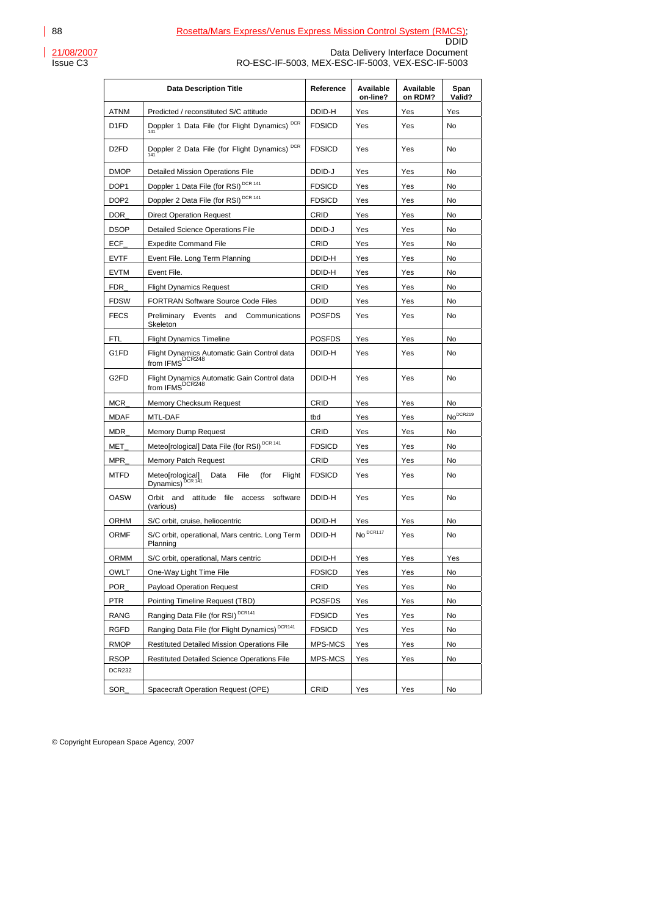| | Data Description Title | Reference | Available on-line? | Available on RDM? | Span Valid? |
|---|---|---|---|---|---|
| ATNM | Predicted / reconstituted S/C attitude | DDID-H | Yes | Yes | Yes |
| D1FD | Doppler 1 Data File (for Flight Dynamics) DCR 141 | FDSICD | Yes | Yes | No |
| D2FD | Doppler 2 Data File (for Flight Dynamics) DCR 141 | FDSICD | Yes | Yes | No |
| DMOP | Detailed Mission Operations File | DDID-J | Yes | Yes | No |
| DOP1 | Doppler 1 Data File (for RSI) DCR 141 | FDSICD | Yes | Yes | No |
| DOP2 | Doppler 2 Data File (for RSI) DCR 141 | FDSICD | Yes | Yes | No |
| DOR_ | Direct Operation Request | CRID | Yes | Yes | No |
| DSOP | Detailed Science Operations File | DDID-J | Yes | Yes | No |
| ECF_ | Expedite Command File | CRID | Yes | Yes | No |
| EVTF | Event File. Long Term Planning | DDID-H | Yes | Yes | No |
| EVTM | Event File. | DDID-H | Yes | Yes | No |
| FDR_ | Flight Dynamics Request | CRID | Yes | Yes | No |
| FDSW | FORTRAN Software Source Code Files | DDID | Yes | Yes | No |
| FECS | Preliminary Events and Communications Skeleton | POSFDS | Yes | Yes | No |
| FTL | Flight Dynamics Timeline | POSFDS | Yes | Yes | No |
| G1FD | Flight Dynamics Automatic Gain Control data from IFMS DCR248 | DDID-H | Yes | Yes | No |
| G2FD | Flight Dynamics Automatic Gain Control data from IFMS DCR248 | DDID-H | Yes | Yes | No |
| MCR_ | Memory Checksum Request | CRID | Yes | Yes | No |
| MDAF | MTL-DAF | tbd | Yes | Yes | No DCR219 |
| MDR_ | Memory Dump Request | CRID | Yes | Yes | No |
| MET_ | Meteo[rological] Data File (for RSI) DCR 141 | FDSICD | Yes | Yes | No |
| MPR_ | Memory Patch Request | CRID | Yes | Yes | No |
| MTFD | Meteo[rological] Data File (for Flight Dynamics) DCR 141 | FDSICD | Yes | Yes | No |
| OASW | Orbit and attitude file access software (various) | DDID-H | Yes | Yes | No |
| ORHM | S/C orbit, cruise, heliocentric | DDID-H | Yes | Yes | No |
| ORMF | S/C orbit, operational, Mars centric. Long Term Planning | DDID-H | No DCR117 | Yes | No |
| ORMM | S/C orbit, operational, Mars centric | DDID-H | Yes | Yes | Yes |
| OWLT | One-Way Light Time File | FDSICD | Yes | Yes | No |
| POR_ | Payload Operation Request | CRID | Yes | Yes | No |
| PTR | Pointing Timeline Request (TBD) | POSFDS | Yes | Yes | No |
| RANG | Ranging Data File (for RSI) DCR141 | FDSICD | Yes | Yes | No |
| RGFD | Ranging Data File (for Flight Dynamics) DCR141 | FDSICD | Yes | Yes | No |
| RMOP | Restituted Detailed Mission Operations File | MPS-MCS | Yes | Yes | No |
| RSOP | Restituted Detailed Science Operations File | MPS-MCS | Yes | Yes | No |
| DCR232 | | | | | |
| SOR_ | Spacecraft Operation Request (OPE) | CRID | Yes | Yes | No |

© Copyright European Space Agency, 2007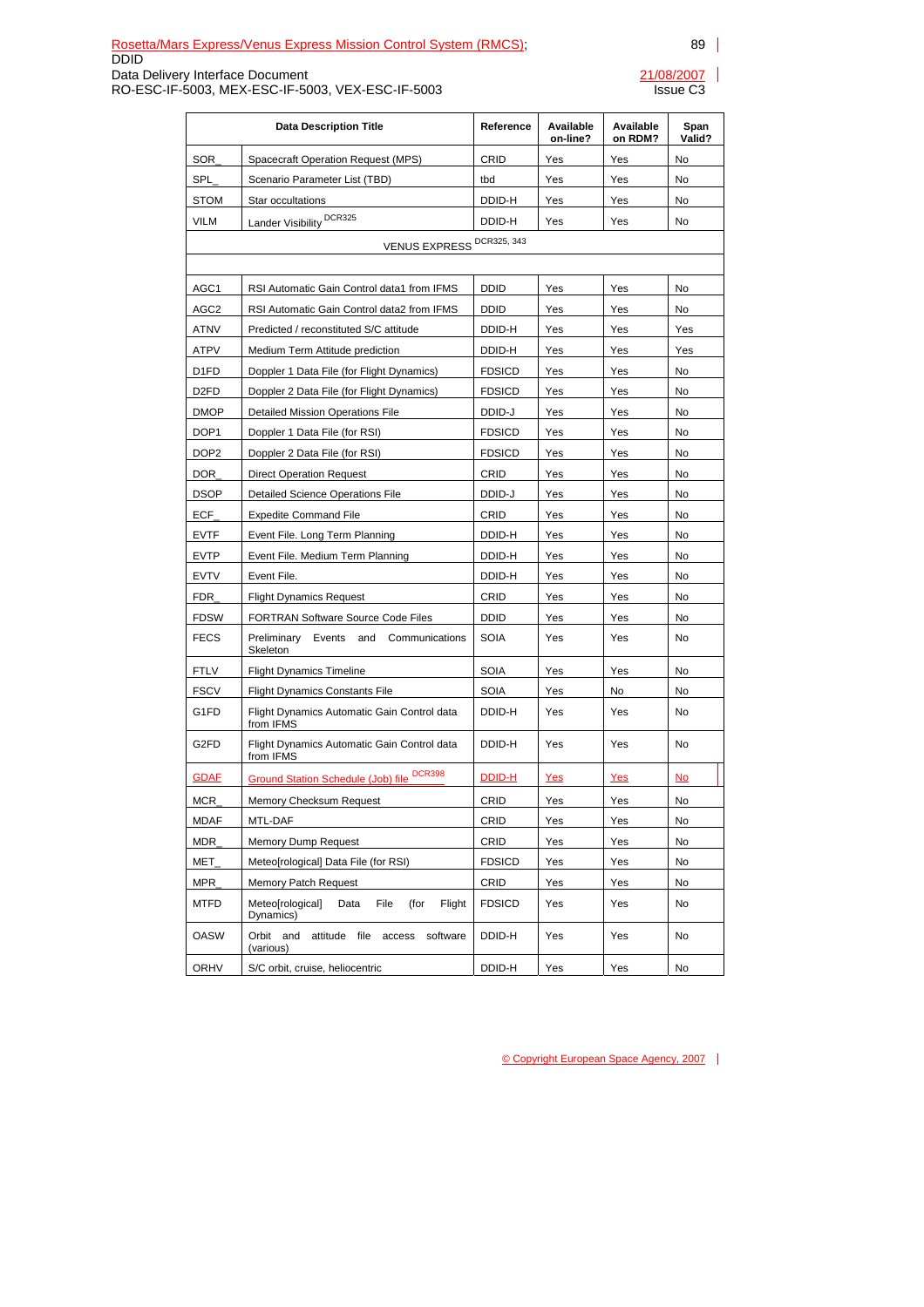| Data Description Title | | Reference | Available on-line? | Available on RDM? | Span Valid? |
|---|---|---|---|---|---|
| SOR_ | Spacecraft Operation Request (MPS) | CRID | Yes | Yes | No |
| SPL_ | Scenario Parameter List (TBD) | tbd | Yes | Yes | No |
| STOM | Star occultations | DDID-H | Yes | Yes | No |
| VILM | Lander Visibility DCR325 | DDID-H | Yes | Yes | No |
| VENUS EXPRESS DCR325, 343 | | | | | |
| | | | | | |
| AGC1 | RSI Automatic Gain Control data1 from IFMS | DDID | Yes | Yes | No |
| AGC2 | RSI Automatic Gain Control data2 from IFMS | DDID | Yes | Yes | No |
| ATNV | Predicted / reconstituted S/C attitude | DDID-H | Yes | Yes | Yes |
| ATPV | Medium Term Attitude prediction | DDID-H | Yes | Yes | Yes |
| D1FD | Doppler 1 Data File (for Flight Dynamics) | FDSICD | Yes | Yes | No |
| D2FD | Doppler 2 Data File (for Flight Dynamics) | FDSICD | Yes | Yes | No |
| DMOP | Detailed Mission Operations File | DDID-J | Yes | Yes | No |
| DOP1 | Doppler 1 Data File (for RSI) | FDSICD | Yes | Yes | No |
| DOP2 | Doppler 2 Data File (for RSI) | FDSICD | Yes | Yes | No |
| DOR_ | Direct Operation Request | CRID | Yes | Yes | No |
| DSOP | Detailed Science Operations File | DDID-J | Yes | Yes | No |
| ECF_ | Expedite Command File | CRID | Yes | Yes | No |
| EVTF | Event File. Long Term Planning | DDID-H | Yes | Yes | No |
| EVTP | Event File. Medium Term Planning | DDID-H | Yes | Yes | No |
| EVTV | Event File. | DDID-H | Yes | Yes | No |
| FDR_ | Flight Dynamics Request | CRID | Yes | Yes | No |
| FDSW | FORTRAN Software Source Code Files | DDID | Yes | Yes | No |
| FECS | Preliminary Events and Communications Skeleton | SOIA | Yes | Yes | No |
| FTLV | Flight Dynamics Timeline | SOIA | Yes | Yes | No |
| FSCV | Flight Dynamics Constants File | SOIA | Yes | No | No |
| G1FD | Flight Dynamics Automatic Gain Control data from IFMS | DDID-H | Yes | Yes | No |
| G2FD | Flight Dynamics Automatic Gain Control data from IFMS | DDID-H | Yes | Yes | No |
| GDAF | Ground Station Schedule (Job) file DCR398 | DDID-H | Yes | Yes | No |
| MCR_ | Memory Checksum Request | CRID | Yes | Yes | No |
| MDAF | MTL-DAF | CRID | Yes | Yes | No |
| MDR_ | Memory Dump Request | CRID | Yes | Yes | No |
| MET_ | Meteo[rological] Data File (for RSI) | FDSICD | Yes | Yes | No |
| MPR_ | Memory Patch Request | CRID | Yes | Yes | No |
| MTFD | Meteo[rological] Data File (for Flight Dynamics) | FDSICD | Yes | Yes | No |
| OASW | Orbit and attitude file access software (various) | DDID-H | Yes | Yes | No |
| ORHV | S/C orbit, cruise, heliocentric | DDID-H | Yes | Yes | No |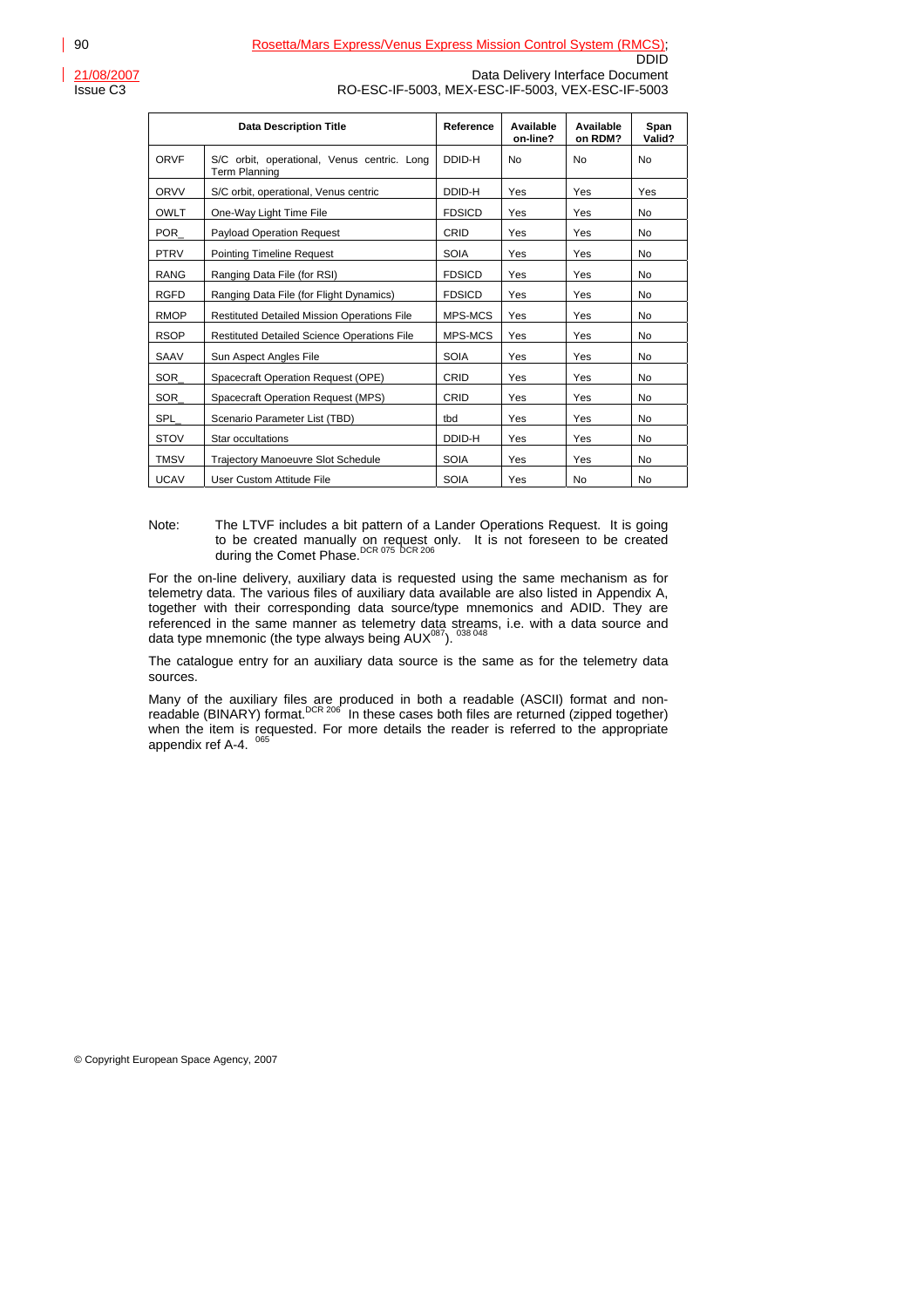| Data Description Title | | Reference | Available on-line? | Available on RDM? | Span Valid? |
|---|---|---|---|---|---|
| ORVF | S/C orbit, operational, Venus centric. Long Term Planning | DDID-H | No | No | No |
| ORVV | S/C orbit, operational, Venus centric | DDID-H | Yes | Yes | Yes |
| OWLT | One-Way Light Time File | FDSICD | Yes | Yes | No |
| POR_ | Payload Operation Request | CRID | Yes | Yes | No |
| PTRV | Pointing Timeline Request | SOIA | Yes | Yes | No |
| RANG | Ranging Data File (for RSI) | FDSICD | Yes | Yes | No |
| RGFD | Ranging Data File (for Flight Dynamics) | FDSICD | Yes | Yes | No |
| RMOP | Restituted Detailed Mission Operations File | MPS-MCS | Yes | Yes | No |
| RSOP | Restituted Detailed Science Operations File | MPS-MCS | Yes | Yes | No |
| SAAV | Sun Aspect Angles File | SOIA | Yes | Yes | No |
| SOR_ | Spacecraft Operation Request (OPE) | CRID | Yes | Yes | No |
| SOR_ | Spacecraft Operation Request (MPS) | CRID | Yes | Yes | No |
| SPL_ | Scenario Parameter List (TBD) | tbd | Yes | Yes | No |
| STOV | Star occultations | DDID-H | Yes | Yes | No |
| TMSV | Trajectory Manoeuvre Slot Schedule | SOIA | Yes | Yes | No |
| UCAV | User Custom Attitude File | SOIA | Yes | No | No |

Note: The LTVF includes a bit pattern of a Lander Operations Request. It is going to be created manually on request only. It is not foreseen to be created during the Comet Phase.[DCR 075 DCR 206]

For the on-line delivery, auxiliary data is requested using the same mechanism as for telemetry data. The various files of auxiliary data available are also listed in Appendix A, together with their corresponding data source/type mnemonics and ADID. They are referenced in the same manner as telemetry data streams, i.e. with a data source and data type mnemonic (the type always being AUX[087]). [038 048]

The catalogue entry for an auxiliary data source is the same as for the telemetry data sources.

Many of the auxiliary files are produced in both a readable (ASCII) format and non-readable (BINARY) format.[DCR 206] In these cases both files are returned (zipped together) when the item is requested. For more details the reader is referred to the appropriate appendix ref A-4. [065]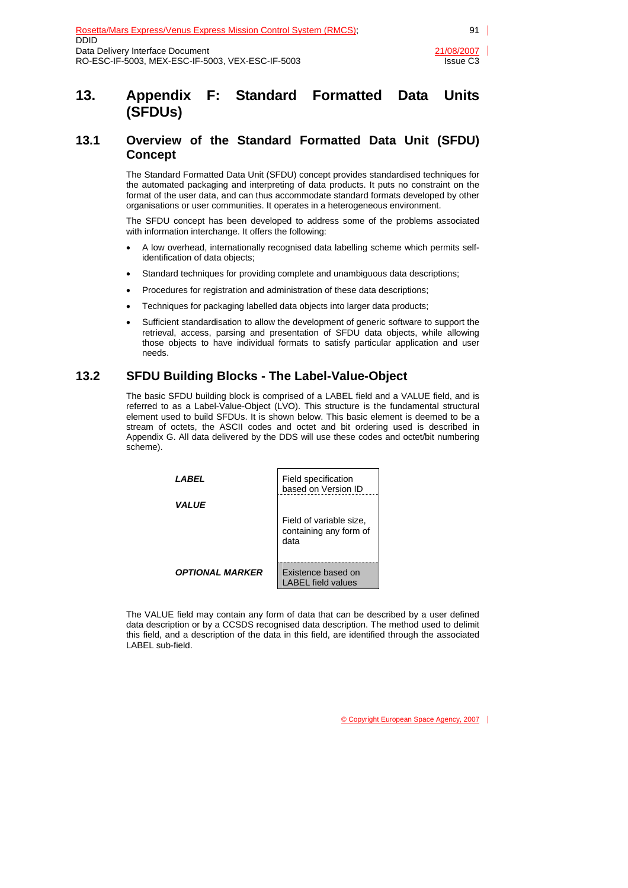# 13. Appendix F: Standard Formatted Data Units (SFDUs)

## 13.1 Overview of the Standard Formatted Data Unit (SFDU) Concept

The Standard Formatted Data Unit (SFDU) concept provides standardised techniques for the automated packaging and interpreting of data products. It puts no constraint on the format of the user data, and can thus accommodate standard formats developed by other organisations or user communities. It operates in a heterogeneous environment.

The SFDU concept has been developed to address some of the problems associated with information interchange. It offers the following:

- A low overhead, internationally recognised data labelling scheme which permits self-identification of data objects;
- Standard techniques for providing complete and unambiguous data descriptions;
- Procedures for registration and administration of these data descriptions;
- Techniques for packaging labelled data objects into larger data products;
- Sufficient standardisation to allow the development of generic software to support the retrieval, access, parsing and presentation of SFDU data objects, while allowing those objects to have individual formats to satisfy particular application and user needs.

## 13.2 SFDU Building Blocks - The Label-Value-Object

The basic SFDU building block is comprised of a LABEL field and a VALUE field, and is referred to as a Label-Value-Object (LVO). This structure is the fundamental structural element used to build SFDUs. It is shown below. This basic element is deemed to be a stream of octets, the ASCII codes and octet and bit ordering used is described in Appendix G. All data delivered by the DDS will use these codes and octet/bit numbering scheme).

| | |
|---|---|
| ***LABEL*** | Field specification based on Version ID |
| ***VALUE*** | Field of variable size, containing any form of data |
| ***OPTIONAL MARKER*** | Existence based on LABEL field values |

The VALUE field may contain any form of data that can be described by a user defined data description or by a CCSDS recognised data description. The method used to delimit this field, and a description of the data in this field, are identified through the associated LABEL sub-field.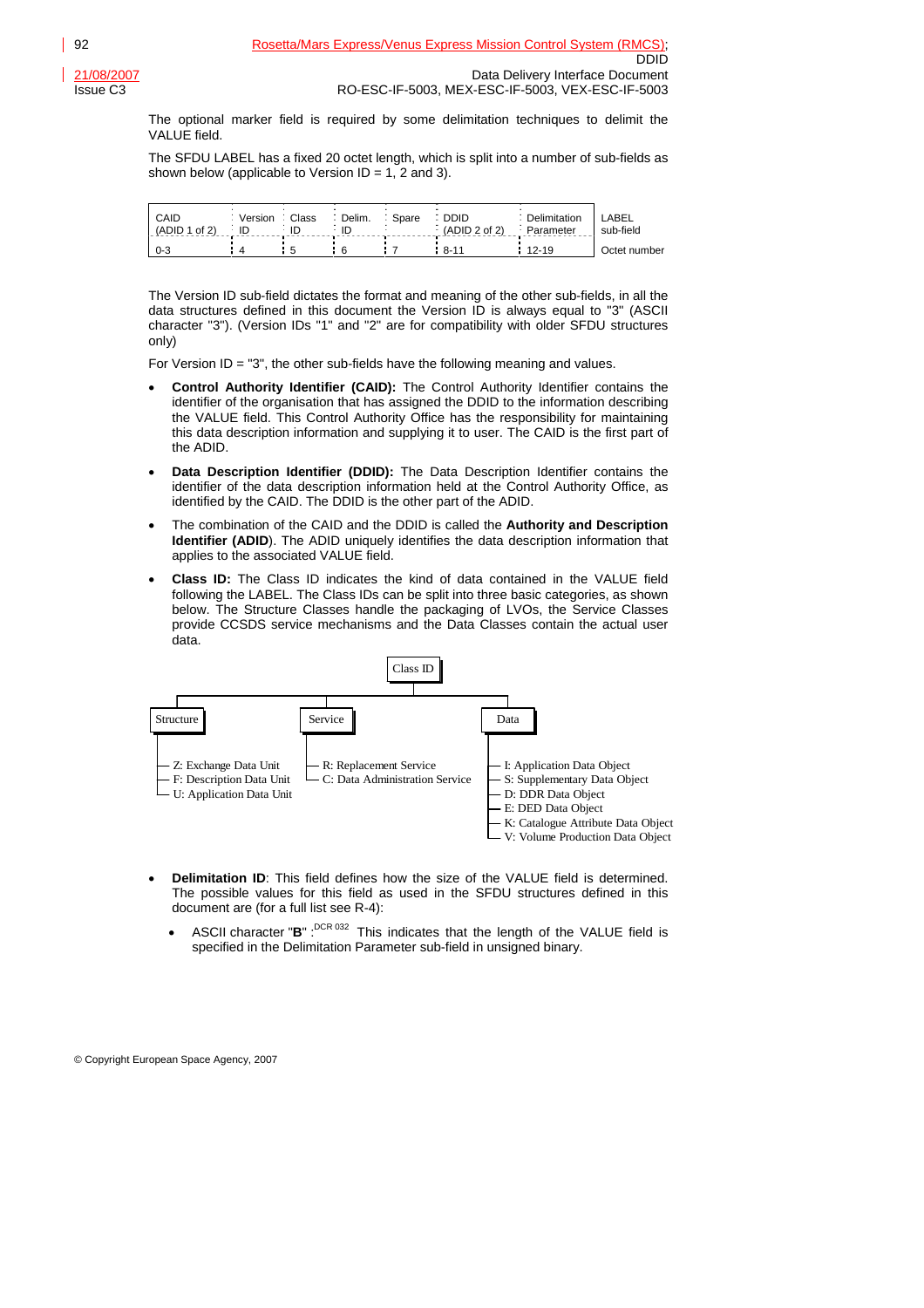The optional marker field is required by some delimitation techniques to delimit the VALUE field.

The SFDU LABEL has a fixed 20 octet length, which is split into a number of sub-fields as shown below (applicable to Version ID = 1, 2 and 3).

| CAID (ADID 1 of 2) | Version ID | Class ID | Delim. ID | Spare | DDID (ADID 2 of 2) | Delimitation Parameter | LABEL sub-field |
|---|---|---|---|---|---|---|---|
| 0-3 | 4 | 5 | 6 | 7 | 8-11 | 12-19 | Octet number |

The Version ID sub-field dictates the format and meaning of the other sub-fields, in all the data structures defined in this document the Version ID is always equal to "3" (ASCII character "3"). (Version IDs "1" and "2" are for compatibility with older SFDU structures only)

For Version ID = "3", the other sub-fields have the following meaning and values.

- **Control Authority Identifier (CAID):** The Control Authority Identifier contains the identifier of the organisation that has assigned the DDID to the information describing the VALUE field. This Control Authority Office has the responsibility for maintaining this data description information and supplying it to user. The CAID is the first part of the ADID.
- **Data Description Identifier (DDID):** The Data Description Identifier contains the identifier of the data description information held at the Control Authority Office, as identified by the CAID. The DDID is the other part of the ADID.
- The combination of the CAID and the DDID is called the **Authority and Description Identifier (ADID**). The ADID uniquely identifies the data description information that applies to the associated VALUE field.
- **Class ID:** The Class ID indicates the kind of data contained in the VALUE field following the LABEL. The Class IDs can be split into three basic categories, as shown below. The Structure Classes handle the packaging of LVOs, the Service Classes provide CCSDS service mechanisms and the Data Classes contain the actual user data.

Class ID

- Structure
  - Z: Exchange Data Unit
  - F: Description Data Unit
  - U: Application Data Unit
- Service
  - R: Replacement Service
  - C: Data Administration Service
- Data
  - I: Application Data Object
  - S: Supplementary Data Object
  - D: DDR Data Object
  - E: DED Data Object
  - K: Catalogue Attribute Data Object
  - V: Volume Production Data Object

- **Delimitation ID**: This field defines how the size of the VALUE field is determined. The possible values for this field as used in the SFDU structures defined in this document are (for a full list see R-4):
  - ASCII character "**B**" :[DCR 032] This indicates that the length of the VALUE field is specified in the Delimitation Parameter sub-field in unsigned binary.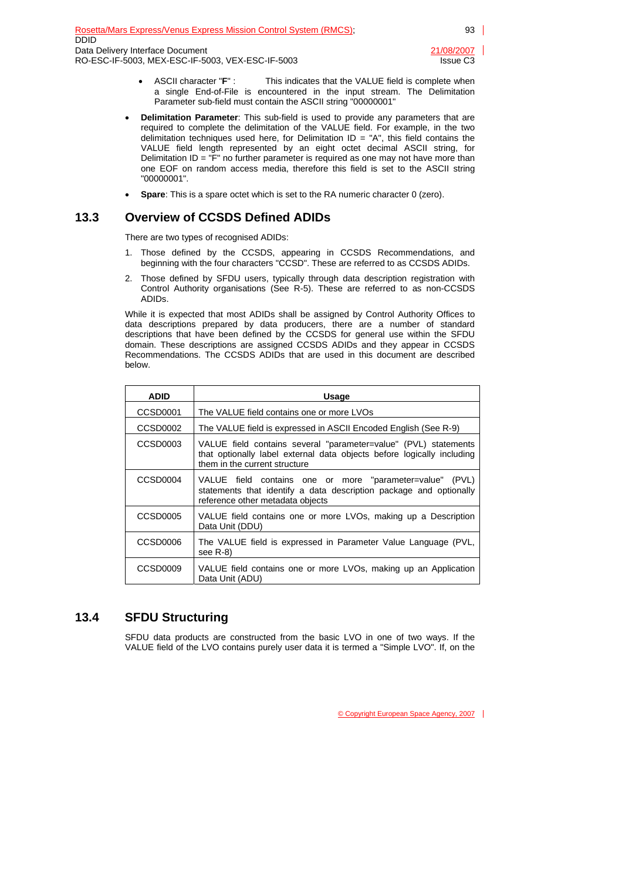- ASCII character "**F**" : This indicates that the VALUE field is complete when a single End-of-File is encountered in the input stream. The Delimitation Parameter sub-field must contain the ASCII string "00000001"

- **Delimitation Parameter**: This sub-field is used to provide any parameters that are required to complete the delimitation of the VALUE field. For example, in the two delimitation techniques used here, for Delimitation ID = "A", this field contains the VALUE field length represented by an eight octet decimal ASCII string, for Delimitation ID = "F" no further parameter is required as one may not have more than one EOF on random access media, therefore this field is set to the ASCII string "00000001".
- **Spare**: This is a spare octet which is set to the RA numeric character 0 (zero).

## 13.3 Overview of CCSDS Defined ADIDs

There are two types of recognised ADIDs:

1. Those defined by the CCSDS, appearing in CCSDS Recommendations, and beginning with the four characters "CCSD". These are referred to as CCSDS ADIDs.
2. Those defined by SFDU users, typically through data description registration with Control Authority organisations (See R-5). These are referred to as non-CCSDS ADIDs.

While it is expected that most ADIDs shall be assigned by Control Authority Offices to data descriptions prepared by data producers, there are a number of standard descriptions that have been defined by the CCSDS for general use within the SFDU domain. These descriptions are assigned CCSDS ADIDs and they appear in CCSDS Recommendations. The CCSDS ADIDs that are used in this document are described below.

| ADID | Usage |
|---|---|
| CCSD0001 | The VALUE field contains one or more LVOs |
| CCSD0002 | The VALUE field is expressed in ASCII Encoded English (See R-9) |
| CCSD0003 | VALUE field contains several "parameter=value" (PVL) statements that optionally label external data objects before logically including them in the current structure |
| CCSD0004 | VALUE field contains one or more "parameter=value" (PVL) statements that identify a data description package and optionally reference other metadata objects |
| CCSD0005 | VALUE field contains one or more LVOs, making up a Description Data Unit (DDU) |
| CCSD0006 | The VALUE field is expressed in Parameter Value Language (PVL, see R-8) |
| CCSD0009 | VALUE field contains one or more LVOs, making up an Application Data Unit (ADU) |

## 13.4 SFDU Structuring

SFDU data products are constructed from the basic LVO in one of two ways. If the VALUE field of the LVO contains purely user data it is termed a "Simple LVO". If, on the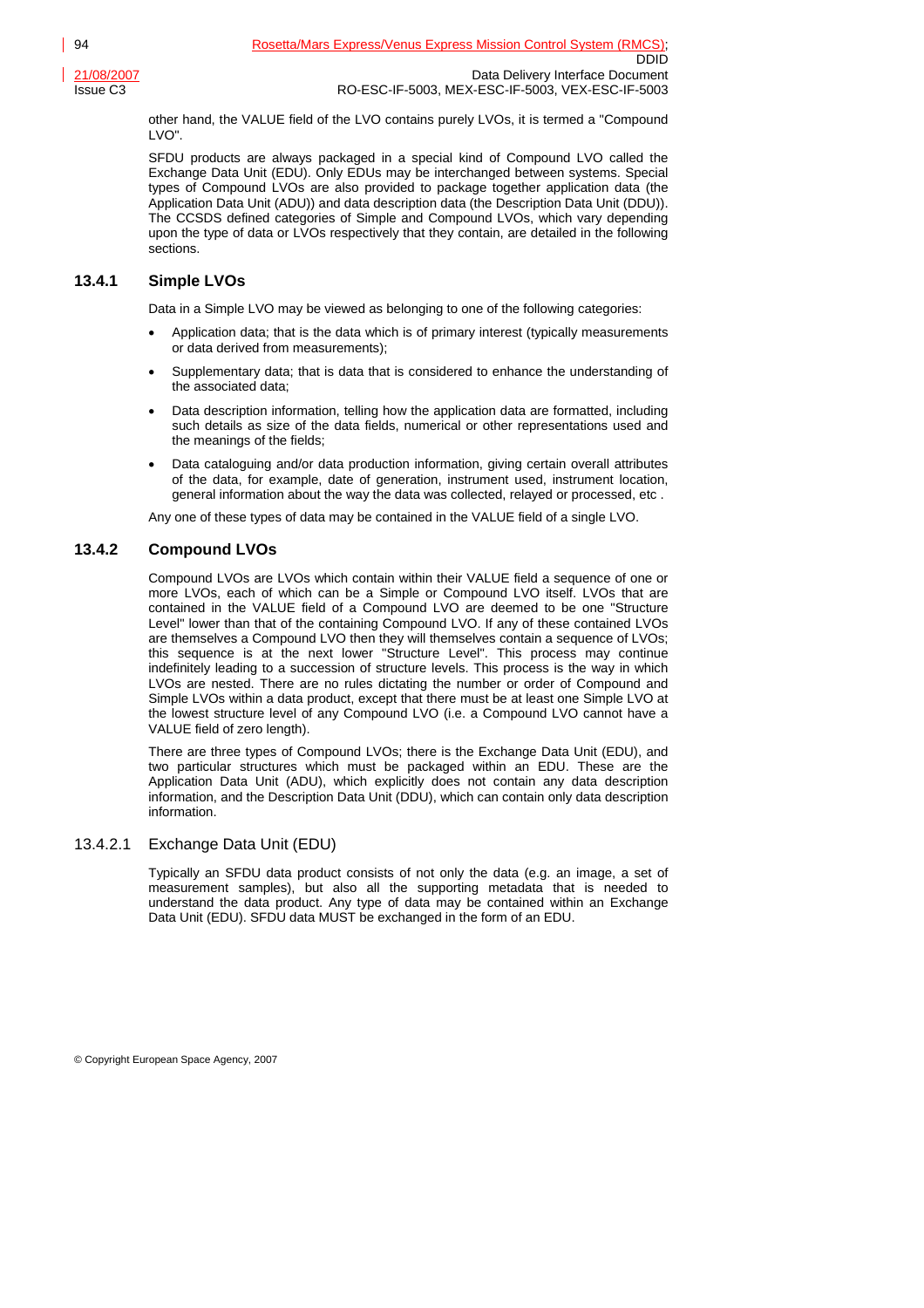other hand, the VALUE field of the LVO contains purely LVOs, it is termed a "Compound LVO".

SFDU products are always packaged in a special kind of Compound LVO called the Exchange Data Unit (EDU). Only EDUs may be interchanged between systems. Special types of Compound LVOs are also provided to package together application data (the Application Data Unit (ADU)) and data description data (the Description Data Unit (DDU)). The CCSDS defined categories of Simple and Compound LVOs, which vary depending upon the type of data or LVOs respectively that they contain, are detailed in the following sections.

## 13.4.1 Simple LVOs

Data in a Simple LVO may be viewed as belonging to one of the following categories:

- Application data; that is the data which is of primary interest (typically measurements or data derived from measurements);
- Supplementary data; that is data that is considered to enhance the understanding of the associated data;
- Data description information, telling how the application data are formatted, including such details as size of the data fields, numerical or other representations used and the meanings of the fields;
- Data cataloguing and/or data production information, giving certain overall attributes of the data, for example, date of generation, instrument used, instrument location, general information about the way the data was collected, relayed or processed, etc .

Any one of these types of data may be contained in the VALUE field of a single LVO.

## 13.4.2 Compound LVOs

Compound LVOs are LVOs which contain within their VALUE field a sequence of one or more LVOs, each of which can be a Simple or Compound LVO itself. LVOs that are contained in the VALUE field of a Compound LVO are deemed to be one "Structure Level" lower than that of the containing Compound LVO. If any of these contained LVOs are themselves a Compound LVO then they will themselves contain a sequence of LVOs; this sequence is at the next lower "Structure Level". This process may continue indefinitely leading to a succession of structure levels. This process is the way in which LVOs are nested. There are no rules dictating the number or order of Compound and Simple LVOs within a data product, except that there must be at least one Simple LVO at the lowest structure level of any Compound LVO (i.e. a Compound LVO cannot have a VALUE field of zero length).

There are three types of Compound LVOs; there is the Exchange Data Unit (EDU), and two particular structures which must be packaged within an EDU. These are the Application Data Unit (ADU), which explicitly does not contain any data description information, and the Description Data Unit (DDU), which can contain only data description information.

### 13.4.2.1 Exchange Data Unit (EDU)

Typically an SFDU data product consists of not only the data (e.g. an image, a set of measurement samples), but also all the supporting metadata that is needed to understand the data product. Any type of data may be contained within an Exchange Data Unit (EDU). SFDU data MUST be exchanged in the form of an EDU.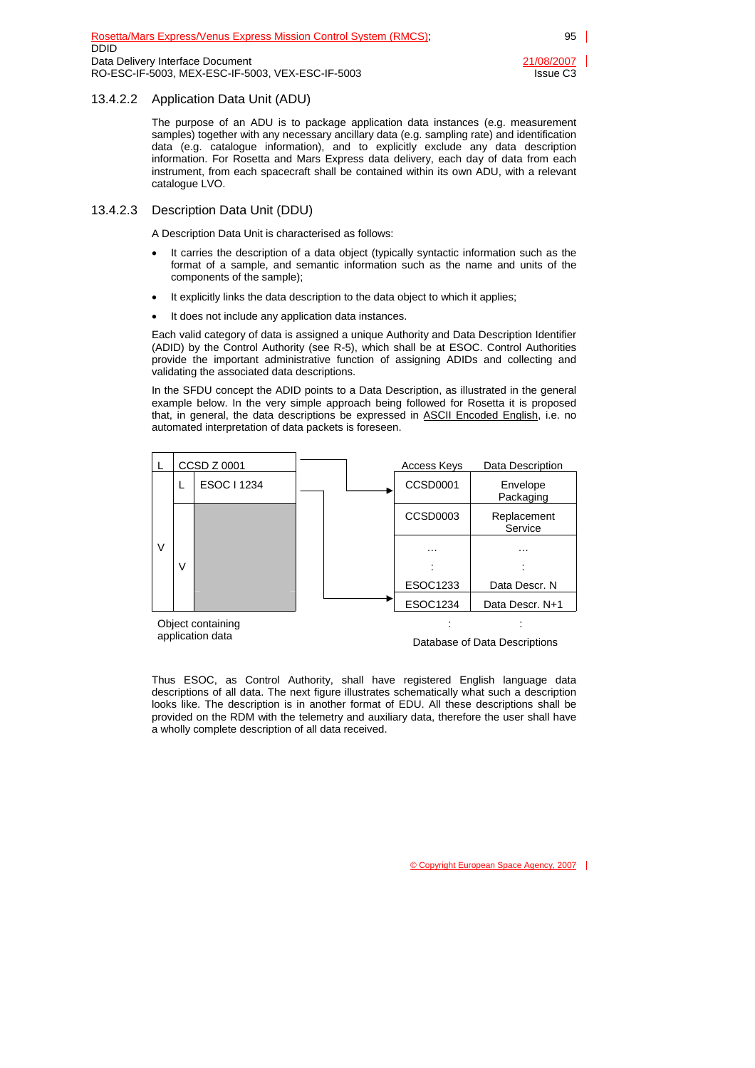### 13.4.2.2 Application Data Unit (ADU)

The purpose of an ADU is to package application data instances (e.g. measurement samples) together with any necessary ancillary data (e.g. sampling rate) and identification data (e.g. catalogue information), and to explicitly exclude any data description information. For Rosetta and Mars Express data delivery, each day of data from each instrument, from each spacecraft shall be contained within its own ADU, with a relevant catalogue LVO.

### 13.4.2.3 Description Data Unit (DDU)

A Description Data Unit is characterised as follows:

- It carries the description of a data object (typically syntactic information such as the format of a sample, and semantic information such as the name and units of the components of the sample);
- It explicitly links the data description to the data object to which it applies;
- It does not include any application data instances.

Each valid category of data is assigned a unique Authority and Data Description Identifier (ADID) by the Control Authority (see R-5), which shall be at ESOC. Control Authorities provide the important administrative function of assigning ADIDs and collecting and validating the associated data descriptions.

In the SFDU concept the ADID points to a Data Description, as illustrated in the general example below. In the very simple approach being followed for Rosetta it is proposed that, in general, the data descriptions be expressed in ASCII Encoded English, i.e. no automated interpretation of data packets is foreseen.

| L | CCSD Z 0001 | |
|---|---|---|
| | L | ESOC I 1234 |
| V | V | |

Object containing application data

| Access Keys | Data Description |
|---|---|
| CCSD0001 | Envelope Packaging |
| CCSD0003 | Replacement Service |
| … | … |
| : | : |
| ESOC1233 | Data Descr. N |
| ESOC1234 | Data Descr. N+1 |
| : | : |

Database of Data Descriptions

Thus ESOC, as Control Authority, shall have registered English language data descriptions of all data. The next figure illustrates schematically what such a description looks like. The description is in another format of EDU. All these descriptions shall be provided on the RDM with the telemetry and auxiliary data, therefore the user shall have a wholly complete description of all data received.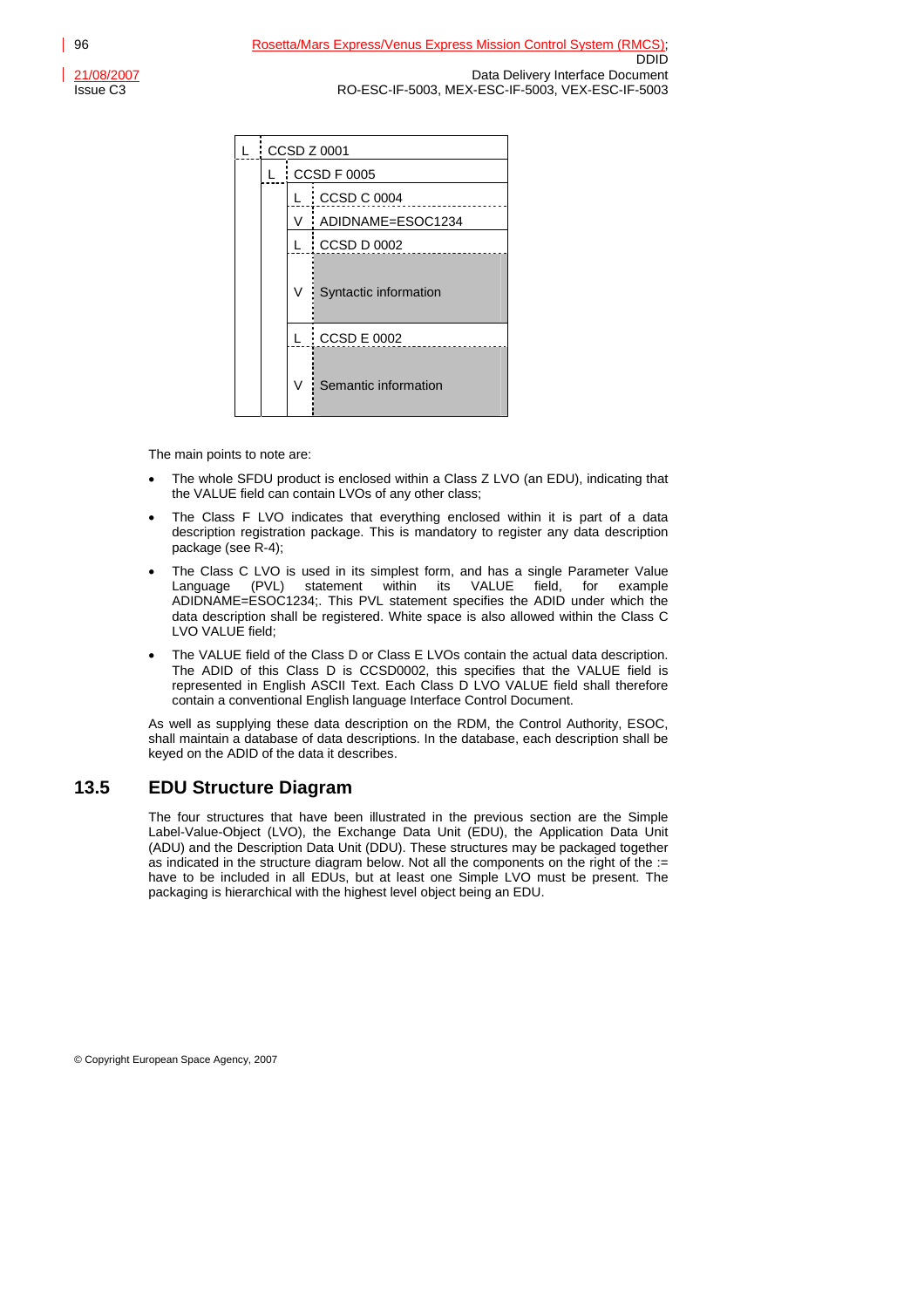| L | CCSD Z 0001 | | | |
|---|---|---|---|---|
| | L | CCSD F 0005 | | |
| | | L | CCSD C 0004 | |
| | | V | ADIDNAME=ESOC1234 | |
| | | L | CCSD D 0002 | |
| | | V | Syntactic information | |
| | | L | CCSD E 0002 | |
| | | V | Semantic information | |

The main points to note are:

- The whole SFDU product is enclosed within a Class Z LVO (an EDU), indicating that the VALUE field can contain LVOs of any other class;
- The Class F LVO indicates that everything enclosed within it is part of a data description registration package. This is mandatory to register any data description package (see R-4);
- The Class C LVO is used in its simplest form, and has a single Parameter Value Language (PVL) statement within its VALUE field, for example ADIDNAME=ESOC1234;. This PVL statement specifies the ADID under which the data description shall be registered. White space is also allowed within the Class C LVO VALUE field;
- The VALUE field of the Class D or Class E LVOs contain the actual data description. The ADID of this Class D is CCSD0002, this specifies that the VALUE field is represented in English ASCII Text. Each Class D LVO VALUE field shall therefore contain a conventional English language Interface Control Document.

As well as supplying these data description on the RDM, the Control Authority, ESOC, shall maintain a database of data descriptions. In the database, each description shall be keyed on the ADID of the data it describes.

## 13.5 EDU Structure Diagram

The four structures that have been illustrated in the previous section are the Simple Label-Value-Object (LVO), the Exchange Data Unit (EDU), the Application Data Unit (ADU) and the Description Data Unit (DDU). These structures may be packaged together as indicated in the structure diagram below. Not all the components on the right of the := have to be included in all EDUs, but at least one Simple LVO must be present. The packaging is hierarchical with the highest level object being an EDU.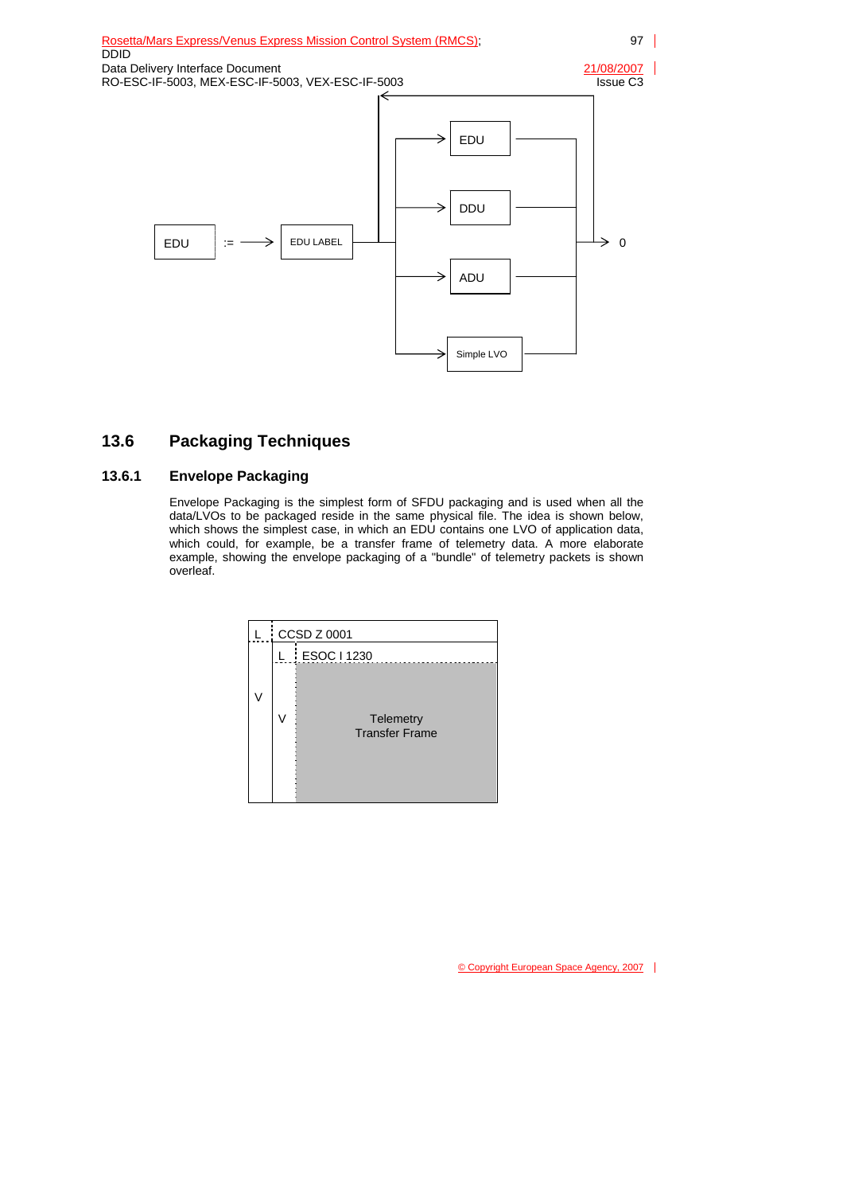EDU := → EDU LABEL → EDU / DDU / ADU / Simple LVO → 0

## 13.6 Packaging Techniques

### 13.6.1 Envelope Packaging

Envelope Packaging is the simplest form of SFDU packaging and is used when all the data/LVOs to be packaged reside in the same physical file. The idea is shown below, which shows the simplest case, in which an EDU contains one LVO of application data, which could, for example, be a transfer frame of telemetry data. A more elaborate example, showing the envelope packaging of a "bundle" of telemetry packets is shown overleaf.

| L | CCSD Z 0001 | |
|---|---|---|
| V | L | ESOC I 1230 |
| | V | Telemetry Transfer Frame |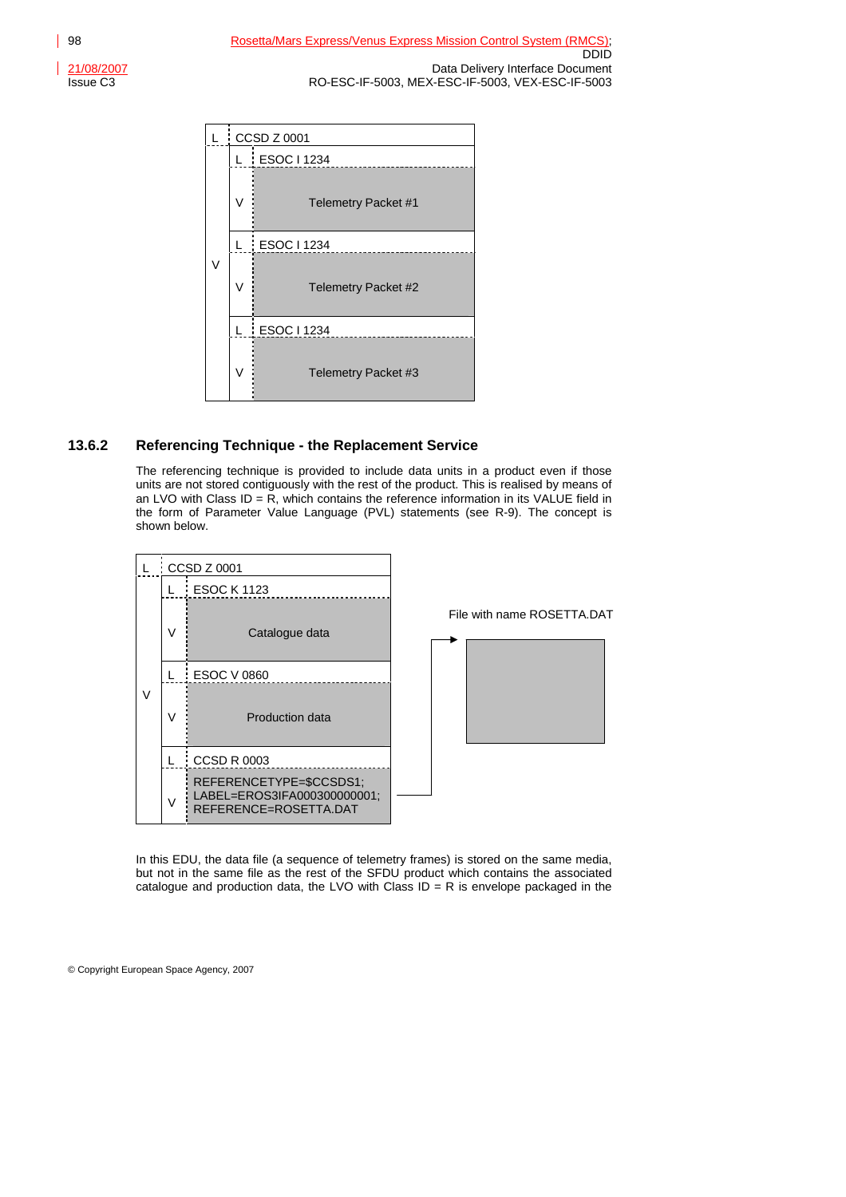| L | CCSD Z 0001 | |
|---|---|---|
| V | L | ESOC I 1234 |
| | V | Telemetry Packet #1 |
| | L | ESOC I 1234 |
| | V | Telemetry Packet #2 |
| | L | ESOC I 1234 |
| | V | Telemetry Packet #3 |

### 13.6.2 Referencing Technique - the Replacement Service

The referencing technique is provided to include data units in a product even if those units are not stored contiguously with the rest of the product. This is realised by means of an LVO with Class ID = R, which contains the reference information in its VALUE field in the form of Parameter Value Language (PVL) statements (see R-9). The concept is shown below.

| L | CCSD Z 0001 | |
|---|---|---|
| V | L | ESOC K 1123 |
| | V | Catalogue data |
| | L | ESOC V 0860 |
| | V | Production data |
| | L | CCSD R 0003 |
| | V | REFERENCETYPE=$CCSDS1; LABEL=EROS3IFA000300000001; REFERENCE=ROSETTA.DAT |

File with name ROSETTA.DAT

In this EDU, the data file (a sequence of telemetry frames) is stored on the same media, but not in the same file as the rest of the SFDU product which contains the associated catalogue and production data, the LVO with Class ID = R is envelope packaged in the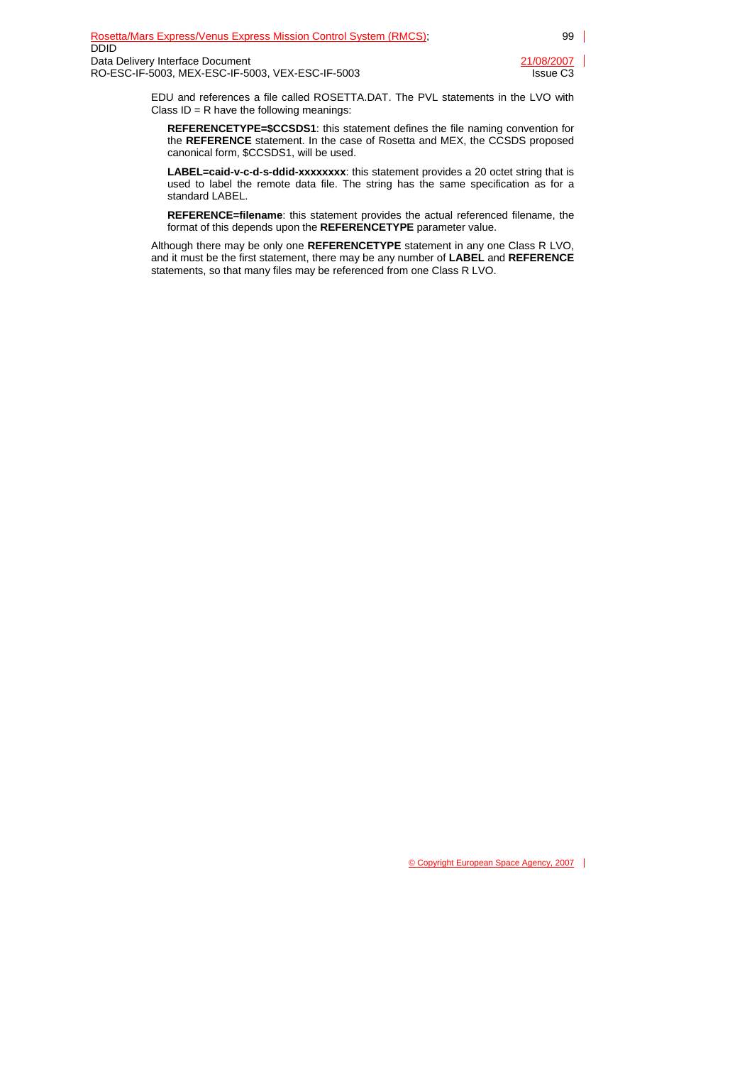EDU and references a file called ROSETTA.DAT. The PVL statements in the LVO with Class ID = R have the following meanings:

**REFERENCETYPE=$CCSDS1**: this statement defines the file naming convention for the **REFERENCE** statement. In the case of Rosetta and MEX, the CCSDS proposed canonical form, $CCSDS1, will be used.

**LABEL=caid-v-c-d-s-ddid-xxxxxxxx**: this statement provides a 20 octet string that is used to label the remote data file. The string has the same specification as for a standard LABEL.

**REFERENCE=filename**: this statement provides the actual referenced filename, the format of this depends upon the **REFERENCETYPE** parameter value.

Although there may be only one **REFERENCETYPE** statement in any one Class R LVO, and it must be the first statement, there may be any number of **LABEL** and **REFERENCE** statements, so that many files may be referenced from one Class R LVO.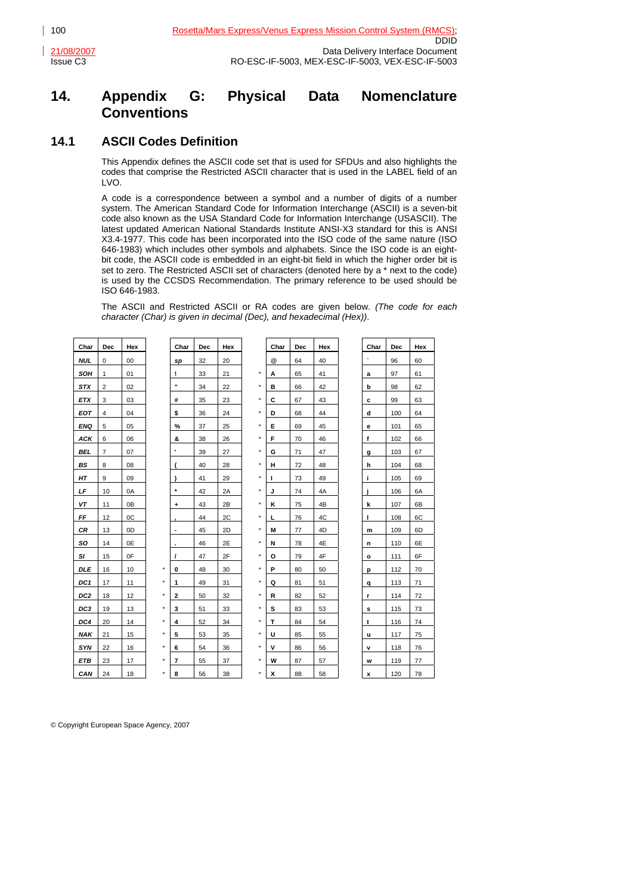# 14. Appendix G: Physical Data Nomenclature Conventions

## 14.1 ASCII Codes Definition

This Appendix defines the ASCII code set that is used for SFDUs and also highlights the codes that comprise the Restricted ASCII character that is used in the LABEL field of an LVO.

A code is a correspondence between a symbol and a number of digits of a number system. The American Standard Code for Information Interchange (ASCII) is a seven-bit code also known as the USA Standard Code for Information Interchange (USASCII). The latest updated American National Standards Institute ANSI-X3 standard for this is ANSI X3.4-1977. This code has been incorporated into the ISO code of the same nature (ISO 646-1983) which includes other symbols and alphabets. Since the ISO code is an eight-bit code, the ASCII code is embedded in an eight-bit field in which the higher order bit is set to zero. The Restricted ASCII set of characters (denoted here by a * next to the code) is used by the CCSDS Recommendation. The primary reference to be used should be ISO 646-1983.

The ASCII and Restricted ASCII or RA codes are given below. *(The code for each character (Char) is given in decimal (Dec), and hexadecimal (Hex))*.

| Char | Dec | Hex | | Char | Dec | Hex | | Char | Dec | Hex | | Char | Dec | Hex |
|---|---|---|---|---|---|---|---|---|---|---|---|---|---|---|
| NUL | 0 | 00 | | sp | 32 | 20 | | @ | 64 | 40 | | ` | 96 | 60 |
| SOH | 1 | 01 | | ! | 33 | 21 | * | A | 65 | 41 | | a | 97 | 61 |
| STX | 2 | 02 | | " | 34 | 22 | * | B | 66 | 42 | | b | 98 | 62 |
| ETX | 3 | 03 | | # | 35 | 23 | * | C | 67 | 43 | | c | 99 | 63 |
| EOT | 4 | 04 | | $ | 36 | 24 | * | D | 68 | 44 | | d | 100 | 64 |
| ENQ | 5 | 05 | | % | 37 | 25 | * | E | 69 | 45 | | e | 101 | 65 |
| ACK | 6 | 06 | | & | 38 | 26 | * | F | 70 | 46 | | f | 102 | 66 |
| BEL | 7 | 07 | | ' | 39 | 27 | * | G | 71 | 47 | | g | 103 | 67 |
| BS | 8 | 08 | | ( | 40 | 28 | * | H | 72 | 48 | | h | 104 | 68 |
| HT | 9 | 09 | | ) | 41 | 29 | * | I | 73 | 49 | | i | 105 | 69 |
| LF | 10 | 0A | | * | 42 | 2A | * | J | 74 | 4A | | j | 106 | 6A |
| VT | 11 | 0B | | + | 43 | 2B | * | K | 75 | 4B | | k | 107 | 6B |
| FF | 12 | 0C | | , | 44 | 2C | * | L | 76 | 4C | | l | 108 | 6C |
| CR | 13 | 0D | | - | 45 | 2D | * | M | 77 | 4D | | m | 109 | 6D |
| SO | 14 | 0E | | . | 46 | 2E | * | N | 78 | 4E | | n | 110 | 6E |
| SI | 15 | 0F | | / | 47 | 2F | * | O | 79 | 4F | | o | 111 | 6F |
| DLE | 16 | 10 | * | 0 | 48 | 30 | * | P | 80 | 50 | | p | 112 | 70 |
| DC1 | 17 | 11 | * | 1 | 49 | 31 | * | Q | 81 | 51 | | q | 113 | 71 |
| DC2 | 18 | 12 | * | 2 | 50 | 32 | * | R | 82 | 52 | | r | 114 | 72 |
| DC3 | 19 | 13 | * | 3 | 51 | 33 | * | S | 83 | 53 | | s | 115 | 73 |
| DC4 | 20 | 14 | * | 4 | 52 | 34 | * | T | 84 | 54 | | t | 116 | 74 |
| NAK | 21 | 15 | * | 5 | 53 | 35 | * | U | 85 | 55 | | u | 117 | 75 |
| SYN | 22 | 16 | * | 6 | 54 | 36 | * | V | 86 | 56 | | v | 118 | 76 |
| ETB | 23 | 17 | * | 7 | 55 | 37 | * | W | 87 | 57 | | w | 119 | 77 |
| CAN | 24 | 18 | * | 8 | 56 | 38 | * | X | 88 | 58 | | x | 120 | 78 |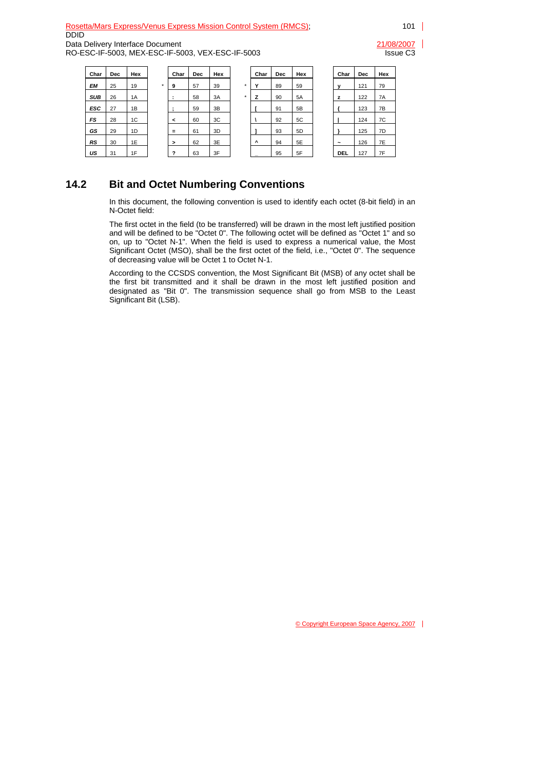| Char | Dec | Hex | | Char | Dec | Hex | | Char | Dec | Hex | Char | Dec | Hex |
|---|---|---|---|---|---|---|---|---|---|---|---|---|---|
| *EM* | 25 | 19 | * | 9 | 57 | 39 | * | Y | 89 | 59 | y | 121 | 79 |
| *SUB* | 26 | 1A | | : | 58 | 3A | * | Z | 90 | 5A | z | 122 | 7A |
| *ESC* | 27 | 1B | | ; | 59 | 3B | | [ | 91 | 5B | { | 123 | 7B |
| *FS* | 28 | 1C | | < | 60 | 3C | | \ | 92 | 5C | \| | 124 | 7C |
| *GS* | 29 | 1D | | = | 61 | 3D | | ] | 93 | 5D | } | 125 | 7D |
| *RS* | 30 | 1E | | > | 62 | 3E | | ^ | 94 | 5E | ~ | 126 | 7E |
| *US* | 31 | 1F | | ? | 63 | 3F | | _ | 95 | 5F | DEL | 127 | 7F |

## 14.2 Bit and Octet Numbering Conventions

In this document, the following convention is used to identify each octet (8-bit field) in an N-Octet field:

The first octet in the field (to be transferred) will be drawn in the most left justified position and will be defined to be "Octet 0". The following octet will be defined as "Octet 1" and so on, up to "Octet N-1". When the field is used to express a numerical value, the Most Significant Octet (MSO), shall be the first octet of the field, i.e., "Octet 0". The sequence of decreasing value will be Octet 1 to Octet N-1.

According to the CCSDS convention, the Most Significant Bit (MSB) of any octet shall be the first bit transmitted and it shall be drawn in the most left justified position and designated as "Bit 0". The transmission sequence shall go from MSB to the Least Significant Bit (LSB).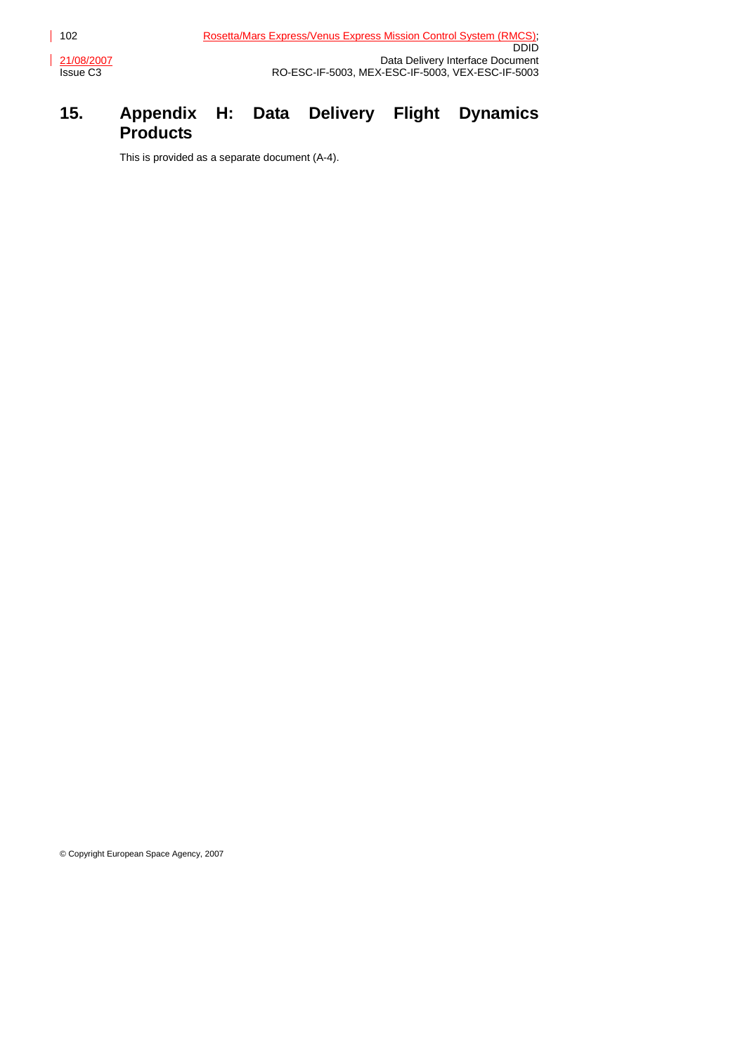# 15. Appendix H: Data Delivery Flight Dynamics Products

This is provided as a separate document (A-4).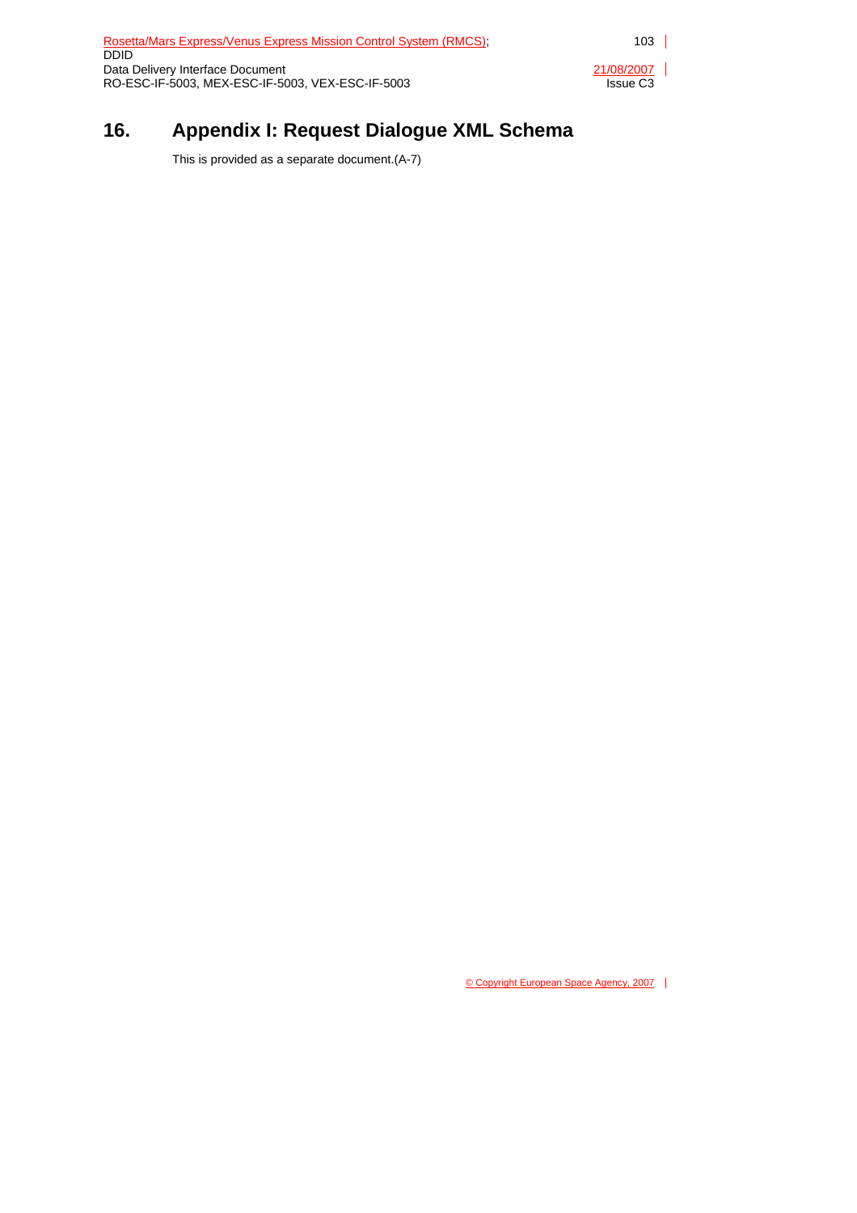# 16. Appendix I: Request Dialogue XML Schema

This is provided as a separate document.(A-7)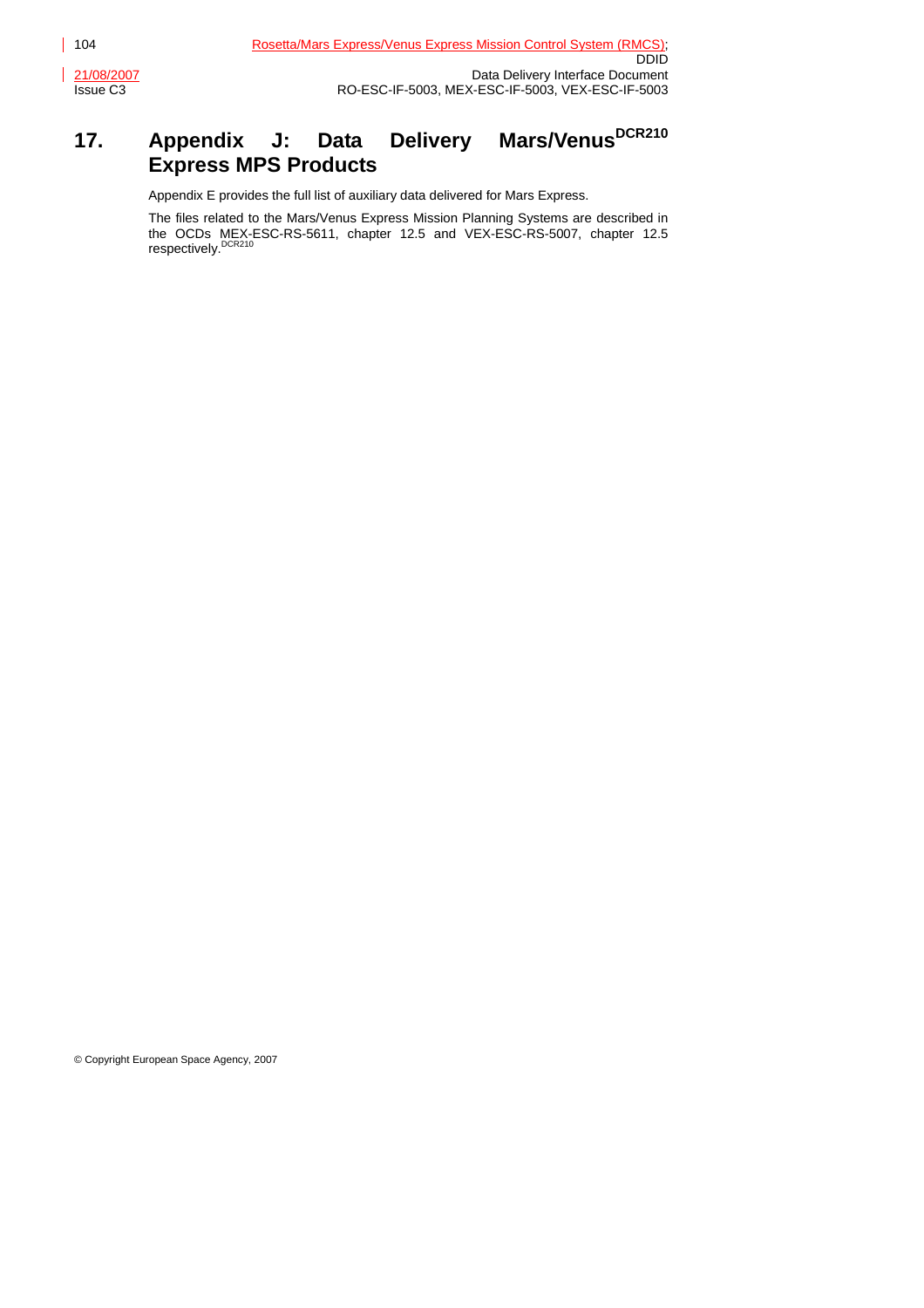# 17. Appendix J: Data Delivery Mars/Venus[DCR210] Express MPS Products

Appendix E provides the full list of auxiliary data delivered for Mars Express.

The files related to the Mars/Venus Express Mission Planning Systems are described in the OCDs MEX-ESC-RS-5611, chapter 12.5 and VEX-ESC-RS-5007, chapter 12.5 respectively.[DCR210]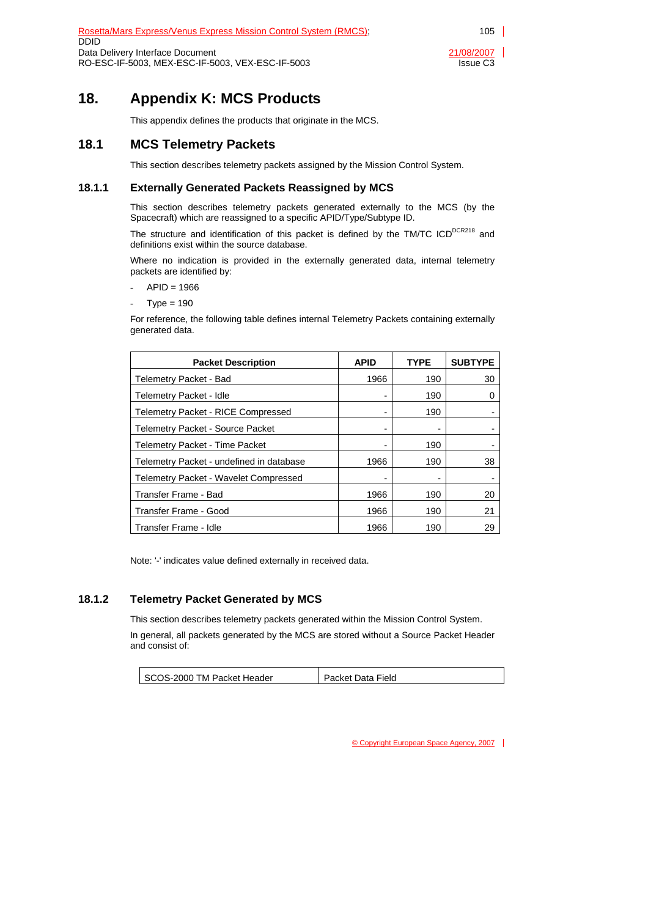# 18. Appendix K: MCS Products

This appendix defines the products that originate in the MCS.

## 18.1 MCS Telemetry Packets

This section describes telemetry packets assigned by the Mission Control System.

### 18.1.1 Externally Generated Packets Reassigned by MCS

This section describes telemetry packets generated externally to the MCS (by the Spacecraft) which are reassigned to a specific APID/Type/Subtype ID.

The structure and identification of this packet is defined by the TM/TC ICD[DCR218] and definitions exist within the source database.

Where no indication is provided in the externally generated data, internal telemetry packets are identified by:

- APID = 1966
- Type = 190

For reference, the following table defines internal Telemetry Packets containing externally generated data.

| Packet Description | APID | TYPE | SUBTYPE |
|---|---|---|---|
| Telemetry Packet - Bad | 1966 | 190 | 30 |
| Telemetry Packet - Idle | - | 190 | 0 |
| Telemetry Packet - RICE Compressed | - | 190 | - |
| Telemetry Packet - Source Packet | - | - | - |
| Telemetry Packet - Time Packet | - | 190 | - |
| Telemetry Packet - undefined in database | 1966 | 190 | 38 |
| Telemetry Packet - Wavelet Compressed | - | - | - |
| Transfer Frame - Bad | 1966 | 190 | 20 |
| Transfer Frame - Good | 1966 | 190 | 21 |
| Transfer Frame - Idle | 1966 | 190 | 29 |

Note: '-' indicates value defined externally in received data.

### 18.1.2 Telemetry Packet Generated by MCS

This section describes telemetry packets generated within the Mission Control System.

In general, all packets generated by the MCS are stored without a Source Packet Header and consist of:

| SCOS-2000 TM Packet Header | Packet Data Field |
|---|---|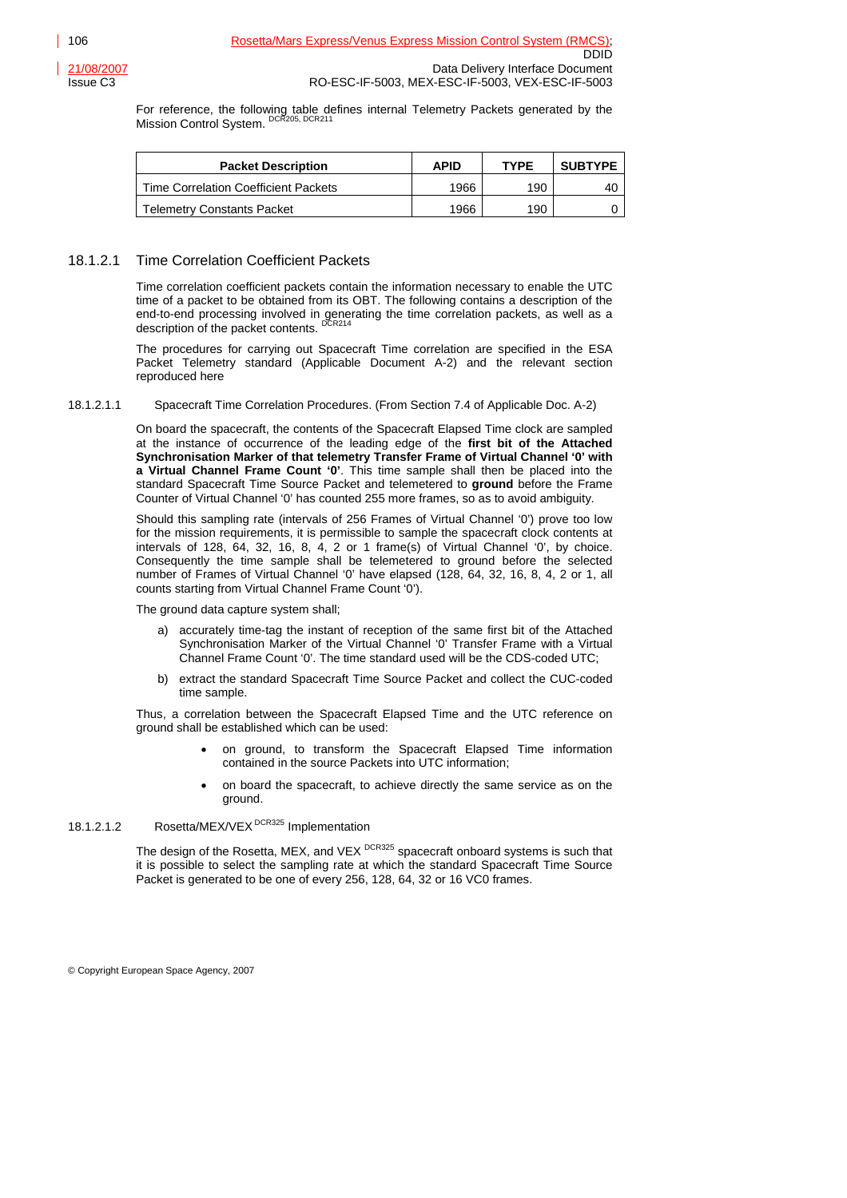For reference, the following table defines internal Telemetry Packets generated by the Mission Control System. [DCR205, DCR211]

| Packet Description | APID | TYPE | SUBTYPE |
|---|---|---|---|
| Time Correlation Coefficient Packets | 1966 | 190 | 40 |
| Telemetry Constants Packet | 1966 | 190 | 0 |

### 18.1.2.1 Time Correlation Coefficient Packets

Time correlation coefficient packets contain the information necessary to enable the UTC time of a packet to be obtained from its OBT. The following contains a description of the end-to-end processing involved in generating the time correlation packets, as well as a description of the packet contents. [DCR214]

The procedures for carrying out Spacecraft Time correlation are specified in the ESA Packet Telemetry standard (Applicable Document A-2) and the relevant section reproduced here

#### 18.1.2.1.1 Spacecraft Time Correlation Procedures. (From Section 7.4 of Applicable Doc. A-2)

On board the spacecraft, the contents of the Spacecraft Elapsed Time clock are sampled at the instance of occurrence of the leading edge of the **first bit of the Attached Synchronisation Marker of that telemetry Transfer Frame of Virtual Channel '0' with a Virtual Channel Frame Count '0'**. This time sample shall then be placed into the standard Spacecraft Time Source Packet and telemetered to **ground** before the Frame Counter of Virtual Channel '0' has counted 255 more frames, so as to avoid ambiguity.

Should this sampling rate (intervals of 256 Frames of Virtual Channel '0') prove too low for the mission requirements, it is permissible to sample the spacecraft clock contents at intervals of 128, 64, 32, 16, 8, 4, 2 or 1 frame(s) of Virtual Channel '0', by choice. Consequently the time sample shall be telemetered to ground before the selected number of Frames of Virtual Channel '0' have elapsed (128, 64, 32, 16, 8, 4, 2 or 1, all counts starting from Virtual Channel Frame Count '0').

The ground data capture system shall;

a) accurately time-tag the instant of reception of the same first bit of the Attached Synchronisation Marker of the Virtual Channel '0' Transfer Frame with a Virtual Channel Frame Count '0'. The time standard used will be the CDS-coded UTC;

b) extract the standard Spacecraft Time Source Packet and collect the CUC-coded time sample.

Thus, a correlation between the Spacecraft Elapsed Time and the UTC reference on ground shall be established which can be used:

- on ground, to transform the Spacecraft Elapsed Time information contained in the source Packets into UTC information;
- on board the spacecraft, to achieve directly the same service as on the ground.

#### 18.1.2.1.2 Rosetta/MEX/VEX [DCR325] Implementation

The design of the Rosetta, MEX, and VEX [DCR325] spacecraft onboard systems is such that it is possible to select the sampling rate at which the standard Spacecraft Time Source Packet is generated to be one of every 256, 128, 64, 32 or 16 VC0 frames.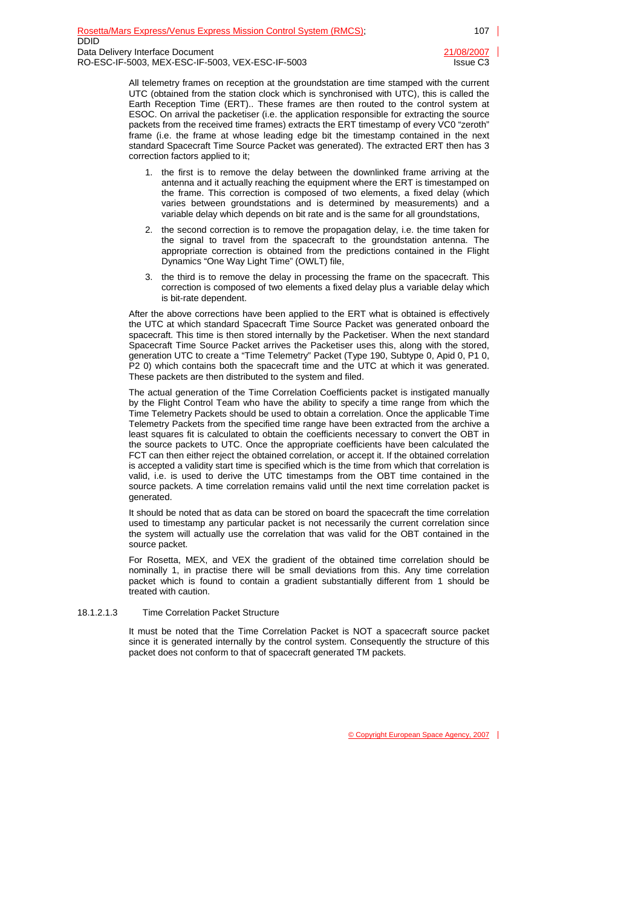All telemetry frames on reception at the groundstation are time stamped with the current UTC (obtained from the station clock which is synchronised with UTC), this is called the Earth Reception Time (ERT).. These frames are then routed to the control system at ESOC. On arrival the packetiser (i.e. the application responsible for extracting the source packets from the received time frames) extracts the ERT timestamp of every VC0 "zeroth" frame (i.e. the frame at whose leading edge bit the timestamp contained in the next standard Spacecraft Time Source Packet was generated). The extracted ERT then has 3 correction factors applied to it;

1. the first is to remove the delay between the downlinked frame arriving at the antenna and it actually reaching the equipment where the ERT is timestamped on the frame. This correction is composed of two elements, a fixed delay (which varies between groundstations and is determined by measurements) and a variable delay which depends on bit rate and is the same for all groundstations,
2. the second correction is to remove the propagation delay, i.e. the time taken for the signal to travel from the spacecraft to the groundstation antenna. The appropriate correction is obtained from the predictions contained in the Flight Dynamics "One Way Light Time" (OWLT) file,
3. the third is to remove the delay in processing the frame on the spacecraft. This correction is composed of two elements a fixed delay plus a variable delay which is bit-rate dependent.

After the above corrections have been applied to the ERT what is obtained is effectively the UTC at which standard Spacecraft Time Source Packet was generated onboard the spacecraft. This time is then stored internally by the Packetiser. When the next standard Spacecraft Time Source Packet arrives the Packetiser uses this, along with the stored, generation UTC to create a "Time Telemetry" Packet (Type 190, Subtype 0, Apid 0, P1 0, P2 0) which contains both the spacecraft time and the UTC at which it was generated. These packets are then distributed to the system and filed.

The actual generation of the Time Correlation Coefficients packet is instigated manually by the Flight Control Team who have the ability to specify a time range from which the Time Telemetry Packets should be used to obtain a correlation. Once the applicable Time Telemetry Packets from the specified time range have been extracted from the archive a least squares fit is calculated to obtain the coefficients necessary to convert the OBT in the source packets to UTC. Once the appropriate coefficients have been calculated the FCT can then either reject the obtained correlation, or accept it. If the obtained correlation is accepted a validity start time is specified which is the time from which that correlation is valid, i.e. is used to derive the UTC timestamps from the OBT time contained in the source packets. A time correlation remains valid until the next time correlation packet is generated.

It should be noted that as data can be stored on board the spacecraft the time correlation used to timestamp any particular packet is not necessarily the current correlation since the system will actually use the correlation that was valid for the OBT contained in the source packet.

For Rosetta, MEX, and VEX the gradient of the obtained time correlation should be nominally 1, in practise there will be small deviations from this. Any time correlation packet which is found to contain a gradient substantially different from 1 should be treated with caution.

#### 18.1.2.1.3 Time Correlation Packet Structure

It must be noted that the Time Correlation Packet is NOT a spacecraft source packet since it is generated internally by the control system. Consequently the structure of this packet does not conform to that of spacecraft generated TM packets.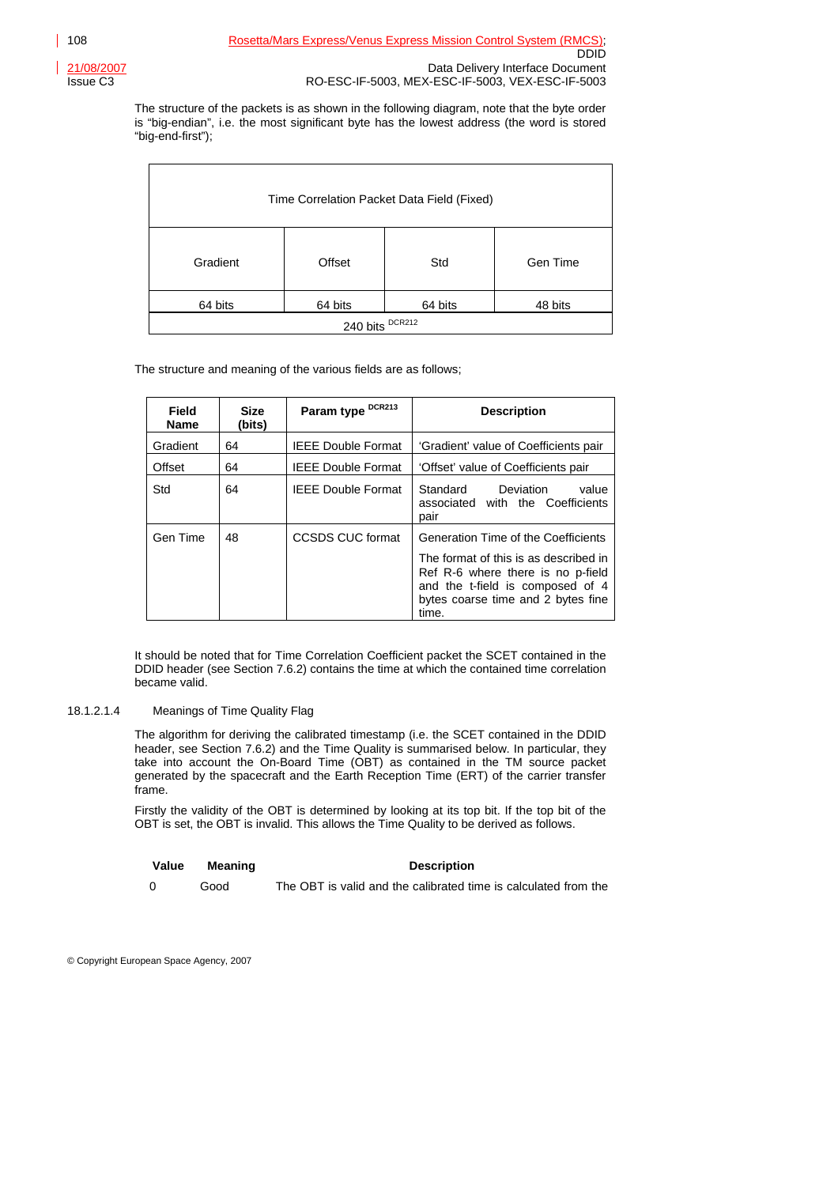The structure of the packets is as shown in the following diagram, note that the byte order is "big-endian", i.e. the most significant byte has the lowest address (the word is stored "big-end-first");

| Time Correlation Packet Data Field (Fixed) | | | |
|---|---|---|---|
| Gradient | Offset | Std | Gen Time |
| 64 bits | 64 bits | 64 bits | 48 bits |
| 240 bits [DCR212] | | | |

The structure and meaning of the various fields are as follows;

| Field Name | Size (bits) | Param type [DCR213] | Description |
|---|---|---|---|
| Gradient | 64 | IEEE Double Format | 'Gradient' value of Coefficients pair |
| Offset | 64 | IEEE Double Format | 'Offset' value of Coefficients pair |
| Std | 64 | IEEE Double Format | Standard Deviation value associated with the Coefficients pair |
| Gen Time | 48 | CCSDS CUC format | Generation Time of the Coefficients<br>The format of this is as described in Ref R-6 where there is no p-field and the t-field is composed of 4 bytes coarse time and 2 bytes fine time. |

It should be noted that for Time Correlation Coefficient packet the SCET contained in the DDID header (see Section 7.6.2) contains the time at which the contained time correlation became valid.

#### 18.1.2.1.4 Meanings of Time Quality Flag

The algorithm for deriving the calibrated timestamp (i.e. the SCET contained in the DDID header, see Section 7.6.2) and the Time Quality is summarised below. In particular, they take into account the On-Board Time (OBT) as contained in the TM source packet generated by the spacecraft and the Earth Reception Time (ERT) of the carrier transfer frame.

Firstly the validity of the OBT is determined by looking at its top bit. If the top bit of the OBT is set, the OBT is invalid. This allows the Time Quality to be derived as follows.

| Value | Meaning | Description |
|---|---|---|
| 0 | Good | The OBT is valid and the calibrated time is calculated from the |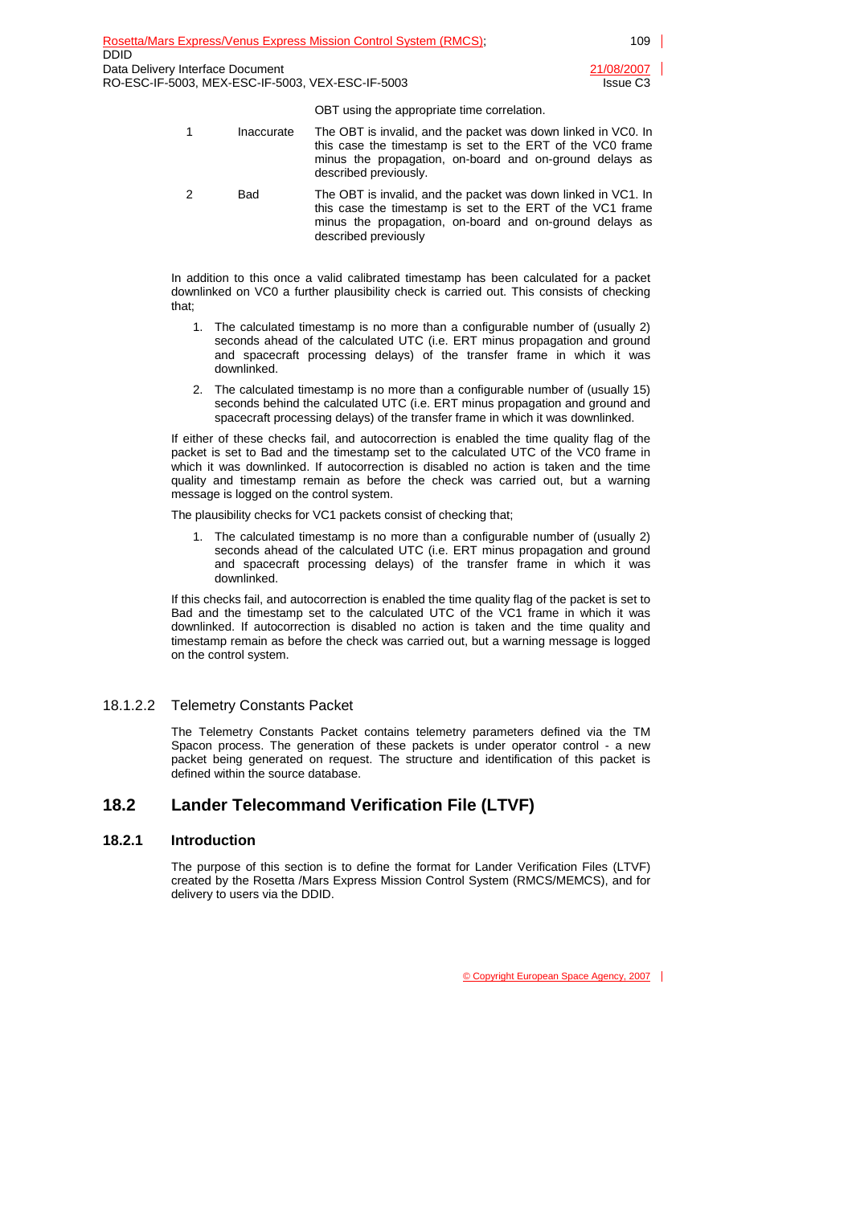OBT using the appropriate time correlation.

| | | |
|---|---|---|
| 1 | Inaccurate | The OBT is invalid, and the packet was down linked in VC0. In this case the timestamp is set to the ERT of the VC0 frame minus the propagation, on-board and on-ground delays as described previously. |
| 2 | Bad | The OBT is invalid, and the packet was down linked in VC1. In this case the timestamp is set to the ERT of the VC1 frame minus the propagation, on-board and on-ground delays as described previously |

In addition to this once a valid calibrated timestamp has been calculated for a packet downlinked on VC0 a further plausibility check is carried out. This consists of checking that;

1. The calculated timestamp is no more than a configurable number of (usually 2) seconds ahead of the calculated UTC (i.e. ERT minus propagation and ground and spacecraft processing delays) of the transfer frame in which it was downlinked.
2. The calculated timestamp is no more than a configurable number of (usually 15) seconds behind the calculated UTC (i.e. ERT minus propagation and ground and spacecraft processing delays) of the transfer frame in which it was downlinked.

If either of these checks fail, and autocorrection is enabled the time quality flag of the packet is set to Bad and the timestamp set to the calculated UTC of the VC0 frame in which it was downlinked. If autocorrection is disabled no action is taken and the time quality and timestamp remain as before the check was carried out, but a warning message is logged on the control system.

The plausibility checks for VC1 packets consist of checking that;

1. The calculated timestamp is no more than a configurable number of (usually 2) seconds ahead of the calculated UTC (i.e. ERT minus propagation and ground and spacecraft processing delays) of the transfer frame in which it was downlinked.

If this checks fail, and autocorrection is enabled the time quality flag of the packet is set to Bad and the timestamp set to the calculated UTC of the VC1 frame in which it was downlinked. If autocorrection is disabled no action is taken and the time quality and timestamp remain as before the check was carried out, but a warning message is logged on the control system.

#### 18.1.2.2 Telemetry Constants Packet

The Telemetry Constants Packet contains telemetry parameters defined via the TM Spacon process. The generation of these packets is under operator control - a new packet being generated on request. The structure and identification of this packet is defined within the source database.

## 18.2 Lander Telecommand Verification File (LTVF)

### 18.2.1 Introduction

The purpose of this section is to define the format for Lander Verification Files (LTVF) created by the Rosetta /Mars Express Mission Control System (RMCS/MEMCS), and for delivery to users via the DDID.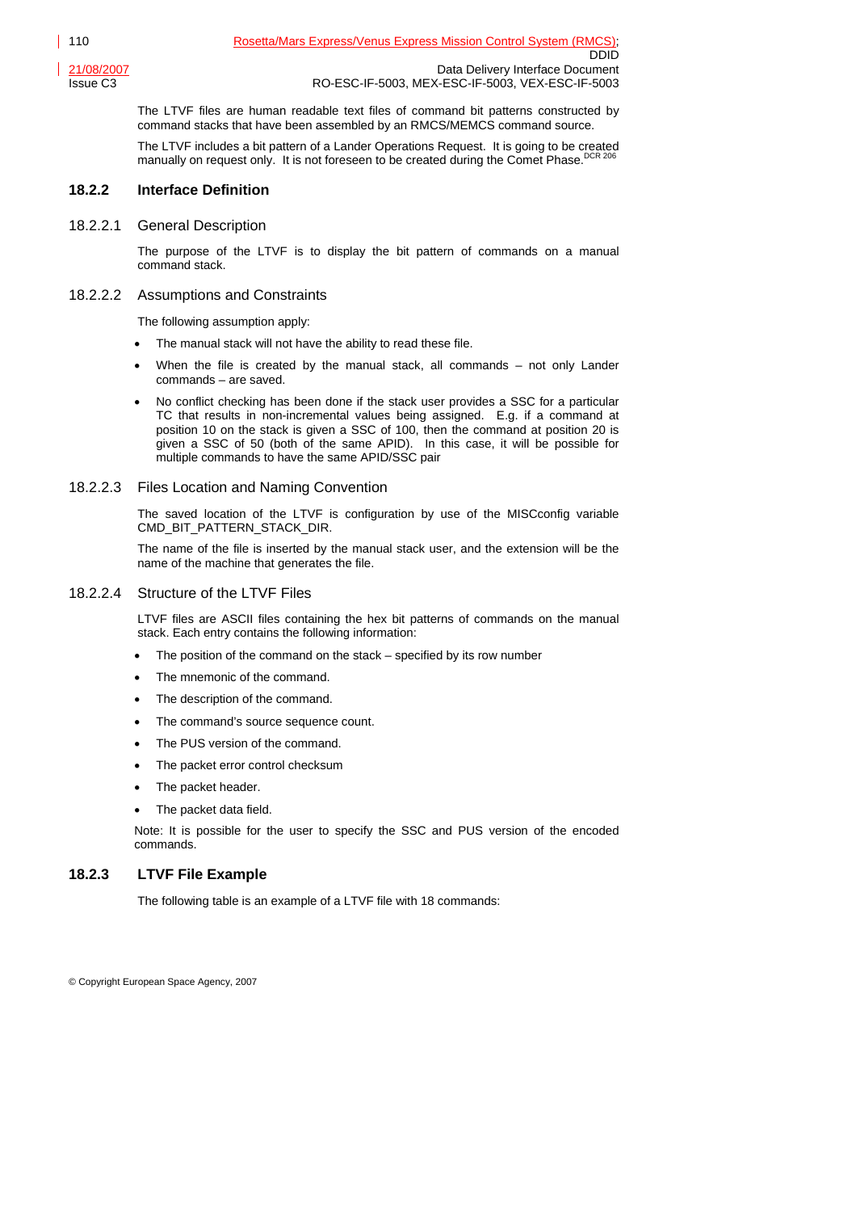The LTVF files are human readable text files of command bit patterns constructed by command stacks that have been assembled by an RMCS/MEMCS command source.

The LTVF includes a bit pattern of a Lander Operations Request. It is going to be created manually on request only. It is not foreseen to be created during the Comet Phase.[DCR 206]

### 18.2.2 Interface Definition

#### 18.2.2.1 General Description

The purpose of the LTVF is to display the bit pattern of commands on a manual command stack.

#### 18.2.2.2 Assumptions and Constraints

The following assumption apply:

- The manual stack will not have the ability to read these file.
- When the file is created by the manual stack, all commands – not only Lander commands – are saved.
- No conflict checking has been done if the stack user provides a SSC for a particular TC that results in non-incremental values being assigned. E.g. if a command at position 10 on the stack is given a SSC of 100, then the command at position 20 is given a SSC of 50 (both of the same APID). In this case, it will be possible for multiple commands to have the same APID/SSC pair

#### 18.2.2.3 Files Location and Naming Convention

The saved location of the LTVF is configuration by use of the MISCconfig variable CMD_BIT_PATTERN_STACK_DIR.

The name of the file is inserted by the manual stack user, and the extension will be the name of the machine that generates the file.

#### 18.2.2.4 Structure of the LTVF Files

LTVF files are ASCII files containing the hex bit patterns of commands on the manual stack. Each entry contains the following information:

- The position of the command on the stack – specified by its row number
- The mnemonic of the command.
- The description of the command.
- The command's source sequence count.
- The PUS version of the command.
- The packet error control checksum
- The packet header.
- The packet data field.

Note: It is possible for the user to specify the SSC and PUS version of the encoded commands.

### 18.2.3 LTVF File Example

The following table is an example of a LTVF file with 18 commands: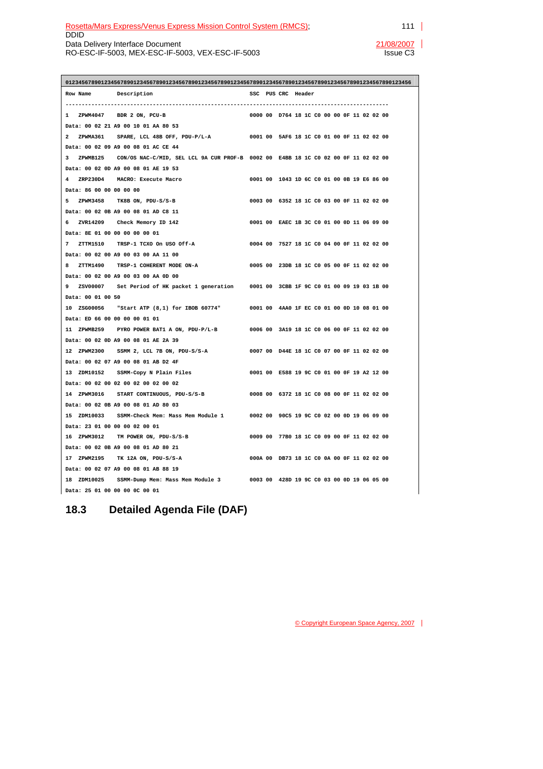```
0123456789012345678901234567890123456789012345678901234567890123456789012345678901234567890123456
Row Name        Description                               SSC  PUS CRC  Header
-------------------------------------------------------------------------------------------------
1   ZPWM4047    BDR 2 ON, PCU-B                           0000 00  D764 18 1C C0 00 00 0F 11 02 02 00
Data: 00 02 21 A9 00 10 01 AA 80 53
2   ZPWMA361    SPARE, LCL 48B OFF, PDU-P/L-A             0001 00  5AF6 18 1C C0 01 00 0F 11 02 02 00
Data: 00 02 09 A9 00 08 01 AC CE 44
3   ZPWMB125    CON/OS NAC-C/MID, SEL LCL 9A CUR PROF-B  0002 00  E4BB 18 1C C0 02 00 0F 11 02 02 00
Data: 00 02 0D A9 00 08 01 AE 19 53
4   ZRP230D4    MACRO: Execute Macro                      0001 00  1043 1D 6C C0 01 00 0B 19 E6 86 00
Data: 86 00 00 00 00 00
5   ZPWM3458    TK8B ON, PDU-S/S-B                        0003 00  6352 18 1C C0 03 00 0F 11 02 02 00
Data: 00 02 0B A9 00 08 01 AD C8 11
6   ZVR14209    Check Memory ID 142                       0001 00  EAEC 1B 3C C0 01 00 0D 11 06 09 00
Data: 8E 01 00 00 00 00 00 01
7   ZTTM1510    TRSP-1 TCXO On USO Off-A                  0004 00  7527 18 1C C0 04 00 0F 11 02 02 00
Data: 00 02 00 A9 00 03 00 AA 11 00
8   ZTTM1490    TRSP-1 COHERENT MODE ON-A                 0005 00  23DB 18 1C C0 05 00 0F 11 02 02 00
Data: 00 02 00 A9 00 03 00 AA 0D 00
9   ZSV00007    Set Period of HK packet 1 generation      0001 00  3CBB 1F 9C C0 01 00 09 19 03 1B 00
Data: 00 01 00 50
10  ZSG00056    "Start ATP (8,1) for IBOB 60774"          0001 00  4AA0 1F EC C0 01 00 0D 10 08 01 00
Data: ED 66 00 00 00 00 01 01
11  ZPWMB259    PYRO POWER BAT1 A ON, PDU-P/L-B           0006 00  3A19 18 1C C0 06 00 0F 11 02 02 00
Data: 00 02 0D A9 00 08 01 AE 2A 39
12  ZPWM2300    SSMM 2, LCL 7B ON, PDU-S/S-A              0007 00  D44E 18 1C C0 07 00 0F 11 02 02 00
Data: 00 02 07 A9 00 08 01 AB D2 4F
13  ZDM10152    SSMM-Copy N Plain Files                   0001 00  E588 19 9C C0 01 00 0F 19 A2 12 00
Data: 00 02 00 02 00 02 00 02 00 02
14  ZPWM3016    START CONTINUOUS, PDU-S/S-B               0008 00  6372 18 1C C0 08 00 0F 11 02 02 00
Data: 00 02 0B A9 00 08 01 AD 80 03
15  ZDM10033    SSMM-Check Mem: Mass Mem Module 1         0002 00  90C5 19 9C C0 02 00 0D 19 06 09 00
Data: 23 01 00 00 00 02 00 01
16  ZPWM3012    TM POWER ON, PDU-S/S-B                    0009 00  77B0 18 1C C0 09 00 0F 11 02 02 00
Data: 00 02 0B A9 00 08 01 AD 80 21
17  ZPWM2195    TK 12A ON, PDU-S/S-A                      000A 00  DB73 18 1C C0 0A 00 0F 11 02 02 00
Data: 00 02 07 A9 00 08 01 AB 88 19
18  ZDM10025    SSMM-Dump Mem: Mass Mem Module 3          0003 00  428D 19 9C C0 03 00 0D 19 06 05 00
Data: 25 01 00 00 00 0C 00 01
```

## 18.3 Detailed Agenda File (DAF)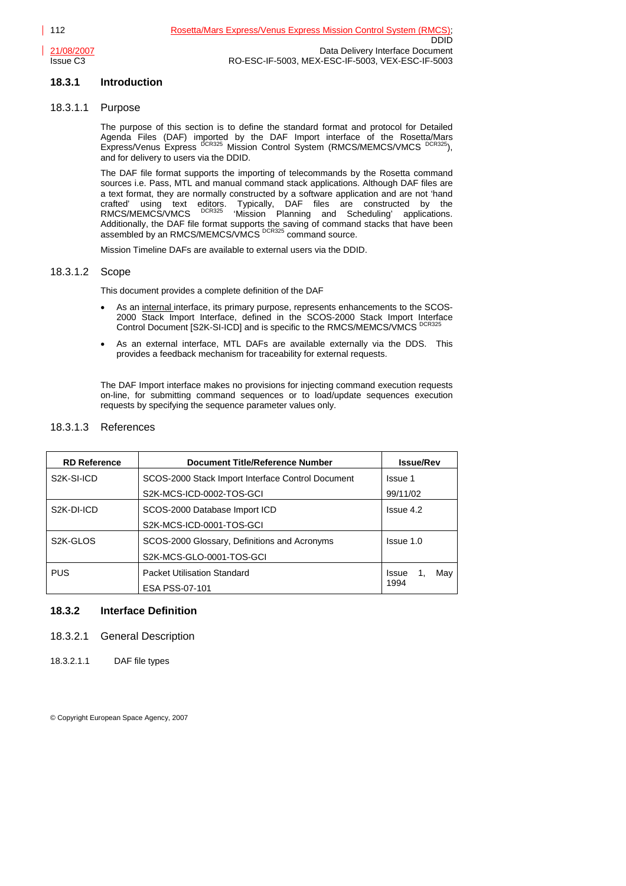### 18.3.1 Introduction

#### 18.3.1.1 Purpose

The purpose of this section is to define the standard format and protocol for Detailed Agenda Files (DAF) imported by the DAF Import interface of the Rosetta/Mars Express/Venus Express [DCR325] Mission Control System (RMCS/MEMCS/VMCS [DCR325]), and for delivery to users via the DDID.

The DAF file format supports the importing of telecommands by the Rosetta command sources i.e. Pass, MTL and manual command stack applications. Although DAF files are a text format, they are normally constructed by a software application and are not 'hand crafted' using text editors. Typically, DAF files are constructed by the RMCS/MEMCS/VMCS [DCR325] 'Mission Planning and Scheduling' applications. Additionally, the DAF file format supports the saving of command stacks that have been assembled by an RMCS/MEMCS/VMCS [DCR325] command source.

Mission Timeline DAFs are available to external users via the DDID.

#### 18.3.1.2 Scope

This document provides a complete definition of the DAF

- As an internal interface, its primary purpose, represents enhancements to the SCOS-2000 Stack Import Interface, defined in the SCOS-2000 Stack Import Interface Control Document [S2K-SI-ICD] and is specific to the RMCS/MEMCS/VMCS [DCR325]
- As an external interface, MTL DAFs are available externally via the DDS. This provides a feedback mechanism for traceability for external requests.

The DAF Import interface makes no provisions for injecting command execution requests on-line, for submitting command sequences or to load/update sequences execution requests by specifying the sequence parameter values only.

#### 18.3.1.3 References

| RD Reference | Document Title/Reference Number | Issue/Rev |
|---|---|---|
| S2K-SI-ICD | SCOS-2000 Stack Import Interface Control Document<br>S2K-MCS-ICD-0002-TOS-GCI | Issue 1<br>99/11/02 |
| S2K-DI-ICD | SCOS-2000 Database Import ICD<br>S2K-MCS-ICD-0001-TOS-GCI | Issue 4.2 |
| S2K-GLOS | SCOS-2000 Glossary, Definitions and Acronyms<br>S2K-MCS-GLO-0001-TOS-GCI | Issue 1.0 |
| PUS | Packet Utilisation Standard<br>ESA PSS-07-101 | Issue 1, May 1994 |

### 18.3.2 Interface Definition

#### 18.3.2.1 General Description

##### 18.3.2.1.1 DAF file types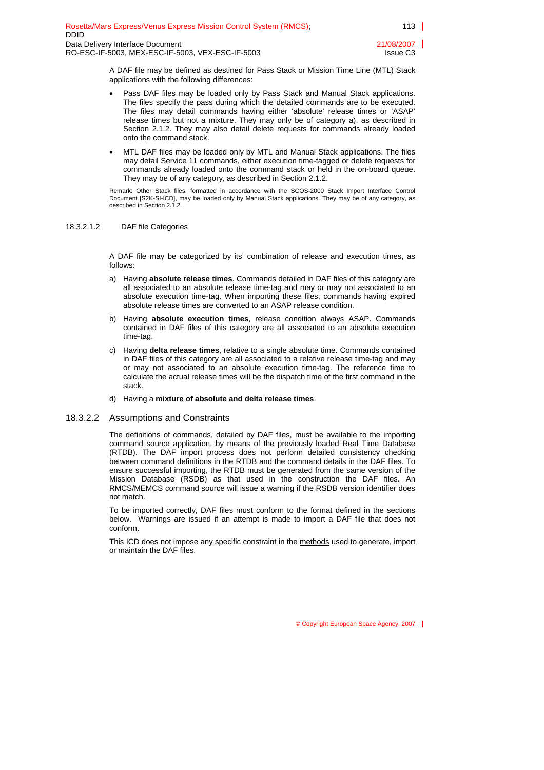A DAF file may be defined as destined for Pass Stack or Mission Time Line (MTL) Stack applications with the following differences:

- Pass DAF files may be loaded only by Pass Stack and Manual Stack applications. The files specify the pass during which the detailed commands are to be executed. The files may detail commands having either 'absolute' release times or 'ASAP' release times but not a mixture. They may only be of category a), as described in Section 2.1.2. They may also detail delete requests for commands already loaded onto the command stack.
- MTL DAF files may be loaded only by MTL and Manual Stack applications. The files may detail Service 11 commands, either execution time-tagged or delete requests for commands already loaded onto the command stack or held in the on-board queue. They may be of any category, as described in Section 2.1.2.

Remark: Other Stack files, formatted in accordance with the SCOS-2000 Stack Import Interface Control Document [S2K-SI-ICD], may be loaded only by Manual Stack applications. They may be of any category, as described in Section 2.1.2.

#### 18.3.2.1.2 DAF file Categories

A DAF file may be categorized by its' combination of release and execution times, as follows:

a) Having **absolute release times**. Commands detailed in DAF files of this category are all associated to an absolute release time-tag and may or may not associated to an absolute execution time-tag. When importing these files, commands having expired absolute release times are converted to an ASAP release condition.

b) Having **absolute execution times**, release condition always ASAP. Commands contained in DAF files of this category are all associated to an absolute execution time-tag.

c) Having **delta release times**, relative to a single absolute time. Commands contained in DAF files of this category are all associated to a relative release time-tag and may or may not associated to an absolute execution time-tag. The reference time to calculate the actual release times will be the dispatch time of the first command in the stack.

d) Having a **mixture of absolute and delta release times**.

### 18.3.2.2 Assumptions and Constraints

The definitions of commands, detailed by DAF files, must be available to the importing command source application, by means of the previously loaded Real Time Database (RTDB). The DAF import process does not perform detailed consistency checking between command definitions in the RTDB and the command details in the DAF files. To ensure successful importing, the RTDB must be generated from the same version of the Mission Database (RSDB) as that used in the construction the DAF files. An RMCS/MEMCS command source will issue a warning if the RSDB version identifier does not match.

To be imported correctly, DAF files must conform to the format defined in the sections below. Warnings are issued if an attempt is made to import a DAF file that does not conform.

This ICD does not impose any specific constraint in the methods used to generate, import or maintain the DAF files.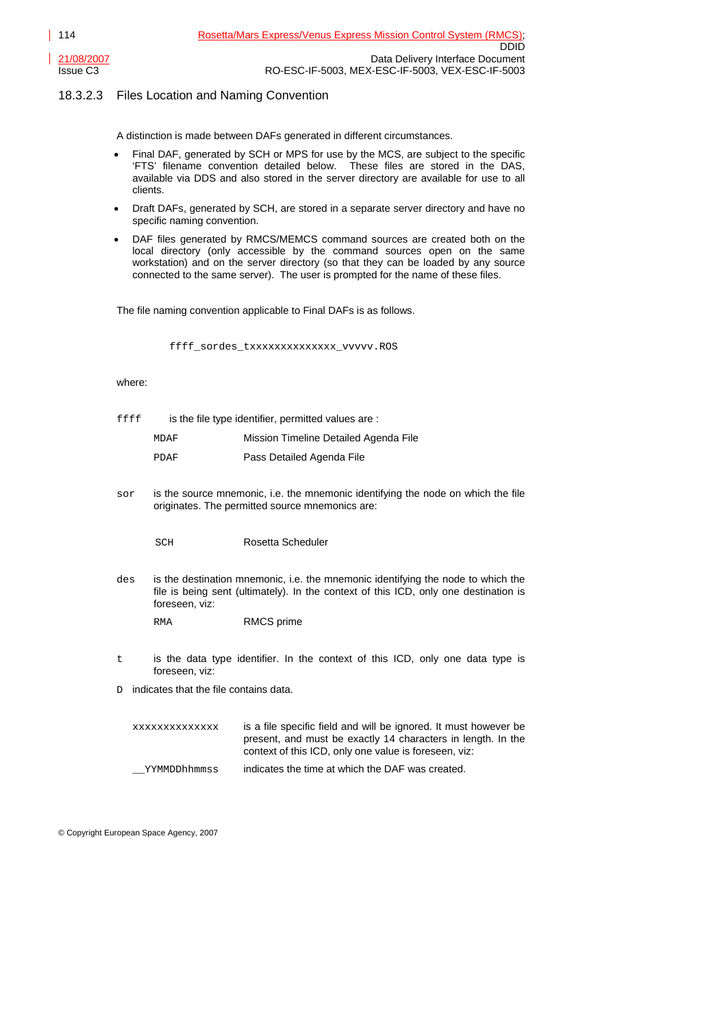### 18.3.2.3 Files Location and Naming Convention

A distinction is made between DAFs generated in different circumstances.

- Final DAF, generated by SCH or MPS for use by the MCS, are subject to the specific 'FTS' filename convention detailed below. These files are stored in the DAS, available via DDS and also stored in the server directory are available for use to all clients.
- Draft DAFs, generated by SCH, are stored in a separate server directory and have no specific naming convention.
- DAF files generated by RMCS/MEMCS command sources are created both on the local directory (only accessible by the command sources open on the same workstation) and on the server directory (so that they can be loaded by any source connected to the same server). The user is prompted for the name of these files.

The file naming convention applicable to Final DAFs is as follows.

```
ffff_sordes_txxxxxxxxxxxxxx_vvvvv.ROS
```

where:

`ffff` is the file type identifier, permitted values are :

| | |
|---|---|
| `MDAF` | Mission Timeline Detailed Agenda File |
| `PDAF` | Pass Detailed Agenda File |

`sor` is the source mnemonic, i.e. the mnemonic identifying the node on which the file originates. The permitted source mnemonics are:

| | |
|---|---|
| `SCH` | Rosetta Scheduler |

`des` is the destination mnemonic, i.e. the mnemonic identifying the node to which the file is being sent (ultimately). In the context of this ICD, only one destination is foreseen, viz:

| | |
|---|---|
| `RMA` | RMCS prime |

`t` is the data type identifier. In the context of this ICD, only one data type is foreseen, viz:

`D` indicates that the file contains data.

| | |
|---|---|
| `xxxxxxxxxxxxxx` | is a file specific field and will be ignored. It must however be present, and must be exactly 14 characters in length. In the context of this ICD, only one value is foreseen, viz: |
| `__YYMMDDhhmmss` | indicates the time at which the DAF was created. |

© Copyright European Space Agency, 2007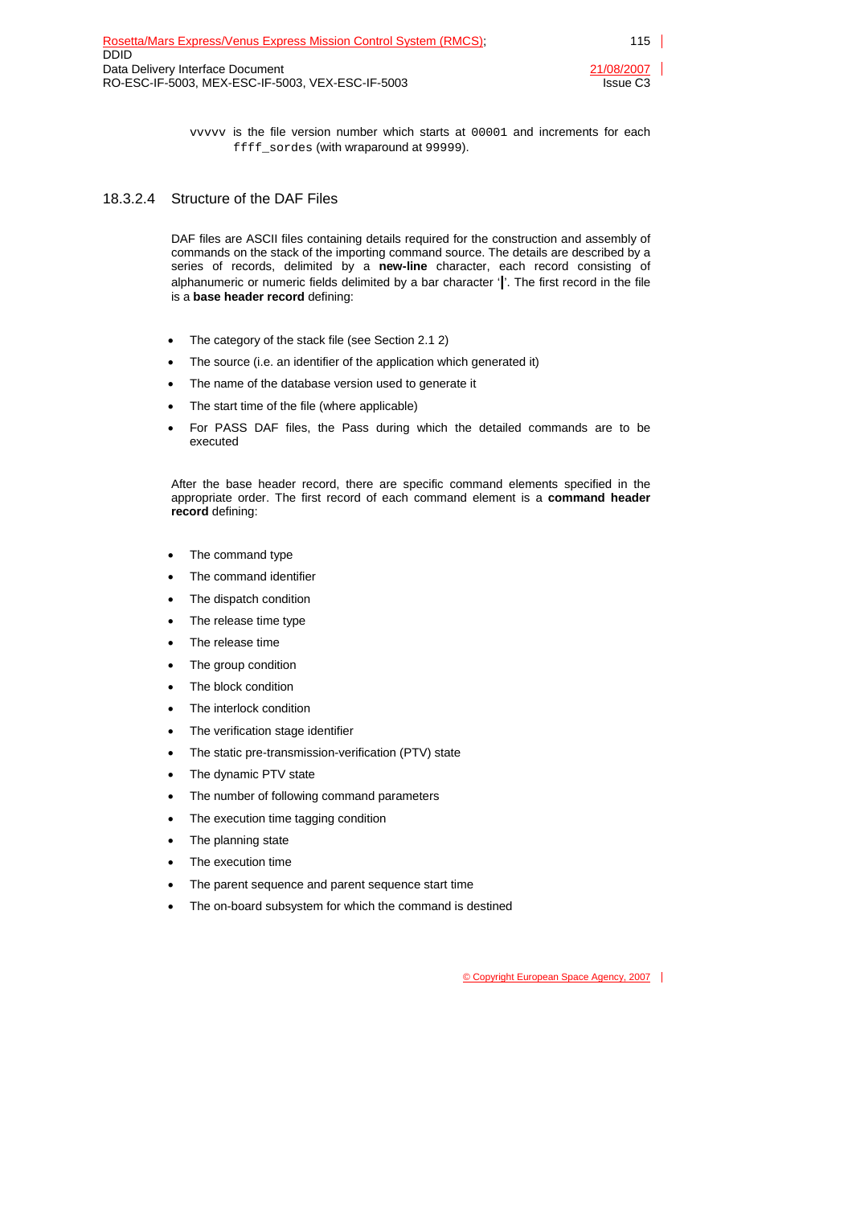`vvvvv` is the file version number which starts at `00001` and increments for each `ffff_sordes` (with wraparound at `99999`).

#### 18.3.2.4 Structure of the DAF Files

DAF files are ASCII files containing details required for the construction and assembly of commands on the stack of the importing command source. The details are described by a series of records, delimited by a **new-line** character, each record consisting of alphanumeric or numeric fields delimited by a bar character '**|**'. The first record in the file is a **base header record** defining:

- The category of the stack file (see Section 2.1 2)
- The source (i.e. an identifier of the application which generated it)
- The name of the database version used to generate it
- The start time of the file (where applicable)
- For PASS DAF files, the Pass during which the detailed commands are to be executed

After the base header record, there are specific command elements specified in the appropriate order. The first record of each command element is a **command header record** defining:

- The command type
- The command identifier
- The dispatch condition
- The release time type
- The release time
- The group condition
- The block condition
- The interlock condition
- The verification stage identifier
- The static pre-transmission-verification (PTV) state
- The dynamic PTV state
- The number of following command parameters
- The execution time tagging condition
- The planning state
- The execution time
- The parent sequence and parent sequence start time
- The on-board subsystem for which the command is destined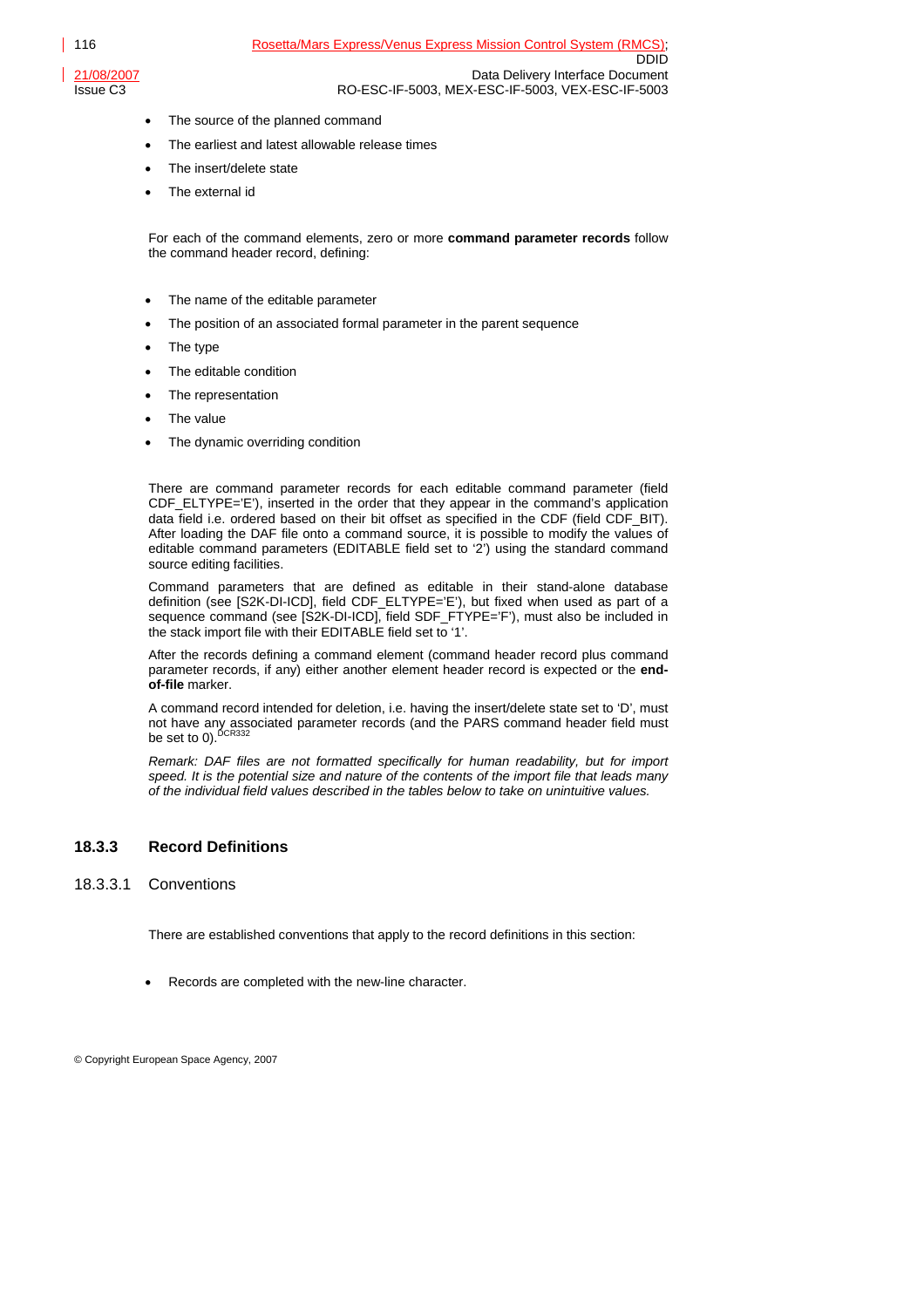- The source of the planned command
- The earliest and latest allowable release times
- The insert/delete state
- The external id

For each of the command elements, zero or more **command parameter records** follow the command header record, defining:

- The name of the editable parameter
- The position of an associated formal parameter in the parent sequence
- The type
- The editable condition
- The representation
- The value
- The dynamic overriding condition

There are command parameter records for each editable command parameter (field CDF_ELTYPE='E'), inserted in the order that they appear in the command's application data field i.e. ordered based on their bit offset as specified in the CDF (field CDF_BIT). After loading the DAF file onto a command source, it is possible to modify the values of editable command parameters (EDITABLE field set to '2') using the standard command source editing facilities.

Command parameters that are defined as editable in their stand-alone database definition (see [S2K-DI-ICD], field CDF_ELTYPE='E'), but fixed when used as part of a sequence command (see [S2K-DI-ICD], field SDF_FTYPE='F'), must also be included in the stack import file with their EDITABLE field set to '1'.

After the records defining a command element (command header record plus command parameter records, if any) either another element header record is expected or the **end-of-file** marker.

A command record intended for deletion, i.e. having the insert/delete state set to 'D', must not have any associated parameter records (and the PARS command header field must be set to 0).[DCR332]

*Remark: DAF files are not formatted specifically for human readability, but for import speed. It is the potential size and nature of the contents of the import file that leads many of the individual field values described in the tables below to take on unintuitive values.*

### 18.3.3 Record Definitions

#### 18.3.3.1 Conventions

There are established conventions that apply to the record definitions in this section:

- Records are completed with the new-line character.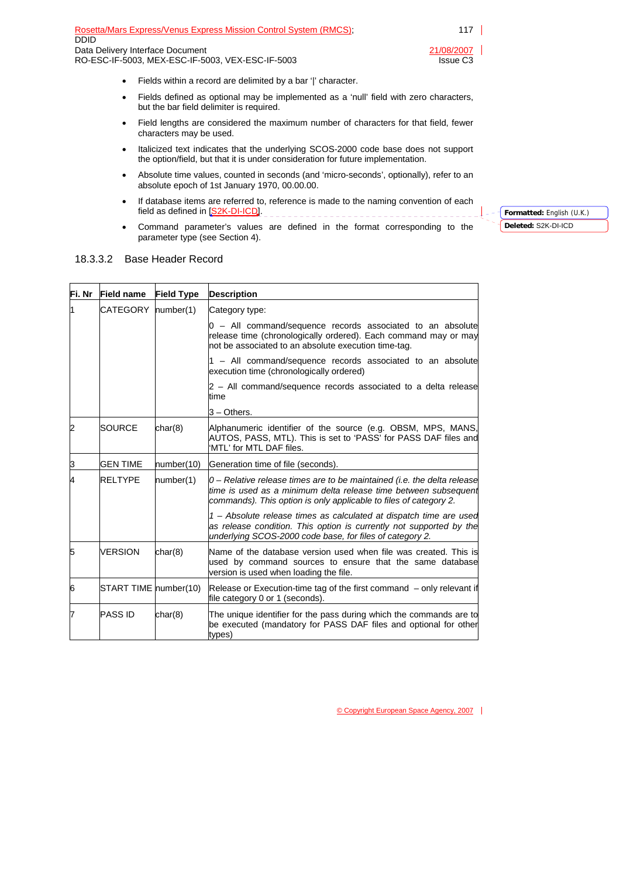- Fields within a record are delimited by a bar '|' character.
- Fields defined as optional may be implemented as a 'null' field with zero characters, but the bar field delimiter is required.
- Field lengths are considered the maximum number of characters for that field, fewer characters may be used.
- Italicized text indicates that the underlying SCOS-2000 code base does not support the option/field, but that it is under consideration for future implementation.
- Absolute time values, counted in seconds (and 'micro-seconds', optionally), refer to an absolute epoch of 1st January 1970, 00.00.00.
- If database items are referred to, reference is made to the naming convention of each field as defined in [S2K-DI-ICD].
- Command parameter's values are defined in the format corresponding to the parameter type (see Section 4).

### 18.3.3.2 Base Header Record

| Fi. Nr | Field name | Field Type | Description |
|---|---|---|---|
| 1 | CATEGORY | number(1) | Category type:<br><br>0 – All command/sequence records associated to an absolute release time (chronologically ordered). Each command may or may not be associated to an absolute execution time-tag.<br><br>1 – All command/sequence records associated to an absolute execution time (chronologically ordered)<br><br>2 – All command/sequence records associated to a delta release time<br><br>3 – Others. |
| 2 | SOURCE | char(8) | Alphanumeric identifier of the source (e.g. OBSM, MPS, MANS, AUTOS, PASS, MTL). This is set to 'PASS' for PASS DAF files and 'MTL' for MTL DAF files. |
| 3 | GEN TIME | number(10) | Generation time of file (seconds). |
| 4 | RELTYPE | number(1) | *0 – Relative release times are to be maintained (i.e. the delta release time is used as a minimum delta release time between subsequent commands). This option is only applicable to files of category 2.*<br><br>*1 – Absolute release times as calculated at dispatch time are used as release condition. This option is currently not supported by the underlying SCOS-2000 code base, for files of category 2.* |
| 5 | VERSION | char(8) | Name of the database version used when file was created. This is used by command sources to ensure that the same database version is used when loading the file. |
| 6 | START TIME | number(10) | Release or Execution-time tag of the first command – only relevant if file category 0 or 1 (seconds). |
| 7 | PASS ID | char(8) | The unique identifier for the pass during which the commands are to be executed (mandatory for PASS DAF files and optional for other types) |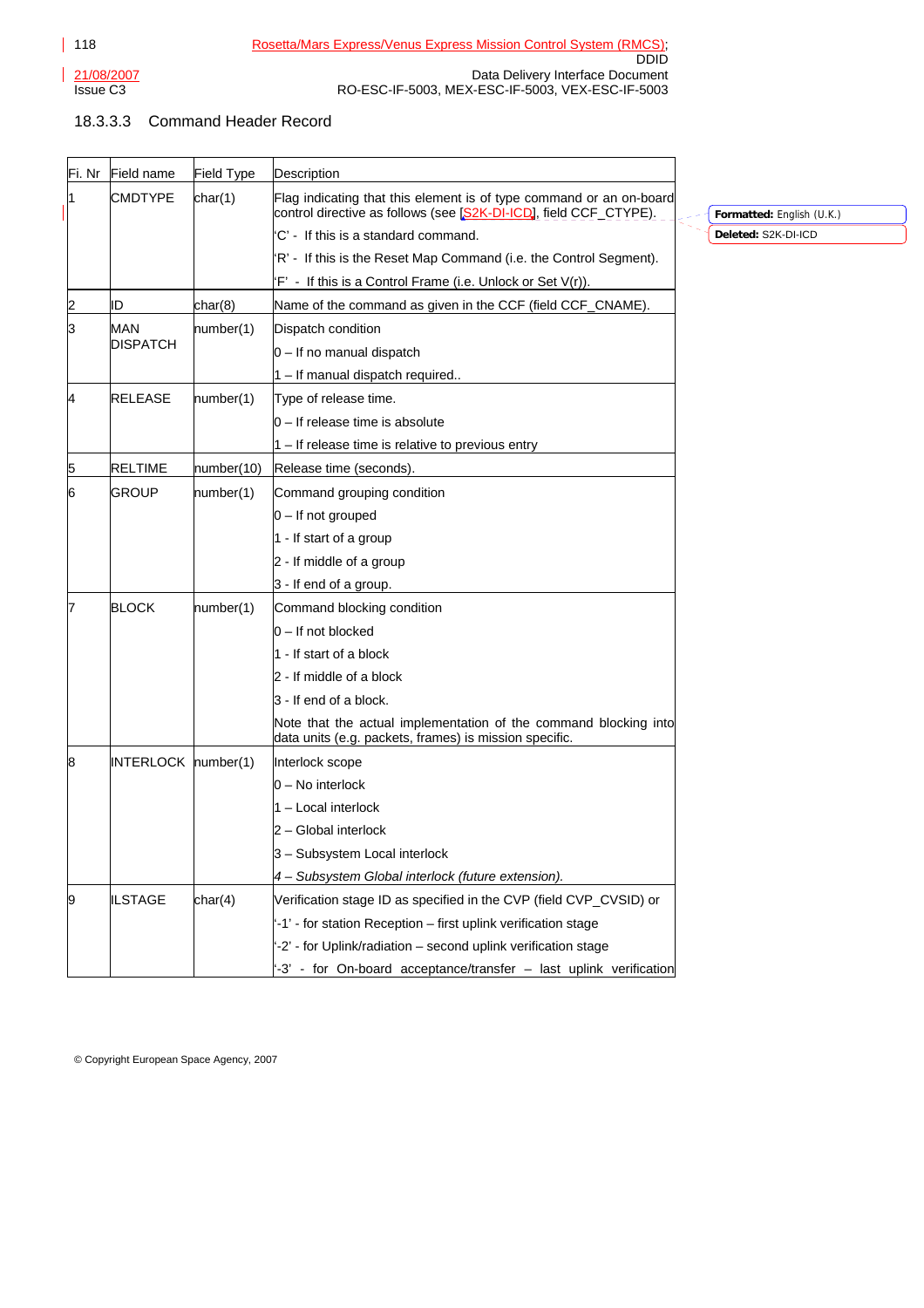### 18.3.3.3 Command Header Record

| Fi. Nr | Field name | Field Type | Description |
|---|---|---|---|
| 1 | CMDTYPE | char(1) | Flag indicating that this element is of type command or an on-board control directive as follows (see [S2K-DI-ICD], field CCF_CTYPE).<br>'C' - If this is a standard command.<br>'R' - If this is the Reset Map Command (i.e. the Control Segment).<br>'F' - If this is a Control Frame (i.e. Unlock or Set V(r)). |
| 2 | ID | char(8) | Name of the command as given in the CCF (field CCF_CNAME). |
| 3 | MAN DISPATCH | number(1) | Dispatch condition<br>0 – If no manual dispatch<br>1 – If manual dispatch required.. |
| 4 | RELEASE | number(1) | Type of release time.<br>0 – If release time is absolute<br>1 – If release time is relative to previous entry |
| 5 | RELTIME | number(10) | Release time (seconds). |
| 6 | GROUP | number(1) | Command grouping condition<br>0 – If not grouped<br>1 - If start of a group<br>2 - If middle of a group<br>3 - If end of a group. |
| 7 | BLOCK | number(1) | Command blocking condition<br>0 – If not blocked<br>1 - If start of a block<br>2 - If middle of a block<br>3 - If end of a block.<br>Note that the actual implementation of the command blocking into data units (e.g. packets, frames) is mission specific. |
| 8 | INTERLOCK | number(1) | Interlock scope<br>0 – No interlock<br>1 – Local interlock<br>2 – Global interlock<br>3 – Subsystem Local interlock<br>*4 – Subsystem Global interlock (future extension).* |
| 9 | ILSTAGE | char(4) | Verification stage ID as specified in the CVP (field CVP_CVSID) or<br>'-1' - for station Reception – first uplink verification stage<br>'-2' - for Uplink/radiation – second uplink verification stage<br>'-3' - for On-board acceptance/transfer – last uplink verification |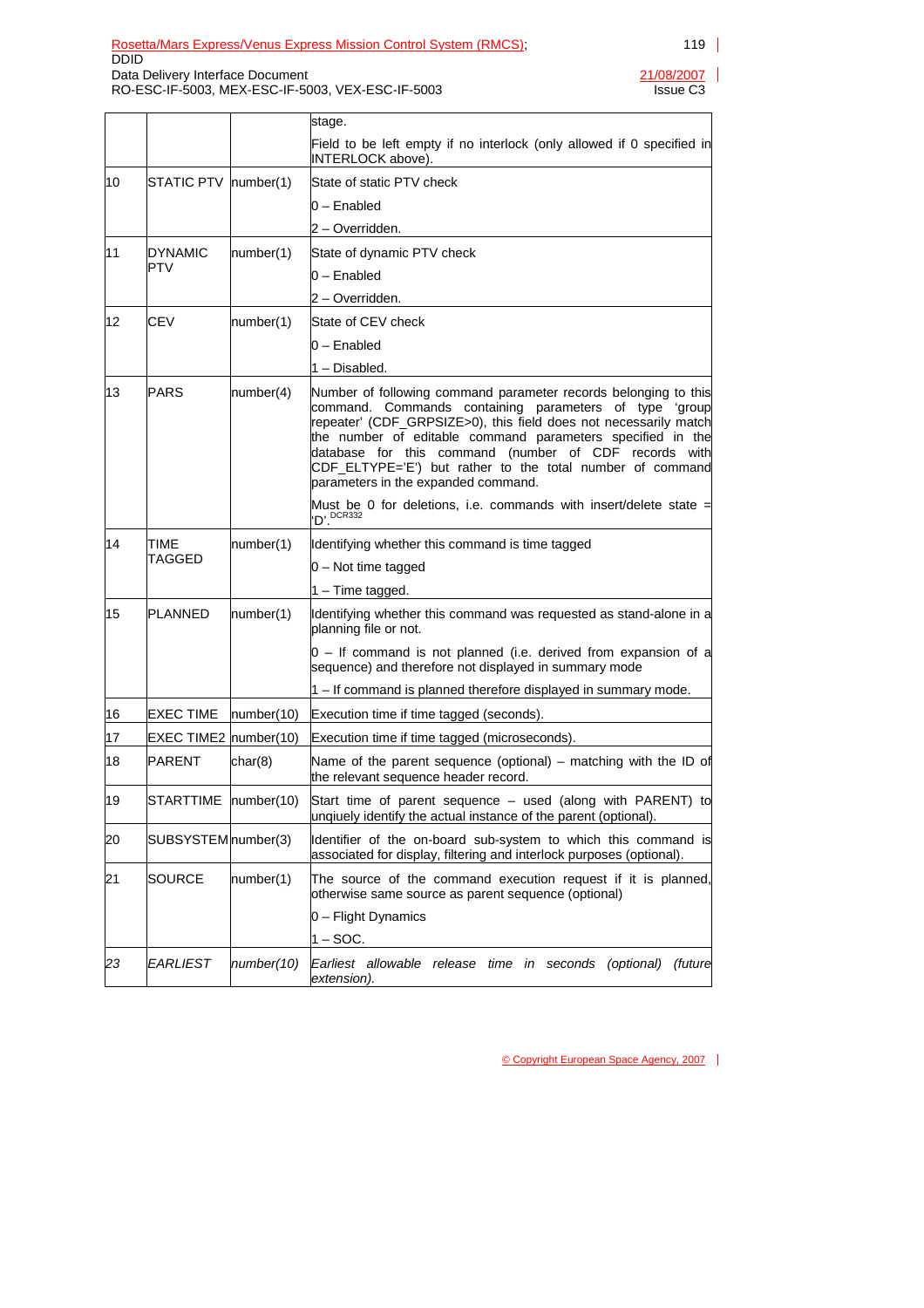| | | | stage.<br><br>Field to be left empty if no interlock (only allowed if 0 specified in INTERLOCK above). |
|---|---|---|---|
| 10 | STATIC PTV | number(1) | State of static PTV check<br><br>0 – Enabled<br><br>2 – Overridden. |
| 11 | DYNAMIC PTV | number(1) | State of dynamic PTV check<br><br>0 – Enabled<br><br>2 – Overridden. |
| 12 | CEV | number(1) | State of CEV check<br><br>0 – Enabled<br><br>1 – Disabled. |
| 13 | PARS | number(4) | Number of following command parameter records belonging to this command. Commands containing parameters of type 'group repeater' (CDF_GRPSIZE>0), this field does not necessarily match the number of editable command parameters specified in the database for this command (number of CDF records with CDF_ELTYPE='E') but rather to the total number of command parameters in the expanded command.<br><br>Must be 0 for deletions, i.e. commands with insert/delete state = 'D'.[DCR332] |
| 14 | TIME TAGGED | number(1) | Identifying whether this command is time tagged<br><br>0 – Not time tagged<br><br>1 – Time tagged. |
| 15 | PLANNED | number(1) | Identifying whether this command was requested as stand-alone in a planning file or not.<br><br>0 – If command is not planned (i.e. derived from expansion of a sequence) and therefore not displayed in summary mode<br><br>1 – If command is planned therefore displayed in summary mode. |
| 16 | EXEC TIME | number(10) | Execution time if time tagged (seconds). |
| 17 | EXEC TIME2 | number(10) | Execution time if time tagged (microseconds). |
| 18 | PARENT | char(8) | Name of the parent sequence (optional) – matching with the ID of the relevant sequence header record. |
| 19 | STARTTIME | number(10) | Start time of parent sequence – used (along with PARENT) to unqiuely identify the actual instance of the parent (optional). |
| 20 | SUBSYSTEM | number(3) | Identifier of the on-board sub-system to which this command is associated for display, filtering and interlock purposes (optional). |
| 21 | SOURCE | number(1) | The source of the command execution request if it is planned, otherwise same source as parent sequence (optional)<br><br>0 – Flight Dynamics<br><br>1 – SOC. |
| *23* | *EARLIEST* | *number(10)* | *Earliest allowable release time in seconds (optional) (future extension).* |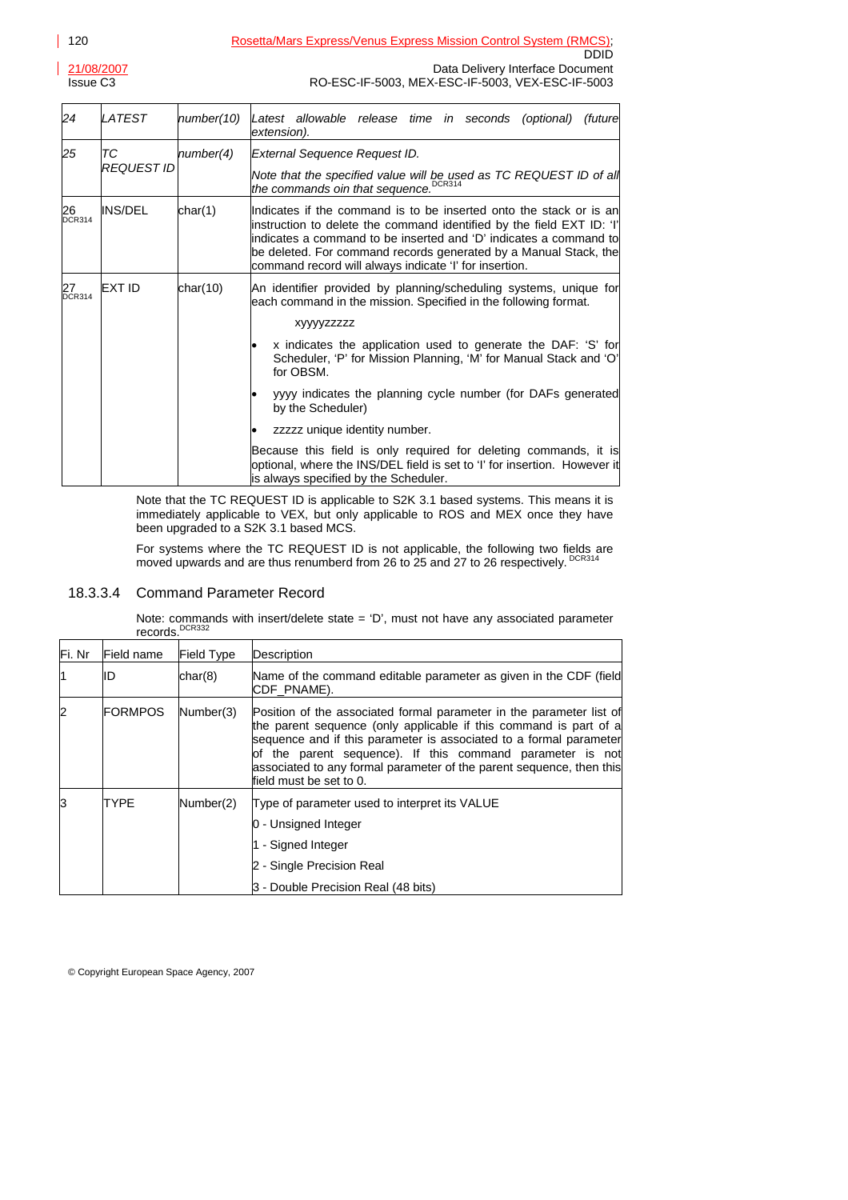| | | | |
|---|---|---|---|
| *24* | *LATEST* | *number(10)* | *Latest allowable release time in seconds (optional) (future extension).* |
| *25* | *TC REQUEST ID* | *number(4)* | *External Sequence Request ID.*<br><br>*Note that the specified value will be used as TC REQUEST ID of all the commands oin that sequence.* DCR314 |
| 26 DCR314 | INS/DEL | char(1) | Indicates if the command is to be inserted onto the stack or is an instruction to delete the command identified by the field EXT ID: 'I' indicates a command to be inserted and 'D' indicates a command to be deleted. For command records generated by a Manual Stack, the command record will always indicate 'I' for insertion. |
| 27 DCR314 | EXT ID | char(10) | An identifier provided by planning/scheduling systems, unique for each command in the mission. Specified in the following format.<br><br>xyyyyzzzzz<br><br>• x indicates the application used to generate the DAF: 'S' for Scheduler, 'P' for Mission Planning, 'M' for Manual Stack and 'O' for OBSM.<br>• yyyy indicates the planning cycle number (for DAFs generated by the Scheduler)<br>• zzzzz unique identity number.<br><br>Because this field is only required for deleting commands, it is optional, where the INS/DEL field is set to 'I' for insertion. However it is always specified by the Scheduler. |

Note that the TC REQUEST ID is applicable to S2K 3.1 based systems. This means it is immediately applicable to VEX, but only applicable to ROS and MEX once they have been upgraded to a S2K 3.1 based MCS.

For systems where the TC REQUEST ID is not applicable, the following two fields are moved upwards and are thus renumberd from 26 to 25 and 27 to 26 respectively. DCR314

### 18.3.3.4 Command Parameter Record

Note: commands with insert/delete state = 'D', must not have any associated parameter records. DCR332

| Fi. Nr | Field name | Field Type | Description |
|---|---|---|---|
| 1 | ID | char(8) | Name of the command editable parameter as given in the CDF (field CDF_PNAME). |
| 2 | FORMPOS | Number(3) | Position of the associated formal parameter in the parameter list of the parent sequence (only applicable if this command is part of a sequence and if this parameter is associated to a formal parameter of the parent sequence). If this command parameter is not associated to any formal parameter of the parent sequence, then this field must be set to 0. |
| 3 | TYPE | Number(2) | Type of parameter used to interpret its VALUE<br><br>0 - Unsigned Integer<br><br>1 - Signed Integer<br><br>2 - Single Precision Real<br><br>3 - Double Precision Real (48 bits) |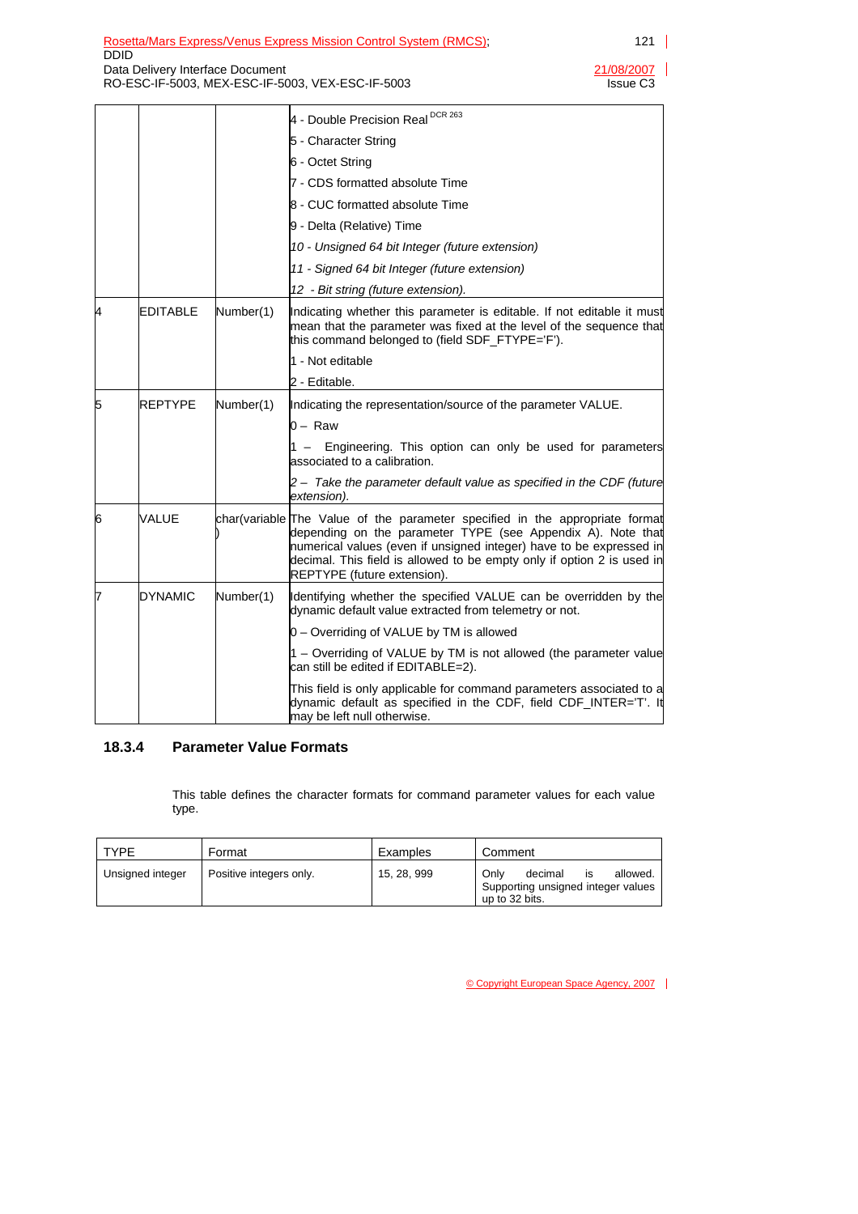| | | | |
|---|---|---|---|
| | | | 4 - Double Precision Real [DCR 263]<br>5 - Character String<br>6 - Octet String<br>7 - CDS formatted absolute Time<br>8 - CUC formatted absolute Time<br>9 - Delta (Relative) Time<br>*10 - Unsigned 64 bit Integer (future extension)*<br>*11 - Signed 64 bit Integer (future extension)*<br>*12 - Bit string (future extension).* |
| 4 | EDITABLE | Number(1) | Indicating whether this parameter is editable. If not editable it must mean that the parameter was fixed at the level of the sequence that this command belonged to (field SDF_FTYPE='F').<br>1 - Not editable<br>2 - Editable. |
| 5 | REPTYPE | Number(1) | Indicating the representation/source of the parameter VALUE.<br>0 – Raw<br>1 – Engineering. This option can only be used for parameters associated to a calibration.<br>*2 – Take the parameter default value as specified in the CDF (future extension).* |
| 6 | VALUE | char(variable) | The Value of the parameter specified in the appropriate format depending on the parameter TYPE (see Appendix A). Note that numerical values (even if unsigned integer) have to be expressed in decimal. This field is allowed to be empty only if option 2 is used in REPTYPE (future extension). |
| 7 | DYNAMIC | Number(1) | Identifying whether the specified VALUE can be overridden by the dynamic default value extracted from telemetry or not.<br>0 – Overriding of VALUE by TM is allowed<br>1 – Overriding of VALUE by TM is not allowed (the parameter value can still be edited if EDITABLE=2).<br>This field is only applicable for command parameters associated to a dynamic default as specified in the CDF, field CDF_INTER='T'. It may be left null otherwise. |

### 18.3.4 Parameter Value Formats

This table defines the character formats for command parameter values for each value type.

| TYPE | Format | Examples | Comment |
|---|---|---|---|
| Unsigned integer | Positive integers only. | 15, 28, 999 | Only decimal is allowed. Supporting unsigned integer values up to 32 bits. |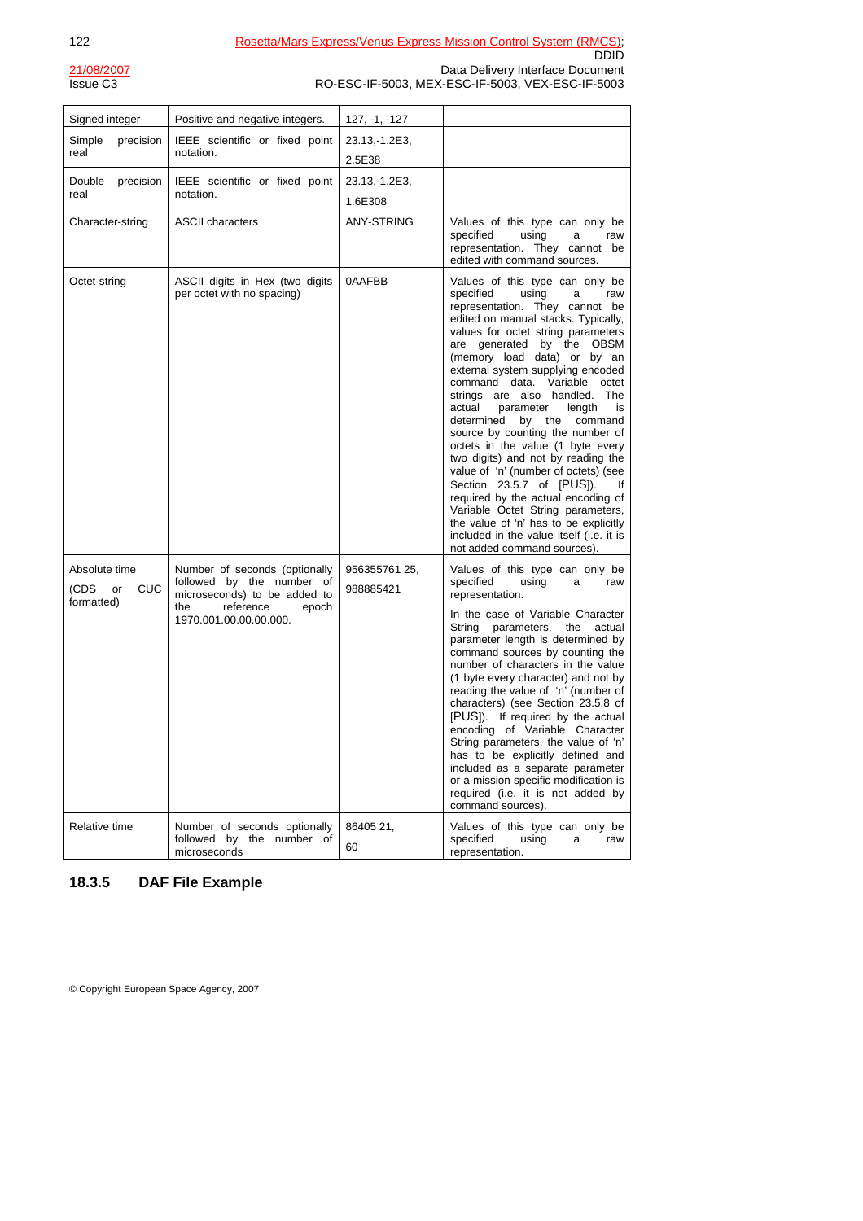| Signed integer | Positive and negative integers. | 127, -1, -127 | |
|---|---|---|---|
| Simple precision real | IEEE scientific or fixed point notation. | 23.13,-1.2E3, 2.5E38 | |
| Double precision real | IEEE scientific or fixed point notation. | 23.13,-1.2E3, 1.6E308 | |
| Character-string | ASCII characters | ANY-STRING | Values of this type can only be specified using a raw representation. They cannot be edited with command sources. |
| Octet-string | ASCII digits in Hex (two digits per octet with no spacing) | 0AAFBB | Values of this type can only be specified using a raw representation. They cannot be edited on manual stacks. Typically, values for octet string parameters are generated by the OBSM (memory load data) or by an external system supplying encoded command data. Variable octet strings are also handled. The actual parameter length is determined by the command source by counting the number of octets in the value (1 byte every two digits) and not by reading the value of 'n' (number of octets) (see Section 23.5.7 of [PUS]). If required by the actual encoding of Variable Octet String parameters, the value of 'n' has to be explicitly included in the value itself (i.e. it is not added command sources). |
| Absolute time (CDS or CUC formatted) | Number of seconds (optionally followed by the number of microseconds) to be added to the reference epoch 1970.001.00.00.00.000. | 956355761 25, 988885421 | Values of this type can only be specified using a raw representation. In the case of Variable Character String parameters, the actual parameter length is determined by command sources by counting the number of characters in the value (1 byte every character) and not by reading the value of 'n' (number of characters) (see Section 23.5.8 of [PUS]). If required by the actual encoding of Variable Character String parameters, the value of 'n' has to be explicitly defined and included as a separate parameter or a mission specific modification is required (i.e. it is not added by command sources). |
| Relative time | Number of seconds optionally followed by the number of microseconds | 86405 21, 60 | Values of this type can only be specified using a raw representation. |

### 18.3.5 DAF File Example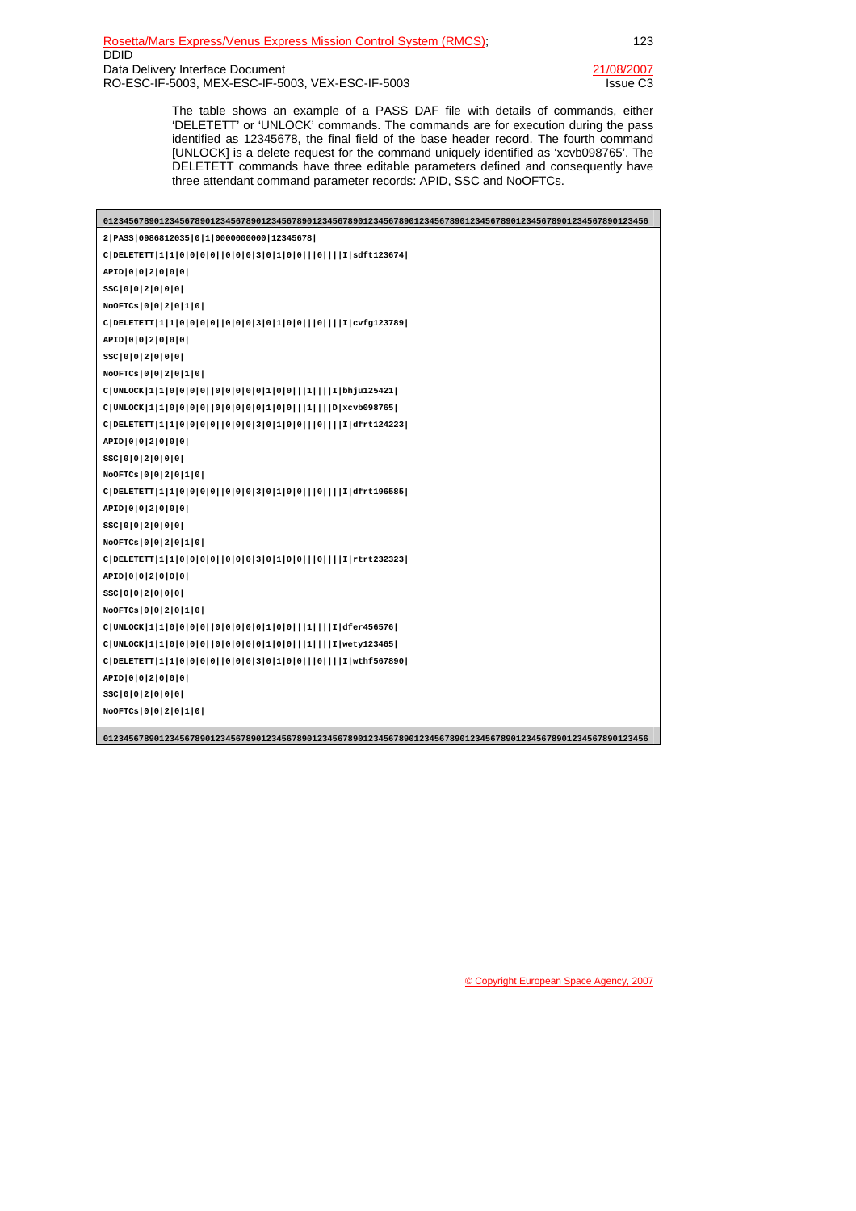The table shows an example of a PASS DAF file with details of commands, either 'DELETETT' or 'UNLOCK' commands. The commands are for execution during the pass identified as 12345678, the final field of the base header record. The fourth command [UNLOCK] is a delete request for the command uniquely identified as 'xcvb098765'. The DELETETT commands have three editable parameters defined and consequently have three attendant command parameter records: APID, SSC and NoOFTCs.

```
0123456789012345678901234567890123456789012345678901234567890123456789012345678901234567890123456
2|PASS|0986812035|0|1|0000000000|12345678|
C|DELETETT|1|1|0|0|0|0||0|0|0|3|0|1|0|0|||0||||I|sdft123674|
APID|0|0|2|0|0|0|
SSC|0|0|2|0|0|0|
NoOFTCs|0|0|2|0|1|0|
C|DELETETT|1|1|0|0|0|0||0|0|0|3|0|1|0|0|||0||||I|cvfg123789|
APID|0|0|2|0|0|0|
SSC|0|0|2|0|0|0|
NoOFTCs|0|0|2|0|1|0|
C|UNLOCK|1|1|0|0|0|0||0|0|0|0|0|1|0|0|||1||||I|bhju125421|
C|UNLOCK|1|1|0|0|0|0||0|0|0|0|0|1|0|0|||1||||D|xcvb098765|
C|DELETETT|1|1|0|0|0|0||0|0|0|3|0|1|0|0|||0||||I|dfrt124223|
APID|0|0|2|0|0|0|
SSC|0|0|2|0|0|0|
NoOFTCs|0|0|2|0|1|0|
C|DELETETT|1|1|0|0|0|0||0|0|0|3|0|1|0|0|||0||||I|dfrt196585|
APID|0|0|2|0|0|0|
SSC|0|0|2|0|0|0|
NoOFTCs|0|0|2|0|1|0|
C|DELETETT|1|1|0|0|0|0||0|0|0|3|0|1|0|0|||0||||I|rtrt232323|
APID|0|0|2|0|0|0|
SSC|0|0|2|0|0|0|
NoOFTCs|0|0|2|0|1|0|
C|UNLOCK|1|1|0|0|0|0||0|0|0|0|0|1|0|0|||1||||I|dfer456576|
C|UNLOCK|1|1|0|0|0|0||0|0|0|0|0|1|0|0|||1||||I|wety123465|
C|DELETETT|1|1|0|0|0|0||0|0|0|3|0|1|0|0|||0||||I|wthf567890|
APID|0|0|2|0|0|0|
SSC|0|0|2|0|0|0|
NoOFTCs|0|0|2|0|1|0|
0123456789012345678901234567890123456789012345678901234567890123456789012345678901234567890123456
```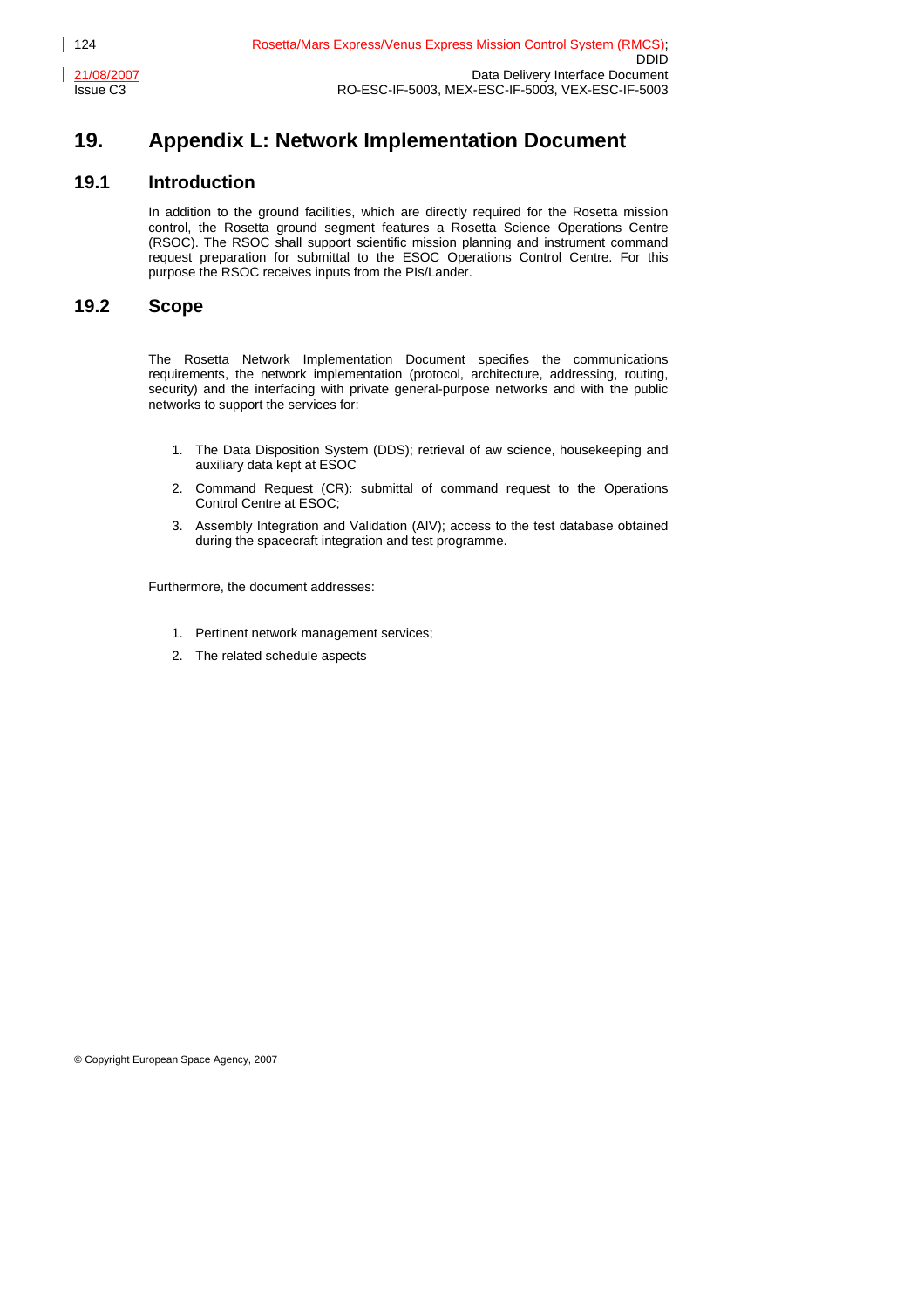# 19. Appendix L: Network Implementation Document

## 19.1 Introduction

In addition to the ground facilities, which are directly required for the Rosetta mission control, the Rosetta ground segment features a Rosetta Science Operations Centre (RSOC). The RSOC shall support scientific mission planning and instrument command request preparation for submittal to the ESOC Operations Control Centre. For this purpose the RSOC receives inputs from the PIs/Lander.

## 19.2 Scope

The Rosetta Network Implementation Document specifies the communications requirements, the network implementation (protocol, architecture, addressing, routing, security) and the interfacing with private general-purpose networks and with the public networks to support the services for:

1. The Data Disposition System (DDS); retrieval of aw science, housekeeping and auxiliary data kept at ESOC
2. Command Request (CR): submittal of command request to the Operations Control Centre at ESOC;
3. Assembly Integration and Validation (AIV); access to the test database obtained during the spacecraft integration and test programme.

Furthermore, the document addresses:

1. Pertinent network management services;
2. The related schedule aspects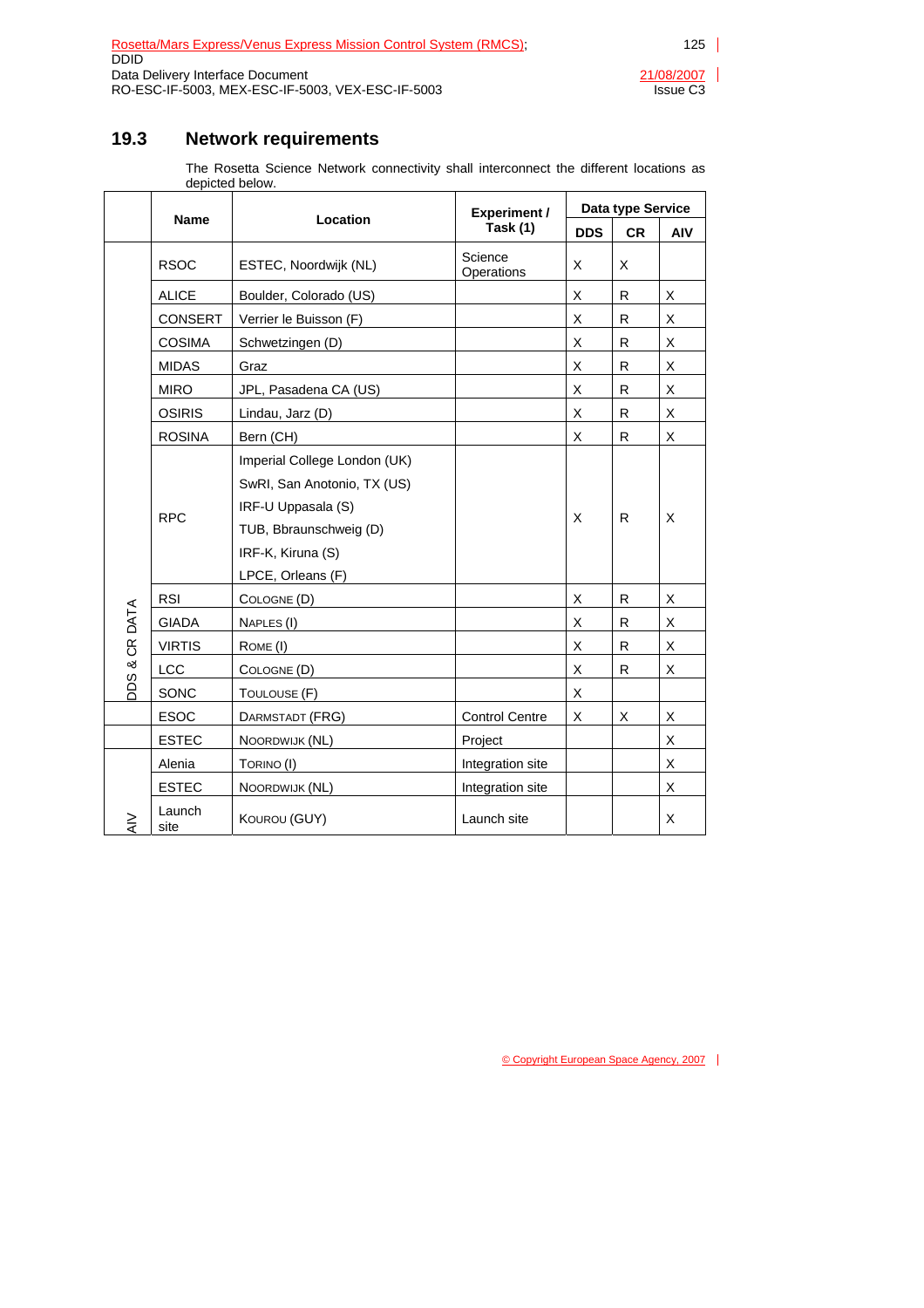## 19.3 Network requirements

The Rosetta Science Network connectivity shall interconnect the different locations as depicted below.

| | Name | Location | Experiment / Task (1) | Data type Service | | |
|---|---|---|---|---|---|---|
| | | | | DDS | CR | AIV |
| DDS & CR DATA | RSOC | ESTEC, Noordwijk (NL) | Science Operations | X | X | |
| | ALICE | Boulder, Colorado (US) | | X | R | X |
| | CONSERT | Verrier le Buisson (F) | | X | R | X |
| | COSIMA | Schwetzingen (D) | | X | R | X |
| | MIDAS | Graz | | X | R | X |
| | MIRO | JPL, Pasadena CA (US) | | X | R | X |
| | OSIRIS | Lindau, Jarz (D) | | X | R | X |
| | ROSINA | Bern (CH) | | X | R | X |
| | RPC | Imperial College London (UK)<br>SwRI, San Anotonio, TX (US)<br>IRF-U Uppasala (S)<br>TUB, Bbraunschweig (D)<br>IRF-K, Kiruna (S)<br>LPCE, Orleans (F) | | X | R | X |
| | RSI | COLOGNE (D) | | X | R | X |
| | GIADA | NAPLES (I) | | X | R | X |
| | VIRTIS | ROME (I) | | X | R | X |
| | LCC | COLOGNE (D) | | X | R | X |
| | SONC | TOULOUSE (F) | | X | | |
| | ESOC | DARMSTADT (FRG) | Control Centre | X | X | X |
| | ESTEC | NOORDWIJK (NL) | Project | | | X |
| AIV | Alenia | TORINO (I) | Integration site | | | X |
| | ESTEC | NOORDWIJK (NL) | Integration site | | | X |
| | Launch site | KOUROU (GUY) | Launch site | | | X |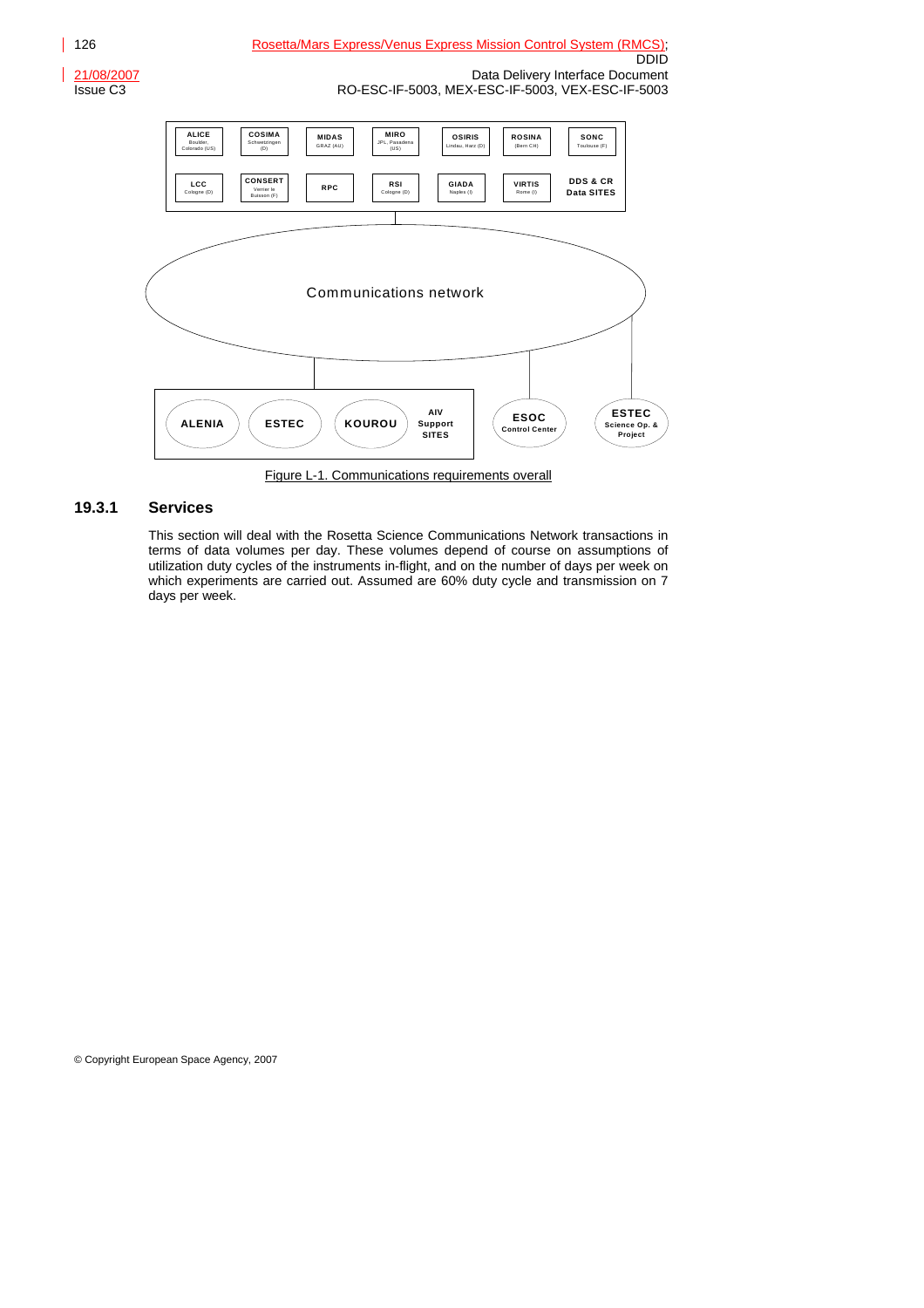Figure L-1. Communications requirements overall

### 19.3.1 Services

This section will deal with the Rosetta Science Communications Network transactions in terms of data volumes per day. These volumes depend of course on assumptions of utilization duty cycles of the instruments in-flight, and on the number of days per week on which experiments are carried out. Assumed are 60% duty cycle and transmission on 7 days per week.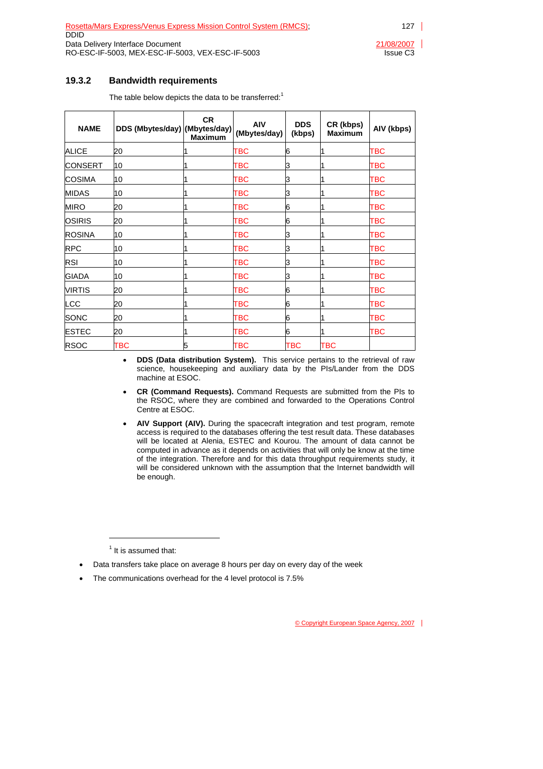### 19.3.2 Bandwidth requirements

The table below depicts the data to be transferred:[1]

| NAME | DDS (Mbytes/day) | CR (Mbytes/day) Maximum | AIV (Mbytes/day) | DDS (kbps) | CR (kbps) Maximum | AIV (kbps) |
|---|---|---|---|---|---|---|
| ALICE | 20 | 1 | TBC | 6 | 1 | TBC |
| CONSERT | 10 | 1 | TBC | 3 | 1 | TBC |
| COSIMA | 10 | 1 | TBC | 3 | 1 | TBC |
| MIDAS | 10 | 1 | TBC | 3 | 1 | TBC |
| MIRO | 20 | 1 | TBC | 6 | 1 | TBC |
| OSIRIS | 20 | 1 | TBC | 6 | 1 | TBC |
| ROSINA | 10 | 1 | TBC | 3 | 1 | TBC |
| RPC | 10 | 1 | TBC | 3 | 1 | TBC |
| RSI | 10 | 1 | TBC | 3 | 1 | TBC |
| GIADA | 10 | 1 | TBC | 3 | 1 | TBC |
| VIRTIS | 20 | 1 | TBC | 6 | 1 | TBC |
| LCC | 20 | 1 | TBC | 6 | 1 | TBC |
| SONC | 20 | 1 | TBC | 6 | 1 | TBC |
| ESTEC | 20 | 1 | TBC | 6 | 1 | TBC |
| RSOC | TBC | 5 | TBC | TBC | TBC | |

- **DDS (Data distribution System).** This service pertains to the retrieval of raw science, housekeeping and auxiliary data by the PIs/Lander from the DDS machine at ESOC.
- **CR (Command Requests).** Command Requests are submitted from the PIs to the RSOC, where they are combined and forwarded to the Operations Control Centre at ESOC.
- **AIV Support (AIV).** During the spacecraft integration and test program, remote access is required to the databases offering the test result data. These databases will be located at Alenia, ESTEC and Kourou. The amount of data cannot be computed in advance as it depends on activities that will only be know at the time of the integration. Therefore and for this data throughput requirements study, it will be considered unknown with the assumption that the Internet bandwidth will be enough.

---

[1] It is assumed that:

- Data transfers take place on average 8 hours per day on every day of the week
- The communications overhead for the 4 level protocol is 7.5%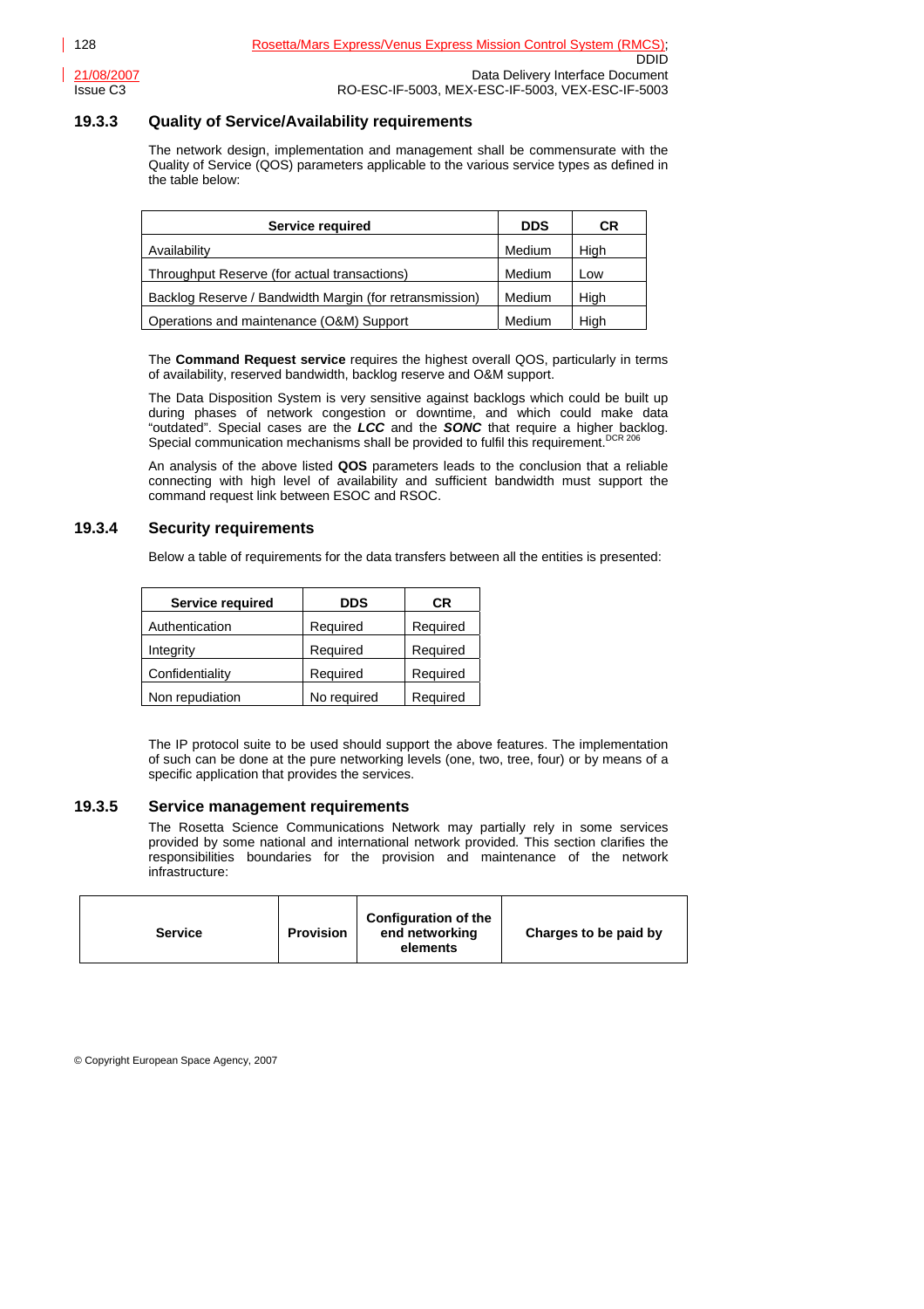### 19.3.3 Quality of Service/Availability requirements

The network design, implementation and management shall be commensurate with the Quality of Service (QOS) parameters applicable to the various service types as defined in the table below:

| Service required | DDS | CR |
|---|---|---|
| Availability | Medium | High |
| Throughput Reserve (for actual transactions) | Medium | Low |
| Backlog Reserve / Bandwidth Margin (for retransmission) | Medium | High |
| Operations and maintenance (O&M) Support | Medium | High |

The **Command Request service** requires the highest overall QOS, particularly in terms of availability, reserved bandwidth, backlog reserve and O&M support.

The Data Disposition System is very sensitive against backlogs which could be built up during phases of network congestion or downtime, and which could make data "outdated". Special cases are the ***LCC*** and the ***SONC*** that require a higher backlog. Special communication mechanisms shall be provided to fulfil this requirement.[DCR 206]

An analysis of the above listed **QOS** parameters leads to the conclusion that a reliable connecting with high level of availability and sufficient bandwidth must support the command request link between ESOC and RSOC.

### 19.3.4 Security requirements

Below a table of requirements for the data transfers between all the entities is presented:

| Service required | DDS | CR |
|---|---|---|
| Authentication | Required | Required |
| Integrity | Required | Required |
| Confidentiality | Required | Required |
| Non repudiation | No required | Required |

The IP protocol suite to be used should support the above features. The implementation of such can be done at the pure networking levels (one, two, tree, four) or by means of a specific application that provides the services.

### 19.3.5 Service management requirements

The Rosetta Science Communications Network may partially rely in some services provided by some national and international network provided. This section clarifies the responsibilities boundaries for the provision and maintenance of the network infrastructure:

| Service | Provision | Configuration of the end networking elements | Charges to be paid by |
|---|---|---|---|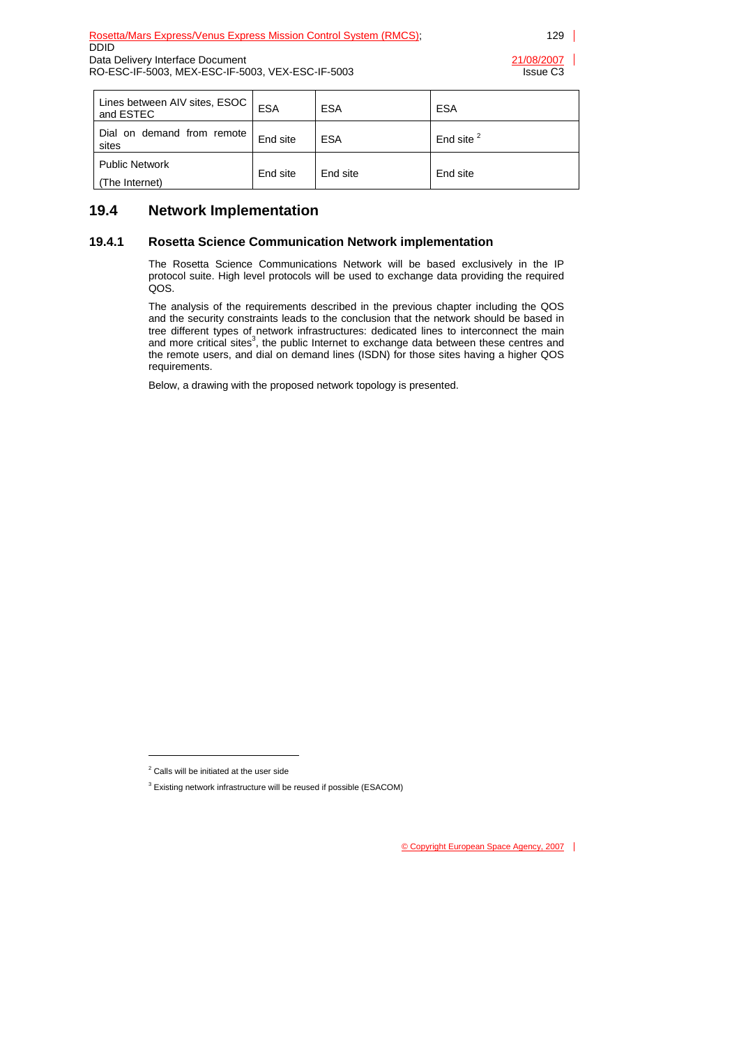| Lines between AIV sites, ESOC and ESTEC | ESA | ESA | ESA |
|---|---|---|---|
| Dial on demand from remote sites | End site | ESA | End site [2] |
| Public Network (The Internet) | End site | End site | End site |

## 19.4 Network Implementation

### 19.4.1 Rosetta Science Communication Network implementation

The Rosetta Science Communications Network will be based exclusively in the IP protocol suite. High level protocols will be used to exchange data providing the required QOS.

The analysis of the requirements described in the previous chapter including the QOS and the security constraints leads to the conclusion that the network should be based in tree different types of network infrastructures: dedicated lines to interconnect the main and more critical sites[3], the public Internet to exchange data between these centres and the remote users, and dial on demand lines (ISDN) for those sites having a higher QOS requirements.

Below, a drawing with the proposed network topology is presented.

---

[2] Calls will be initiated at the user side

[3] Existing network infrastructure will be reused if possible (ESACOM)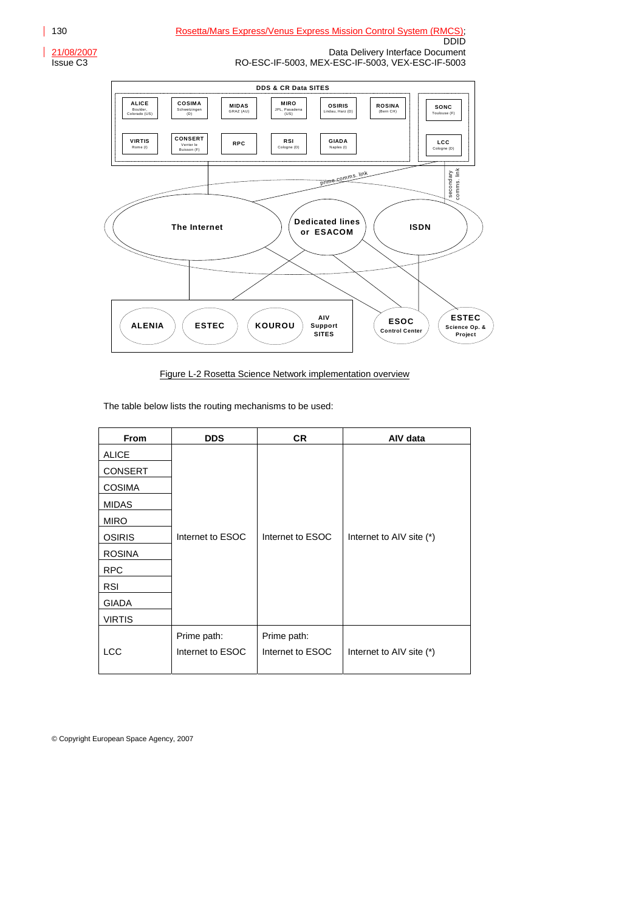Figure L-2 Rosetta Science Network implementation overview

The table below lists the routing mechanisms to be used:

| From | DDS | CR | AIV data |
|---|---|---|---|
| ALICE | Internet to ESOC | Internet to ESOC | Internet to AIV site (*) |
| CONSERT | | | |
| COSIMA | | | |
| MIDAS | | | |
| MIRO | | | |
| OSIRIS | | | |
| ROSINA | | | |
| RPC | | | |
| RSI | | | |
| GIADA | | | |
| VIRTIS | | | |
| LCC | Prime path: Internet to ESOC | Prime path: Internet to ESOC | Internet to AIV site (*) |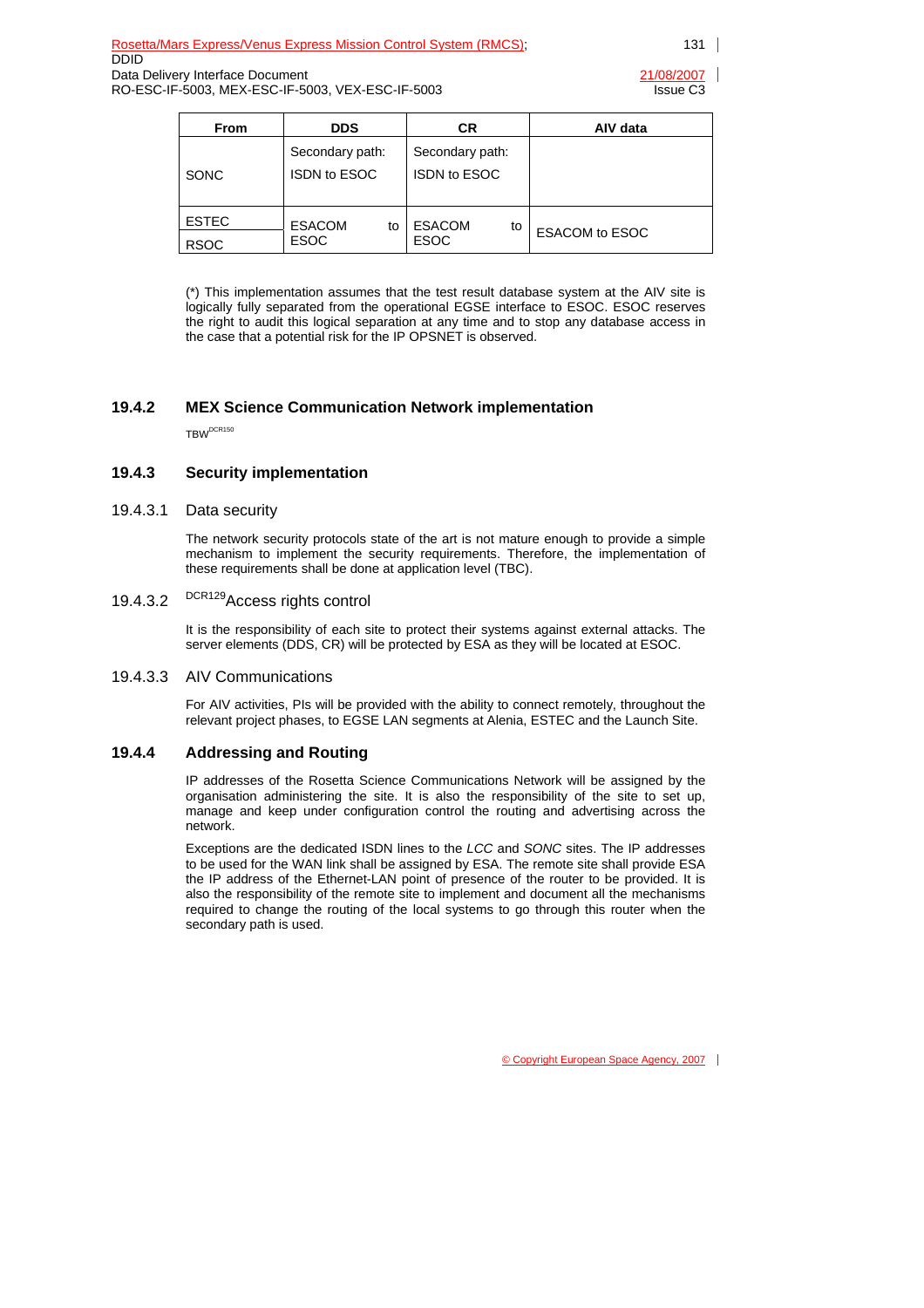| From | DDS | CR | AIV data |
|---|---|---|---|
| SONC | Secondary path: ISDN to ESOC | Secondary path: ISDN to ESOC | |
| ESTEC<br>RSOC | ESACOM to ESOC | ESACOM to ESOC | ESACOM to ESOC |

(*) This implementation assumes that the test result database system at the AIV site is logically fully separated from the operational EGSE interface to ESOC. ESOC reserves the right to audit this logical separation at any time and to stop any database access in the case that a potential risk for the IP OPSNET is observed.

### 19.4.2 MEX Science Communication Network implementation

TBW[DCR150]

### 19.4.3 Security implementation

#### 19.4.3.1 Data security

The network security protocols state of the art is not mature enough to provide a simple mechanism to implement the security requirements. Therefore, the implementation of these requirements shall be done at application level (TBC).

#### 19.4.3.2 [DCR129]Access rights control

It is the responsibility of each site to protect their systems against external attacks. The server elements (DDS, CR) will be protected by ESA as they will be located at ESOC.

#### 19.4.3.3 AIV Communications

For AIV activities, PIs will be provided with the ability to connect remotely, throughout the relevant project phases, to EGSE LAN segments at Alenia, ESTEC and the Launch Site.

### 19.4.4 Addressing and Routing

IP addresses of the Rosetta Science Communications Network will be assigned by the organisation administering the site. It is also the responsibility of the site to set up, manage and keep under configuration control the routing and advertising across the network.

Exceptions are the dedicated ISDN lines to the *LCC* and *SONC* sites. The IP addresses to be used for the WAN link shall be assigned by ESA. The remote site shall provide ESA the IP address of the Ethernet-LAN point of presence of the router to be provided. It is also the responsibility of the remote site to implement and document all the mechanisms required to change the routing of the local systems to go through this router when the secondary path is used.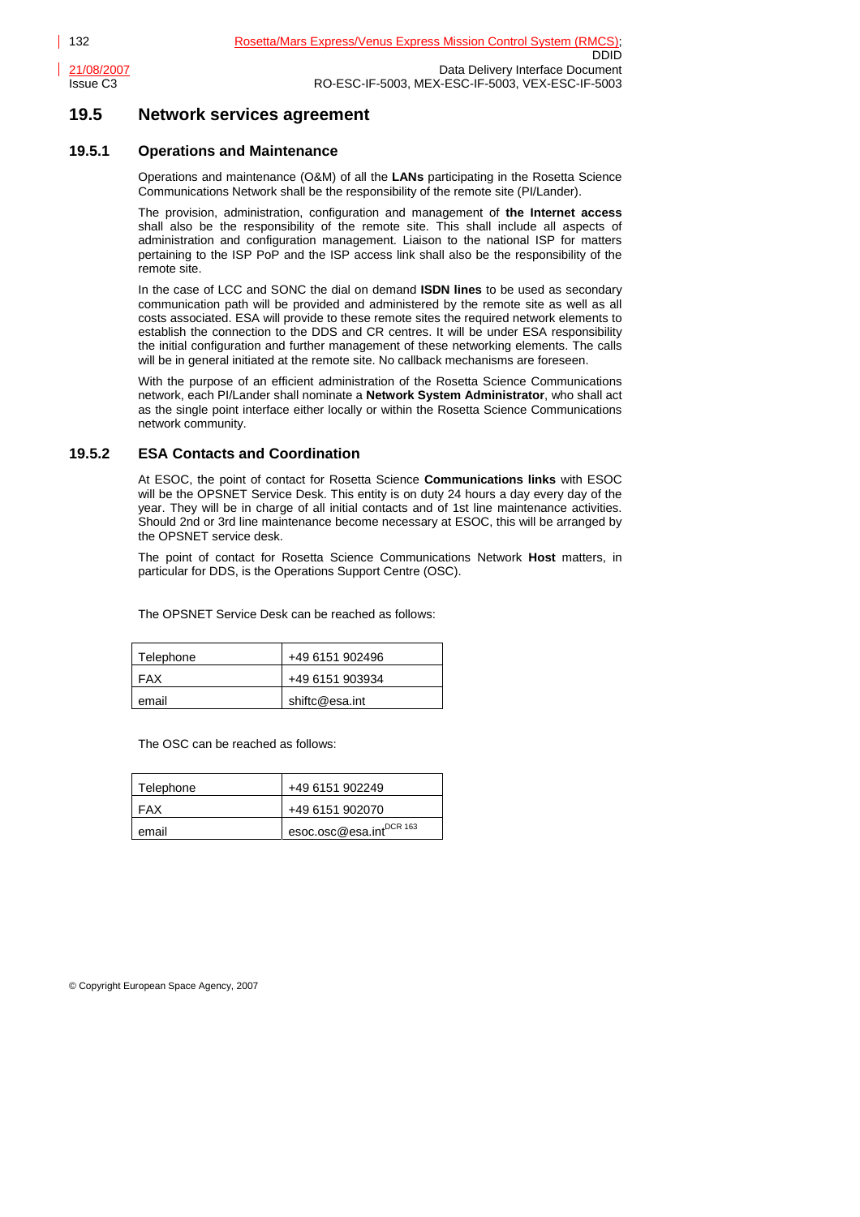## 19.5 Network services agreement

### 19.5.1 Operations and Maintenance

Operations and maintenance (O&M) of all the **LANs** participating in the Rosetta Science Communications Network shall be the responsibility of the remote site (PI/Lander).

The provision, administration, configuration and management of **the Internet access** shall also be the responsibility of the remote site. This shall include all aspects of administration and configuration management. Liaison to the national ISP for matters pertaining to the ISP PoP and the ISP access link shall also be the responsibility of the remote site.

In the case of LCC and SONC the dial on demand **ISDN lines** to be used as secondary communication path will be provided and administered by the remote site as well as all costs associated. ESA will provide to these remote sites the required network elements to establish the connection to the DDS and CR centres. It will be under ESA responsibility the initial configuration and further management of these networking elements. The calls will be in general initiated at the remote site. No callback mechanisms are foreseen.

With the purpose of an efficient administration of the Rosetta Science Communications network, each PI/Lander shall nominate a **Network System Administrator**, who shall act as the single point interface either locally or within the Rosetta Science Communications network community.

### 19.5.2 ESA Contacts and Coordination

At ESOC, the point of contact for Rosetta Science **Communications links** with ESOC will be the OPSNET Service Desk. This entity is on duty 24 hours a day every day of the year. They will be in charge of all initial contacts and of 1st line maintenance activities. Should 2nd or 3rd line maintenance become necessary at ESOC, this will be arranged by the OPSNET service desk.

The point of contact for Rosetta Science Communications Network **Host** matters, in particular for DDS, is the Operations Support Centre (OSC).

The OPSNET Service Desk can be reached as follows:

| | |
|---|---|
| Telephone | +49 6151 902496 |
| FAX | +49 6151 903934 |
| email | shiftc@esa.int |

The OSC can be reached as follows:

| | |
|---|---|
| Telephone | +49 6151 902249 |
| FAX | +49 6151 902070 |
| email | esoc.osc@esa.int[DCR 163] |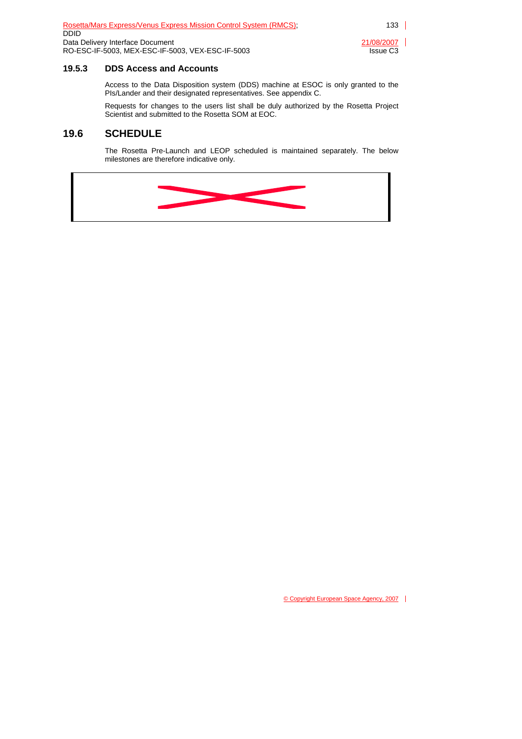### 19.5.3 DDS Access and Accounts

Access to the Data Disposition system (DDS) machine at ESOC is only granted to the PIs/Lander and their designated representatives. See appendix C.

Requests for changes to the users list shall be duly authorized by the Rosetta Project Scientist and submitted to the Rosetta SOM at EOC.

## 19.6 SCHEDULE

The Rosetta Pre-Launch and LEOP scheduled is maintained separately. The below milestones are therefore indicative only.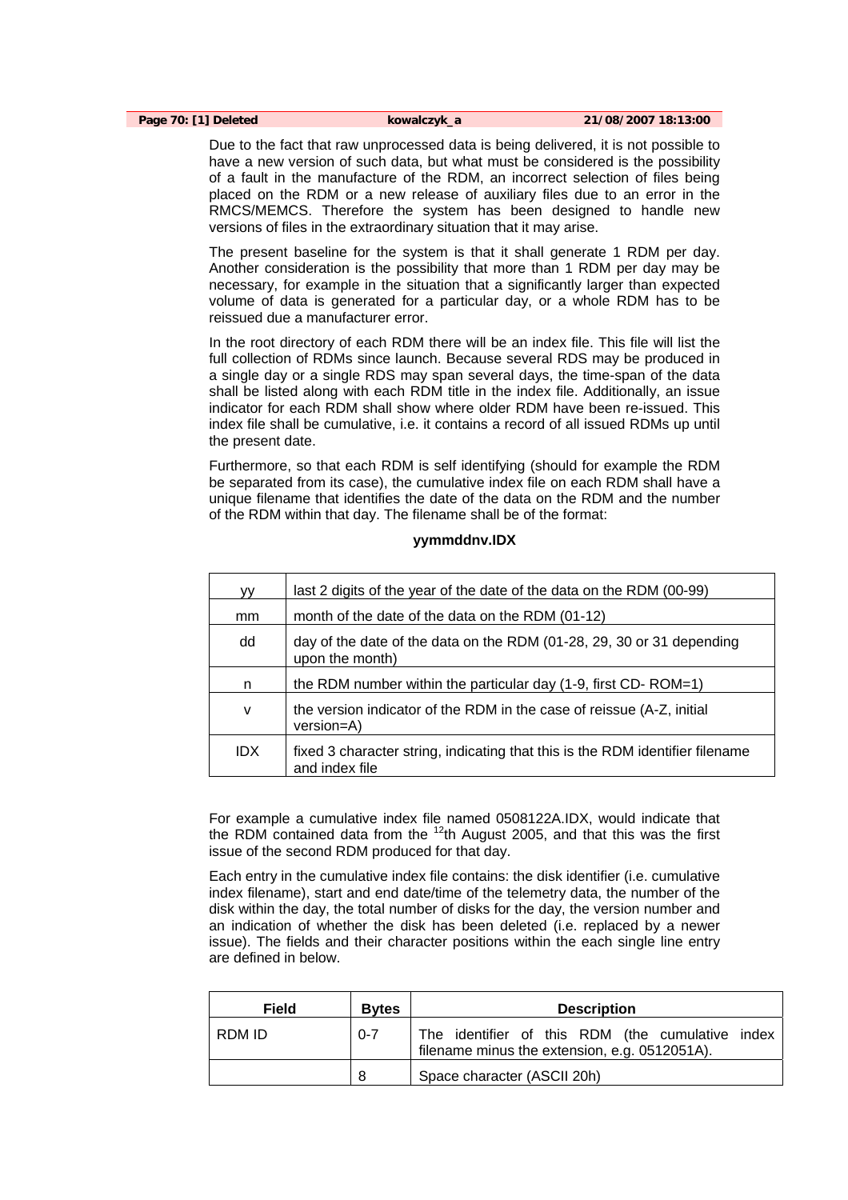**Page 70: [1] Deleted** **kowalczyk_a** **21/08/2007 18:13:00**

Due to the fact that raw unprocessed data is being delivered, it is not possible to have a new version of such data, but what must be considered is the possibility of a fault in the manufacture of the RDM, an incorrect selection of files being placed on the RDM or a new release of auxiliary files due to an error in the RMCS/MEMCS. Therefore the system has been designed to handle new versions of files in the extraordinary situation that it may arise.

The present baseline for the system is that it shall generate 1 RDM per day. Another consideration is the possibility that more than 1 RDM per day may be necessary, for example in the situation that a significantly larger than expected volume of data is generated for a particular day, or a whole RDM has to be reissued due a manufacturer error.

In the root directory of each RDM there will be an index file. This file will list the full collection of RDMs since launch. Because several RDS may be produced in a single day or a single RDS may span several days, the time-span of the data shall be listed along with each RDM title in the index file. Additionally, an issue indicator for each RDM shall show where older RDM have been re-issued. This index file shall be cumulative, i.e. it contains a record of all issued RDMs up until the present date.

Furthermore, so that each RDM is self identifying (should for example the RDM be separated from its case), the cumulative index file on each RDM shall have a unique filename that identifies the date of the data on the RDM and the number of the RDM within that day. The filename shall be of the format:

**yymmddnv.IDX**

| yy | last 2 digits of the year of the date of the data on the RDM (00-99) |
|---|---|
| mm | month of the date of the data on the RDM (01-12) |
| dd | day of the date of the data on the RDM (01-28, 29, 30 or 31 depending upon the month) |
| n | the RDM number within the particular day (1-9, first CD- ROM=1) |
| v | the version indicator of the RDM in the case of reissue (A-Z, initial version=A) |
| IDX | fixed 3 character string, indicating that this is the RDM identifier filename and index file |

For example a cumulative index file named 0508122A.IDX, would indicate that the RDM contained data from the [12]th August 2005, and that this was the first issue of the second RDM produced for that day.

Each entry in the cumulative index file contains: the disk identifier (i.e. cumulative index filename), start and end date/time of the telemetry data, the number of the disk within the day, the total number of disks for the day, the version number and an indication of whether the disk has been deleted (i.e. replaced by a newer issue). The fields and their character positions within the each single line entry are defined in below.

| Field | Bytes | Description |
|---|---|---|
| RDM ID | 0-7 | The identifier of this RDM (the cumulative index filename minus the extension, e.g. 0512051A). |
| | 8 | Space character (ASCII 20h) |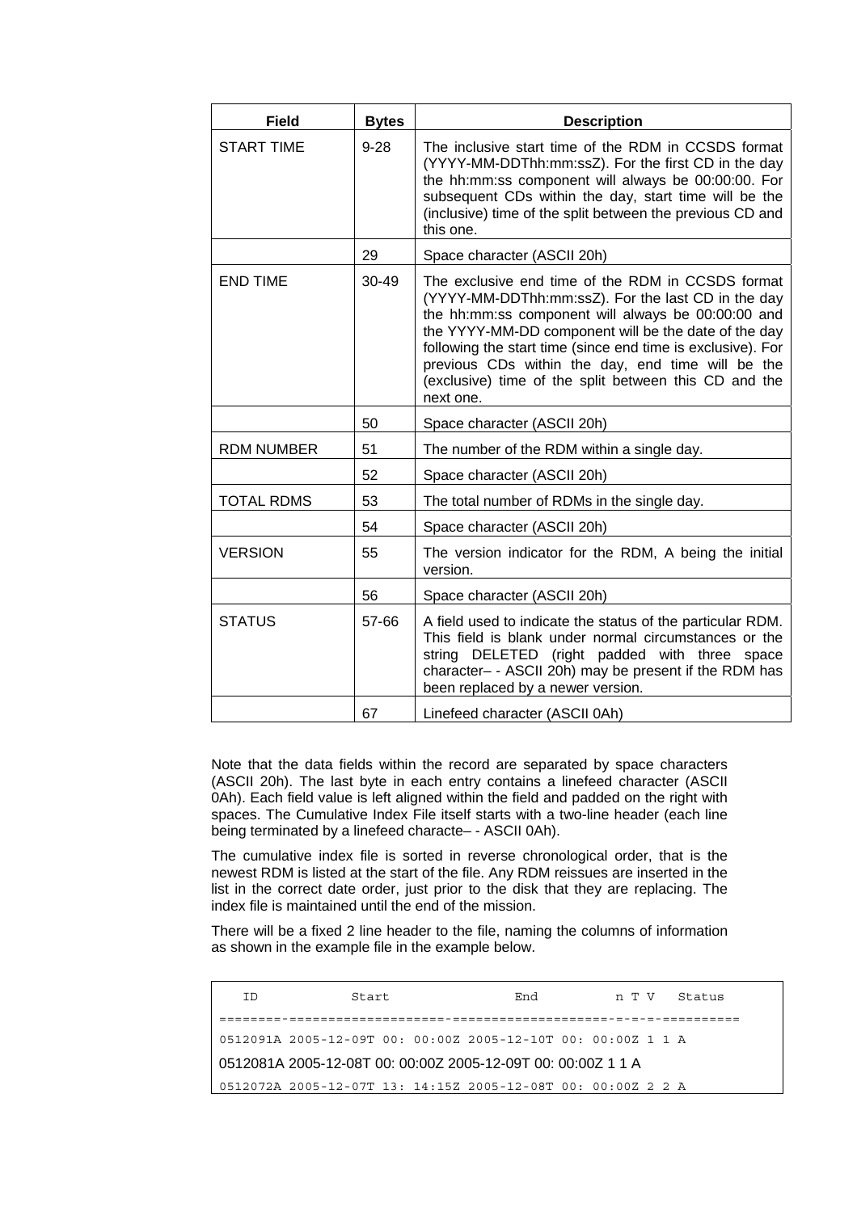| Field | Bytes | Description |
|---|---|---|
| START TIME | 9-28 | The inclusive start time of the RDM in CCSDS format (YYYY-MM-DDThh:mm:ssZ). For the first CD in the day the hh:mm:ss component will always be 00:00:00. For subsequent CDs within the day, start time will be the (inclusive) time of the split between the previous CD and this one. |
| | 29 | Space character (ASCII 20h) |
| END TIME | 30-49 | The exclusive end time of the RDM in CCSDS format (YYYY-MM-DDThh:mm:ssZ). For the last CD in the day the hh:mm:ss component will always be 00:00:00 and the YYYY-MM-DD component will be the date of the day following the start time (since end time is exclusive). For previous CDs within the day, end time will be the (exclusive) time of the split between this CD and the next one. |
| | 50 | Space character (ASCII 20h) |
| RDM NUMBER | 51 | The number of the RDM within a single day. |
| | 52 | Space character (ASCII 20h) |
| TOTAL RDMS | 53 | The total number of RDMs in the single day. |
| | 54 | Space character (ASCII 20h) |
| VERSION | 55 | The version indicator for the RDM, A being the initial version. |
| | 56 | Space character (ASCII 20h) |
| STATUS | 57-66 | A field used to indicate the status of the particular RDM. This field is blank under normal circumstances or the string DELETED (right padded with three space character– - ASCII 20h) may be present if the RDM has been replaced by a newer version. |
| | 67 | Linefeed character (ASCII 0Ah) |

Note that the data fields within the record are separated by space characters (ASCII 20h). The last byte in each entry contains a linefeed character (ASCII 0Ah). Each field value is left aligned within the field and padded on the right with spaces. The Cumulative Index File itself starts with a two-line header (each line being terminated by a linefeed characte– - ASCII 0Ah).

The cumulative index file is sorted in reverse chronological order, that is the newest RDM is listed at the start of the file. Any RDM reissues are inserted in the list in the correct date order, just prior to the disk that they are replacing. The index file is maintained until the end of the mission.

There will be a fixed 2 line header to the file, naming the columns of information as shown in the example file in the example below.

```
  ID           Start                End          n T V   Status
========-====================-====================-=-=-=-==========
0512091A 2005-12-09T 00: 00:00Z 2005-12-10T 00: 00:00Z 1 1 A
0512081A 2005-12-08T 00: 00:00Z 2005-12-09T 00: 00:00Z 1 1 A
0512072A 2005-12-07T 13: 14:15Z 2005-12-08T 00: 00:00Z 2 2 A
```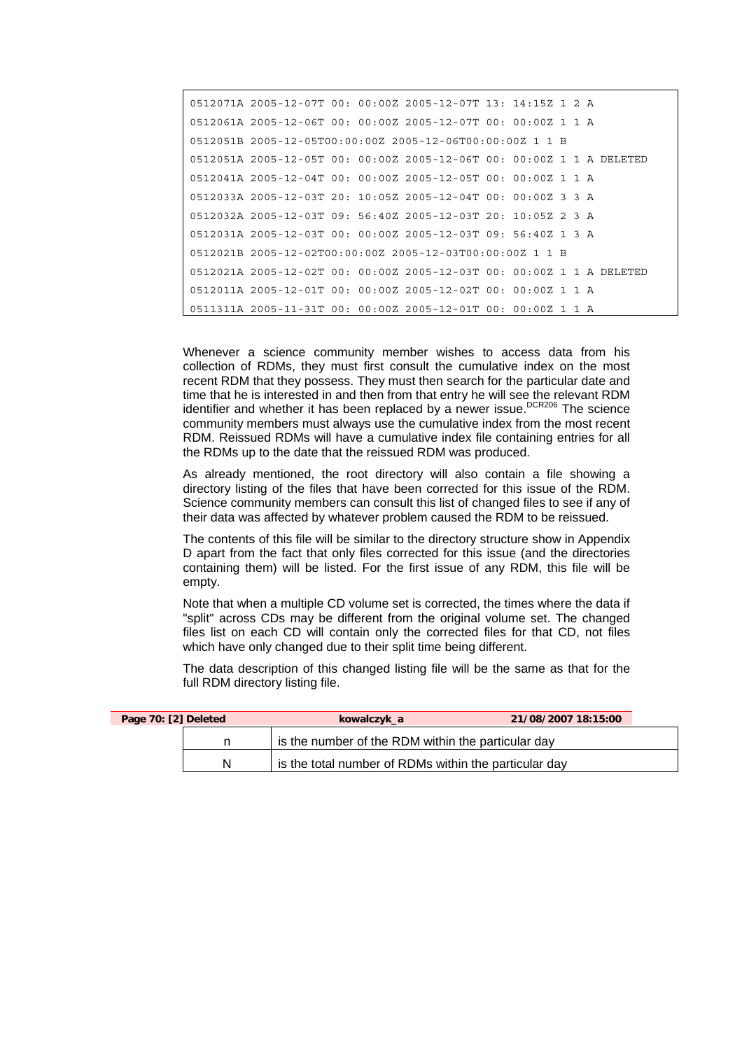```
0512071A 2005-12-07T 00: 00:00Z 2005-12-07T 13: 14:15Z 1 2 A
0512061A 2005-12-06T 00: 00:00Z 2005-12-07T 00: 00:00Z 1 1 A
0512051B 2005-12-05T00:00:00Z 2005-12-06T00:00:00Z 1 1 B
0512051A 2005-12-05T 00: 00:00Z 2005-12-06T 00: 00:00Z 1 1 A DELETED
0512041A 2005-12-04T 00: 00:00Z 2005-12-05T 00: 00:00Z 1 1 A
0512033A 2005-12-03T 20: 10:05Z 2005-12-04T 00: 00:00Z 3 3 A
0512032A 2005-12-03T 09: 56:40Z 2005-12-03T 20: 10:05Z 2 3 A
0512031A 2005-12-03T 00: 00:00Z 2005-12-03T 09: 56:40Z 1 3 A
0512021B 2005-12-02T00:00:00Z 2005-12-03T00:00:00Z 1 1 B
0512021A 2005-12-02T 00: 00:00Z 2005-12-03T 00: 00:00Z 1 1 A DELETED
0512011A 2005-12-01T 00: 00:00Z 2005-12-02T 00: 00:00Z 1 1 A
0511311A 2005-11-31T 00: 00:00Z 2005-12-01T 00: 00:00Z 1 1 A
```

Whenever a science community member wishes to access data from his collection of RDMs, they must first consult the cumulative index on the most recent RDM that they possess. They must then search for the particular date and time that he is interested in and then from that entry he will see the relevant RDM identifier and whether it has been replaced by a newer issue.[DCR206] The science community members must always use the cumulative index from the most recent RDM. Reissued RDMs will have a cumulative index file containing entries for all the RDMs up to the date that the reissued RDM was produced.

As already mentioned, the root directory will also contain a file showing a directory listing of the files that have been corrected for this issue of the RDM. Science community members can consult this list of changed files to see if any of their data was affected by whatever problem caused the RDM to be reissued.

The contents of this file will be similar to the directory structure show in Appendix D apart from the fact that only files corrected for this issue (and the directories containing them) will be listed. For the first issue of any RDM, this file will be empty.

Note that when a multiple CD volume set is corrected, the times where the data if "split" across CDs may be different from the original volume set. The changed files list on each CD will contain only the corrected files for that CD, not files which have only changed due to their split time being different.

The data description of this changed listing file will be the same as that for the full RDM directory listing file.

**Page 70: [2] Deleted** **kowalczyk_a** **21/08/2007 18:15:00**

| | |
|---|---|
| n | is the number of the RDM within the particular day |
| N | is the total number of RDMs within the particular day |